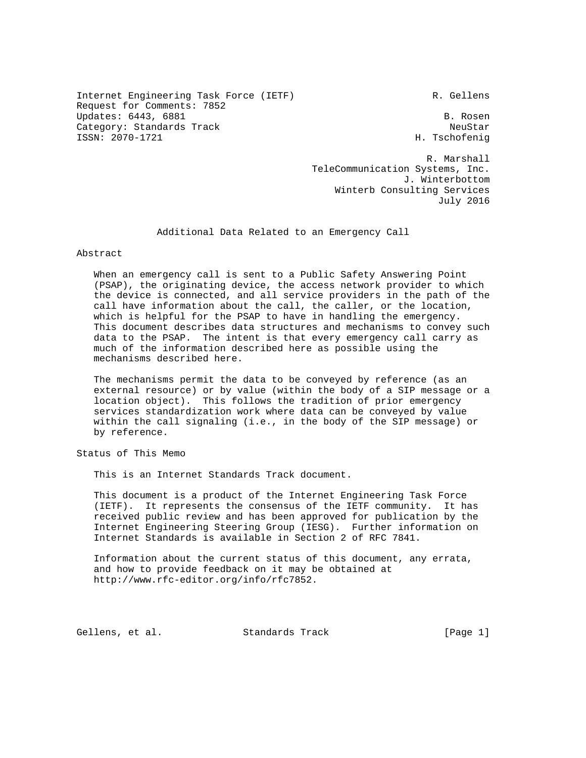Internet Engineering Task Force (IETF) R. Gellens
Request for Comments: 7852
Updates: 6443, 6881 B. Rosen
Category: Standards Track NeuStar
ISSN: 2070-1721 H. Tschofenig

R. Marshall
TeleCommunication Systems, Inc.
J. Winterbottom
Winterb Consulting Services
July 2016

# Additional Data Related to an Emergency Call

## Abstract

When an emergency call is sent to a Public Safety Answering Point (PSAP), the originating device, the access network provider to which the device is connected, and all service providers in the path of the call have information about the call, the caller, or the location, which is helpful for the PSAP to have in handling the emergency. This document describes data structures and mechanisms to convey such data to the PSAP. The intent is that every emergency call carry as much of the information described here as possible using the mechanisms described here.

The mechanisms permit the data to be conveyed by reference (as an external resource) or by value (within the body of a SIP message or a location object). This follows the tradition of prior emergency services standardization work where data can be conveyed by value within the call signaling (i.e., in the body of the SIP message) or by reference.

## Status of This Memo

This is an Internet Standards Track document.

This document is a product of the Internet Engineering Task Force (IETF). It represents the consensus of the IETF community. It has received public review and has been approved for publication by the Internet Engineering Steering Group (IESG). Further information on Internet Standards is available in Section 2 of RFC 7841.

Information about the current status of this document, any errata, and how to provide feedback on it may be obtained at http://www.rfc-editor.org/info/rfc7852.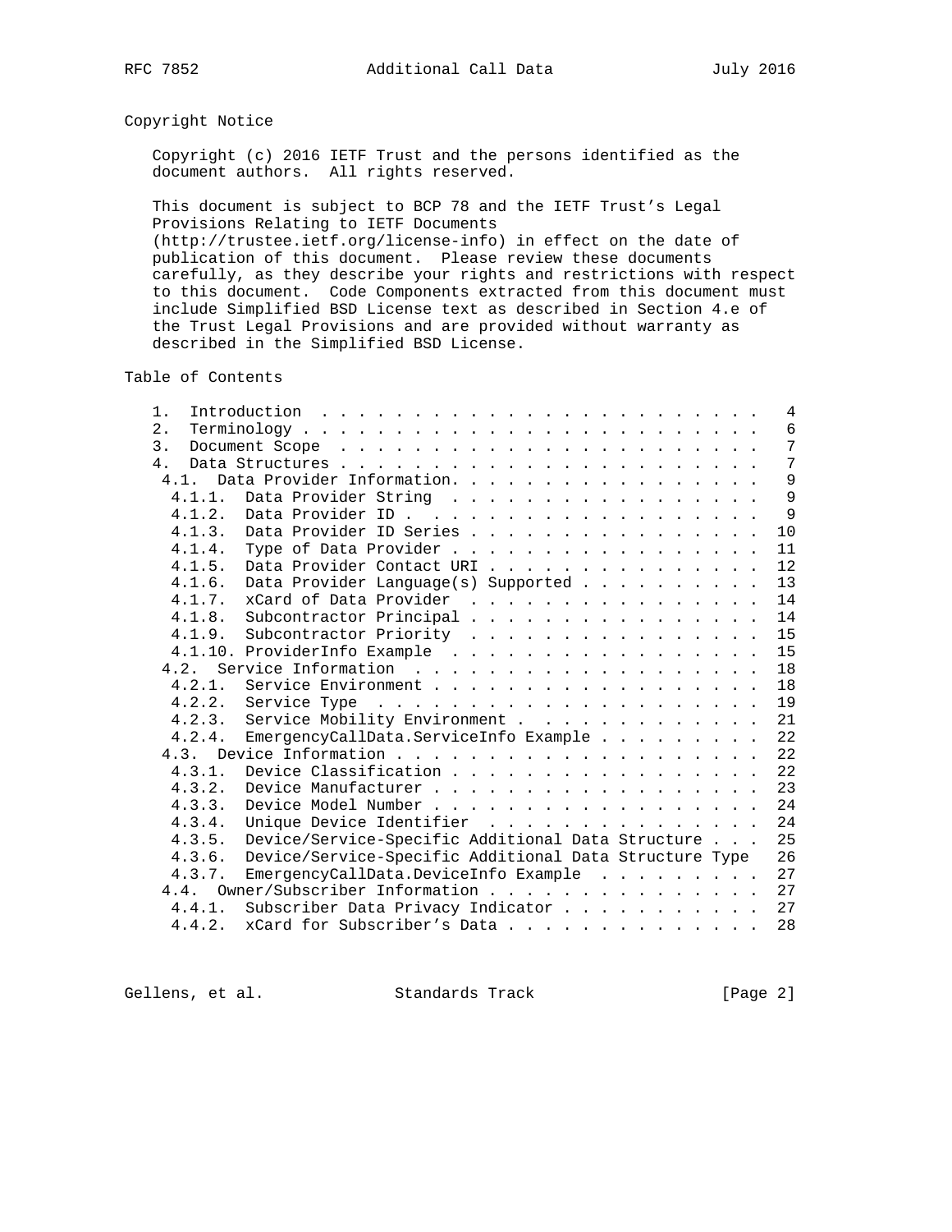## Copyright Notice

Copyright (c) 2016 IETF Trust and the persons identified as the document authors. All rights reserved.

This document is subject to BCP 78 and the IETF Trust's Legal Provisions Relating to IETF Documents (http://trustee.ietf.org/license-info) in effect on the date of publication of this document. Please review these documents carefully, as they describe your rights and restrictions with respect to this document. Code Components extracted from this document must include Simplified BSD License text as described in Section 4.e of the Trust Legal Provisions and are provided without warranty as described in the Simplified BSD License.

## Table of Contents

```
   1.  Introduction . . . . . . . . . . . . . . . . . . . . . . . .   4
   2.  Terminology  . . . . . . . . . . . . . . . . . . . . . . . .   6
   3.  Document Scope . . . . . . . . . . . . . . . . . . . . . . .   7
   4.  Data Structures  . . . . . . . . . . . . . . . . . . . . . .   7
     4.1.  Data Provider Information. . . . . . . . . . . . . . . .   9
       4.1.1.  Data Provider String . . . . . . . . . . . . . . . .   9
       4.1.2.  Data Provider ID . . . . . . . . . . . . . . . . . .   9
       4.1.3.  Data Provider ID Series  . . . . . . . . . . . . . .  10
       4.1.4.  Type of Data Provider  . . . . . . . . . . . . . . .  11
       4.1.5.  Data Provider Contact URI  . . . . . . . . . . . . .  12
       4.1.6.  Data Provider Language(s) Supported  . . . . . . . .  13
       4.1.7.  xCard of Data Provider . . . . . . . . . . . . . . .  14
       4.1.8.  Subcontractor Principal  . . . . . . . . . . . . . .  14
       4.1.9.  Subcontractor Priority . . . . . . . . . . . . . . .  15
       4.1.10. ProviderInfo Example . . . . . . . . . . . . . . . .  15
     4.2.  Service Information  . . . . . . . . . . . . . . . . . .  18
       4.2.1.  Service Environment  . . . . . . . . . . . . . . . .  18
       4.2.2.  Service Type . . . . . . . . . . . . . . . . . . . .  19
       4.2.3.  Service Mobility Environment . . . . . . . . . . . .  21
       4.2.4.  EmergencyCallData.ServiceInfo Example  . . . . . . .  22
     4.3.  Device Information . . . . . . . . . . . . . . . . . . .  22
       4.3.1.  Device Classification  . . . . . . . . . . . . . . .  22
       4.3.2.  Device Manufacturer  . . . . . . . . . . . . . . . .  23
       4.3.3.  Device Model Number  . . . . . . . . . . . . . . . .  24
       4.3.4.  Unique Device Identifier . . . . . . . . . . . . . .  24
       4.3.5.  Device/Service-Specific Additional Data Structure  .  25
       4.3.6.  Device/Service-Specific Additional Data Structure Type  26
       4.3.7.  EmergencyCallData.DeviceInfo Example . . . . . . . .  27
     4.4.  Owner/Subscriber Information . . . . . . . . . . . . . .  27
       4.4.1.  Subscriber Data Privacy Indicator  . . . . . . . . .  27
       4.4.2.  xCard for Subscriber's Data  . . . . . . . . . . . .  28
```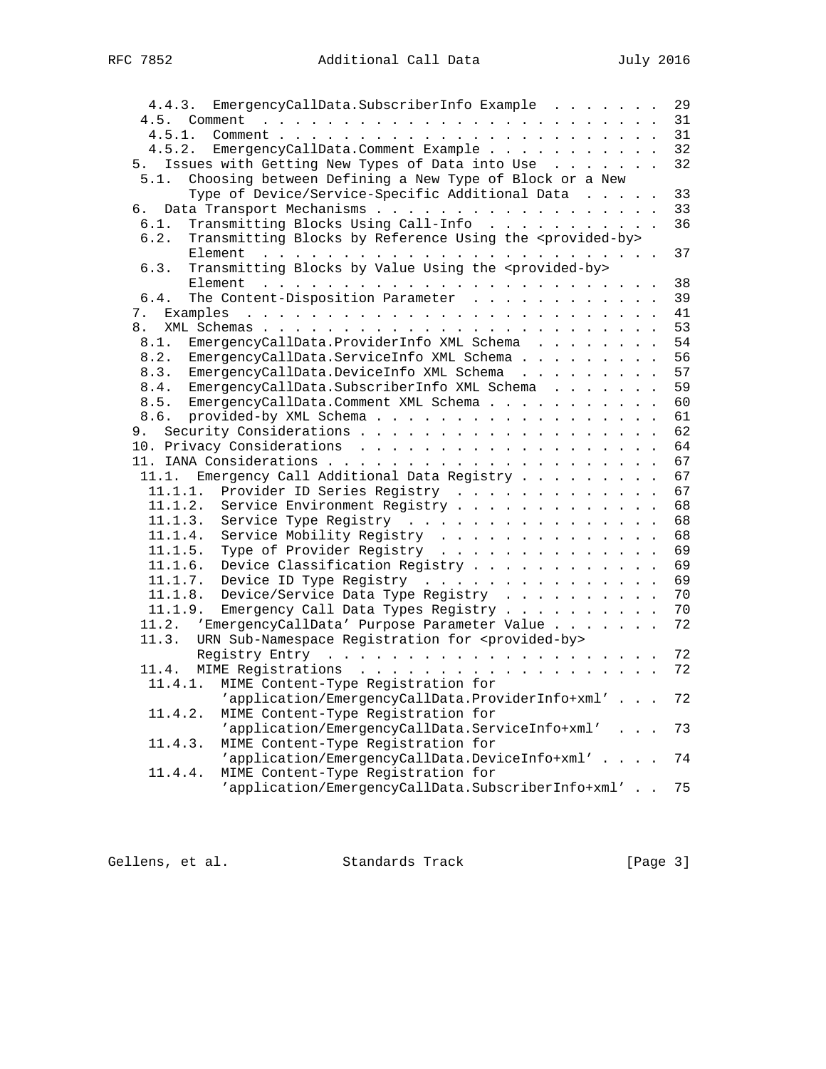```
   4.4.3.  EmergencyCallData.SubscriberInfo Example  . . . . . . .  29
   4.5.  Comment  . . . . . . . . . . . . . . . . . . . . . . . . .  31
    4.5.1.  Comment . . . . . . . . . . . . . . . . . . . . . . . .  31
    4.5.2.  EmergencyCallData.Comment Example . . . . . . . . . . .  32
 5.  Issues with Getting New Types of Data into Use  . . . . . . .  32
   5.1.  Choosing between Defining a New Type of Block or a New
         Type of Device/Service-Specific Additional Data  . . . . .  33
 6.  Data Transport Mechanisms . . . . . . . . . . . . . . . . . .  33
   6.1.  Transmitting Blocks Using Call-Info  . . . . . . . . . . .  36
   6.2.  Transmitting Blocks by Reference Using the <provided-by>
         Element  . . . . . . . . . . . . . . . . . . . . . . . . .  37
   6.3.  Transmitting Blocks by Value Using the <provided-by>
         Element  . . . . . . . . . . . . . . . . . . . . . . . . .  38
   6.4.  The Content-Disposition Parameter  . . . . . . . . . . . .  39
 7.  Examples  . . . . . . . . . . . . . . . . . . . . . . . . . .  41
 8.  XML Schemas . . . . . . . . . . . . . . . . . . . . . . . . .  53
   8.1.  EmergencyCallData.ProviderInfo XML Schema  . . . . . . . .  54
   8.2.  EmergencyCallData.ServiceInfo XML Schema . . . . . . . . .  56
   8.3.  EmergencyCallData.DeviceInfo XML Schema  . . . . . . . . .  57
   8.4.  EmergencyCallData.SubscriberInfo XML Schema  . . . . . . .  59
   8.5.  EmergencyCallData.Comment XML Schema . . . . . . . . . . .  60
   8.6.  provided-by XML Schema . . . . . . . . . . . . . . . . . .  61
 9.  Security Considerations . . . . . . . . . . . . . . . . . . .  62
 10. Privacy Considerations  . . . . . . . . . . . . . . . . . . .  64
 11. IANA Considerations . . . . . . . . . . . . . . . . . . . . .  67
   11.1.  Emergency Call Additional Data Registry . . . . . . . . .  67
     11.1.1.  Provider ID Series Registry  . . . . . . . . . . . .  67
     11.1.2.  Service Environment Registry . . . . . . . . . . . .  68
     11.1.3.  Service Type Registry  . . . . . . . . . . . . . . .  68
     11.1.4.  Service Mobility Registry  . . . . . . . . . . . . .  68
     11.1.5.  Type of Provider Registry  . . . . . . . . . . . . .  69
     11.1.6.  Device Classification Registry . . . . . . . . . . .  69
     11.1.7.  Device ID Type Registry  . . . . . . . . . . . . . .  69
     11.1.8.  Device/Service Data Type Registry  . . . . . . . . .  70
     11.1.9.  Emergency Call Data Types Registry . . . . . . . . .  70
   11.2.  'EmergencyCallData' Purpose Parameter Value . . . . . . .  72
   11.3.  URN Sub-Namespace Registration for <provided-by>
          Registry Entry  . . . . . . . . . . . . . . . . . . . . .  72
   11.4.  MIME Registrations  . . . . . . . . . . . . . . . . . . .  72
     11.4.1.  MIME Content-Type Registration for
              'application/EmergencyCallData.ProviderInfo+xml' . . .  72
     11.4.2.  MIME Content-Type Registration for
              'application/EmergencyCallData.ServiceInfo+xml'  . . .  73
     11.4.3.  MIME Content-Type Registration for
              'application/EmergencyCallData.DeviceInfo+xml' . . . .  74
     11.4.4.  MIME Content-Type Registration for
              'application/EmergencyCallData.SubscriberInfo+xml' . .  75
```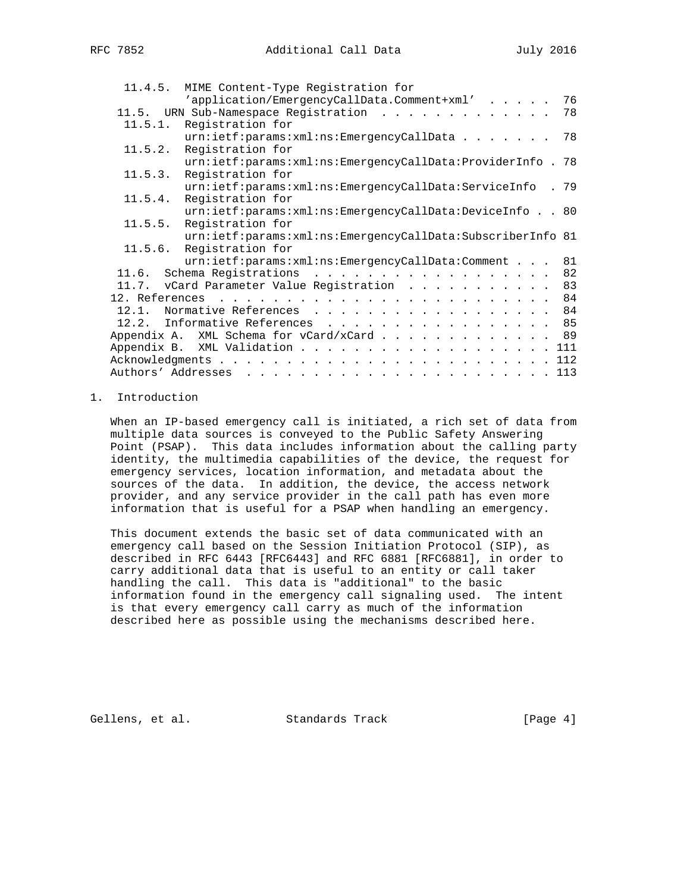```
      11.4.5.  MIME Content-Type Registration for
               'application/EmergencyCallData.Comment+xml'  . . . . .  76
     11.5.  URN Sub-Namespace Registration  . . . . . . . . . . . . .  78
      11.5.1.  Registration for
               urn:ietf:params:xml:ns:EmergencyCallData . . . . . . .  78
      11.5.2.  Registration for
               urn:ietf:params:xml:ns:EmergencyCallData:ProviderInfo .  78
      11.5.3.  Registration for
               urn:ietf:params:xml:ns:EmergencyCallData:ServiceInfo  .  79
      11.5.4.  Registration for
               urn:ietf:params:xml:ns:EmergencyCallData:DeviceInfo . .  80
      11.5.5.  Registration for
               urn:ietf:params:xml:ns:EmergencyCallData:SubscriberInfo  81
      11.5.6.  Registration for
               urn:ietf:params:xml:ns:EmergencyCallData:Comment . . .  81
     11.6.  Schema Registrations  . . . . . . . . . . . . . . . . . .  82
     11.7.  vCard Parameter Value Registration  . . . . . . . . . . .  83
   12. References . . . . . . . . . . . . . . . . . . . . . . . . . .  84
     12.1.  Normative References  . . . . . . . . . . . . . . . . . .  84
     12.2.  Informative References  . . . . . . . . . . . . . . . . .  85
   Appendix A.  XML Schema for vCard/xCard . . . . . . . . . . . . .  89
   Appendix B.  XML Validation . . . . . . . . . . . . . . . . . . . . 111
   Acknowledgments . . . . . . . . . . . . . . . . . . . . . . . . . . 112
   Authors' Addresses  . . . . . . . . . . . . . . . . . . . . . . . . 113
```

## 1. Introduction

When an IP-based emergency call is initiated, a rich set of data from multiple data sources is conveyed to the Public Safety Answering Point (PSAP). This data includes information about the calling party identity, the multimedia capabilities of the device, the request for emergency services, location information, and metadata about the sources of the data. In addition, the device, the access network provider, and any service provider in the call path has even more information that is useful for a PSAP when handling an emergency.

This document extends the basic set of data communicated with an emergency call based on the Session Initiation Protocol (SIP), as described in RFC 6443 [RFC6443] and RFC 6881 [RFC6881], in order to carry additional data that is useful to an entity or call taker handling the call. This data is "additional" to the basic information found in the emergency call signaling used. The intent is that every emergency call carry as much of the information described here as possible using the mechanisms described here.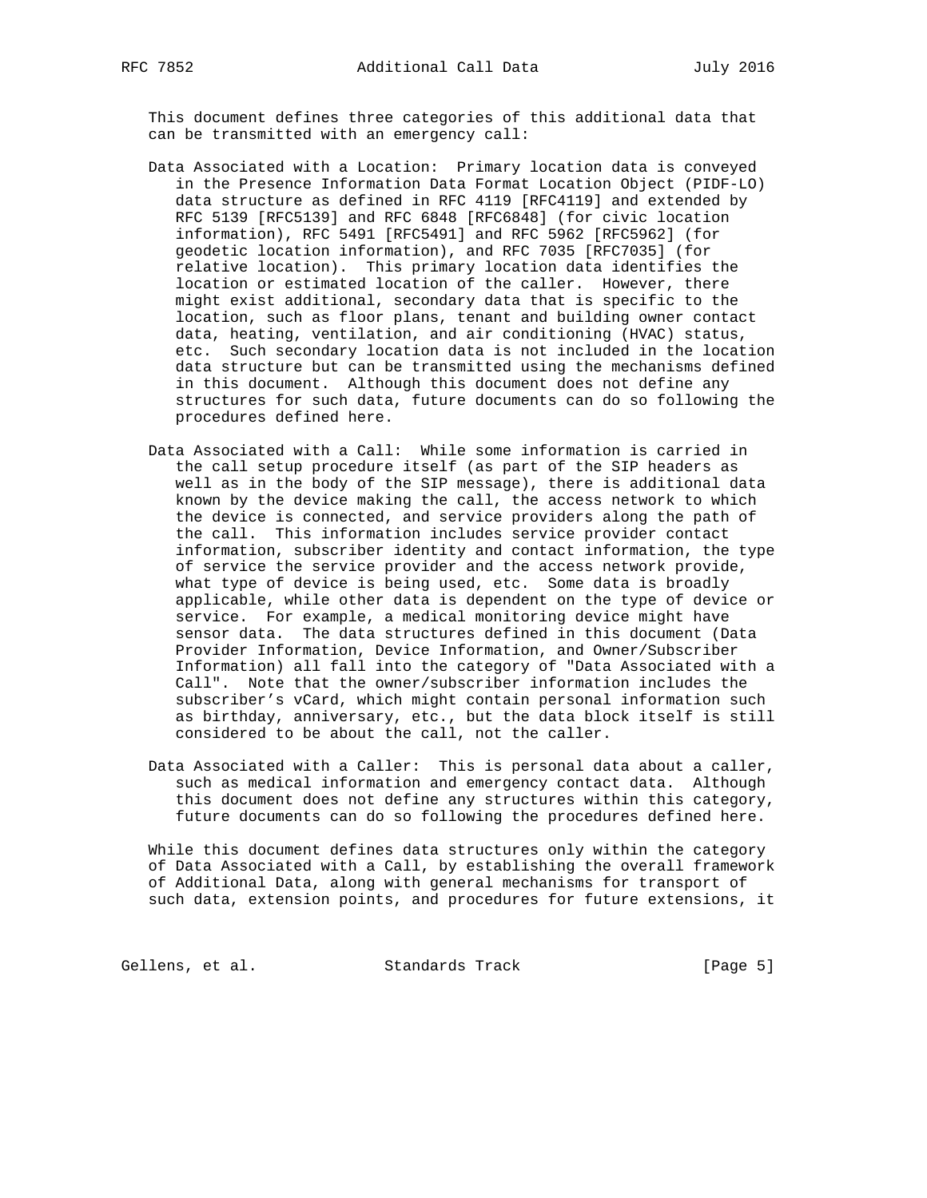This document defines three categories of this additional data that can be transmitted with an emergency call:

Data Associated with a Location: Primary location data is conveyed in the Presence Information Data Format Location Object (PIDF-LO) data structure as defined in RFC 4119 [RFC4119] and extended by RFC 5139 [RFC5139] and RFC 6848 [RFC6848] (for civic location information), RFC 5491 [RFC5491] and RFC 5962 [RFC5962] (for geodetic location information), and RFC 7035 [RFC7035] (for relative location). This primary location data identifies the location or estimated location of the caller. However, there might exist additional, secondary data that is specific to the location, such as floor plans, tenant and building owner contact data, heating, ventilation, and air conditioning (HVAC) status, etc. Such secondary location data is not included in the location data structure but can be transmitted using the mechanisms defined in this document. Although this document does not define any structures for such data, future documents can do so following the procedures defined here.

Data Associated with a Call: While some information is carried in the call setup procedure itself (as part of the SIP headers as well as in the body of the SIP message), there is additional data known by the device making the call, the access network to which the device is connected, and service providers along the path of the call. This information includes service provider contact information, subscriber identity and contact information, the type of service the service provider and the access network provide, what type of device is being used, etc. Some data is broadly applicable, while other data is dependent on the type of device or service. For example, a medical monitoring device might have sensor data. The data structures defined in this document (Data Provider Information, Device Information, and Owner/Subscriber Information) all fall into the category of "Data Associated with a Call". Note that the owner/subscriber information includes the subscriber's vCard, which might contain personal information such as birthday, anniversary, etc., but the data block itself is still considered to be about the call, not the caller.

Data Associated with a Caller: This is personal data about a caller, such as medical information and emergency contact data. Although this document does not define any structures within this category, future documents can do so following the procedures defined here.

While this document defines data structures only within the category of Data Associated with a Call, by establishing the overall framework of Additional Data, along with general mechanisms for transport of such data, extension points, and procedures for future extensions, it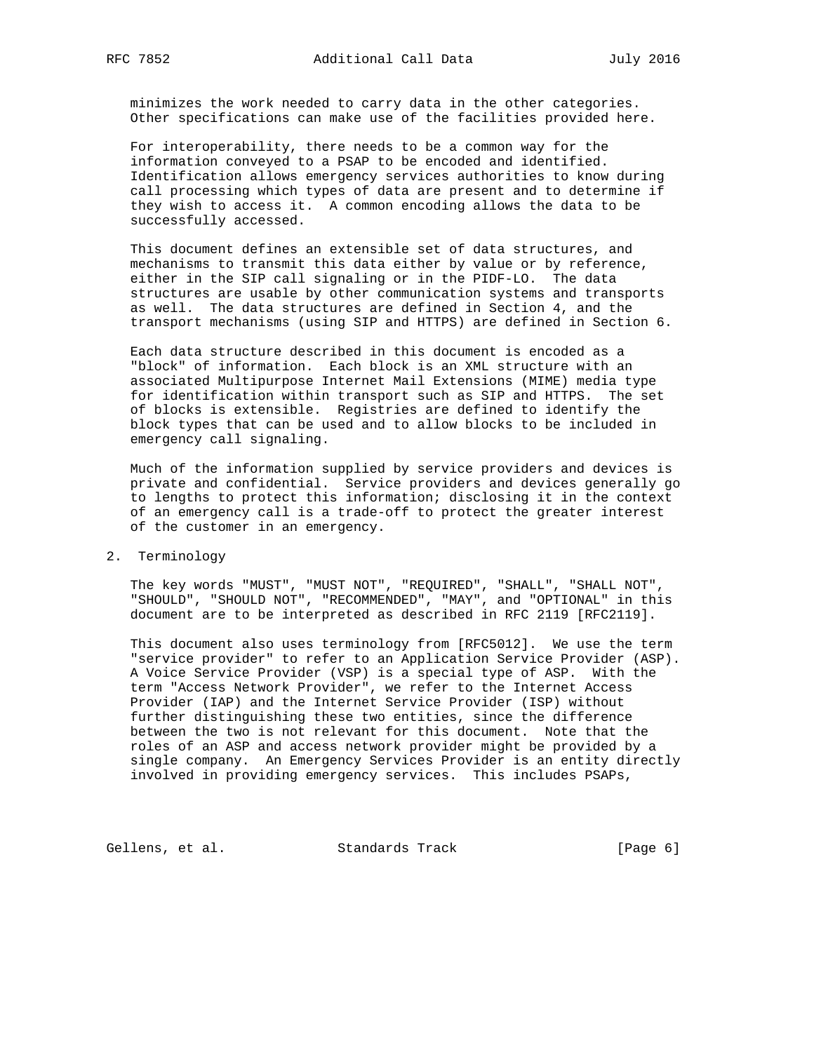minimizes the work needed to carry data in the other categories. Other specifications can make use of the facilities provided here.

For interoperability, there needs to be a common way for the information conveyed to a PSAP to be encoded and identified. Identification allows emergency services authorities to know during call processing which types of data are present and to determine if they wish to access it. A common encoding allows the data to be successfully accessed.

This document defines an extensible set of data structures, and mechanisms to transmit this data either by value or by reference, either in the SIP call signaling or in the PIDF-LO. The data structures are usable by other communication systems and transports as well. The data structures are defined in Section 4, and the transport mechanisms (using SIP and HTTPS) are defined in Section 6.

Each data structure described in this document is encoded as a "block" of information. Each block is an XML structure with an associated Multipurpose Internet Mail Extensions (MIME) media type for identification within transport such as SIP and HTTPS. The set of blocks is extensible. Registries are defined to identify the block types that can be used and to allow blocks to be included in emergency call signaling.

Much of the information supplied by service providers and devices is private and confidential. Service providers and devices generally go to lengths to protect this information; disclosing it in the context of an emergency call is a trade-off to protect the greater interest of the customer in an emergency.

## 2. Terminology

The key words "MUST", "MUST NOT", "REQUIRED", "SHALL", "SHALL NOT", "SHOULD", "SHOULD NOT", "RECOMMENDED", "MAY", and "OPTIONAL" in this document are to be interpreted as described in RFC 2119 [RFC2119].

This document also uses terminology from [RFC5012]. We use the term "service provider" to refer to an Application Service Provider (ASP). A Voice Service Provider (VSP) is a special type of ASP. With the term "Access Network Provider", we refer to the Internet Access Provider (IAP) and the Internet Service Provider (ISP) without further distinguishing these two entities, since the difference between the two is not relevant for this document. Note that the roles of an ASP and access network provider might be provided by a single company. An Emergency Services Provider is an entity directly involved in providing emergency services. This includes PSAPs,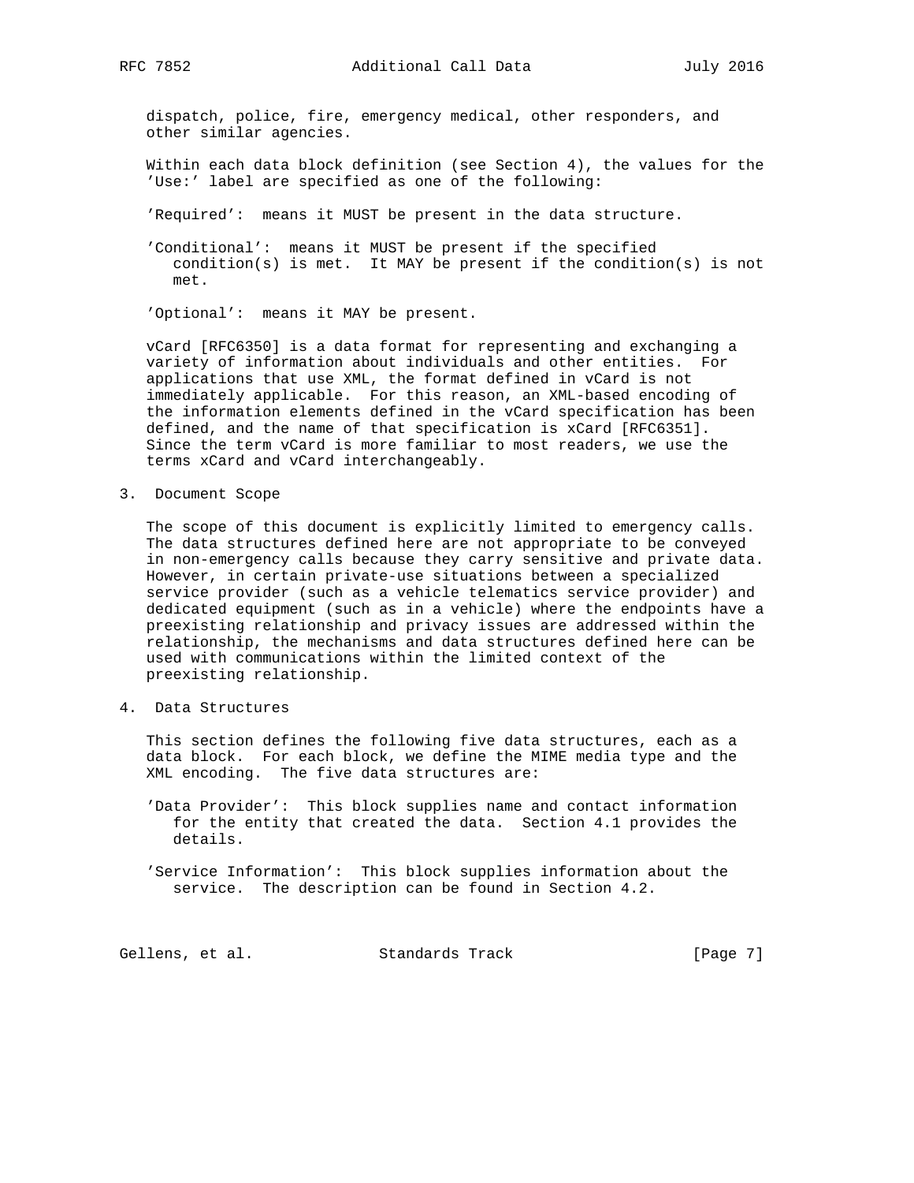dispatch, police, fire, emergency medical, other responders, and other similar agencies.

Within each data block definition (see Section 4), the values for the 'Use:' label are specified as one of the following:

'Required': means it MUST be present in the data structure.

'Conditional': means it MUST be present if the specified condition(s) is met. It MAY be present if the condition(s) is not met.

'Optional': means it MAY be present.

vCard [RFC6350] is a data format for representing and exchanging a variety of information about individuals and other entities. For applications that use XML, the format defined in vCard is not immediately applicable. For this reason, an XML-based encoding of the information elements defined in the vCard specification has been defined, and the name of that specification is xCard [RFC6351]. Since the term vCard is more familiar to most readers, we use the terms xCard and vCard interchangeably.

## 3. Document Scope

The scope of this document is explicitly limited to emergency calls. The data structures defined here are not appropriate to be conveyed in non-emergency calls because they carry sensitive and private data. However, in certain private-use situations between a specialized service provider (such as a vehicle telematics service provider) and dedicated equipment (such as in a vehicle) where the endpoints have a preexisting relationship and privacy issues are addressed within the relationship, the mechanisms and data structures defined here can be used with communications within the limited context of the preexisting relationship.

## 4. Data Structures

This section defines the following five data structures, each as a data block. For each block, we define the MIME media type and the XML encoding. The five data structures are:

'Data Provider': This block supplies name and contact information for the entity that created the data. Section 4.1 provides the details.

'Service Information': This block supplies information about the service. The description can be found in Section 4.2.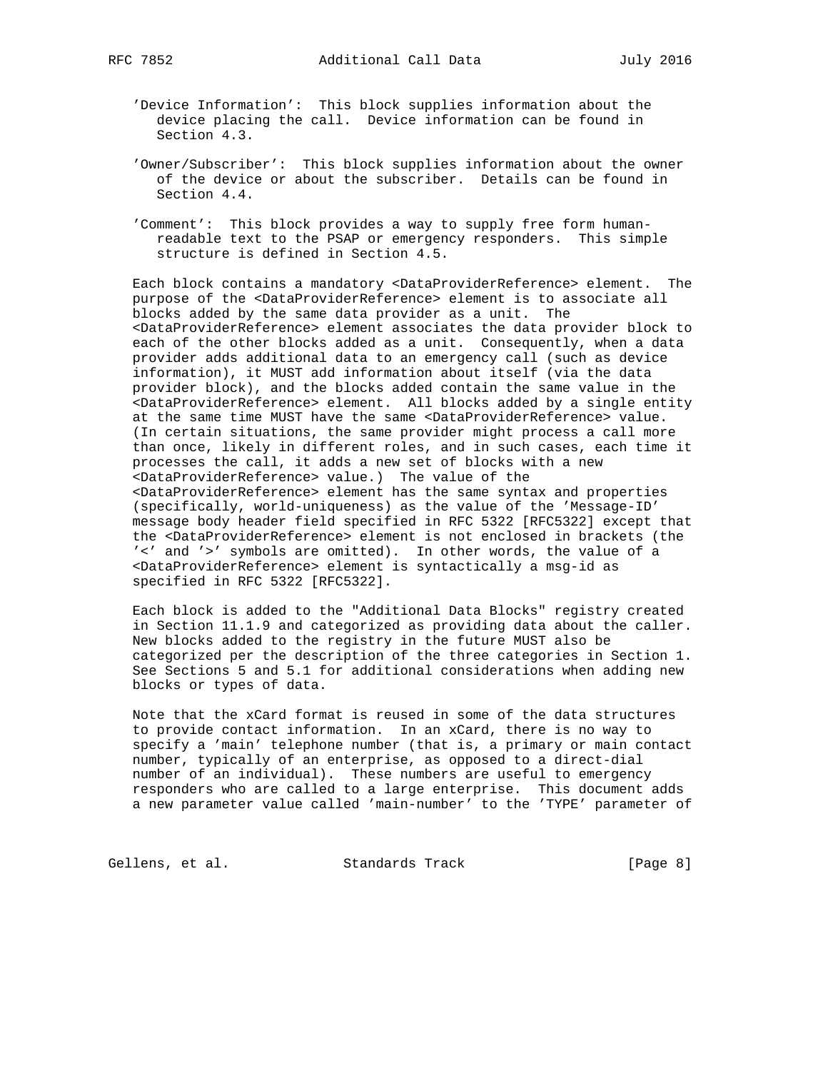'Device Information': This block supplies information about the device placing the call. Device information can be found in Section 4.3.

'Owner/Subscriber': This block supplies information about the owner of the device or about the subscriber. Details can be found in Section 4.4.

'Comment': This block provides a way to supply free form human-readable text to the PSAP or emergency responders. This simple structure is defined in Section 4.5.

Each block contains a mandatory <DataProviderReference> element. The purpose of the <DataProviderReference> element is to associate all blocks added by the same data provider as a unit. The <DataProviderReference> element associates the data provider block to each of the other blocks added as a unit. Consequently, when a data provider adds additional data to an emergency call (such as device information), it MUST add information about itself (via the data provider block), and the blocks added contain the same value in the <DataProviderReference> element. All blocks added by a single entity at the same time MUST have the same <DataProviderReference> value. (In certain situations, the same provider might process a call more than once, likely in different roles, and in such cases, each time it processes the call, it adds a new set of blocks with a new <DataProviderReference> value.) The value of the <DataProviderReference> element has the same syntax and properties (specifically, world-uniqueness) as the value of the 'Message-ID' message body header field specified in RFC 5322 [RFC5322] except that the <DataProviderReference> element is not enclosed in brackets (the '<' and '>' symbols are omitted). In other words, the value of a <DataProviderReference> element is syntactically a msg-id as specified in RFC 5322 [RFC5322].

Each block is added to the "Additional Data Blocks" registry created in Section 11.1.9 and categorized as providing data about the caller. New blocks added to the registry in the future MUST also be categorized per the description of the three categories in Section 1. See Sections 5 and 5.1 for additional considerations when adding new blocks or types of data.

Note that the xCard format is reused in some of the data structures to provide contact information. In an xCard, there is no way to specify a 'main' telephone number (that is, a primary or main contact number, typically of an enterprise, as opposed to a direct-dial number of an individual). These numbers are useful to emergency responders who are called to a large enterprise. This document adds a new parameter value called 'main-number' to the 'TYPE' parameter of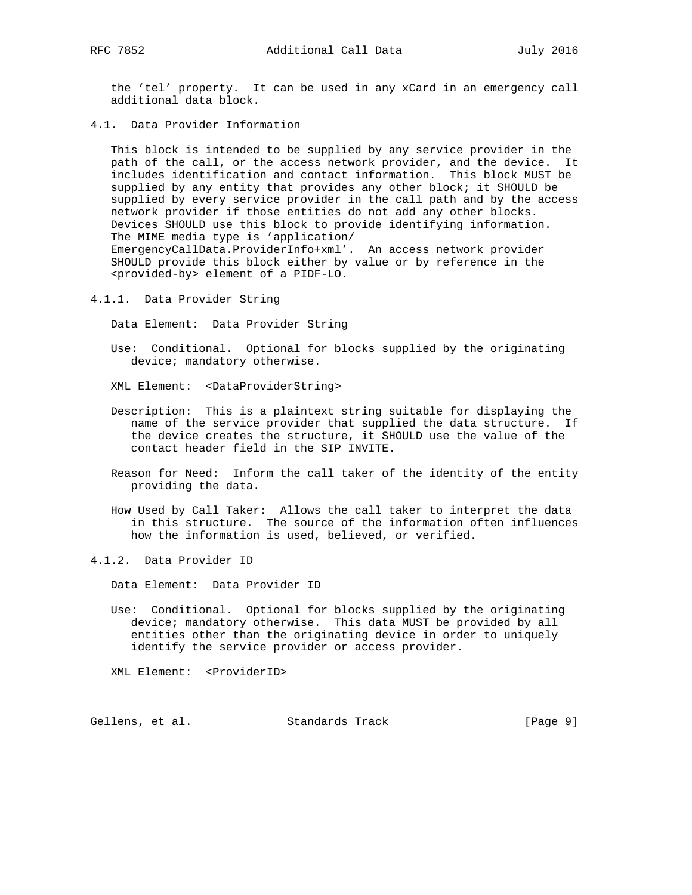the 'tel' property. It can be used in any xCard in an emergency call additional data block.

### 4.1. Data Provider Information

This block is intended to be supplied by any service provider in the path of the call, or the access network provider, and the device. It includes identification and contact information. This block MUST be supplied by any entity that provides any other block; it SHOULD be supplied by every service provider in the call path and by the access network provider if those entities do not add any other blocks. Devices SHOULD use this block to provide identifying information. The MIME media type is 'application/EmergencyCallData.ProviderInfo+xml'. An access network provider SHOULD provide this block either by value or by reference in the <provided-by> element of a PIDF-LO.

#### 4.1.1. Data Provider String

Data Element: Data Provider String

Use: Conditional. Optional for blocks supplied by the originating device; mandatory otherwise.

XML Element: <DataProviderString>

Description: This is a plaintext string suitable for displaying the name of the service provider that supplied the data structure. If the device creates the structure, it SHOULD use the value of the contact header field in the SIP INVITE.

Reason for Need: Inform the call taker of the identity of the entity providing the data.

How Used by Call Taker: Allows the call taker to interpret the data in this structure. The source of the information often influences how the information is used, believed, or verified.

#### 4.1.2. Data Provider ID

Data Element: Data Provider ID

Use: Conditional. Optional for blocks supplied by the originating device; mandatory otherwise. This data MUST be provided by all entities other than the originating device in order to uniquely identify the service provider or access provider.

XML Element: <ProviderID>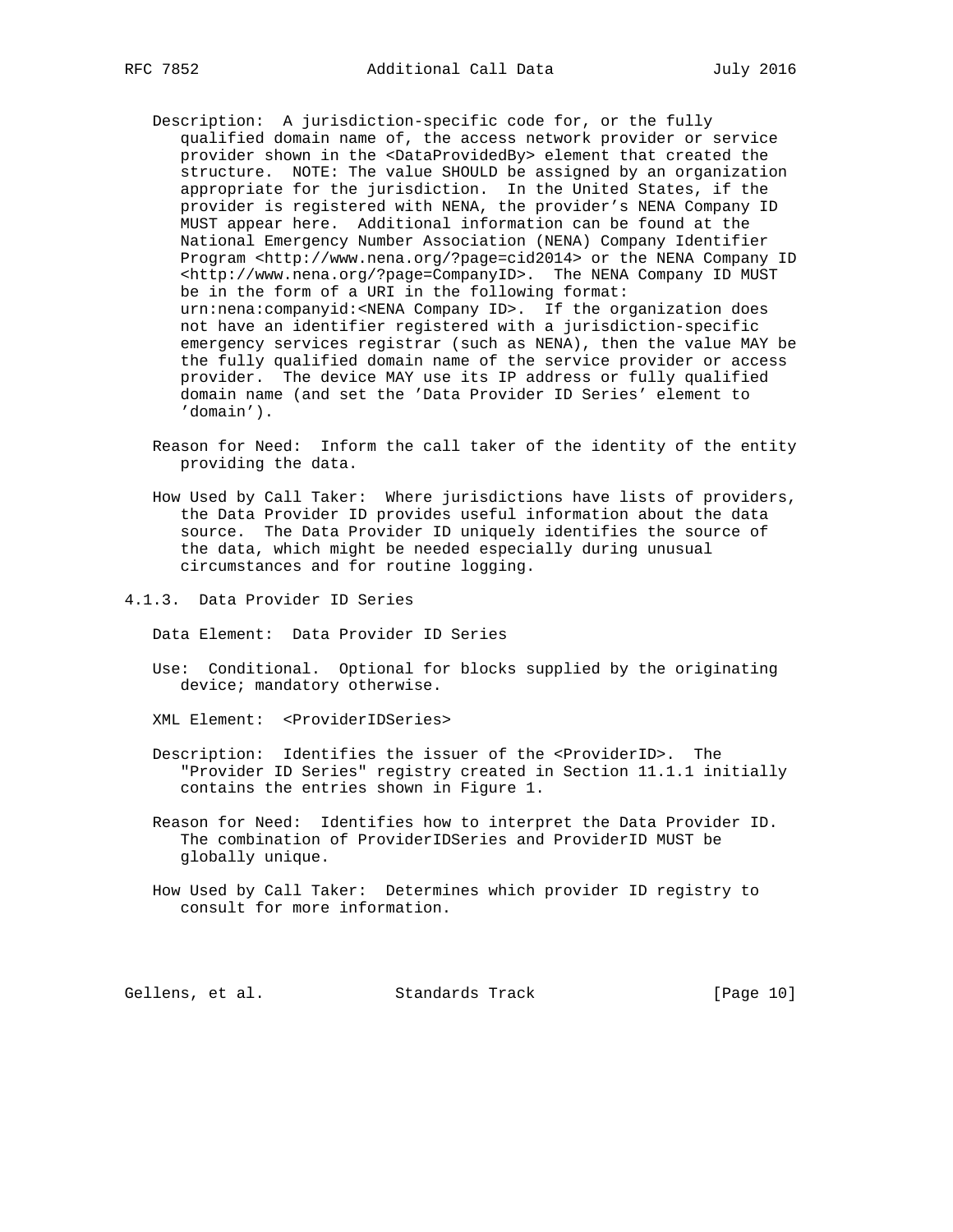Description: A jurisdiction-specific code for, or the fully qualified domain name of, the access network provider or service provider shown in the <DataProvidedBy> element that created the structure. NOTE: The value SHOULD be assigned by an organization appropriate for the jurisdiction. In the United States, if the provider is registered with NENA, the provider's NENA Company ID MUST appear here. Additional information can be found at the National Emergency Number Association (NENA) Company Identifier Program <http://www.nena.org/?page=cid2014> or the NENA Company ID <http://www.nena.org/?page=CompanyID>. The NENA Company ID MUST be in the form of a URI in the following format: urn:nena:companyid:<NENA Company ID>. If the organization does not have an identifier registered with a jurisdiction-specific emergency services registrar (such as NENA), then the value MAY be the fully qualified domain name of the service provider or access provider. The device MAY use its IP address or fully qualified domain name (and set the 'Data Provider ID Series' element to 'domain').

Reason for Need: Inform the call taker of the identity of the entity providing the data.

How Used by Call Taker: Where jurisdictions have lists of providers, the Data Provider ID provides useful information about the data source. The Data Provider ID uniquely identifies the source of the data, which might be needed especially during unusual circumstances and for routine logging.

### 4.1.3. Data Provider ID Series

Data Element: Data Provider ID Series

Use: Conditional. Optional for blocks supplied by the originating device; mandatory otherwise.

XML Element: <ProviderIDSeries>

Description: Identifies the issuer of the <ProviderID>. The "Provider ID Series" registry created in Section 11.1.1 initially contains the entries shown in Figure 1.

Reason for Need: Identifies how to interpret the Data Provider ID. The combination of ProviderIDSeries and ProviderID MUST be globally unique.

How Used by Call Taker: Determines which provider ID registry to consult for more information.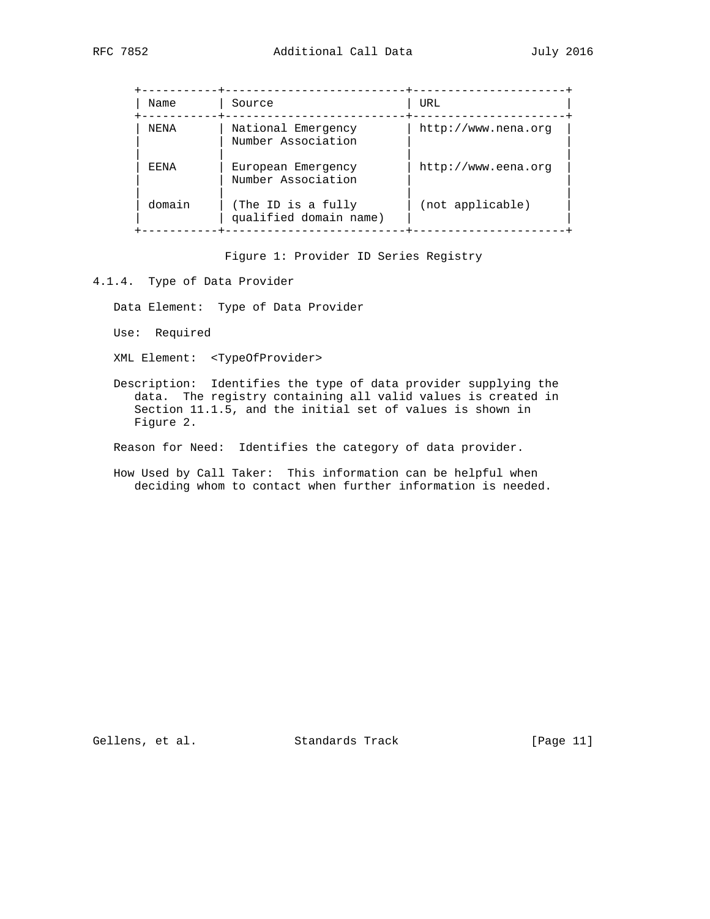| Name | Source | URL |
|---|---|---|
| NENA | National Emergency Number Association | http://www.nena.org |
| EENA | European Emergency Number Association | http://www.eena.org |
| domain | (The ID is a fully qualified domain name) | (not applicable) |

Figure 1: Provider ID Series Registry

#### 4.1.4. Type of Data Provider

Data Element: Type of Data Provider

Use: Required

XML Element: <TypeOfProvider>

Description: Identifies the type of data provider supplying the data. The registry containing all valid values is created in Section 11.1.5, and the initial set of values is shown in Figure 2.

Reason for Need: Identifies the category of data provider.

How Used by Call Taker: This information can be helpful when deciding whom to contact when further information is needed.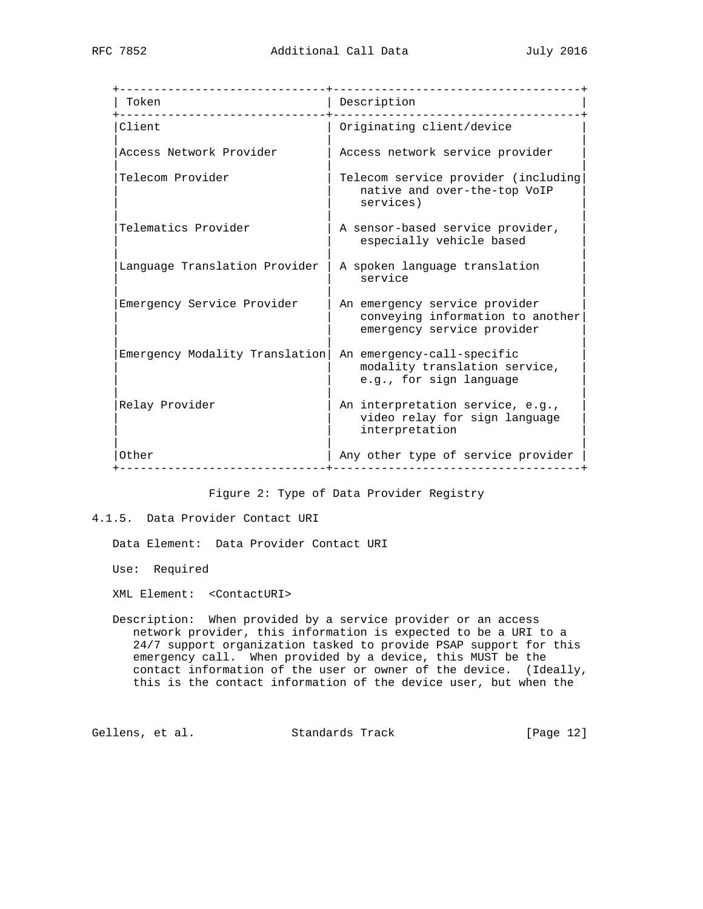| Token | Description |
|---|---|
| Client | Originating client/device |
| Access Network Provider | Access network service provider |
| Telecom Provider | Telecom service provider (including native and over-the-top VoIP services) |
| Telematics Provider | A sensor-based service provider, especially vehicle based |
| Language Translation Provider | A spoken language translation service |
| Emergency Service Provider | An emergency service provider conveying information to another emergency service provider |
| Emergency Modality Translation | An emergency-call-specific modality translation service, e.g., for sign language |
| Relay Provider | An interpretation service, e.g., video relay for sign language interpretation |
| Other | Any other type of service provider |

Figure 2: Type of Data Provider Registry

### 4.1.5. Data Provider Contact URI

Data Element: Data Provider Contact URI

Use: Required

XML Element: <ContactURI>

Description: When provided by a service provider or an access network provider, this information is expected to be a URI to a 24/7 support organization tasked to provide PSAP support for this emergency call. When provided by a device, this MUST be the contact information of the user or owner of the device. (Ideally, this is the contact information of the device user, but when the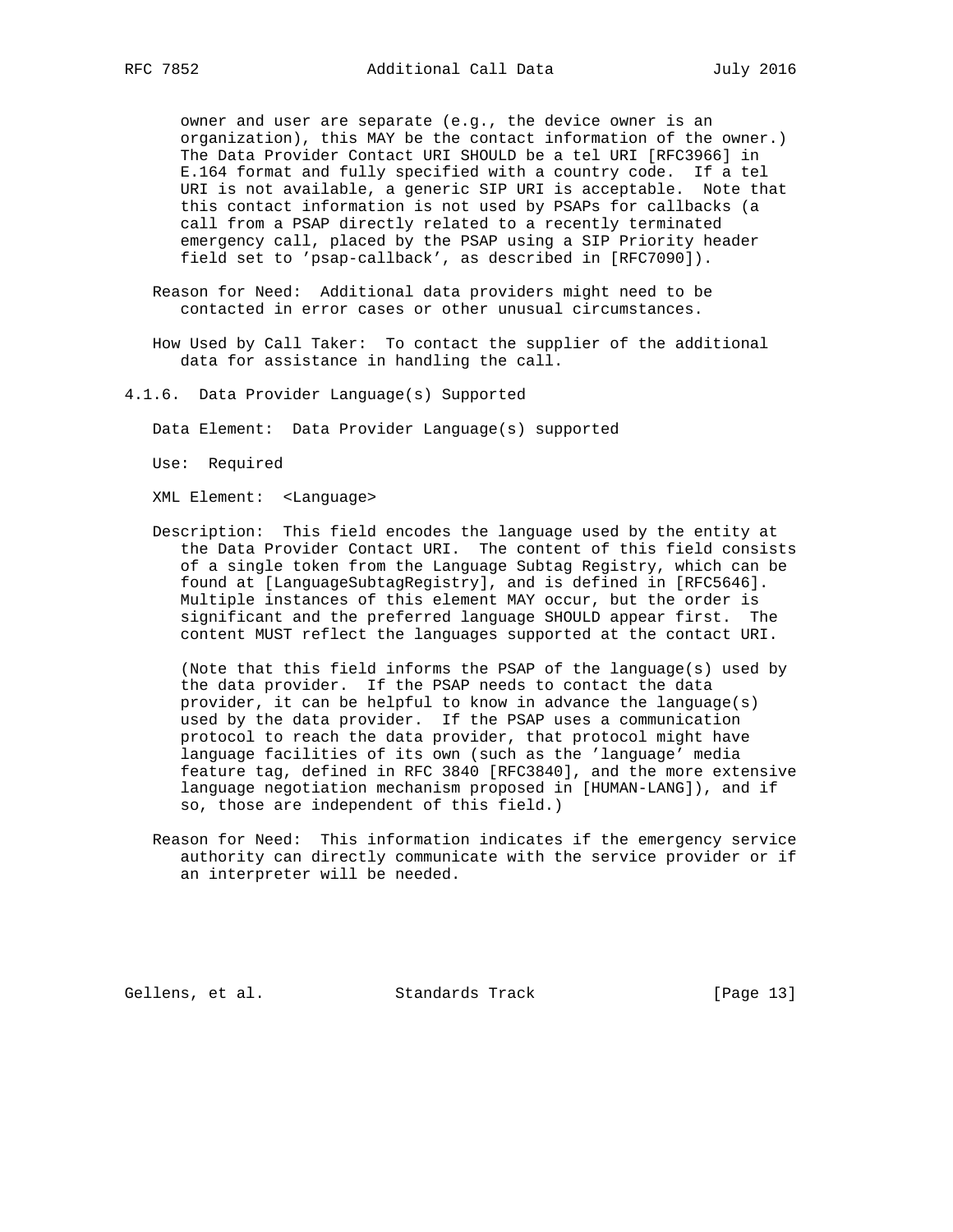owner and user are separate (e.g., the device owner is an organization), this MAY be the contact information of the owner.) The Data Provider Contact URI SHOULD be a tel URI [RFC3966] in E.164 format and fully specified with a country code. If a tel URI is not available, a generic SIP URI is acceptable. Note that this contact information is not used by PSAPs for callbacks (a call from a PSAP directly related to a recently terminated emergency call, placed by the PSAP using a SIP Priority header field set to 'psap-callback', as described in [RFC7090]).

Reason for Need: Additional data providers might need to be contacted in error cases or other unusual circumstances.

How Used by Call Taker: To contact the supplier of the additional data for assistance in handling the call.

### 4.1.6. Data Provider Language(s) Supported

Data Element: Data Provider Language(s) supported

Use: Required

XML Element: <Language>

Description: This field encodes the language used by the entity at the Data Provider Contact URI. The content of this field consists of a single token from the Language Subtag Registry, which can be found at [LanguageSubtagRegistry], and is defined in [RFC5646]. Multiple instances of this element MAY occur, but the order is significant and the preferred language SHOULD appear first. The content MUST reflect the languages supported at the contact URI.

(Note that this field informs the PSAP of the language(s) used by the data provider. If the PSAP needs to contact the data provider, it can be helpful to know in advance the language(s) used by the data provider. If the PSAP uses a communication protocol to reach the data provider, that protocol might have language facilities of its own (such as the 'language' media feature tag, defined in RFC 3840 [RFC3840], and the more extensive language negotiation mechanism proposed in [HUMAN-LANG]), and if so, those are independent of this field.)

Reason for Need: This information indicates if the emergency service authority can directly communicate with the service provider or if an interpreter will be needed.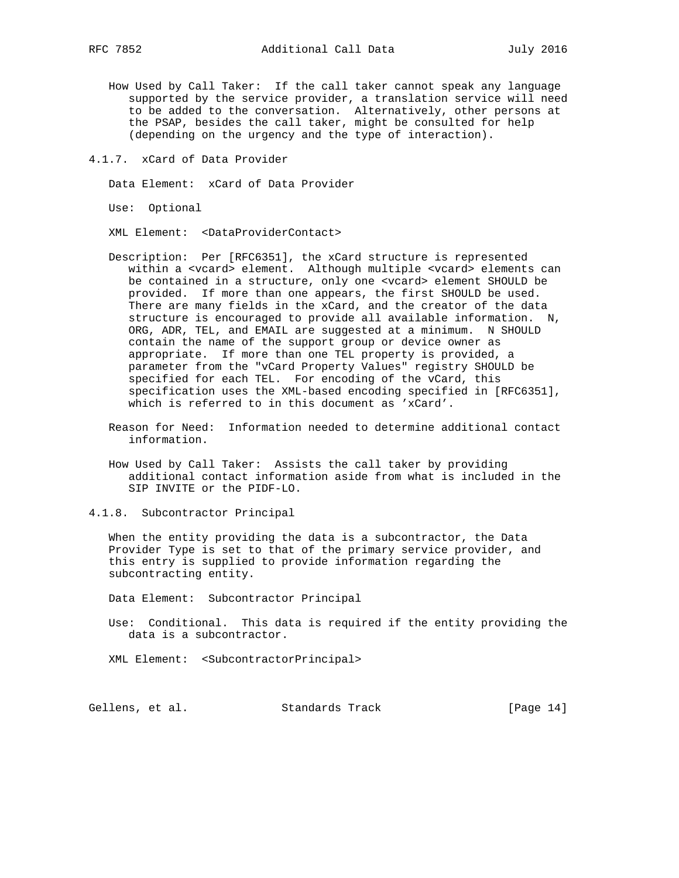How Used by Call Taker: If the call taker cannot speak any language supported by the service provider, a translation service will need to be added to the conversation. Alternatively, other persons at the PSAP, besides the call taker, might be consulted for help (depending on the urgency and the type of interaction).

#### 4.1.7. xCard of Data Provider

Data Element: xCard of Data Provider

Use: Optional

XML Element: <DataProviderContact>

Description: Per [RFC6351], the xCard structure is represented within a <vcard> element. Although multiple <vcard> elements can be contained in a structure, only one <vcard> element SHOULD be provided. If more than one appears, the first SHOULD be used. There are many fields in the xCard, and the creator of the data structure is encouraged to provide all available information. N, ORG, ADR, TEL, and EMAIL are suggested at a minimum. N SHOULD contain the name of the support group or device owner as appropriate. If more than one TEL property is provided, a parameter from the "vCard Property Values" registry SHOULD be specified for each TEL. For encoding of the vCard, this specification uses the XML-based encoding specified in [RFC6351], which is referred to in this document as 'xCard'.

Reason for Need: Information needed to determine additional contact information.

How Used by Call Taker: Assists the call taker by providing additional contact information aside from what is included in the SIP INVITE or the PIDF-LO.

#### 4.1.8. Subcontractor Principal

When the entity providing the data is a subcontractor, the Data Provider Type is set to that of the primary service provider, and this entry is supplied to provide information regarding the subcontracting entity.

Data Element: Subcontractor Principal

Use: Conditional. This data is required if the entity providing the data is a subcontractor.

XML Element: <SubcontractorPrincipal>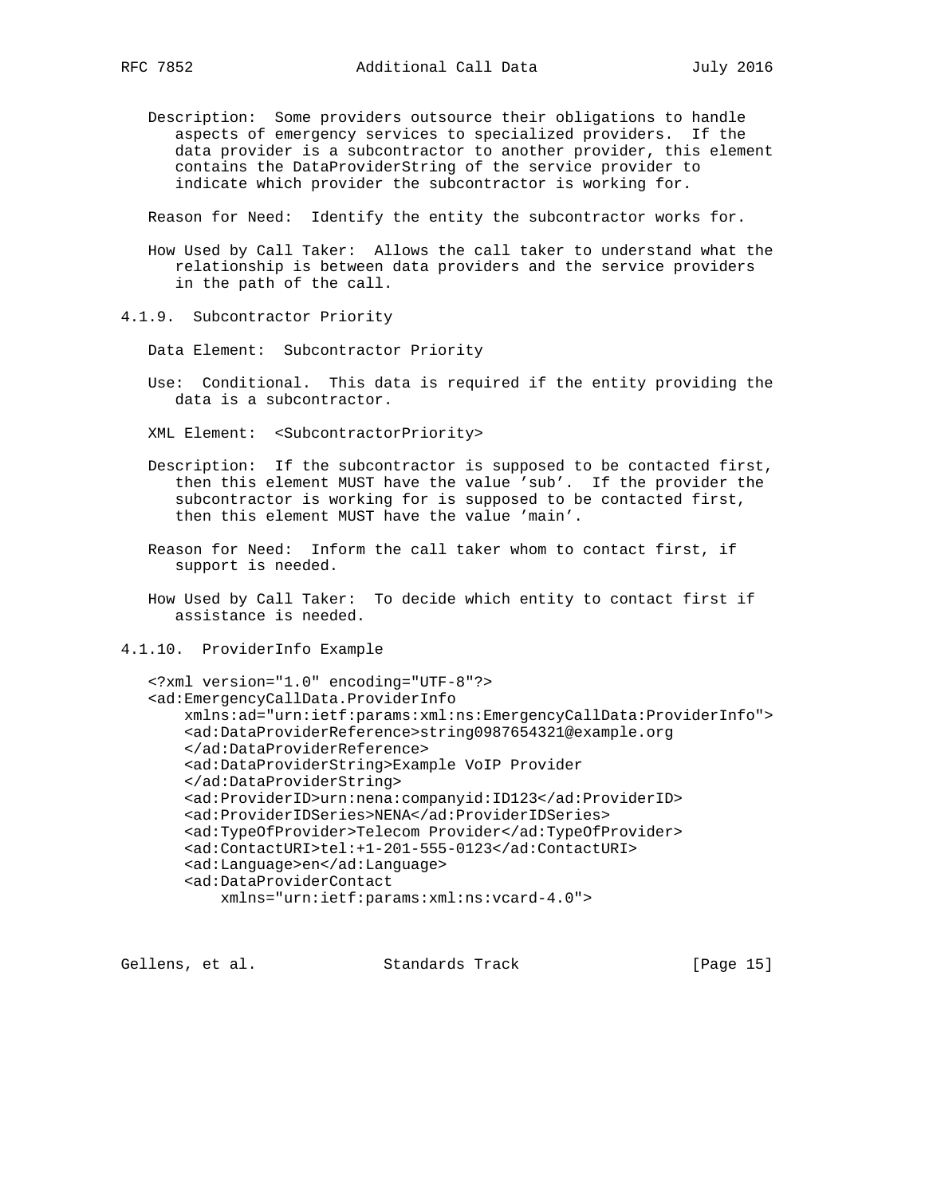Description: Some providers outsource their obligations to handle aspects of emergency services to specialized providers. If the data provider is a subcontractor to another provider, this element contains the DataProviderString of the service provider to indicate which provider the subcontractor is working for.

Reason for Need: Identify the entity the subcontractor works for.

How Used by Call Taker: Allows the call taker to understand what the relationship is between data providers and the service providers in the path of the call.

### 4.1.9. Subcontractor Priority

Data Element: Subcontractor Priority

Use: Conditional. This data is required if the entity providing the data is a subcontractor.

XML Element: <SubcontractorPriority>

Description: If the subcontractor is supposed to be contacted first, then this element MUST have the value 'sub'. If the provider the subcontractor is working for is supposed to be contacted first, then this element MUST have the value 'main'.

Reason for Need: Inform the call taker whom to contact first, if support is needed.

How Used by Call Taker: To decide which entity to contact first if assistance is needed.

### 4.1.10. ProviderInfo Example

```
<?xml version="1.0" encoding="UTF-8"?>
<ad:EmergencyCallData.ProviderInfo
    xmlns:ad="urn:ietf:params:xml:ns:EmergencyCallData:ProviderInfo">
    <ad:DataProviderReference>string0987654321@example.org
    </ad:DataProviderReference>
    <ad:DataProviderString>Example VoIP Provider
    </ad:DataProviderString>
    <ad:ProviderID>urn:nena:companyid:ID123</ad:ProviderID>
    <ad:ProviderIDSeries>NENA</ad:ProviderIDSeries>
    <ad:TypeOfProvider>Telecom Provider</ad:TypeOfProvider>
    <ad:ContactURI>tel:+1-201-555-0123</ad:ContactURI>
    <ad:Language>en</ad:Language>
    <ad:DataProviderContact
        xmlns="urn:ietf:params:xml:ns:vcard-4.0">
```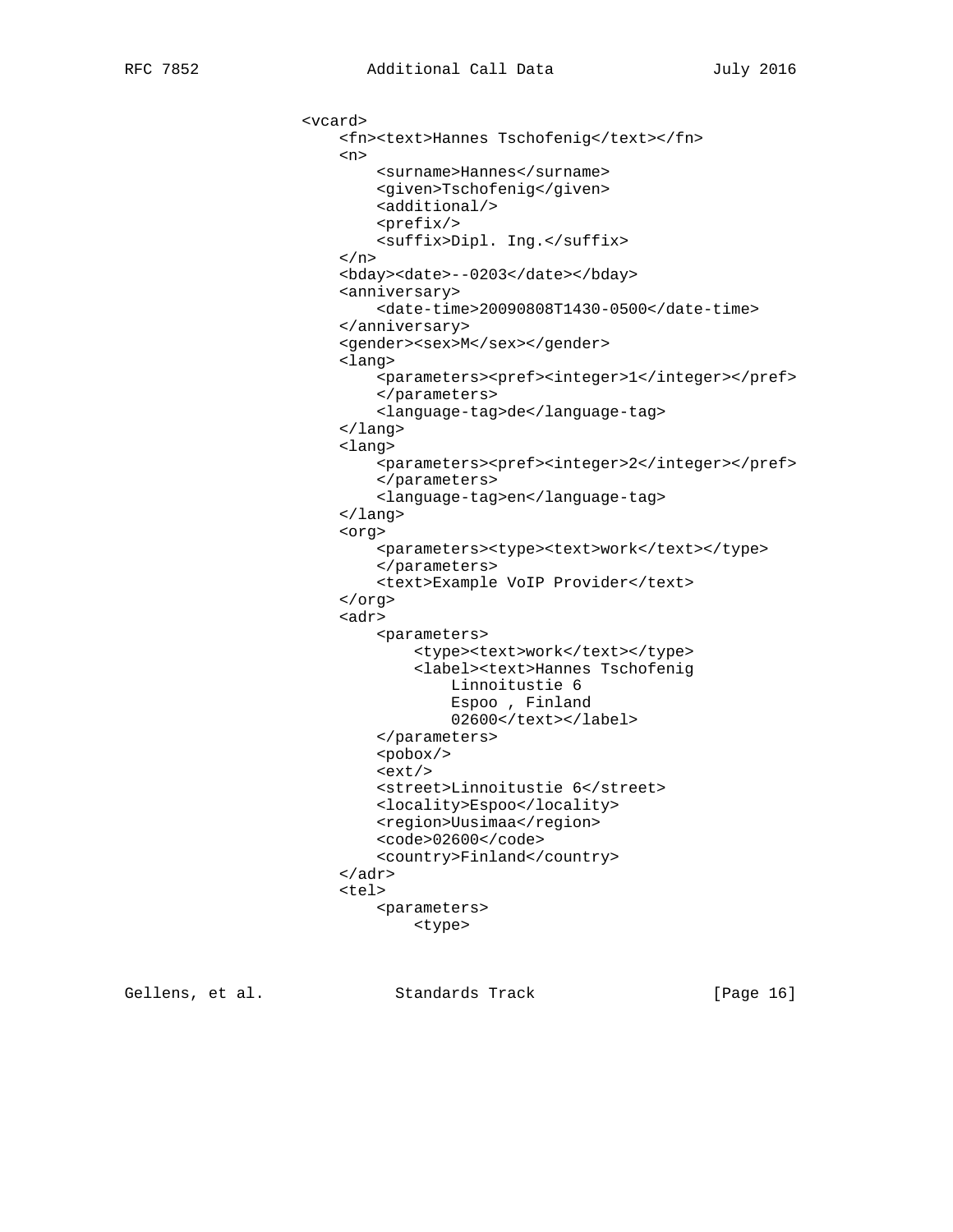```
                <vcard>
                    <fn><text>Hannes Tschofenig</text></fn>
                    <n>
                        <surname>Hannes</surname>
                        <given>Tschofenig</given>
                        <additional/>
                        <prefix/>
                        <suffix>Dipl. Ing.</suffix>
                    </n>
                    <bday><date>--0203</date></bday>
                    <anniversary>
                        <date-time>20090808T1430-0500</date-time>
                    </anniversary>
                    <gender><sex>M</sex></gender>
                    <lang>
                        <parameters><pref><integer>1</integer></pref>
                        </parameters>
                        <language-tag>de</language-tag>
                    </lang>
                    <lang>
                        <parameters><pref><integer>2</integer></pref>
                        </parameters>
                        <language-tag>en</language-tag>
                    </lang>
                    <org>
                        <parameters><type><text>work</text></type>
                        </parameters>
                        <text>Example VoIP Provider</text>
                    </org>
                    <adr>
                        <parameters>
                            <type><text>work</text></type>
                            <label><text>Hannes Tschofenig
                                Linnoitustie 6
                                Espoo , Finland
                                02600</text></label>
                        </parameters>
                        <pobox/>
                        <ext/>
                        <street>Linnoitustie 6</street>
                        <locality>Espoo</locality>
                        <region>Uusimaa</region>
                        <code>02600</code>
                        <country>Finland</country>
                    </adr>
                    <tel>
                        <parameters>
                            <type>
```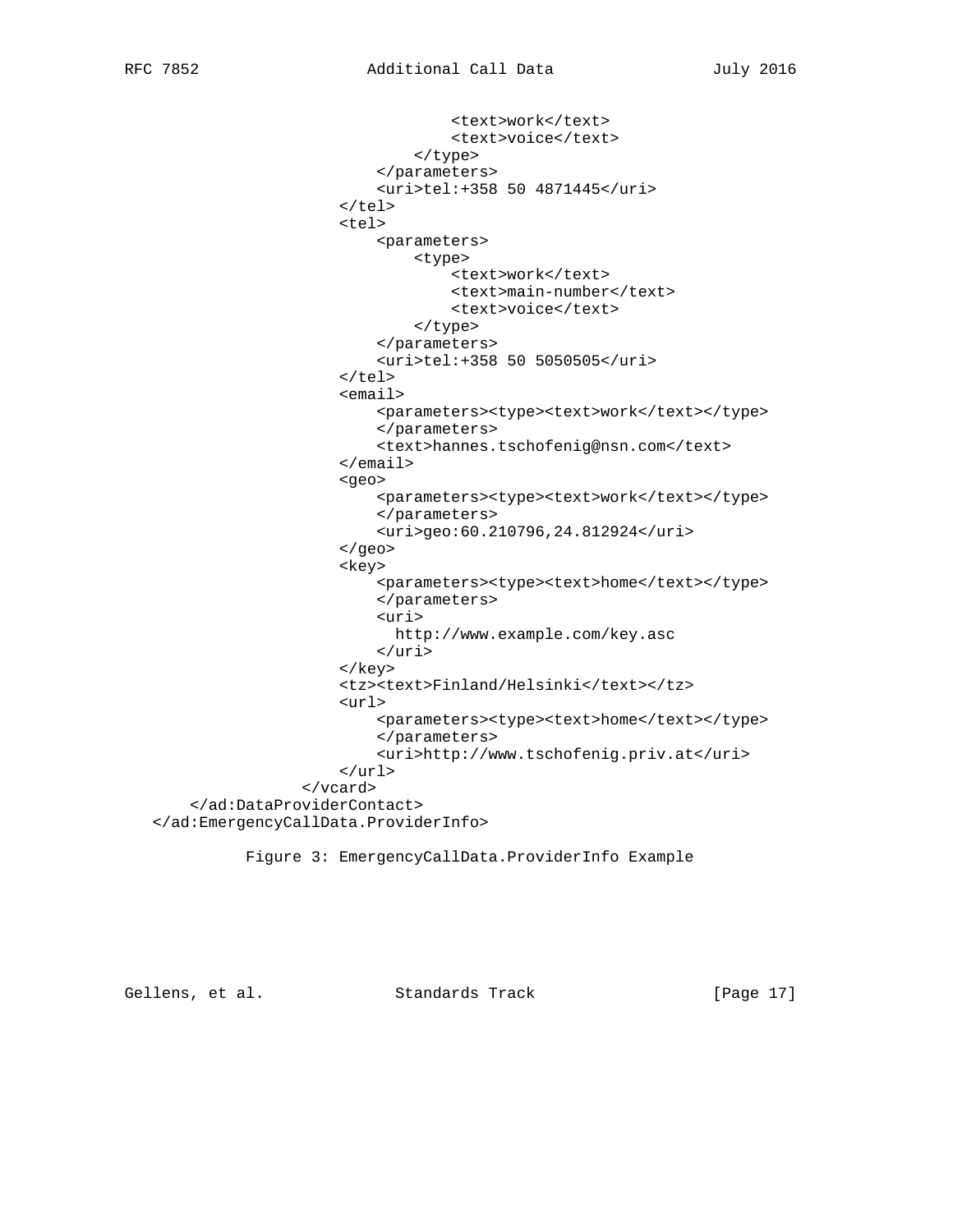```
                                <text>work</text>
                                <text>voice</text>
                            </type>
                        </parameters>
                        <uri>tel:+358 50 4871445</uri>
                    </tel>
                    <tel>
                        <parameters>
                            <type>
                                <text>work</text>
                                <text>main-number</text>
                                <text>voice</text>
                            </type>
                        </parameters>
                        <uri>tel:+358 50 5050505</uri>
                    </tel>
                    <email>
                        <parameters><type><text>work</text></type>
                        </parameters>
                        <text>hannes.tschofenig@nsn.com</text>
                    </email>
                    <geo>
                        <parameters><type><text>work</text></type>
                        </parameters>
                        <uri>geo:60.210796,24.812924</uri>
                    </geo>
                    <key>
                        <parameters><type><text>home</text></type>
                        </parameters>
                        <uri>
                          http://www.example.com/key.asc
                        </uri>
                    </key>
                    <tz><text>Finland/Helsinki</text></tz>
                    <url>
                        <parameters><type><text>home</text></type>
                        </parameters>
                        <uri>http://www.tschofenig.priv.at</uri>
                    </url>
                </vcard>
        </ad:DataProviderContact>
    </ad:EmergencyCallData.ProviderInfo>
```

Figure 3: EmergencyCallData.ProviderInfo Example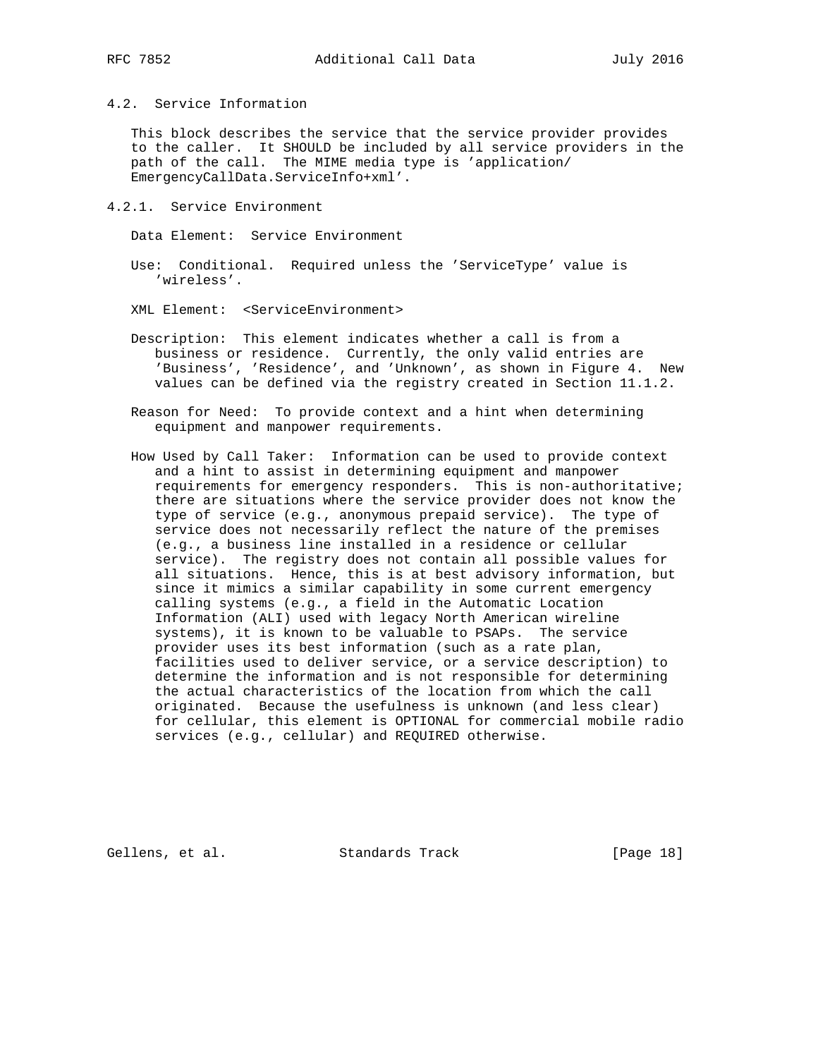### 4.2. Service Information

This block describes the service that the service provider provides to the caller. It SHOULD be included by all service providers in the path of the call. The MIME media type is 'application/EmergencyCallData.ServiceInfo+xml'.

#### 4.2.1. Service Environment

Data Element: Service Environment

Use: Conditional. Required unless the 'ServiceType' value is 'wireless'.

XML Element: <ServiceEnvironment>

Description: This element indicates whether a call is from a business or residence. Currently, the only valid entries are 'Business', 'Residence', and 'Unknown', as shown in Figure 4. New values can be defined via the registry created in Section 11.1.2.

Reason for Need: To provide context and a hint when determining equipment and manpower requirements.

How Used by Call Taker: Information can be used to provide context and a hint to assist in determining equipment and manpower requirements for emergency responders. This is non-authoritative; there are situations where the service provider does not know the type of service (e.g., anonymous prepaid service). The type of service does not necessarily reflect the nature of the premises (e.g., a business line installed in a residence or cellular service). The registry does not contain all possible values for all situations. Hence, this is at best advisory information, but since it mimics a similar capability in some current emergency calling systems (e.g., a field in the Automatic Location Information (ALI) used with legacy North American wireline systems), it is known to be valuable to PSAPs. The service provider uses its best information (such as a rate plan, facilities used to deliver service, or a service description) to determine the information and is not responsible for determining the actual characteristics of the location from which the call originated. Because the usefulness is unknown (and less clear) for cellular, this element is OPTIONAL for commercial mobile radio services (e.g., cellular) and REQUIRED otherwise.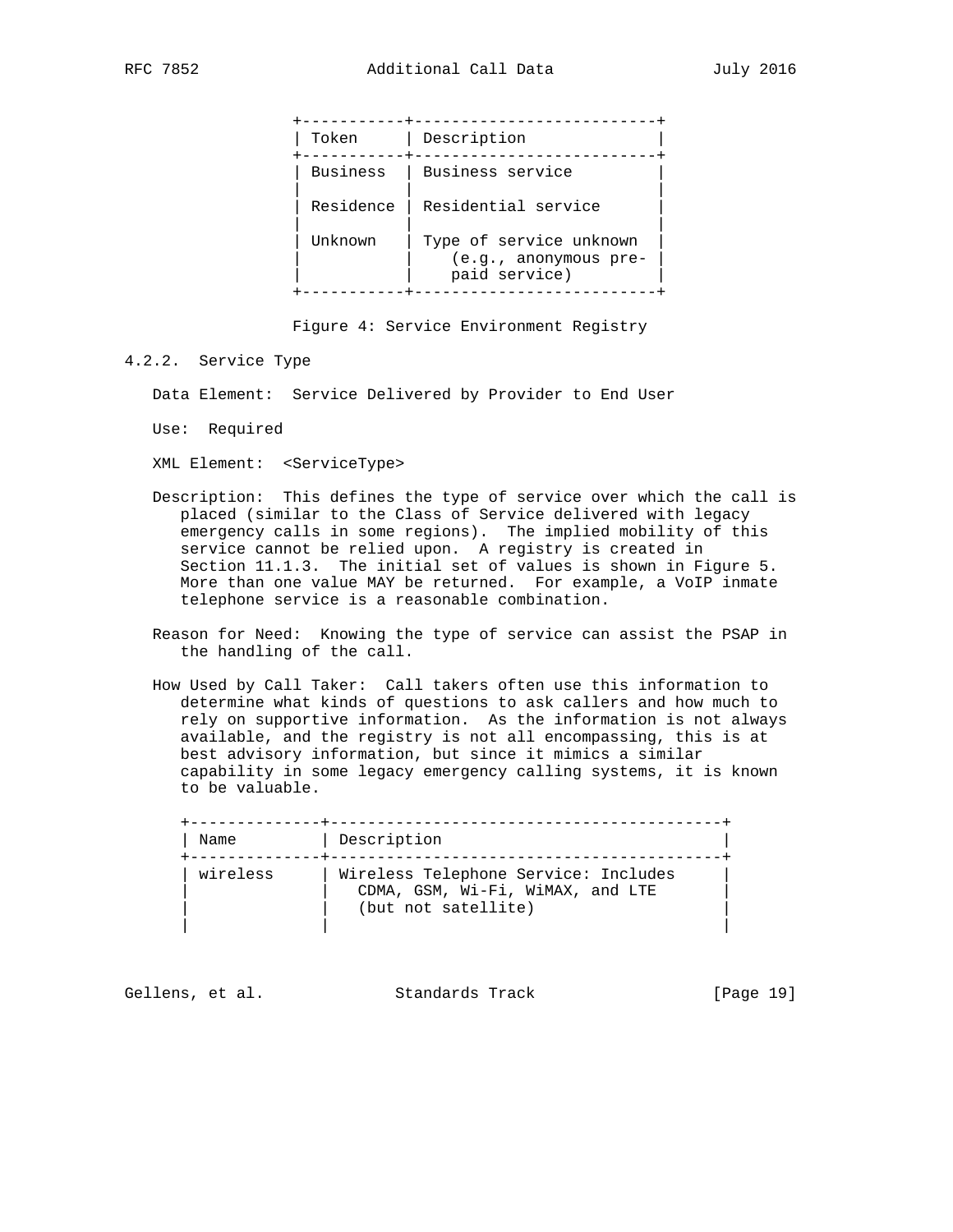| Token | Description |
|---|---|
| Business | Business service |
| Residence | Residential service |
| Unknown | Type of service unknown (e.g., anonymous pre-paid service) |

Figure 4: Service Environment Registry

### 4.2.2. Service Type

Data Element: Service Delivered by Provider to End User

Use: Required

XML Element: <ServiceType>

Description: This defines the type of service over which the call is placed (similar to the Class of Service delivered with legacy emergency calls in some regions). The implied mobility of this service cannot be relied upon. A registry is created in Section 11.1.3. The initial set of values is shown in Figure 5. More than one value MAY be returned. For example, a VoIP inmate telephone service is a reasonable combination.

Reason for Need: Knowing the type of service can assist the PSAP in the handling of the call.

How Used by Call Taker: Call takers often use this information to determine what kinds of questions to ask callers and how much to rely on supportive information. As the information is not always available, and the registry is not all encompassing, this is at best advisory information, but since it mimics a similar capability in some legacy emergency calling systems, it is known to be valuable.

| Name | Description |
|---|---|
| wireless | Wireless Telephone Service: Includes CDMA, GSM, Wi-Fi, WiMAX, and LTE (but not satellite) |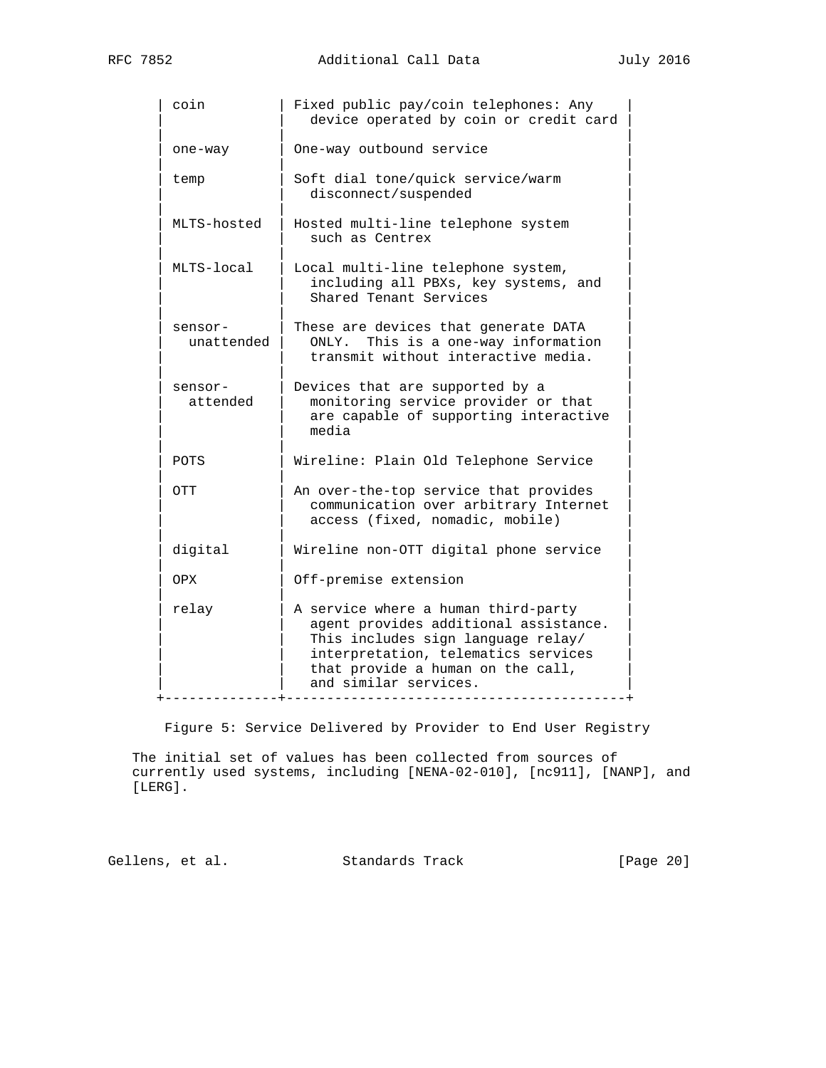| | |
|---|---|
| coin | Fixed public pay/coin telephones: Any device operated by coin or credit card |
| one-way | One-way outbound service |
| temp | Soft dial tone/quick service/warm disconnect/suspended |
| MLTS-hosted | Hosted multi-line telephone system such as Centrex |
| MLTS-local | Local multi-line telephone system, including all PBXs, key systems, and Shared Tenant Services |
| sensor-unattended | These are devices that generate DATA ONLY. This is a one-way information transmit without interactive media. |
| sensor-attended | Devices that are supported by a monitoring service provider or that are capable of supporting interactive media |
| POTS | Wireline: Plain Old Telephone Service |
| OTT | An over-the-top service that provides communication over arbitrary Internet access (fixed, nomadic, mobile) |
| digital | Wireline non-OTT digital phone service |
| OPX | Off-premise extension |
| relay | A service where a human third-party agent provides additional assistance. This includes sign language relay/interpretation, telematics services that provide a human on the call, and similar services. |

Figure 5: Service Delivered by Provider to End User Registry

The initial set of values has been collected from sources of currently used systems, including [NENA-02-010], [nc911], [NANP], and [LERG].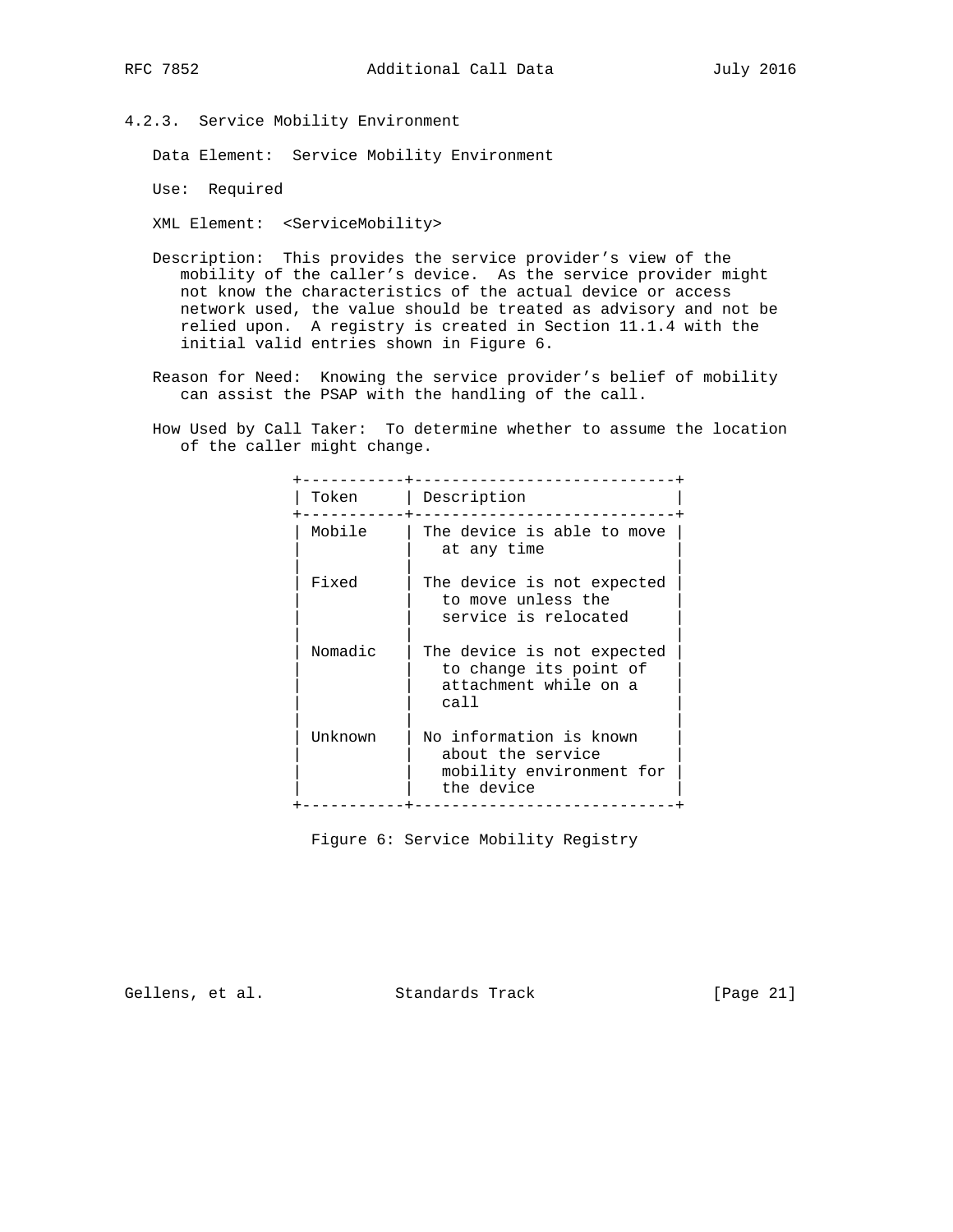### 4.2.3. Service Mobility Environment

Data Element: Service Mobility Environment

Use: Required

XML Element: <ServiceMobility>

Description: This provides the service provider's view of the mobility of the caller's device. As the service provider might not know the characteristics of the actual device or access network used, the value should be treated as advisory and not be relied upon. A registry is created in Section 11.1.4 with the initial valid entries shown in Figure 6.

Reason for Need: Knowing the service provider's belief of mobility can assist the PSAP with the handling of the call.

How Used by Call Taker: To determine whether to assume the location of the caller might change.

| Token | Description |
|---|---|
| Mobile | The device is able to move at any time |
| Fixed | The device is not expected to move unless the service is relocated |
| Nomadic | The device is not expected to change its point of attachment while on a call |
| Unknown | No information is known about the service mobility environment for the device |

Figure 6: Service Mobility Registry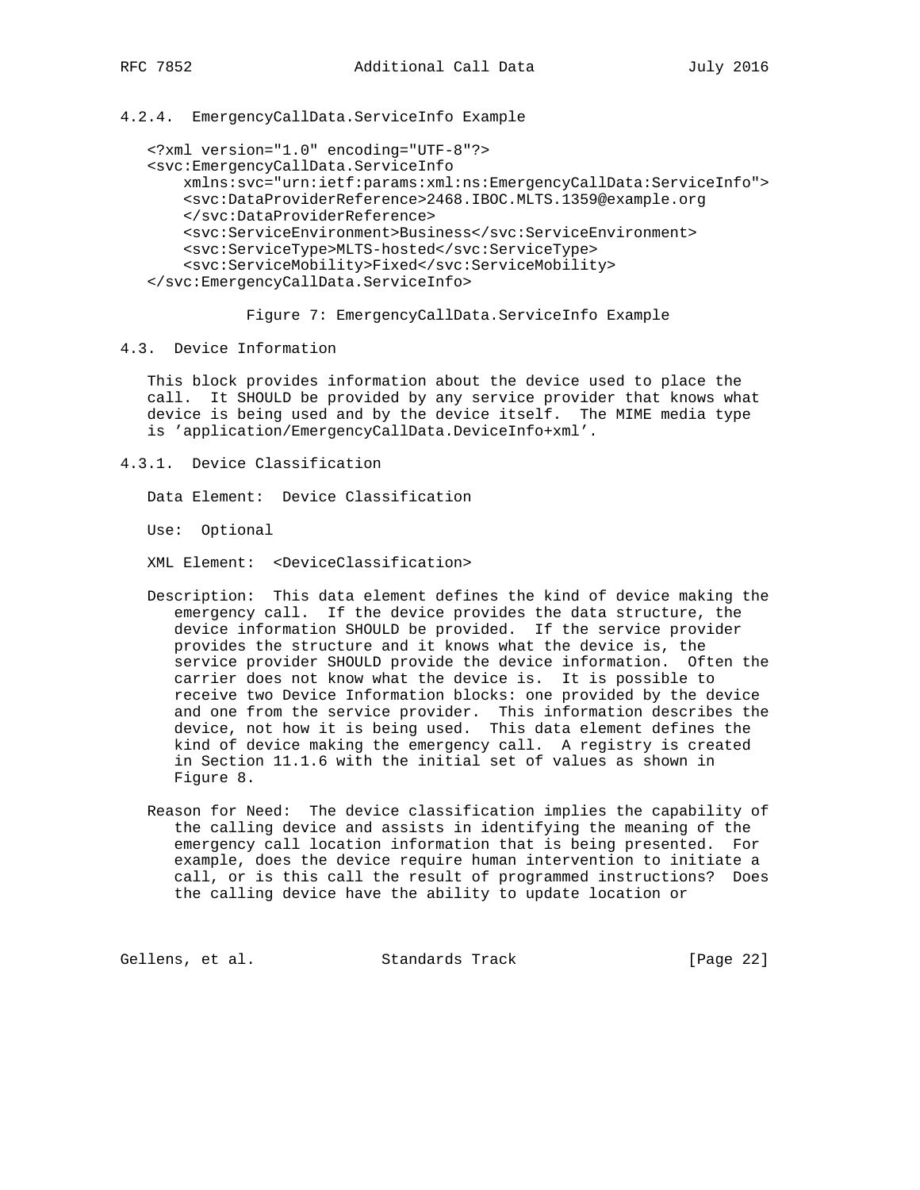### 4.2.4. EmergencyCallData.ServiceInfo Example

```
<?xml version="1.0" encoding="UTF-8"?>
<svc:EmergencyCallData.ServiceInfo
    xmlns:svc="urn:ietf:params:xml:ns:EmergencyCallData:ServiceInfo">
    <svc:DataProviderReference>2468.IBOC.MLTS.1359@example.org
    </svc:DataProviderReference>
    <svc:ServiceEnvironment>Business</svc:ServiceEnvironment>
    <svc:ServiceType>MLTS-hosted</svc:ServiceType>
    <svc:ServiceMobility>Fixed</svc:ServiceMobility>
</svc:EmergencyCallData.ServiceInfo>
```

Figure 7: EmergencyCallData.ServiceInfo Example

## 4.3. Device Information

This block provides information about the device used to place the call. It SHOULD be provided by any service provider that knows what device is being used and by the device itself. The MIME media type is 'application/EmergencyCallData.DeviceInfo+xml'.

### 4.3.1. Device Classification

Data Element: Device Classification

Use: Optional

XML Element: <DeviceClassification>

Description: This data element defines the kind of device making the emergency call. If the device provides the data structure, the device information SHOULD be provided. If the service provider provides the structure and it knows what the device is, the service provider SHOULD provide the device information. Often the carrier does not know what the device is. It is possible to receive two Device Information blocks: one provided by the device and one from the service provider. This information describes the device, not how it is being used. This data element defines the kind of device making the emergency call. A registry is created in Section 11.1.6 with the initial set of values as shown in Figure 8.

Reason for Need: The device classification implies the capability of the calling device and assists in identifying the meaning of the emergency call location information that is being presented. For example, does the device require human intervention to initiate a call, or is this call the result of programmed instructions? Does the calling device have the ability to update location or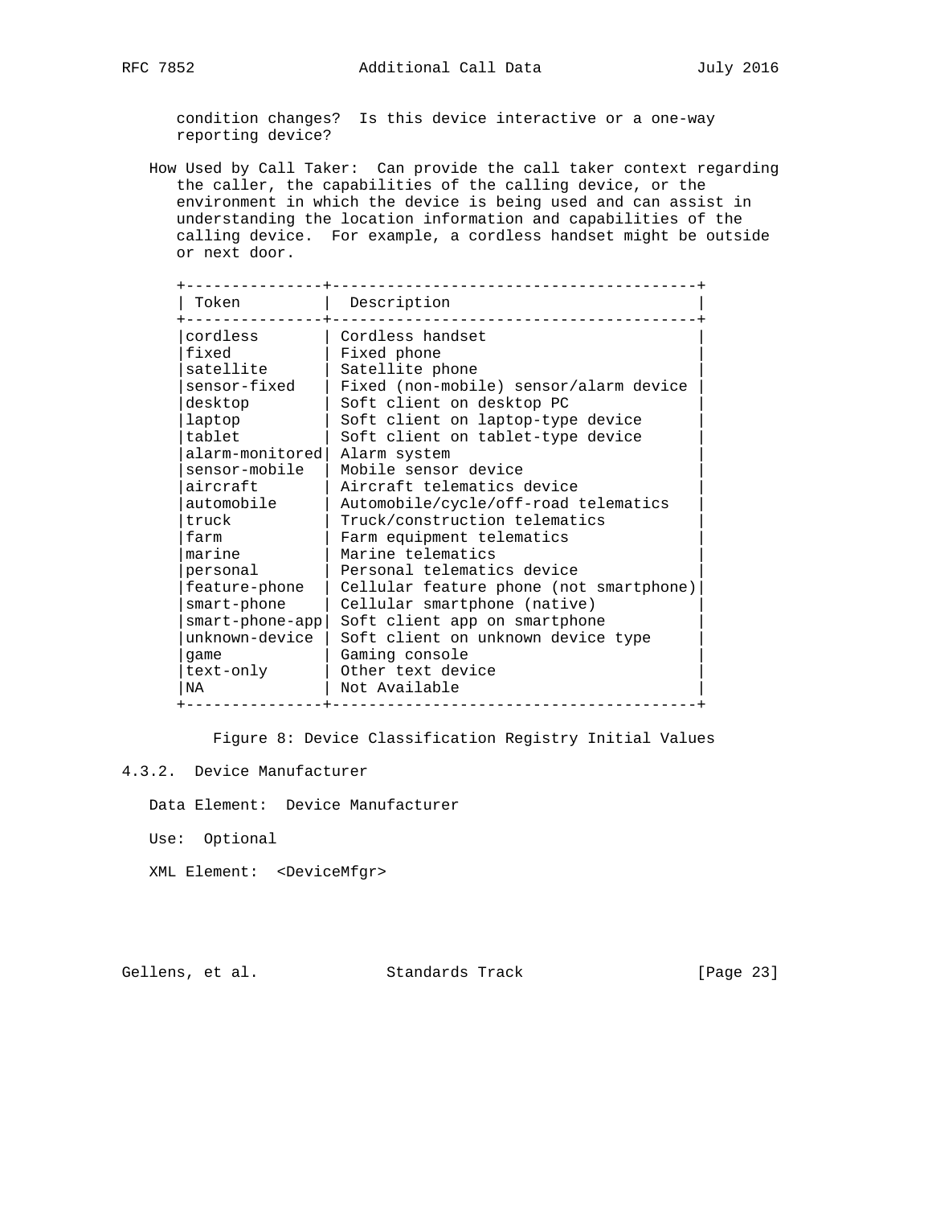condition changes? Is this device interactive or a one-way reporting device?

How Used by Call Taker: Can provide the call taker context regarding the caller, the capabilities of the calling device, or the environment in which the device is being used and can assist in understanding the location information and capabilities of the calling device. For example, a cordless handset might be outside or next door.

| Token | Description |
|---|---|
| cordless | Cordless handset |
| fixed | Fixed phone |
| satellite | Satellite phone |
| sensor-fixed | Fixed (non-mobile) sensor/alarm device |
| desktop | Soft client on desktop PC |
| laptop | Soft client on laptop-type device |
| tablet | Soft client on tablet-type device |
| alarm-monitored | Alarm system |
| sensor-mobile | Mobile sensor device |
| aircraft | Aircraft telematics device |
| automobile | Automobile/cycle/off-road telematics |
| truck | Truck/construction telematics |
| farm | Farm equipment telematics |
| marine | Marine telematics |
| personal | Personal telematics device |
| feature-phone | Cellular feature phone (not smartphone) |
| smart-phone | Cellular smartphone (native) |
| smart-phone-app | Soft client app on smartphone |
| unknown-device | Soft client on unknown device type |
| game | Gaming console |
| text-only | Other text device |
| NA | Not Available |

Figure 8: Device Classification Registry Initial Values

### 4.3.2. Device Manufacturer

Data Element: Device Manufacturer

Use: Optional

XML Element: <DeviceMfgr>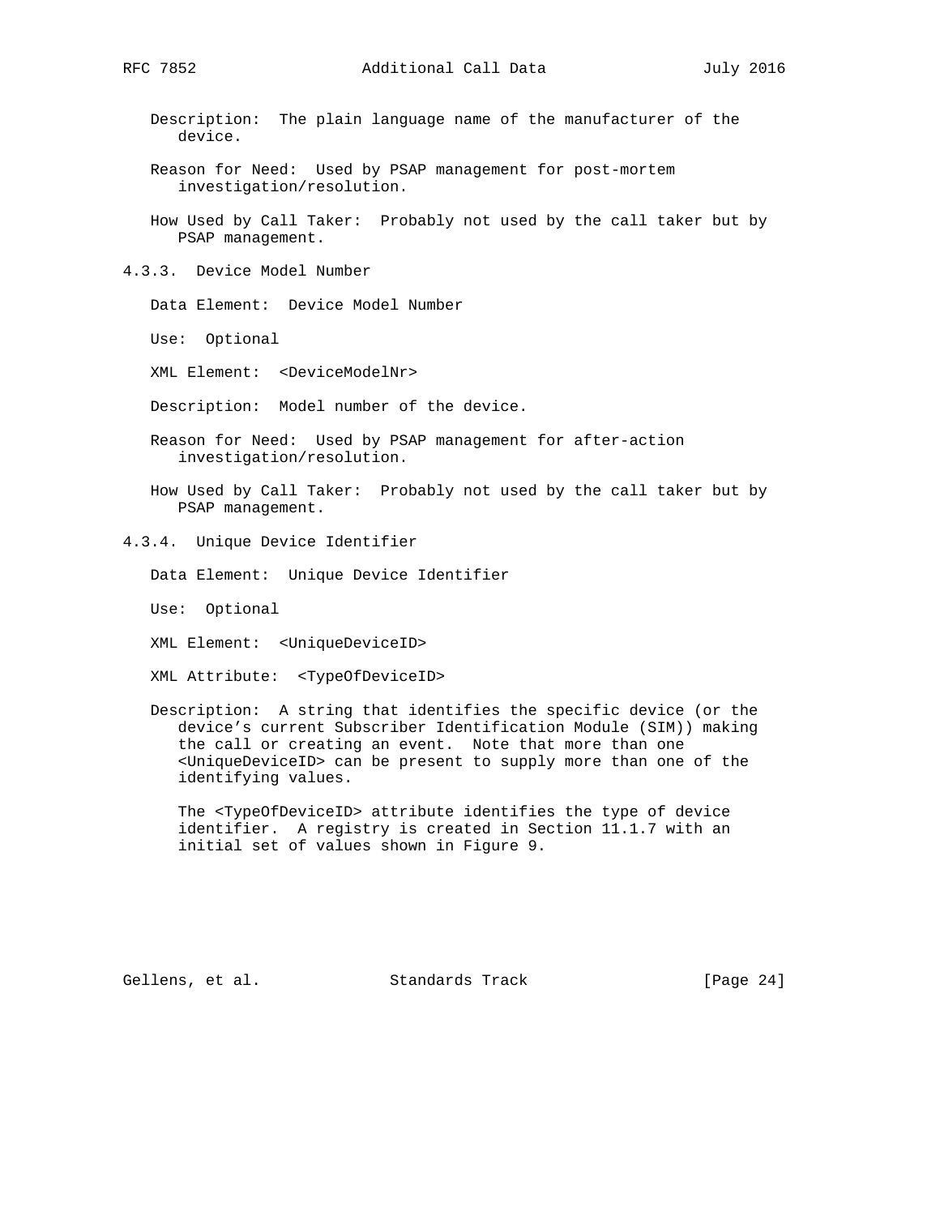Description: The plain language name of the manufacturer of the device.

Reason for Need: Used by PSAP management for post-mortem investigation/resolution.

How Used by Call Taker: Probably not used by the call taker but by PSAP management.

### 4.3.3. Device Model Number

Data Element: Device Model Number

Use: Optional

XML Element: <DeviceModelNr>

Description: Model number of the device.

Reason for Need: Used by PSAP management for after-action investigation/resolution.

How Used by Call Taker: Probably not used by the call taker but by PSAP management.

### 4.3.4. Unique Device Identifier

Data Element: Unique Device Identifier

Use: Optional

XML Element: <UniqueDeviceID>

XML Attribute: <TypeOfDeviceID>

Description: A string that identifies the specific device (or the device's current Subscriber Identification Module (SIM)) making the call or creating an event. Note that more than one <UniqueDeviceID> can be present to supply more than one of the identifying values.

The <TypeOfDeviceID> attribute identifies the type of device identifier. A registry is created in Section 11.1.7 with an initial set of values shown in Figure 9.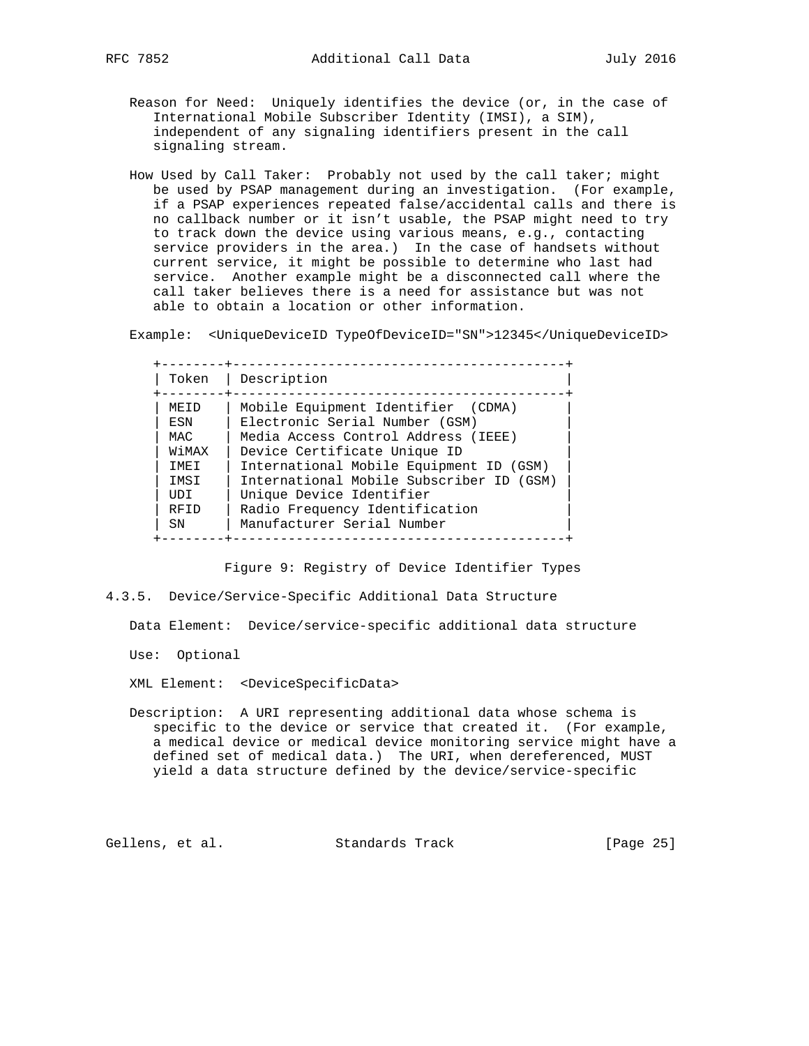Reason for Need: Uniquely identifies the device (or, in the case of International Mobile Subscriber Identity (IMSI), a SIM), independent of any signaling identifiers present in the call signaling stream.

How Used by Call Taker: Probably not used by the call taker; might be used by PSAP management during an investigation. (For example, if a PSAP experiences repeated false/accidental calls and there is no callback number or it isn't usable, the PSAP might need to try to track down the device using various means, e.g., contacting service providers in the area.) In the case of handsets without current service, it might be possible to determine who last had service. Another example might be a disconnected call where the call taker believes there is a need for assistance but was not able to obtain a location or other information.

Example: `<UniqueDeviceID TypeOfDeviceID="SN">12345</UniqueDeviceID>`

| Token | Description |
|---|---|
| MEID | Mobile Equipment Identifier (CDMA) |
| ESN | Electronic Serial Number (GSM) |
| MAC | Media Access Control Address (IEEE) |
| WiMAX | Device Certificate Unique ID |
| IMEI | International Mobile Equipment ID (GSM) |
| IMSI | International Mobile Subscriber ID (GSM) |
| UDI | Unique Device Identifier |
| RFID | Radio Frequency Identification |
| SN | Manufacturer Serial Number |

Figure 9: Registry of Device Identifier Types

### 4.3.5. Device/Service-Specific Additional Data Structure

Data Element: Device/service-specific additional data structure

Use: Optional

XML Element: `<DeviceSpecificData>`

Description: A URI representing additional data whose schema is specific to the device or service that created it. (For example, a medical device or medical device monitoring service might have a defined set of medical data.) The URI, when dereferenced, MUST yield a data structure defined by the device/service-specific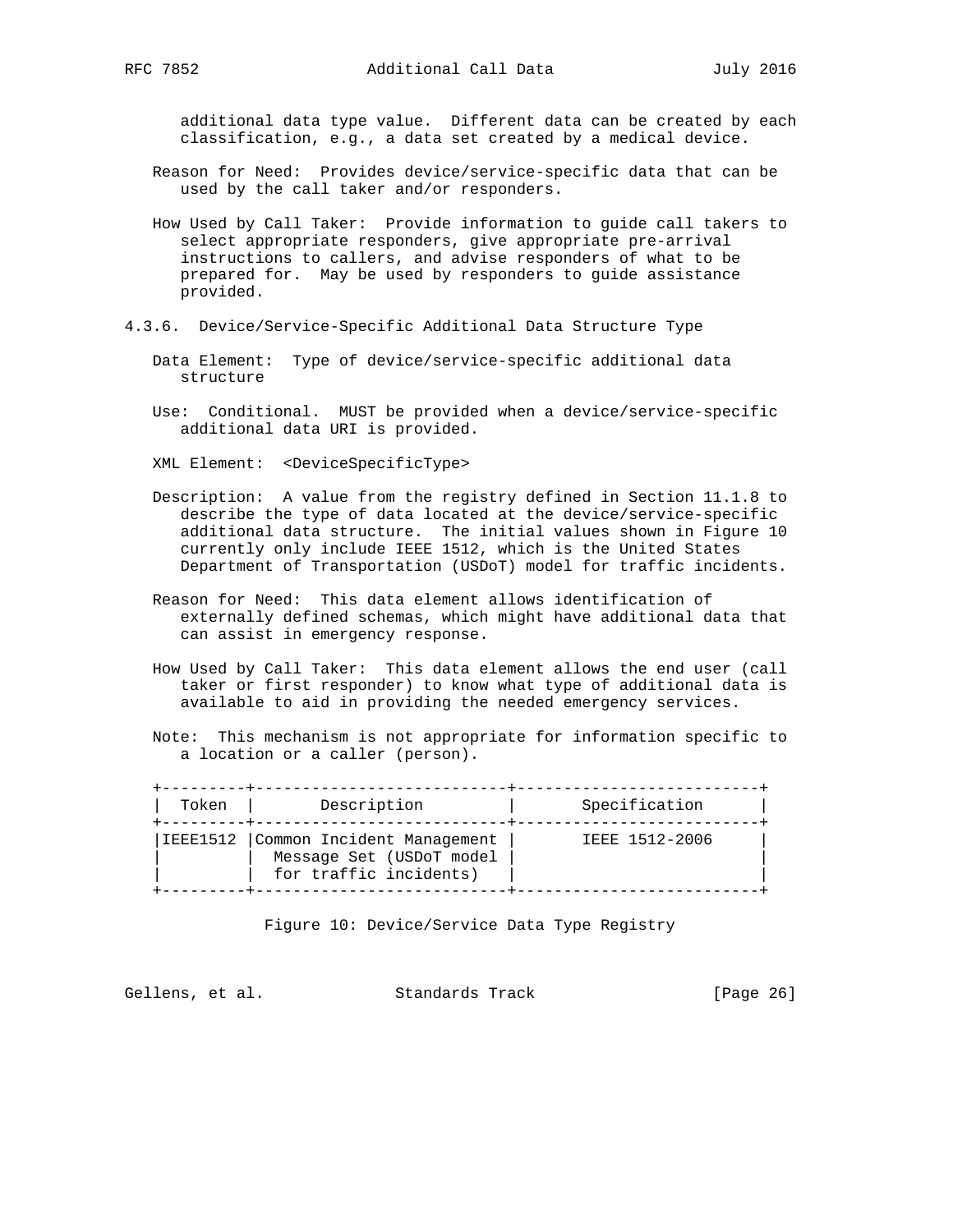additional data type value. Different data can be created by each classification, e.g., a data set created by a medical device.

Reason for Need: Provides device/service-specific data that can be used by the call taker and/or responders.

How Used by Call Taker: Provide information to guide call takers to select appropriate responders, give appropriate pre-arrival instructions to callers, and advise responders of what to be prepared for. May be used by responders to guide assistance provided.

### 4.3.6. Device/Service-Specific Additional Data Structure Type

Data Element: Type of device/service-specific additional data structure

Use: Conditional. MUST be provided when a device/service-specific additional data URI is provided.

XML Element: <DeviceSpecificType>

Description: A value from the registry defined in Section 11.1.8 to describe the type of data located at the device/service-specific additional data structure. The initial values shown in Figure 10 currently only include IEEE 1512, which is the United States Department of Transportation (USDoT) model for traffic incidents.

Reason for Need: This data element allows identification of externally defined schemas, which might have additional data that can assist in emergency response.

How Used by Call Taker: This data element allows the end user (call taker or first responder) to know what type of additional data is available to aid in providing the needed emergency services.

Note: This mechanism is not appropriate for information specific to a location or a caller (person).

| Token | Description | Specification |
|---|---|---|
| IEEE1512 | Common Incident Management Message Set (USDoT model for traffic incidents) | IEEE 1512-2006 |

Figure 10: Device/Service Data Type Registry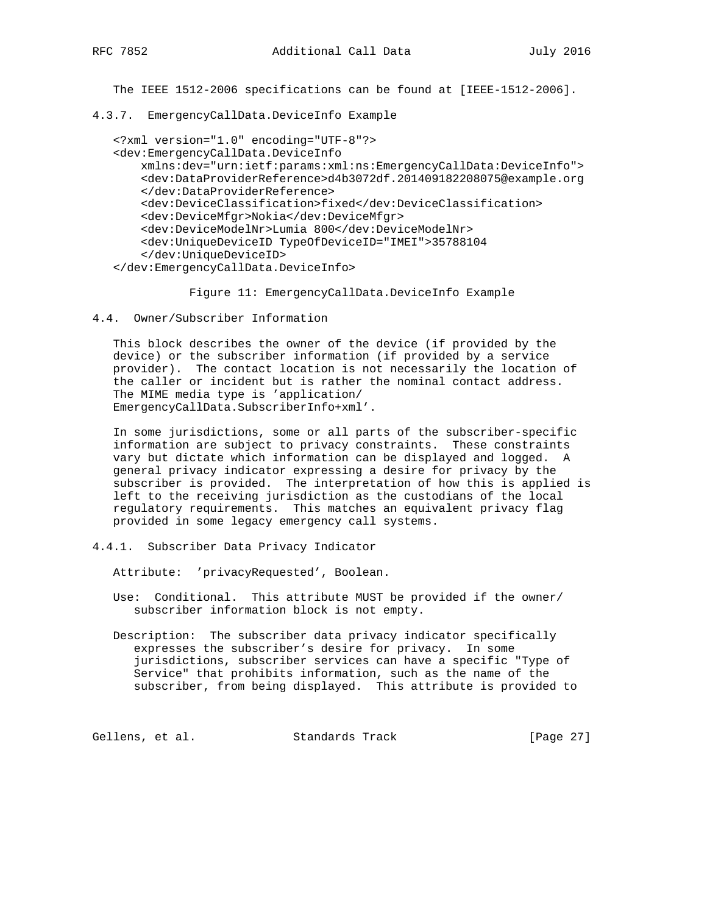The IEEE 1512-2006 specifications can be found at [IEEE-1512-2006].

### 4.3.7. EmergencyCallData.DeviceInfo Example

```
<?xml version="1.0" encoding="UTF-8"?>
<dev:EmergencyCallData.DeviceInfo
    xmlns:dev="urn:ietf:params:xml:ns:EmergencyCallData:DeviceInfo">
    <dev:DataProviderReference>d4b3072df.201409182208075@example.org
    </dev:DataProviderReference>
    <dev:DeviceClassification>fixed</dev:DeviceClassification>
    <dev:DeviceMfgr>Nokia</dev:DeviceMfgr>
    <dev:DeviceModelNr>Lumia 800</dev:DeviceModelNr>
    <dev:UniqueDeviceID TypeOfDeviceID="IMEI">35788104
    </dev:UniqueDeviceID>
</dev:EmergencyCallData.DeviceInfo>
```

Figure 11: EmergencyCallData.DeviceInfo Example

## 4.4. Owner/Subscriber Information

This block describes the owner of the device (if provided by the device) or the subscriber information (if provided by a service provider). The contact location is not necessarily the location of the caller or incident but is rather the nominal contact address. The MIME media type is 'application/ EmergencyCallData.SubscriberInfo+xml'.

In some jurisdictions, some or all parts of the subscriber-specific information are subject to privacy constraints. These constraints vary but dictate which information can be displayed and logged. A general privacy indicator expressing a desire for privacy by the subscriber is provided. The interpretation of how this is applied is left to the receiving jurisdiction as the custodians of the local regulatory requirements. This matches an equivalent privacy flag provided in some legacy emergency call systems.

### 4.4.1. Subscriber Data Privacy Indicator

Attribute: 'privacyRequested', Boolean.

Use: Conditional. This attribute MUST be provided if the owner/ subscriber information block is not empty.

Description: The subscriber data privacy indicator specifically expresses the subscriber's desire for privacy. In some jurisdictions, subscriber services can have a specific "Type of Service" that prohibits information, such as the name of the subscriber, from being displayed. This attribute is provided to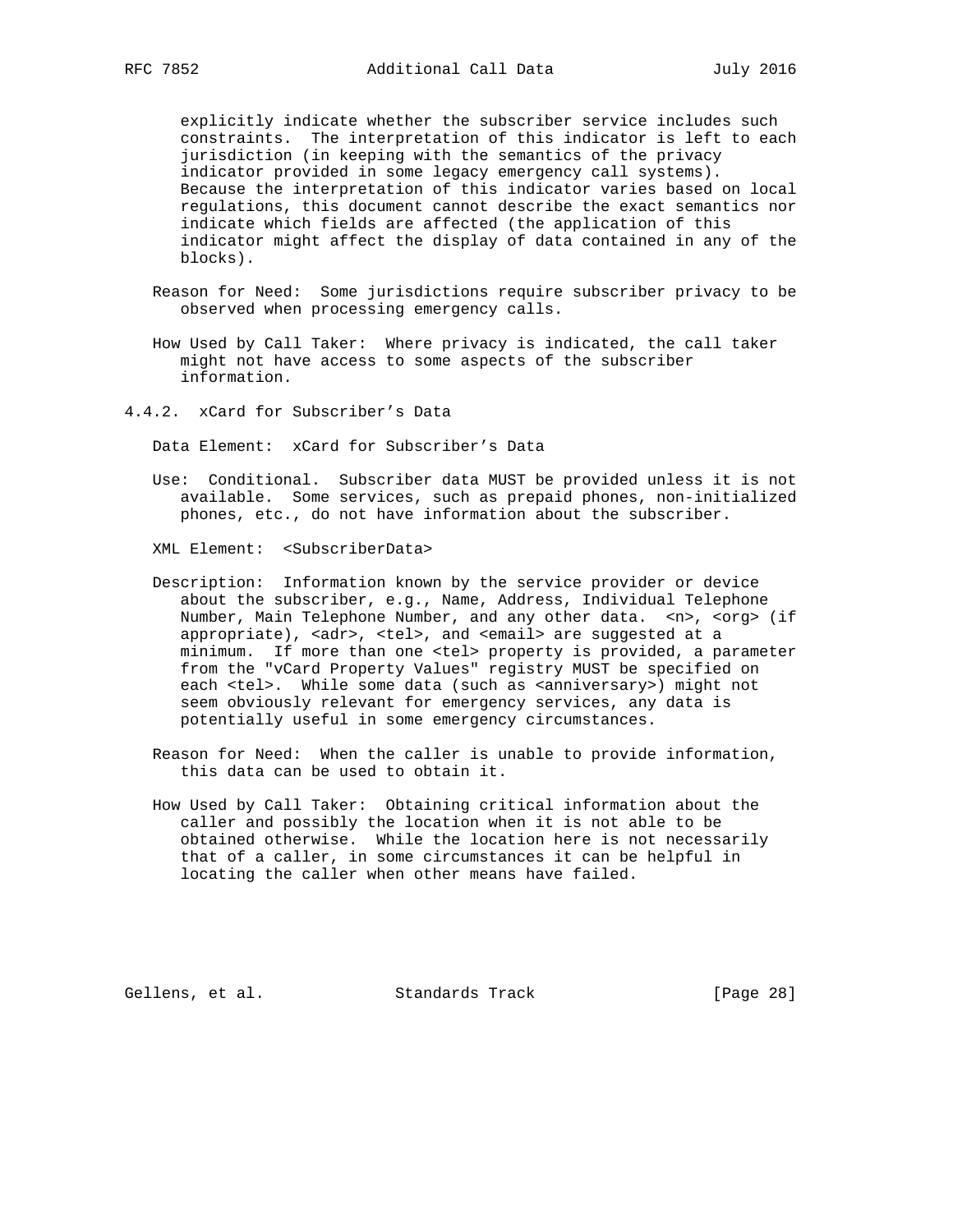explicitly indicate whether the subscriber service includes such constraints. The interpretation of this indicator is left to each jurisdiction (in keeping with the semantics of the privacy indicator provided in some legacy emergency call systems). Because the interpretation of this indicator varies based on local regulations, this document cannot describe the exact semantics nor indicate which fields are affected (the application of this indicator might affect the display of data contained in any of the blocks).

Reason for Need: Some jurisdictions require subscriber privacy to be observed when processing emergency calls.

How Used by Call Taker: Where privacy is indicated, the call taker might not have access to some aspects of the subscriber information.

### 4.4.2. xCard for Subscriber’s Data

Data Element: xCard for Subscriber’s Data

Use: Conditional. Subscriber data MUST be provided unless it is not available. Some services, such as prepaid phones, non-initialized phones, etc., do not have information about the subscriber.

XML Element: <SubscriberData>

Description: Information known by the service provider or device about the subscriber, e.g., Name, Address, Individual Telephone Number, Main Telephone Number, and any other data. <n>, <org> (if appropriate), <adr>, <tel>, and <email> are suggested at a minimum. If more than one <tel> property is provided, a parameter from the "vCard Property Values" registry MUST be specified on each <tel>. While some data (such as <anniversary>) might not seem obviously relevant for emergency services, any data is potentially useful in some emergency circumstances.

Reason for Need: When the caller is unable to provide information, this data can be used to obtain it.

How Used by Call Taker: Obtaining critical information about the caller and possibly the location when it is not able to be obtained otherwise. While the location here is not necessarily that of a caller, in some circumstances it can be helpful in locating the caller when other means have failed.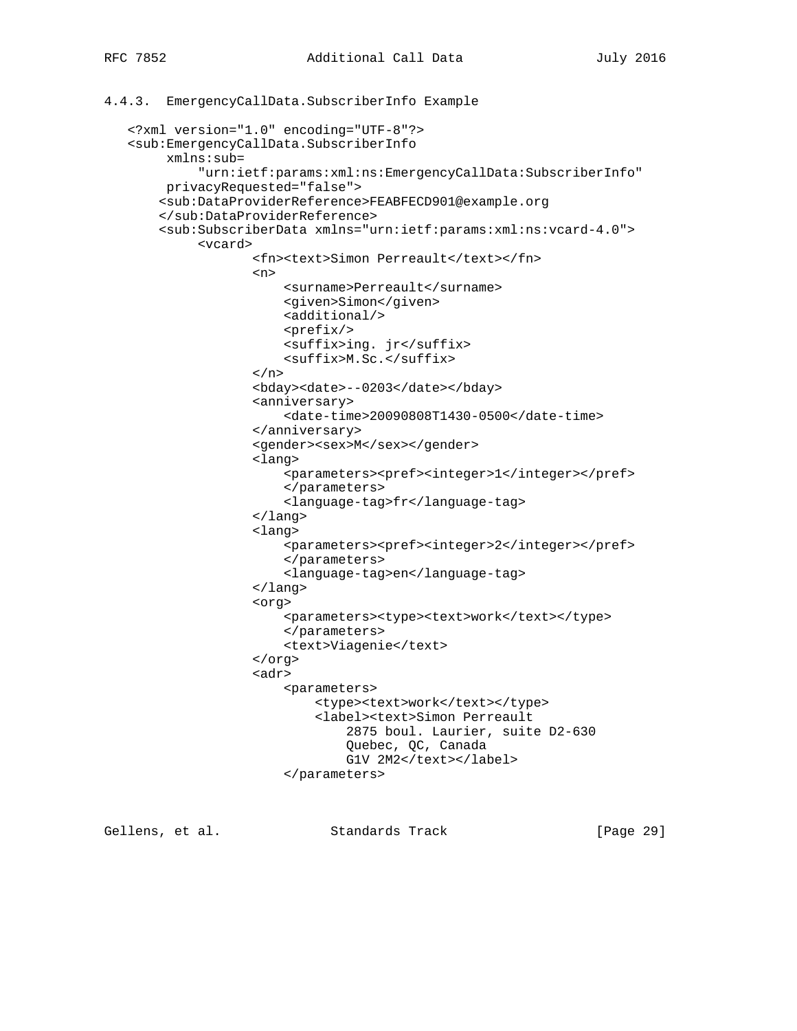### 4.4.3. EmergencyCallData.SubscriberInfo Example

```
<?xml version="1.0" encoding="UTF-8"?>
<sub:EmergencyCallData.SubscriberInfo
     xmlns:sub=
         "urn:ietf:params:xml:ns:EmergencyCallData:SubscriberInfo"
     privacyRequested="false">
    <sub:DataProviderReference>FEABFECD901@example.org
    </sub:DataProviderReference>
    <sub:SubscriberData xmlns="urn:ietf:params:xml:ns:vcard-4.0">
         <vcard>
                <fn><text>Simon Perreault</text></fn>
                <n>
                    <surname>Perreault</surname>
                    <given>Simon</given>
                    <additional/>
                    <prefix/>
                    <suffix>ing. jr</suffix>
                    <suffix>M.Sc.</suffix>
                </n>
                <bday><date>--0203</date></bday>
                <anniversary>
                    <date-time>20090808T1430-0500</date-time>
                </anniversary>
                <gender><sex>M</sex></gender>
                <lang>
                    <parameters><pref><integer>1</integer></pref>
                    </parameters>
                    <language-tag>fr</language-tag>
                </lang>
                <lang>
                    <parameters><pref><integer>2</integer></pref>
                    </parameters>
                    <language-tag>en</language-tag>
                </lang>
                <org>
                    <parameters><type><text>work</text></type>
                    </parameters>
                    <text>Viagenie</text>
                </org>
                <adr>
                    <parameters>
                        <type><text>work</text></type>
                        <label><text>Simon Perreault
                            2875 boul. Laurier, suite D2-630
                            Quebec, QC, Canada
                            G1V 2M2</text></label>
                    </parameters>
```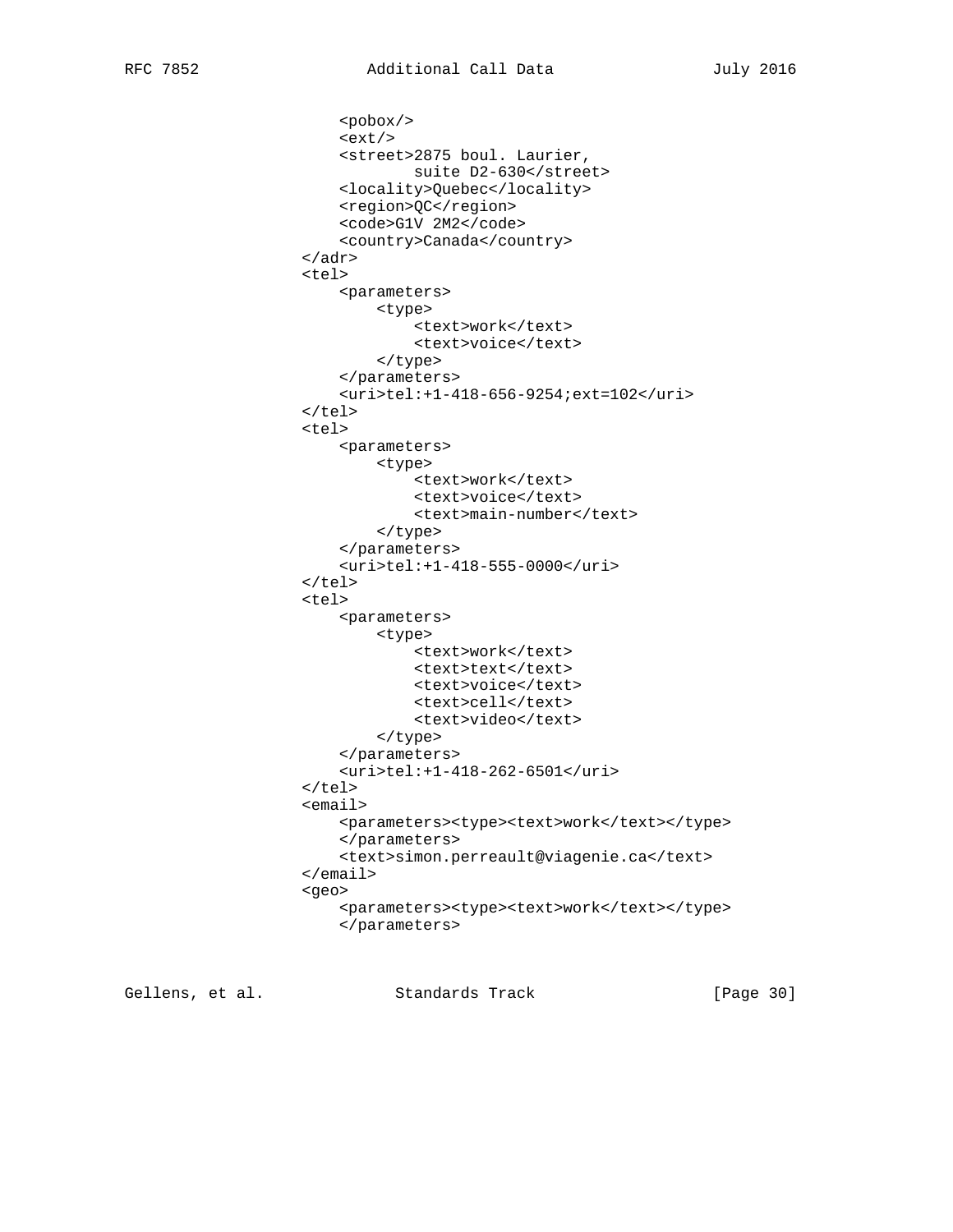```
            <pobox/>
            <ext/>
            <street>2875 boul. Laurier,
                    suite D2-630</street>
            <locality>Quebec</locality>
            <region>QC</region>
            <code>G1V 2M2</code>
            <country>Canada</country>
        </adr>
        <tel>
            <parameters>
                <type>
                    <text>work</text>
                    <text>voice</text>
                </type>
            </parameters>
            <uri>tel:+1-418-656-9254;ext=102</uri>
        </tel>
        <tel>
            <parameters>
                <type>
                    <text>work</text>
                    <text>voice</text>
                    <text>main-number</text>
                </type>
            </parameters>
            <uri>tel:+1-418-555-0000</uri>
        </tel>
        <tel>
            <parameters>
                <type>
                    <text>work</text>
                    <text>text</text>
                    <text>voice</text>
                    <text>cell</text>
                    <text>video</text>
                </type>
            </parameters>
            <uri>tel:+1-418-262-6501</uri>
        </tel>
        <email>
            <parameters><type><text>work</text></type>
            </parameters>
            <text>simon.perreault@viagenie.ca</text>
        </email>
        <geo>
            <parameters><type><text>work</text></type>
            </parameters>
```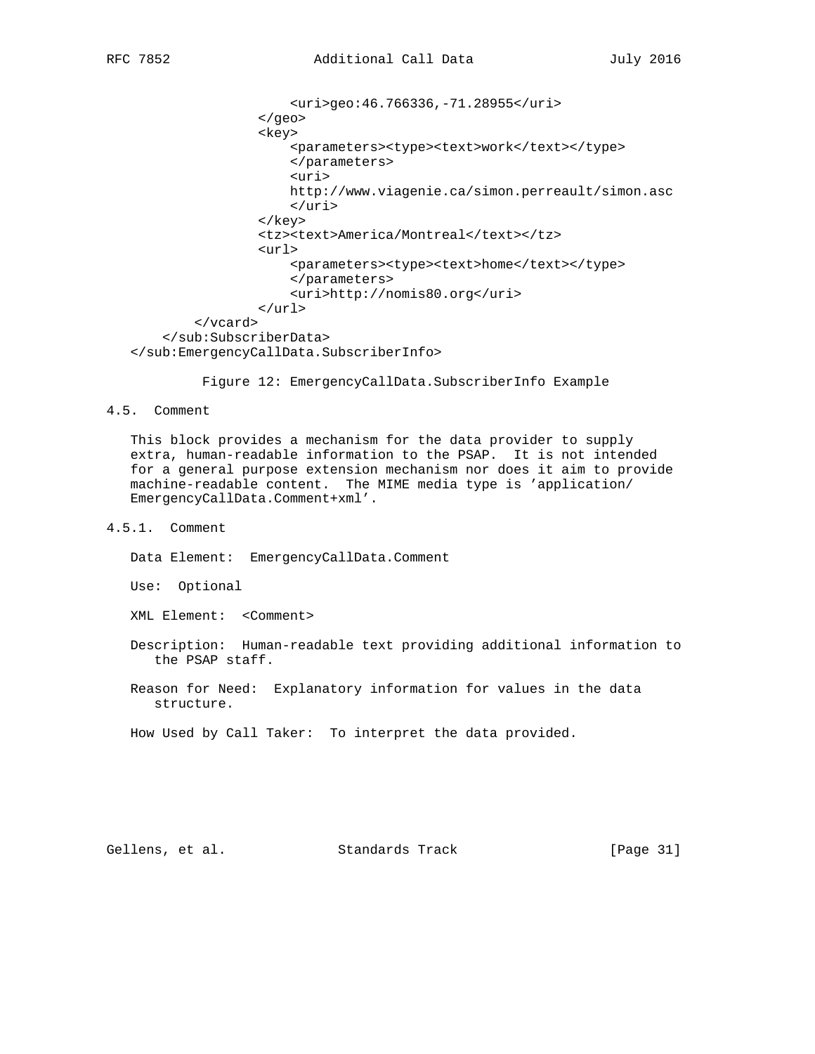```
                    <uri>geo:46.766336,-71.28955</uri>
                </geo>
                <key>
                    <parameters><type><text>work</text></type>
                    </parameters>
                    <uri>
                    http://www.viagenie.ca/simon.perreault/simon.asc
                    </uri>
                </key>
                <tz><text>America/Montreal</text></tz>
                <url>
                    <parameters><type><text>home</text></type>
                    </parameters>
                    <uri>http://nomis80.org</uri>
                </url>
        </vcard>
    </sub:SubscriberData>
</sub:EmergencyCallData.SubscriberInfo>
```

Figure 12: EmergencyCallData.SubscriberInfo Example

## 4.5. Comment

This block provides a mechanism for the data provider to supply extra, human-readable information to the PSAP. It is not intended for a general purpose extension mechanism nor does it aim to provide machine-readable content. The MIME media type is 'application/EmergencyCallData.Comment+xml'.

### 4.5.1. Comment

Data Element: EmergencyCallData.Comment

Use: Optional

XML Element: <Comment>

Description: Human-readable text providing additional information to the PSAP staff.

Reason for Need: Explanatory information for values in the data structure.

How Used by Call Taker: To interpret the data provided.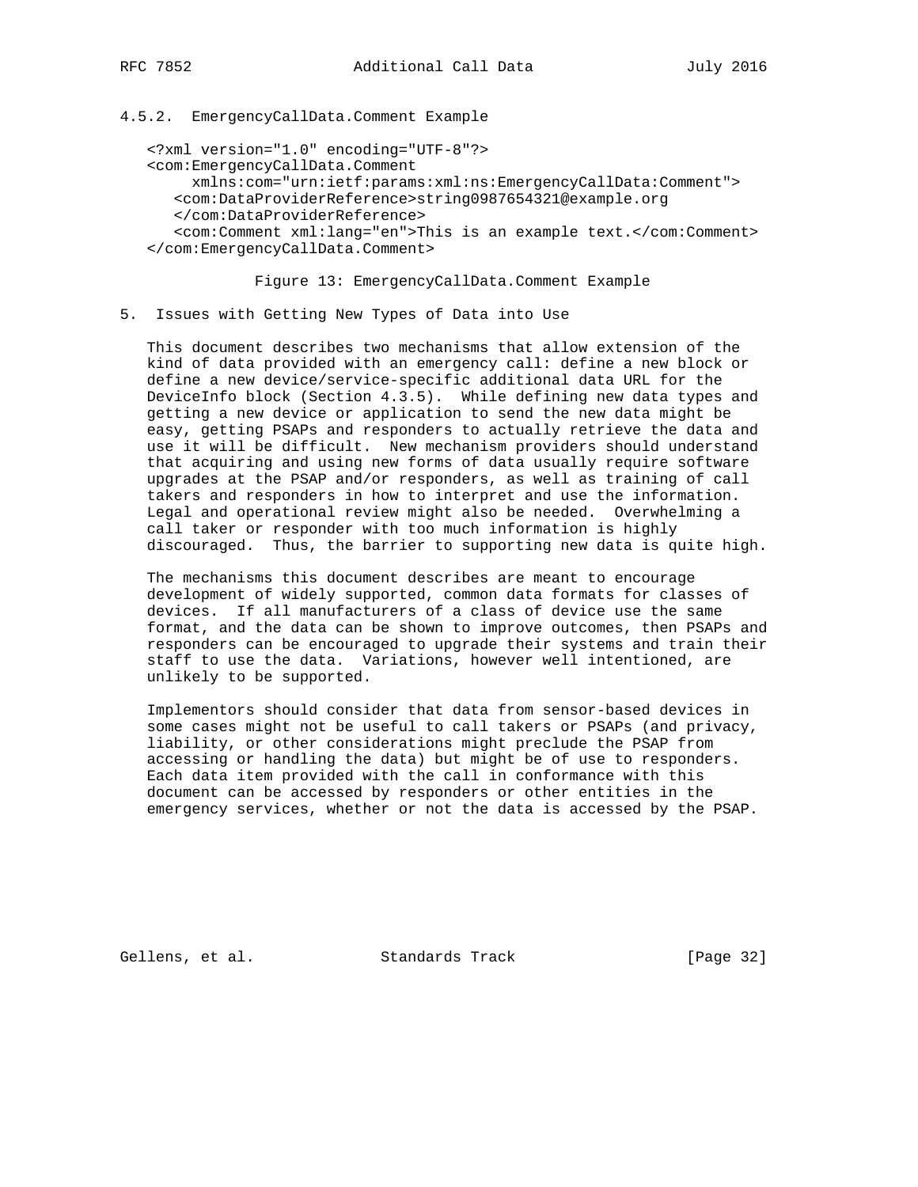### 4.5.2. EmergencyCallData.Comment Example

```
<?xml version="1.0" encoding="UTF-8"?>
<com:EmergencyCallData.Comment
     xmlns:com="urn:ietf:params:xml:ns:EmergencyCallData:Comment">
   <com:DataProviderReference>string0987654321@example.org
   </com:DataProviderReference>
   <com:Comment xml:lang="en">This is an example text.</com:Comment>
</com:EmergencyCallData.Comment>
```

Figure 13: EmergencyCallData.Comment Example

## 5. Issues with Getting New Types of Data into Use

This document describes two mechanisms that allow extension of the kind of data provided with an emergency call: define a new block or define a new device/service-specific additional data URL for the DeviceInfo block (Section 4.3.5). While defining new data types and getting a new device or application to send the new data might be easy, getting PSAPs and responders to actually retrieve the data and use it will be difficult. New mechanism providers should understand that acquiring and using new forms of data usually require software upgrades at the PSAP and/or responders, as well as training of call takers and responders in how to interpret and use the information. Legal and operational review might also be needed. Overwhelming a call taker or responder with too much information is highly discouraged. Thus, the barrier to supporting new data is quite high.

The mechanisms this document describes are meant to encourage development of widely supported, common data formats for classes of devices. If all manufacturers of a class of device use the same format, and the data can be shown to improve outcomes, then PSAPs and responders can be encouraged to upgrade their systems and train their staff to use the data. Variations, however well intentioned, are unlikely to be supported.

Implementors should consider that data from sensor-based devices in some cases might not be useful to call takers or PSAPs (and privacy, liability, or other considerations might preclude the PSAP from accessing or handling the data) but might be of use to responders. Each data item provided with the call in conformance with this document can be accessed by responders or other entities in the emergency services, whether or not the data is accessed by the PSAP.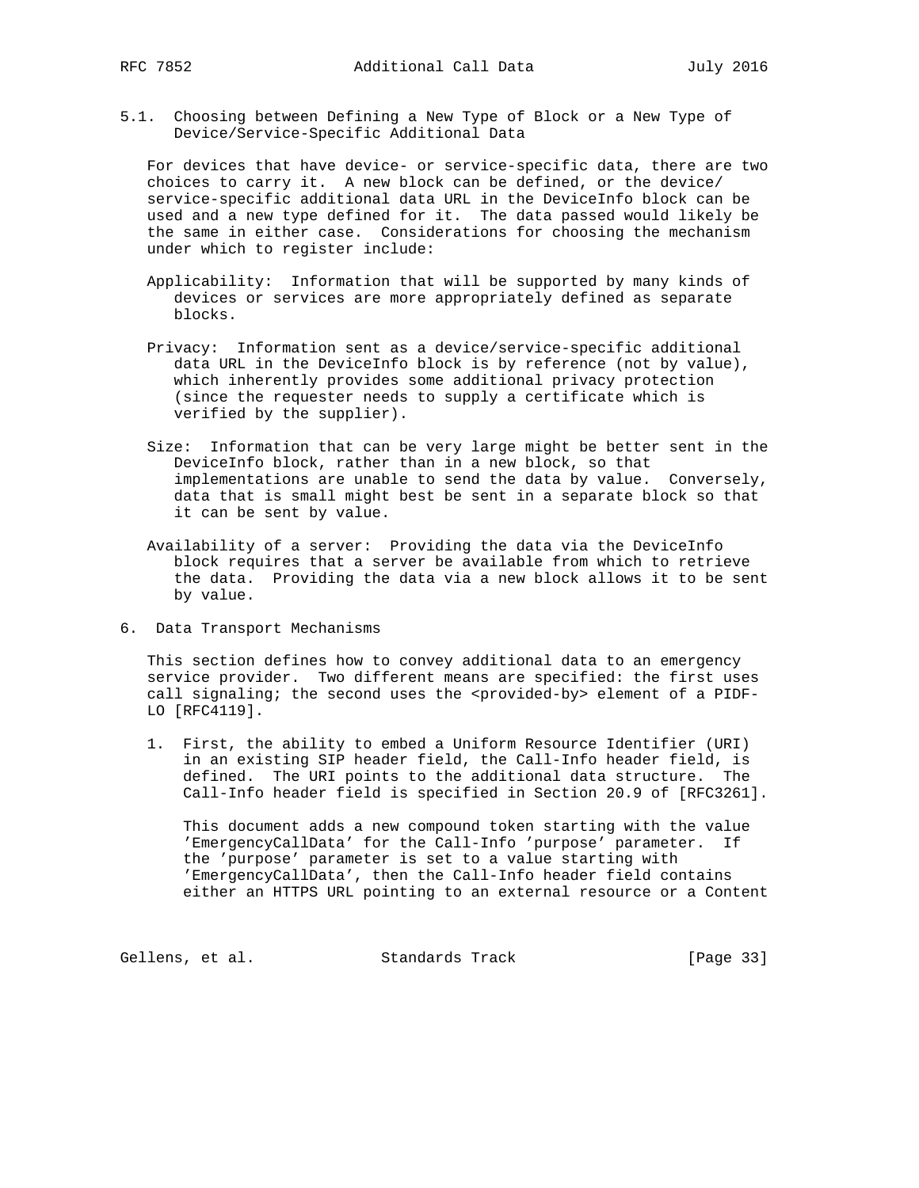### 5.1. Choosing between Defining a New Type of Block or a New Type of Device/Service-Specific Additional Data

For devices that have device- or service-specific data, there are two choices to carry it. A new block can be defined, or the device/service-specific additional data URL in the DeviceInfo block can be used and a new type defined for it. The data passed would likely be the same in either case. Considerations for choosing the mechanism under which to register include:

Applicability: Information that will be supported by many kinds of devices or services are more appropriately defined as separate blocks.

Privacy: Information sent as a device/service-specific additional data URL in the DeviceInfo block is by reference (not by value), which inherently provides some additional privacy protection (since the requester needs to supply a certificate which is verified by the supplier).

Size: Information that can be very large might be better sent in the DeviceInfo block, rather than in a new block, so that implementations are unable to send the data by value. Conversely, data that is small might best be sent in a separate block so that it can be sent by value.

Availability of a server: Providing the data via the DeviceInfo block requires that a server be available from which to retrieve the data. Providing the data via a new block allows it to be sent by value.

## 6. Data Transport Mechanisms

This section defines how to convey additional data to an emergency service provider. Two different means are specified: the first uses call signaling; the second uses the <provided-by> element of a PIDF-LO [RFC4119].

1. First, the ability to embed a Uniform Resource Identifier (URI) in an existing SIP header field, the Call-Info header field, is defined. The URI points to the additional data structure. The Call-Info header field is specified in Section 20.9 of [RFC3261].

   This document adds a new compound token starting with the value 'EmergencyCallData' for the Call-Info 'purpose' parameter. If the 'purpose' parameter is set to a value starting with 'EmergencyCallData', then the Call-Info header field contains either an HTTPS URL pointing to an external resource or a Content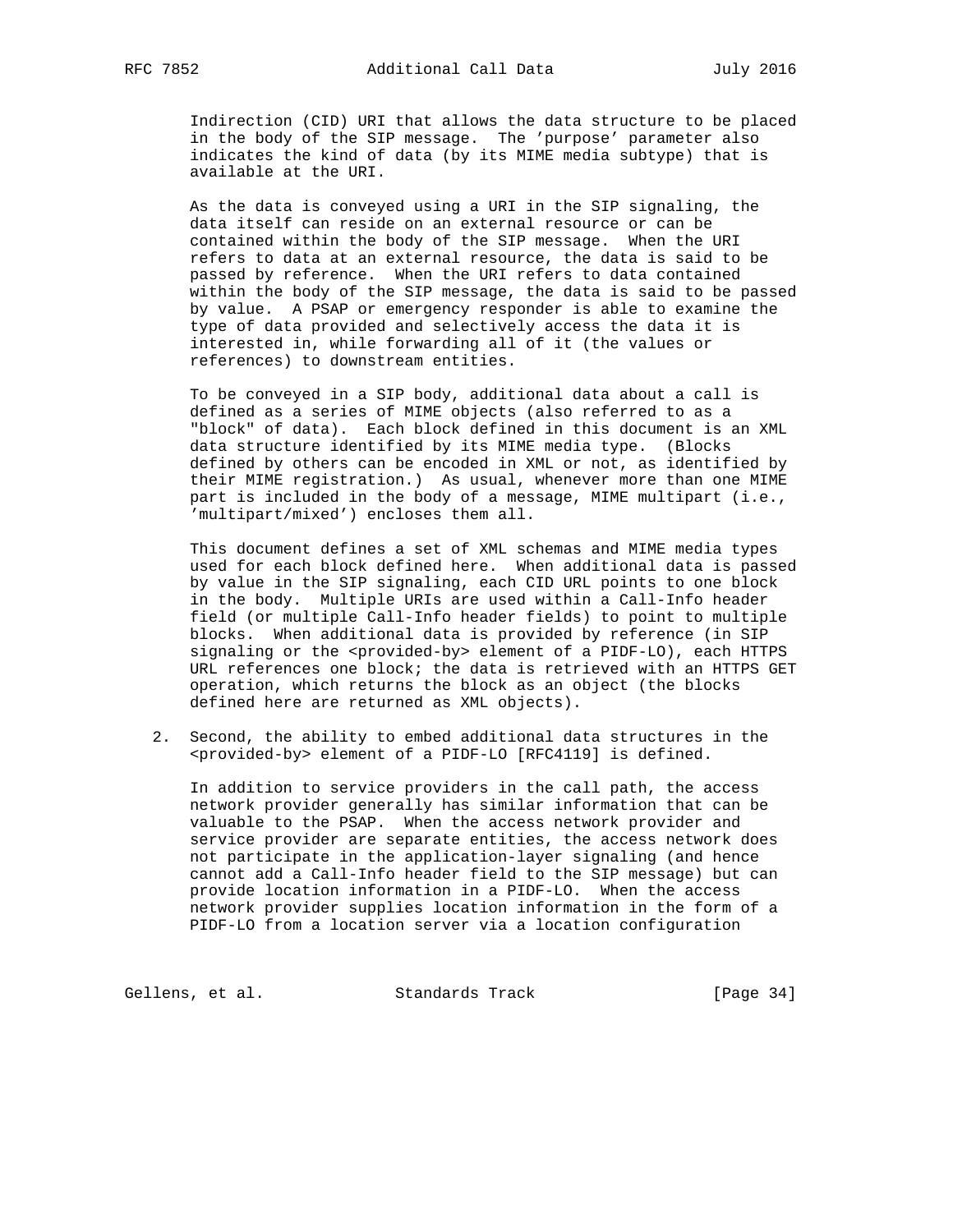Indirection (CID) URI that allows the data structure to be placed in the body of the SIP message. The 'purpose' parameter also indicates the kind of data (by its MIME media subtype) that is available at the URI.

As the data is conveyed using a URI in the SIP signaling, the data itself can reside on an external resource or can be contained within the body of the SIP message. When the URI refers to data at an external resource, the data is said to be passed by reference. When the URI refers to data contained within the body of the SIP message, the data is said to be passed by value. A PSAP or emergency responder is able to examine the type of data provided and selectively access the data it is interested in, while forwarding all of it (the values or references) to downstream entities.

To be conveyed in a SIP body, additional data about a call is defined as a series of MIME objects (also referred to as a "block" of data). Each block defined in this document is an XML data structure identified by its MIME media type. (Blocks defined by others can be encoded in XML or not, as identified by their MIME registration.) As usual, whenever more than one MIME part is included in the body of a message, MIME multipart (i.e., 'multipart/mixed') encloses them all.

This document defines a set of XML schemas and MIME media types used for each block defined here. When additional data is passed by value in the SIP signaling, each CID URL points to one block in the body. Multiple URIs are used within a Call-Info header field (or multiple Call-Info header fields) to point to multiple blocks. When additional data is provided by reference (in SIP signaling or the <provided-by> element of a PIDF-LO), each HTTPS URL references one block; the data is retrieved with an HTTPS GET operation, which returns the block as an object (the blocks defined here are returned as XML objects).

2. Second, the ability to embed additional data structures in the <provided-by> element of a PIDF-LO [RFC4119] is defined.

   In addition to service providers in the call path, the access network provider generally has similar information that can be valuable to the PSAP. When the access network provider and service provider are separate entities, the access network does not participate in the application-layer signaling (and hence cannot add a Call-Info header field to the SIP message) but can provide location information in a PIDF-LO. When the access network provider supplies location information in the form of a PIDF-LO from a location server via a location configuration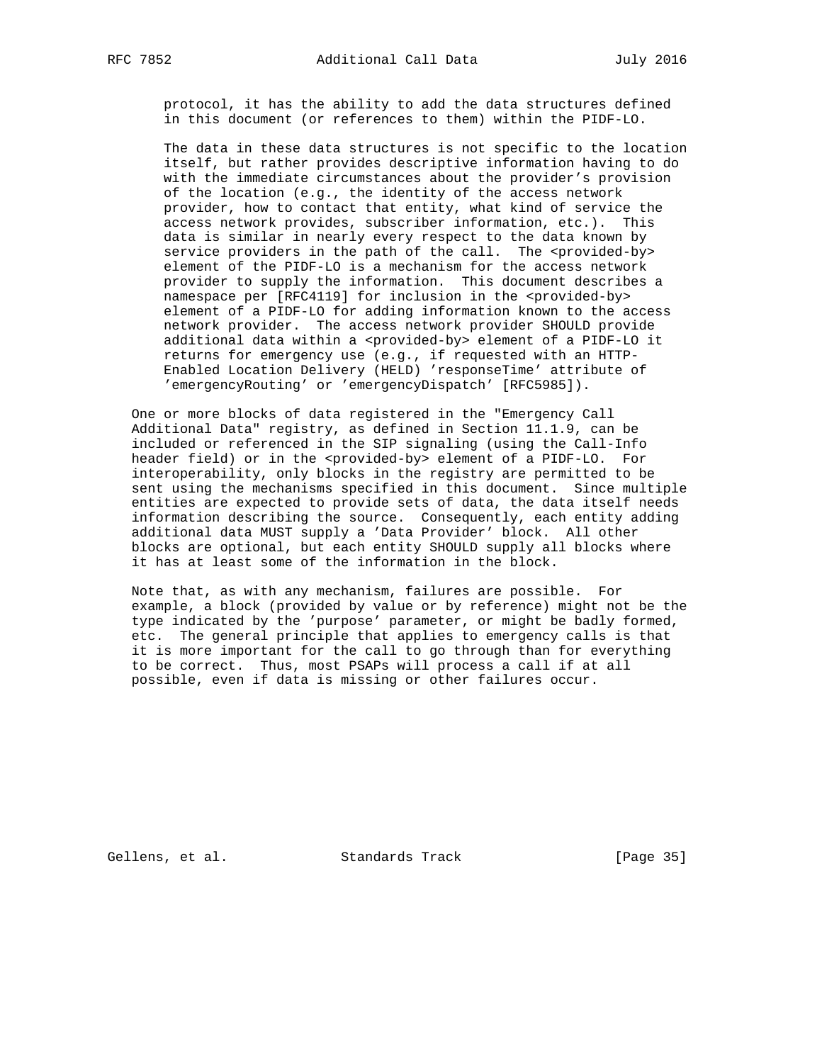protocol, it has the ability to add the data structures defined in this document (or references to them) within the PIDF-LO.

The data in these data structures is not specific to the location itself, but rather provides descriptive information having to do with the immediate circumstances about the provider's provision of the location (e.g., the identity of the access network provider, how to contact that entity, what kind of service the access network provides, subscriber information, etc.). This data is similar in nearly every respect to the data known by service providers in the path of the call. The <provided-by> element of the PIDF-LO is a mechanism for the access network provider to supply the information. This document describes a namespace per [RFC4119] for inclusion in the <provided-by> element of a PIDF-LO for adding information known to the access network provider. The access network provider SHOULD provide additional data within a <provided-by> element of a PIDF-LO it returns for emergency use (e.g., if requested with an HTTP-Enabled Location Delivery (HELD) 'responseTime' attribute of 'emergencyRouting' or 'emergencyDispatch' [RFC5985]).

One or more blocks of data registered in the "Emergency Call Additional Data" registry, as defined in Section 11.1.9, can be included or referenced in the SIP signaling (using the Call-Info header field) or in the <provided-by> element of a PIDF-LO. For interoperability, only blocks in the registry are permitted to be sent using the mechanisms specified in this document. Since multiple entities are expected to provide sets of data, the data itself needs information describing the source. Consequently, each entity adding additional data MUST supply a 'Data Provider' block. All other blocks are optional, but each entity SHOULD supply all blocks where it has at least some of the information in the block.

Note that, as with any mechanism, failures are possible. For example, a block (provided by value or by reference) might not be the type indicated by the 'purpose' parameter, or might be badly formed, etc. The general principle that applies to emergency calls is that it is more important for the call to go through than for everything to be correct. Thus, most PSAPs will process a call if at all possible, even if data is missing or other failures occur.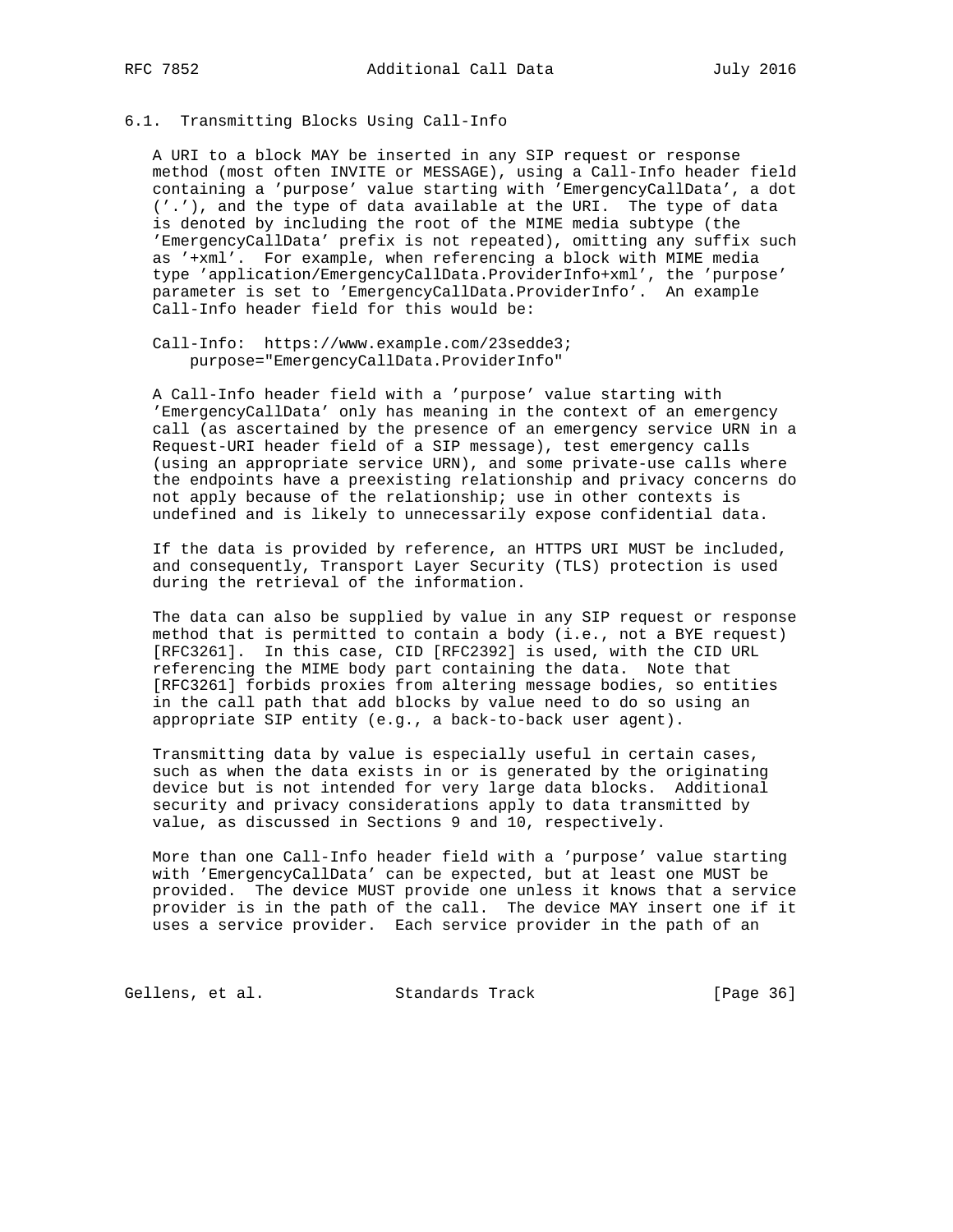### 6.1. Transmitting Blocks Using Call-Info

A URI to a block MAY be inserted in any SIP request or response method (most often INVITE or MESSAGE), using a Call-Info header field containing a 'purpose' value starting with 'EmergencyCallData', a dot ('.'), and the type of data available at the URI. The type of data is denoted by including the root of the MIME media subtype (the 'EmergencyCallData' prefix is not repeated), omitting any suffix such as '+xml'. For example, when referencing a block with MIME media type 'application/EmergencyCallData.ProviderInfo+xml', the 'purpose' parameter is set to 'EmergencyCallData.ProviderInfo'. An example Call-Info header field for this would be:

```
Call-Info:  https://www.example.com/23sedde3;
    purpose="EmergencyCallData.ProviderInfo"
```

A Call-Info header field with a 'purpose' value starting with 'EmergencyCallData' only has meaning in the context of an emergency call (as ascertained by the presence of an emergency service URN in a Request-URI header field of a SIP message), test emergency calls (using an appropriate service URN), and some private-use calls where the endpoints have a preexisting relationship and privacy concerns do not apply because of the relationship; use in other contexts is undefined and is likely to unnecessarily expose confidential data.

If the data is provided by reference, an HTTPS URI MUST be included, and consequently, Transport Layer Security (TLS) protection is used during the retrieval of the information.

The data can also be supplied by value in any SIP request or response method that is permitted to contain a body (i.e., not a BYE request) [RFC3261]. In this case, CID [RFC2392] is used, with the CID URL referencing the MIME body part containing the data. Note that [RFC3261] forbids proxies from altering message bodies, so entities in the call path that add blocks by value need to do so using an appropriate SIP entity (e.g., a back-to-back user agent).

Transmitting data by value is especially useful in certain cases, such as when the data exists in or is generated by the originating device but is not intended for very large data blocks. Additional security and privacy considerations apply to data transmitted by value, as discussed in Sections 9 and 10, respectively.

More than one Call-Info header field with a 'purpose' value starting with 'EmergencyCallData' can be expected, but at least one MUST be provided. The device MUST provide one unless it knows that a service provider is in the path of the call. The device MAY insert one if it uses a service provider. Each service provider in the path of an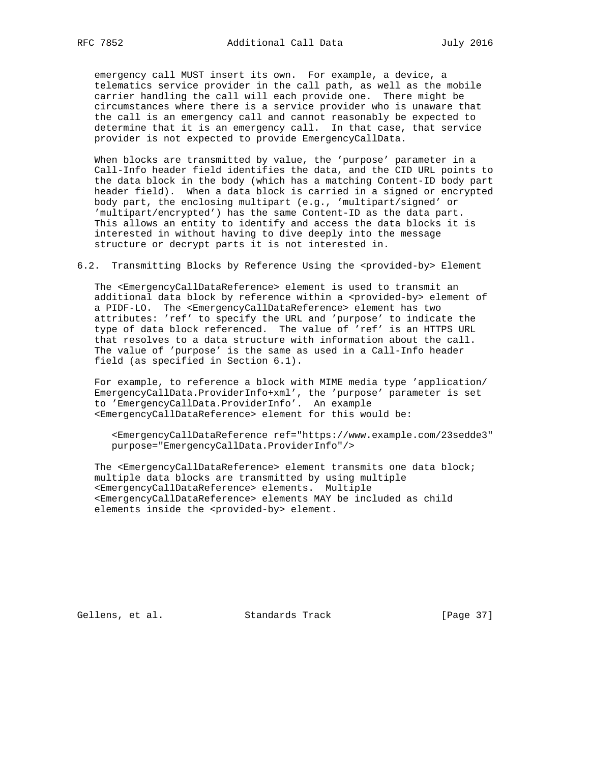emergency call MUST insert its own. For example, a device, a telematics service provider in the call path, as well as the mobile carrier handling the call will each provide one. There might be circumstances where there is a service provider who is unaware that the call is an emergency call and cannot reasonably be expected to determine that it is an emergency call. In that case, that service provider is not expected to provide EmergencyCallData.

When blocks are transmitted by value, the 'purpose' parameter in a Call-Info header field identifies the data, and the CID URL points to the data block in the body (which has a matching Content-ID body part header field). When a data block is carried in a signed or encrypted body part, the enclosing multipart (e.g., 'multipart/signed' or 'multipart/encrypted') has the same Content-ID as the data part. This allows an entity to identify and access the data blocks it is interested in without having to dive deeply into the message structure or decrypt parts it is not interested in.

### 6.2. Transmitting Blocks by Reference Using the <provided-by> Element

The <EmergencyCallDataReference> element is used to transmit an additional data block by reference within a <provided-by> element of a PIDF-LO. The <EmergencyCallDataReference> element has two attributes: 'ref' to specify the URL and 'purpose' to indicate the type of data block referenced. The value of 'ref' is an HTTPS URL that resolves to a data structure with information about the call. The value of 'purpose' is the same as used in a Call-Info header field (as specified in Section 6.1).

For example, to reference a block with MIME media type 'application/EmergencyCallData.ProviderInfo+xml', the 'purpose' parameter is set to 'EmergencyCallData.ProviderInfo'. An example <EmergencyCallDataReference> element for this would be:

```
<EmergencyCallDataReference ref="https://www.example.com/23sedde3"
purpose="EmergencyCallData.ProviderInfo"/>
```

The <EmergencyCallDataReference> element transmits one data block; multiple data blocks are transmitted by using multiple <EmergencyCallDataReference> elements. Multiple <EmergencyCallDataReference> elements MAY be included as child elements inside the <provided-by> element.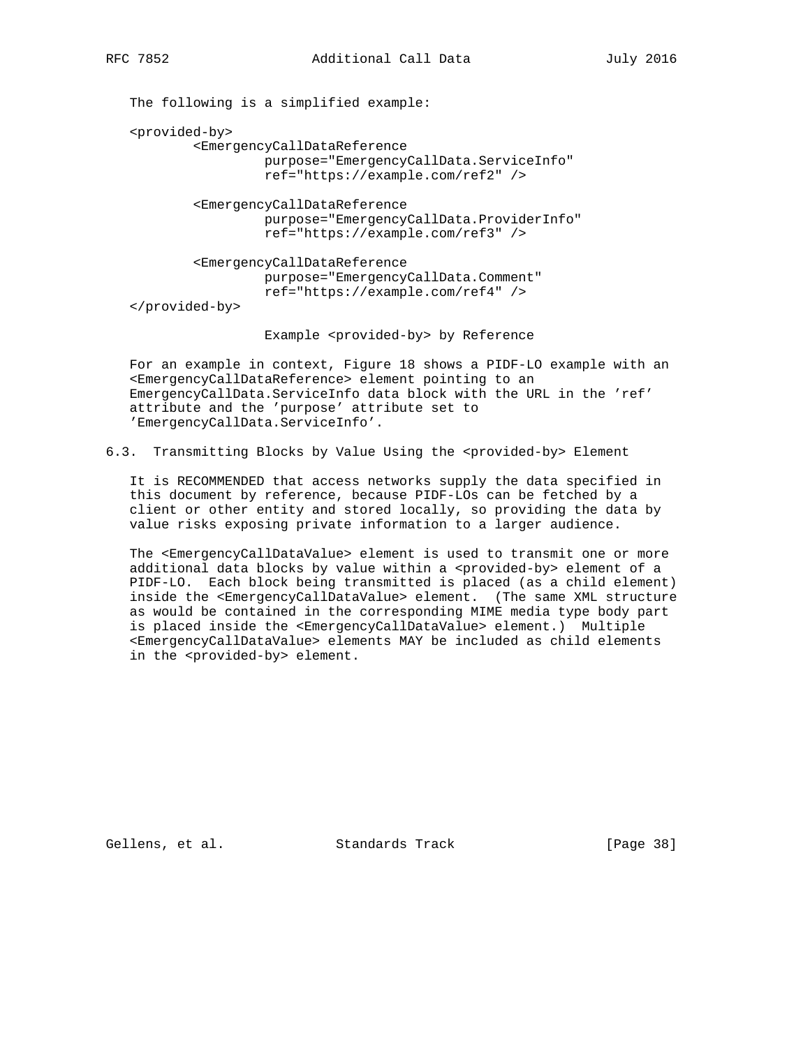The following is a simplified example:

```
<provided-by>
        <EmergencyCallDataReference
                purpose="EmergencyCallData.ServiceInfo"
                ref="https://example.com/ref2" />

        <EmergencyCallDataReference
                purpose="EmergencyCallData.ProviderInfo"
                ref="https://example.com/ref3" />

        <EmergencyCallDataReference
                purpose="EmergencyCallData.Comment"
                ref="https://example.com/ref4" />
</provided-by>
```

Example <provided-by> by Reference

For an example in context, Figure 18 shows a PIDF-LO example with an <EmergencyCallDataReference> element pointing to an EmergencyCallData.ServiceInfo data block with the URL in the 'ref' attribute and the 'purpose' attribute set to 'EmergencyCallData.ServiceInfo'.

## 6.3. Transmitting Blocks by Value Using the <provided-by> Element

It is RECOMMENDED that access networks supply the data specified in this document by reference, because PIDF-LOs can be fetched by a client or other entity and stored locally, so providing the data by value risks exposing private information to a larger audience.

The <EmergencyCallDataValue> element is used to transmit one or more additional data blocks by value within a <provided-by> element of a PIDF-LO. Each block being transmitted is placed (as a child element) inside the <EmergencyCallDataValue> element. (The same XML structure as would be contained in the corresponding MIME media type body part is placed inside the <EmergencyCallDataValue> element.) Multiple <EmergencyCallDataValue> elements MAY be included as child elements in the <provided-by> element.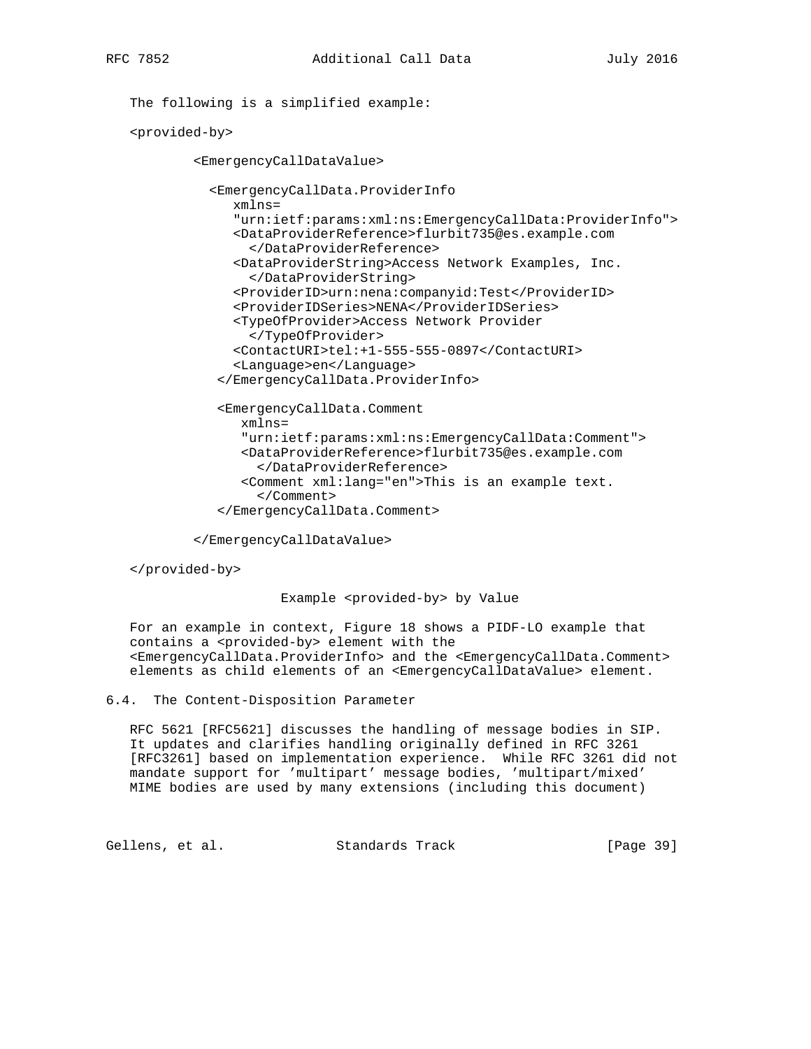The following is a simplified example:

```
<provided-by>

        <EmergencyCallDataValue>

          <EmergencyCallData.ProviderInfo
             xmlns=
             "urn:ietf:params:xml:ns:EmergencyCallData:ProviderInfo">
             <DataProviderReference>flurbit735@es.example.com
               </DataProviderReference>
             <DataProviderString>Access Network Examples, Inc.
               </DataProviderString>
             <ProviderID>urn:nena:companyid:Test</ProviderID>
             <ProviderIDSeries>NENA</ProviderIDSeries>
             <TypeOfProvider>Access Network Provider
               </TypeOfProvider>
             <ContactURI>tel:+1-555-555-0897</ContactURI>
             <Language>en</Language>
           </EmergencyCallData.ProviderInfo>

           <EmergencyCallData.Comment
              xmlns=
              "urn:ietf:params:xml:ns:EmergencyCallData:Comment">
              <DataProviderReference>flurbit735@es.example.com
                </DataProviderReference>
              <Comment xml:lang="en">This is an example text.
                </Comment>
           </EmergencyCallData.Comment>

        </EmergencyCallDataValue>

</provided-by>
```

Example <provided-by> by Value

For an example in context, Figure 18 shows a PIDF-LO example that contains a <provided-by> element with the <EmergencyCallData.ProviderInfo> and the <EmergencyCallData.Comment> elements as child elements of an <EmergencyCallDataValue> element.

## 6.4. The Content-Disposition Parameter

RFC 5621 [RFC5621] discusses the handling of message bodies in SIP. It updates and clarifies handling originally defined in RFC 3261 [RFC3261] based on implementation experience. While RFC 3261 did not mandate support for 'multipart' message bodies, 'multipart/mixed' MIME bodies are used by many extensions (including this document)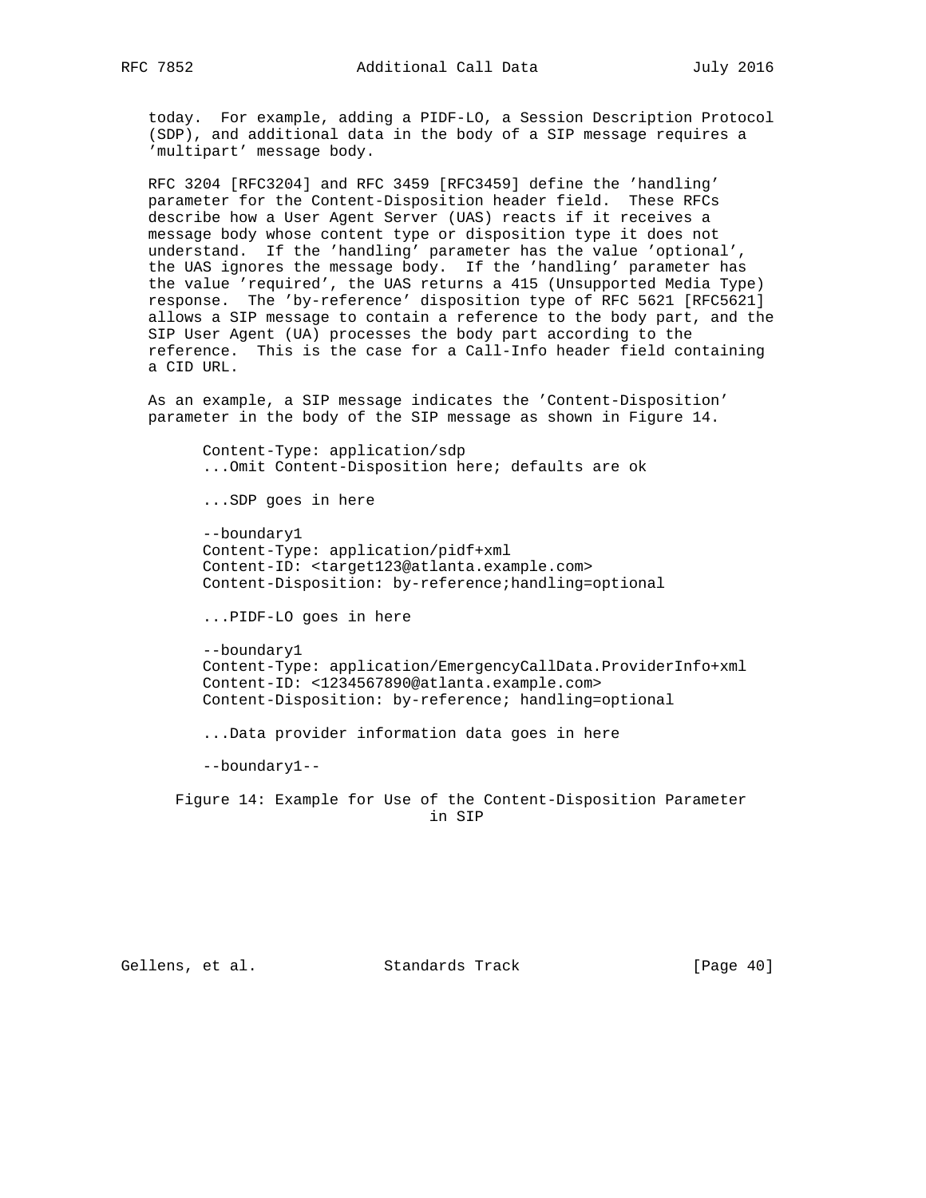today. For example, adding a PIDF-LO, a Session Description Protocol (SDP), and additional data in the body of a SIP message requires a 'multipart' message body.

RFC 3204 [RFC3204] and RFC 3459 [RFC3459] define the 'handling' parameter for the Content-Disposition header field. These RFCs describe how a User Agent Server (UAS) reacts if it receives a message body whose content type or disposition type it does not understand. If the 'handling' parameter has the value 'optional', the UAS ignores the message body. If the 'handling' parameter has the value 'required', the UAS returns a 415 (Unsupported Media Type) response. The 'by-reference' disposition type of RFC 5621 [RFC5621] allows a SIP message to contain a reference to the body part, and the SIP User Agent (UA) processes the body part according to the reference. This is the case for a Call-Info header field containing a CID URL.

As an example, a SIP message indicates the 'Content-Disposition' parameter in the body of the SIP message as shown in Figure 14.

```
Content-Type: application/sdp
...Omit Content-Disposition here; defaults are ok

...SDP goes in here

--boundary1
Content-Type: application/pidf+xml
Content-ID: <target123@atlanta.example.com>
Content-Disposition: by-reference;handling=optional

...PIDF-LO goes in here

--boundary1
Content-Type: application/EmergencyCallData.ProviderInfo+xml
Content-ID: <1234567890@atlanta.example.com>
Content-Disposition: by-reference; handling=optional

...Data provider information data goes in here

--boundary1--
```

Figure 14: Example for Use of the Content-Disposition Parameter in SIP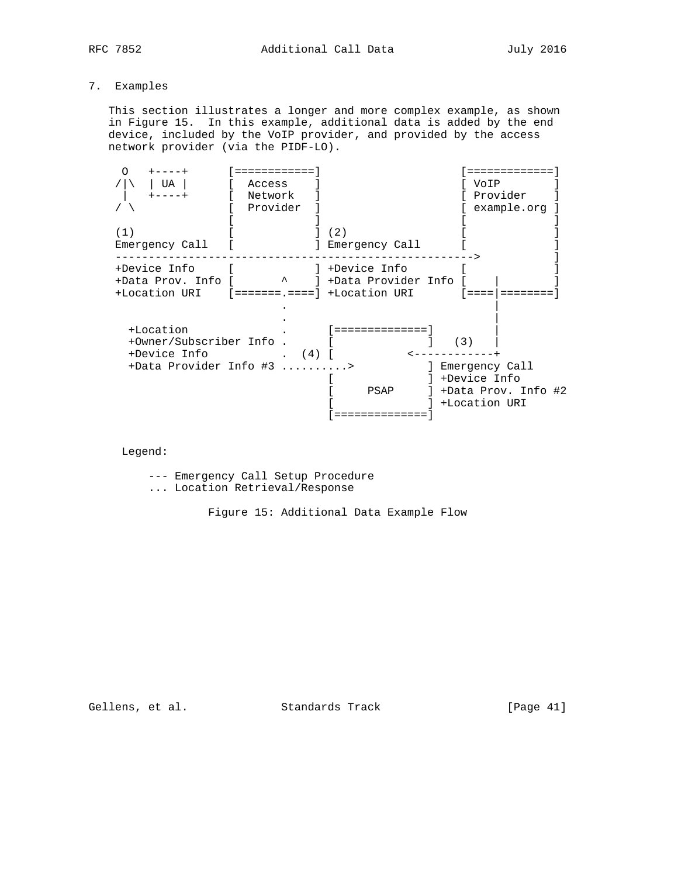## 7. Examples

This section illustrates a longer and more complex example, as shown in Figure 15. In this example, additional data is added by the end device, included by the VoIP provider, and provided by the access network provider (via the PIDF-LO).

```
 O   +----+      [============]                   [=============]
/|\  | UA |      [  Access    ]                   [ VoIP        ]
 |   +----+      [  Network   ]                   [ Provider    ]
/ \              [  Provider  ]                   [ example.org ]
                 [            ]                   [             ]
(1)              [            ] (2)               [             ]
Emergency Call   [            ] Emergency Call    [             ]
------------------------------------------------------>         ]
+Device Info     [            ] +Device Info      [             ]
+Data Prov. Info [       ^    ] +Data Provider Info [    |      ]
+Location URI    [=======.====] +Location URI     [====|========]
                         .                             |
                         .                             |
  +Location              .      [==============]       |
  +Owner/Subscriber Info .      [              ]   (3) |
  +Device Info           .  (4) [          <------------+
  +Data Provider Info #3 ..........>          ] Emergency Call
                                [              ] +Device Info
                                [     PSAP     ] +Data Prov. Info #2
                                [              ] +Location URI
                                [==============]

 Legend:

     --- Emergency Call Setup Procedure
     ... Location Retrieval/Response
```

Figure 15: Additional Data Example Flow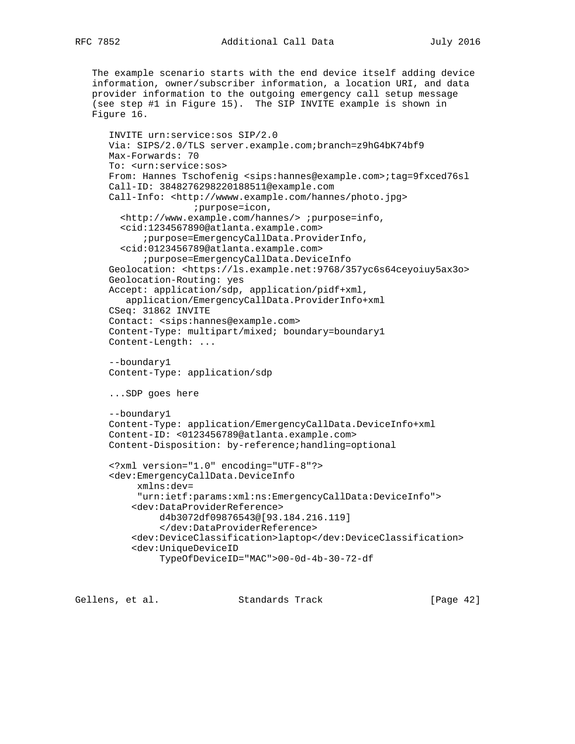The example scenario starts with the end device itself adding device information, owner/subscriber information, a location URI, and data provider information to the outgoing emergency call setup message (see step #1 in Figure 15). The SIP INVITE example is shown in Figure 16.

```
INVITE urn:service:sos SIP/2.0
Via: SIPS/2.0/TLS server.example.com;branch=z9hG4bK74bf9
Max-Forwards: 70
To: <urn:service:sos>
From: Hannes Tschofenig <sips:hannes@example.com>;tag=9fxced76sl
Call-ID: 3848276298220188511@example.com
Call-Info: <http://wwww.example.com/hannes/photo.jpg>
              ;purpose=icon,
  <http://www.example.com/hannes/> ;purpose=info,
  <cid:1234567890@atlanta.example.com>
      ;purpose=EmergencyCallData.ProviderInfo,
  <cid:0123456789@atlanta.example.com>
      ;purpose=EmergencyCallData.DeviceInfo
Geolocation: <https://ls.example.net:9768/357yc6s64ceyoiuy5ax3o>
Geolocation-Routing: yes
Accept: application/sdp, application/pidf+xml,
   application/EmergencyCallData.ProviderInfo+xml
CSeq: 31862 INVITE
Contact: <sips:hannes@example.com>
Content-Type: multipart/mixed; boundary=boundary1
Content-Length: ...

--boundary1
Content-Type: application/sdp

...SDP goes here

--boundary1
Content-Type: application/EmergencyCallData.DeviceInfo+xml
Content-ID: <0123456789@atlanta.example.com>
Content-Disposition: by-reference;handling=optional

<?xml version="1.0" encoding="UTF-8"?>
<dev:EmergencyCallData.DeviceInfo
     xmlns:dev=
     "urn:ietf:params:xml:ns:EmergencyCallData:DeviceInfo">
    <dev:DataProviderReference>
         d4b3072df09876543@[93.184.216.119]
         </dev:DataProviderReference>
    <dev:DeviceClassification>laptop</dev:DeviceClassification>
    <dev:UniqueDeviceID
         TypeOfDeviceID="MAC">00-0d-4b-30-72-df
```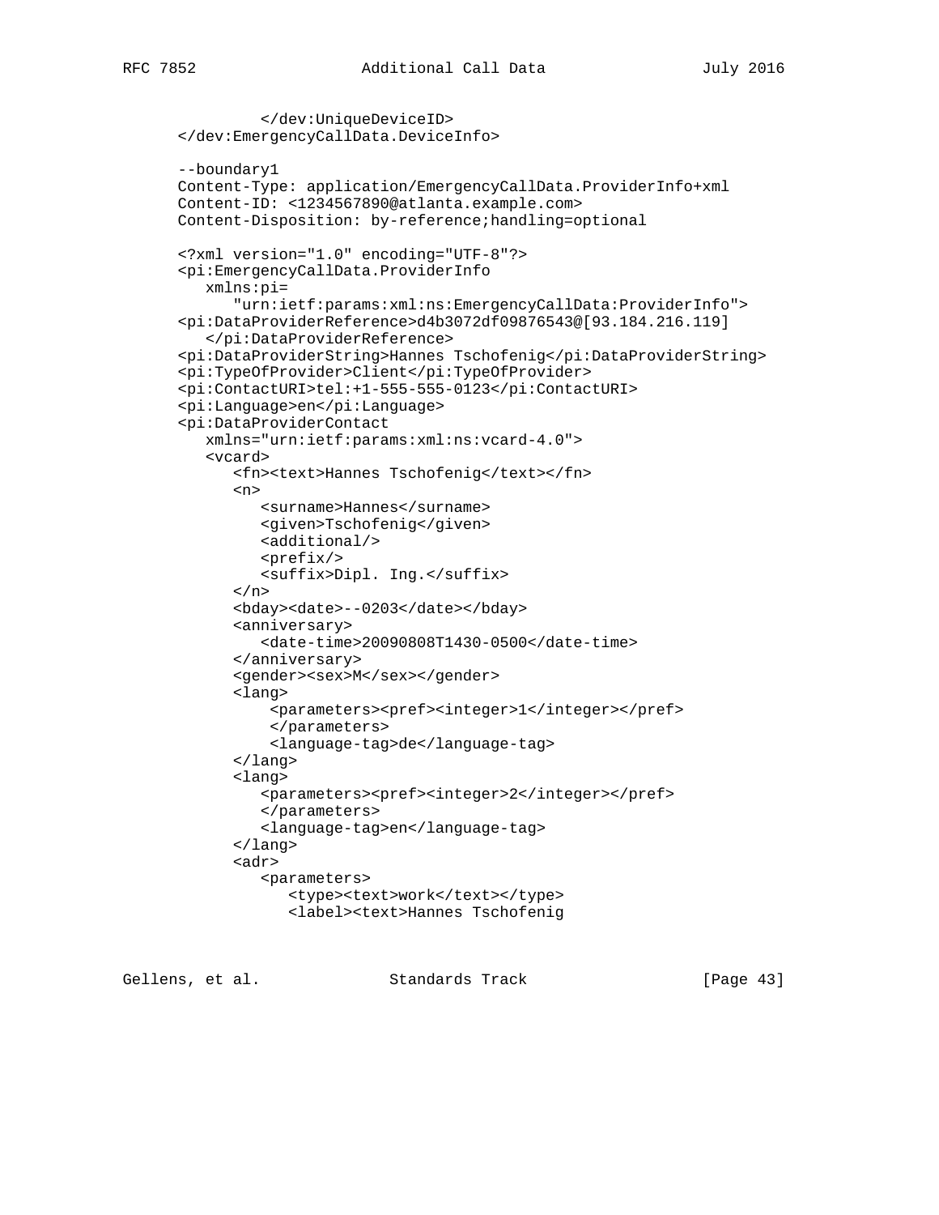```
            </dev:UniqueDeviceID>
      </dev:EmergencyCallData.DeviceInfo>

      --boundary1
      Content-Type: application/EmergencyCallData.ProviderInfo+xml
      Content-ID: <1234567890@atlanta.example.com>
      Content-Disposition: by-reference;handling=optional

      <?xml version="1.0" encoding="UTF-8"?>
      <pi:EmergencyCallData.ProviderInfo
         xmlns:pi=
            "urn:ietf:params:xml:ns:EmergencyCallData:ProviderInfo">
      <pi:DataProviderReference>d4b3072df09876543@[93.184.216.119]
         </pi:DataProviderReference>
      <pi:DataProviderString>Hannes Tschofenig</pi:DataProviderString>
      <pi:TypeOfProvider>Client</pi:TypeOfProvider>
      <pi:ContactURI>tel:+1-555-555-0123</pi:ContactURI>
      <pi:Language>en</pi:Language>
      <pi:DataProviderContact
         xmlns="urn:ietf:params:xml:ns:vcard-4.0">
         <vcard>
            <fn><text>Hannes Tschofenig</text></fn>
            <n>
               <surname>Hannes</surname>
               <given>Tschofenig</given>
               <additional/>
               <prefix/>
               <suffix>Dipl. Ing.</suffix>
            </n>
            <bday><date>--0203</date></bday>
            <anniversary>
               <date-time>20090808T1430-0500</date-time>
            </anniversary>
            <gender><sex>M</sex></gender>
            <lang>
                <parameters><pref><integer>1</integer></pref>
                </parameters>
                <language-tag>de</language-tag>
            </lang>
            <lang>
               <parameters><pref><integer>2</integer></pref>
               </parameters>
               <language-tag>en</language-tag>
            </lang>
            <adr>
               <parameters>
                  <type><text>work</text></type>
                  <label><text>Hannes Tschofenig
```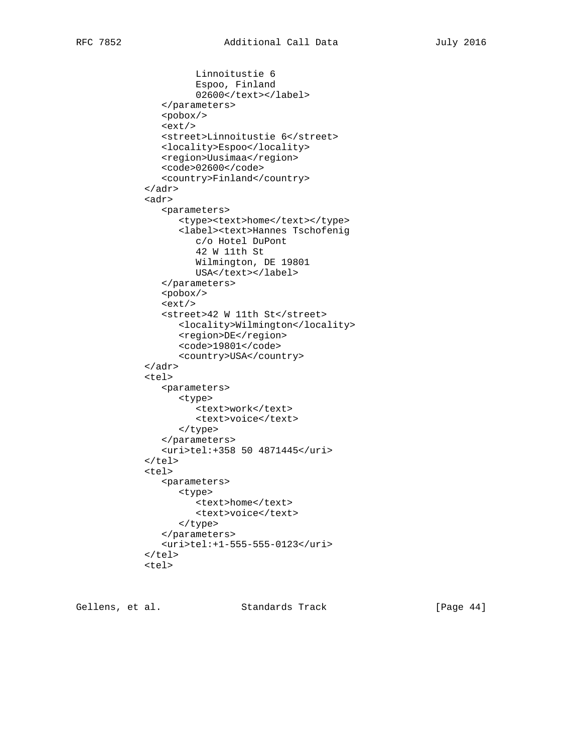```
                  Linnoitustie 6
                  Espoo, Finland
                  02600</text></label>
            </parameters>
            <pobox/>
            <ext/>
            <street>Linnoitustie 6</street>
            <locality>Espoo</locality>
            <region>Uusimaa</region>
            <code>02600</code>
            <country>Finland</country>
         </adr>
         <adr>
            <parameters>
               <type><text>home</text></type>
               <label><text>Hannes Tschofenig
                  c/o Hotel DuPont
                  42 W 11th St
                  Wilmington, DE 19801
                  USA</text></label>
            </parameters>
            <pobox/>
            <ext/>
            <street>42 W 11th St</street>
               <locality>Wilmington</locality>
               <region>DE</region>
               <code>19801</code>
               <country>USA</country>
         </adr>
         <tel>
            <parameters>
               <type>
                  <text>work</text>
                  <text>voice</text>
               </type>
            </parameters>
            <uri>tel:+358 50 4871445</uri>
         </tel>
         <tel>
            <parameters>
               <type>
                  <text>home</text>
                  <text>voice</text>
               </type>
            </parameters>
            <uri>tel:+1-555-555-0123</uri>
         </tel>
         <tel>
```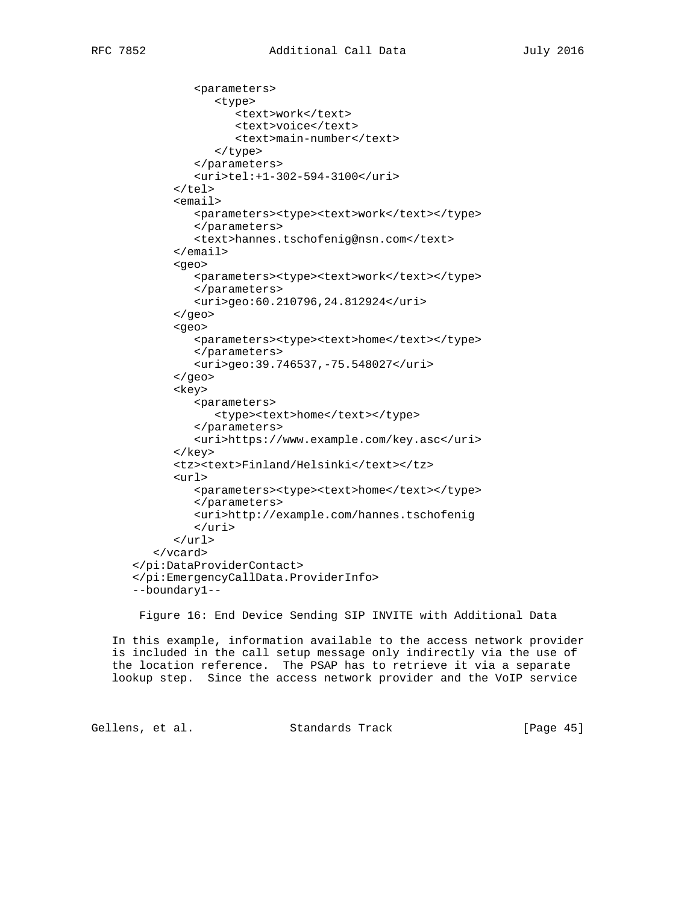```
            <parameters>
               <type>
                  <text>work</text>
                  <text>voice</text>
                  <text>main-number</text>
               </type>
            </parameters>
            <uri>tel:+1-302-594-3100</uri>
         </tel>
         <email>
            <parameters><type><text>work</text></type>
            </parameters>
            <text>hannes.tschofenig@nsn.com</text>
         </email>
         <geo>
            <parameters><type><text>work</text></type>
            </parameters>
            <uri>geo:60.210796,24.812924</uri>
         </geo>
         <geo>
            <parameters><type><text>home</text></type>
            </parameters>
            <uri>geo:39.746537,-75.548027</uri>
         </geo>
         <key>
            <parameters>
               <type><text>home</text></type>
            </parameters>
            <uri>https://www.example.com/key.asc</uri>
         </key>
         <tz><text>Finland/Helsinki</text></tz>
         <url>
            <parameters><type><text>home</text></type>
            </parameters>
            <uri>http://example.com/hannes.tschofenig
            </uri>
         </url>
      </vcard>
   </pi:DataProviderContact>
   </pi:EmergencyCallData.ProviderInfo>
   --boundary1--
```

Figure 16: End Device Sending SIP INVITE with Additional Data

In this example, information available to the access network provider is included in the call setup message only indirectly via the use of the location reference. The PSAP has to retrieve it via a separate lookup step. Since the access network provider and the VoIP service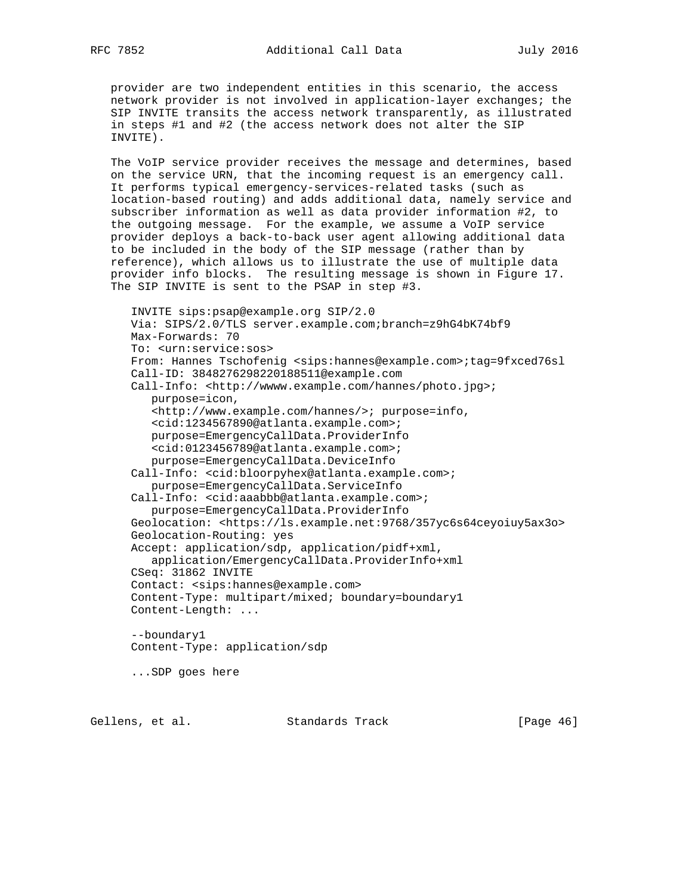provider are two independent entities in this scenario, the access network provider is not involved in application-layer exchanges; the SIP INVITE transits the access network transparently, as illustrated in steps #1 and #2 (the access network does not alter the SIP INVITE).

The VoIP service provider receives the message and determines, based on the service URN, that the incoming request is an emergency call. It performs typical emergency-services-related tasks (such as location-based routing) and adds additional data, namely service and subscriber information as well as data provider information #2, to the outgoing message. For the example, we assume a VoIP service provider deploys a back-to-back user agent allowing additional data to be included in the body of the SIP message (rather than by reference), which allows us to illustrate the use of multiple data provider info blocks. The resulting message is shown in Figure 17. The SIP INVITE is sent to the PSAP in step #3.

```
INVITE sips:psap@example.org SIP/2.0
Via: SIPS/2.0/TLS server.example.com;branch=z9hG4bK74bf9
Max-Forwards: 70
To: <urn:service:sos>
From: Hannes Tschofenig <sips:hannes@example.com>;tag=9fxced76sl
Call-ID: 3848276298220188511@example.com
Call-Info: <http://wwww.example.com/hannes/photo.jpg>;
   purpose=icon,
   <http://www.example.com/hannes/>; purpose=info,
   <cid:1234567890@atlanta.example.com>;
   purpose=EmergencyCallData.ProviderInfo
   <cid:0123456789@atlanta.example.com>;
   purpose=EmergencyCallData.DeviceInfo
Call-Info: <cid:bloorpyhex@atlanta.example.com>;
   purpose=EmergencyCallData.ServiceInfo
Call-Info: <cid:aaabbb@atlanta.example.com>;
   purpose=EmergencyCallData.ProviderInfo
Geolocation: <https://ls.example.net:9768/357yc6s64ceyoiuy5ax3o>
Geolocation-Routing: yes
Accept: application/sdp, application/pidf+xml,
   application/EmergencyCallData.ProviderInfo+xml
CSeq: 31862 INVITE
Contact: <sips:hannes@example.com>
Content-Type: multipart/mixed; boundary=boundary1
Content-Length: ...

--boundary1
Content-Type: application/sdp

...SDP goes here
```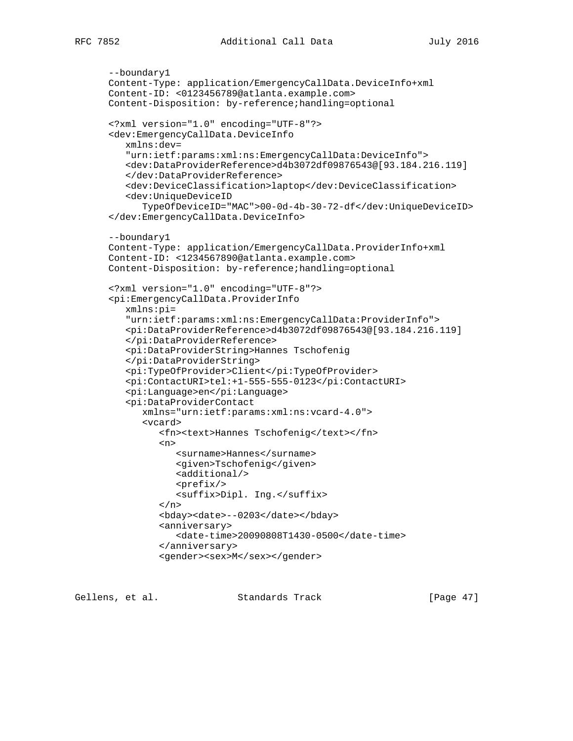```
--boundary1
Content-Type: application/EmergencyCallData.DeviceInfo+xml
Content-ID: <0123456789@atlanta.example.com>
Content-Disposition: by-reference;handling=optional

<?xml version="1.0" encoding="UTF-8"?>
<dev:EmergencyCallData.DeviceInfo
   xmlns:dev=
   "urn:ietf:params:xml:ns:EmergencyCallData:DeviceInfo">
   <dev:DataProviderReference>d4b3072df09876543@[93.184.216.119]
   </dev:DataProviderReference>
   <dev:DeviceClassification>laptop</dev:DeviceClassification>
   <dev:UniqueDeviceID
      TypeOfDeviceID="MAC">00-0d-4b-30-72-df</dev:UniqueDeviceID>
</dev:EmergencyCallData.DeviceInfo>

--boundary1
Content-Type: application/EmergencyCallData.ProviderInfo+xml
Content-ID: <1234567890@atlanta.example.com>
Content-Disposition: by-reference;handling=optional

<?xml version="1.0" encoding="UTF-8"?>
<pi:EmergencyCallData.ProviderInfo
   xmlns:pi=
   "urn:ietf:params:xml:ns:EmergencyCallData:ProviderInfo">
   <pi:DataProviderReference>d4b3072df09876543@[93.184.216.119]
   </pi:DataProviderReference>
   <pi:DataProviderString>Hannes Tschofenig
   </pi:DataProviderString>
   <pi:TypeOfProvider>Client</pi:TypeOfProvider>
   <pi:ContactURI>tel:+1-555-555-0123</pi:ContactURI>
   <pi:Language>en</pi:Language>
   <pi:DataProviderContact
      xmlns="urn:ietf:params:xml:ns:vcard-4.0">
      <vcard>
         <fn><text>Hannes Tschofenig</text></fn>
         <n>
            <surname>Hannes</surname>
            <given>Tschofenig</given>
            <additional/>
            <prefix/>
            <suffix>Dipl. Ing.</suffix>
         </n>
         <bday><date>--0203</date></bday>
         <anniversary>
            <date-time>20090808T1430-0500</date-time>
         </anniversary>
         <gender><sex>M</sex></gender>
```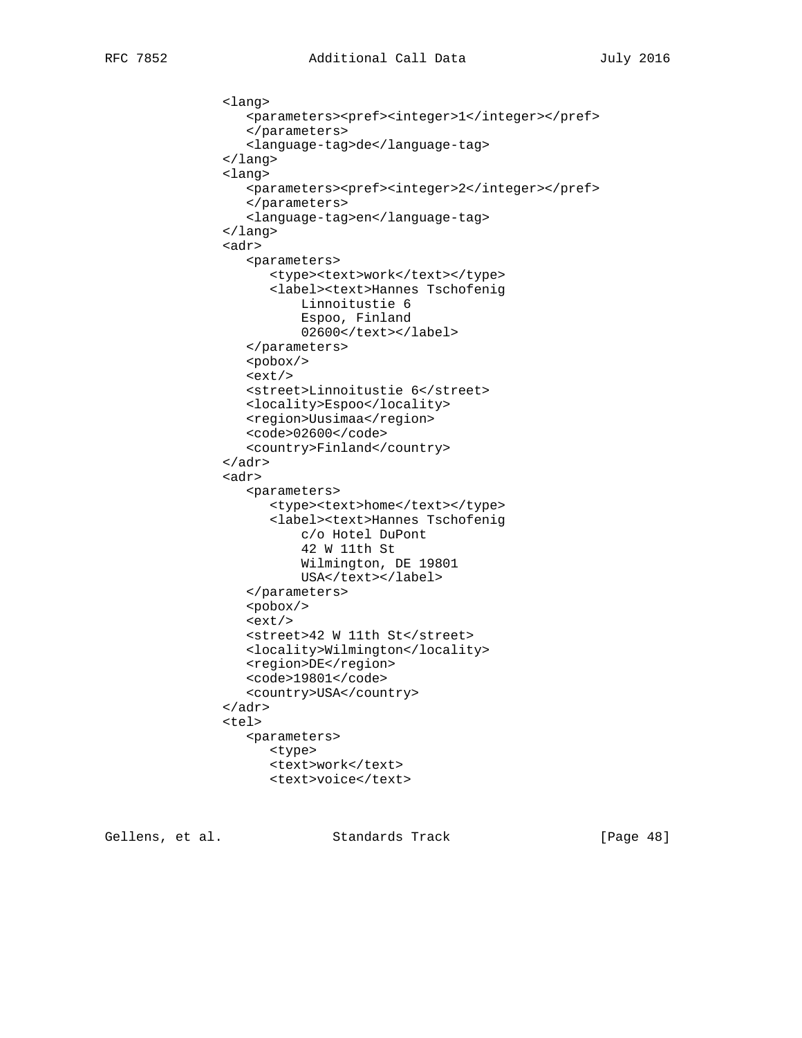```
               <lang>
                  <parameters><pref><integer>1</integer></pref>
                  </parameters>
                  <language-tag>de</language-tag>
               </lang>
               <lang>
                  <parameters><pref><integer>2</integer></pref>
                  </parameters>
                  <language-tag>en</language-tag>
               </lang>
               <adr>
                  <parameters>
                     <type><text>work</text></type>
                     <label><text>Hannes Tschofenig
                         Linnoitustie 6
                         Espoo, Finland
                         02600</text></label>
                  </parameters>
                  <pobox/>
                  <ext/>
                  <street>Linnoitustie 6</street>
                  <locality>Espoo</locality>
                  <region>Uusimaa</region>
                  <code>02600</code>
                  <country>Finland</country>
               </adr>
               <adr>
                  <parameters>
                     <type><text>home</text></type>
                     <label><text>Hannes Tschofenig
                         c/o Hotel DuPont
                         42 W 11th St
                         Wilmington, DE 19801
                         USA</text></label>
                  </parameters>
                  <pobox/>
                  <ext/>
                  <street>42 W 11th St</street>
                  <locality>Wilmington</locality>
                  <region>DE</region>
                  <code>19801</code>
                  <country>USA</country>
               </adr>
               <tel>
                  <parameters>
                     <type>
                     <text>work</text>
                     <text>voice</text>
```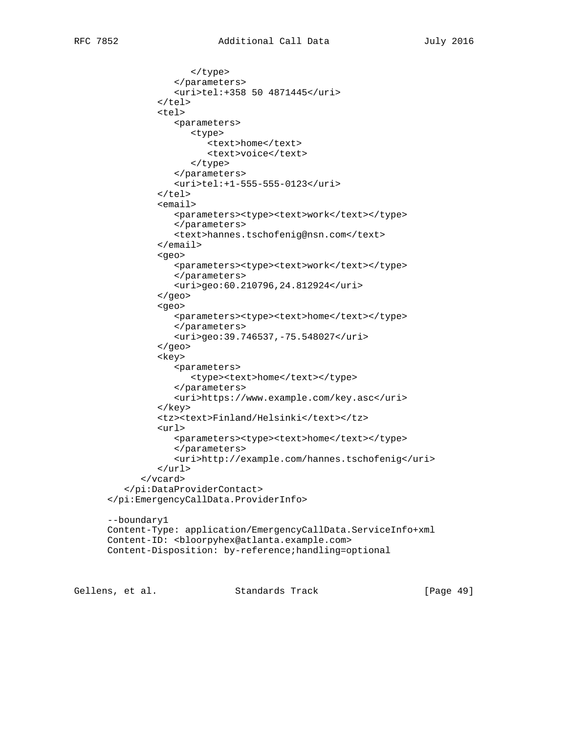```
                  </type>
               </parameters>
               <uri>tel:+358 50 4871445</uri>
            </tel>
            <tel>
               <parameters>
                  <type>
                     <text>home</text>
                     <text>voice</text>
                  </type>
               </parameters>
               <uri>tel:+1-555-555-0123</uri>
            </tel>
            <email>
               <parameters><type><text>work</text></type>
               </parameters>
               <text>hannes.tschofenig@nsn.com</text>
            </email>
            <geo>
               <parameters><type><text>work</text></type>
               </parameters>
               <uri>geo:60.210796,24.812924</uri>
            </geo>
            <geo>
               <parameters><type><text>home</text></type>
               </parameters>
               <uri>geo:39.746537,-75.548027</uri>
            </geo>
            <key>
               <parameters>
                  <type><text>home</text></type>
               </parameters>
               <uri>https://www.example.com/key.asc</uri>
            </key>
            <tz><text>Finland/Helsinki</text></tz>
            <url>
               <parameters><type><text>home</text></type>
               </parameters>
               <uri>http://example.com/hannes.tschofenig</uri>
            </url>
         </vcard>
      </pi:DataProviderContact>
   </pi:EmergencyCallData.ProviderInfo>

   --boundary1
   Content-Type: application/EmergencyCallData.ServiceInfo+xml
   Content-ID: <bloorpyhex@atlanta.example.com>
   Content-Disposition: by-reference;handling=optional
```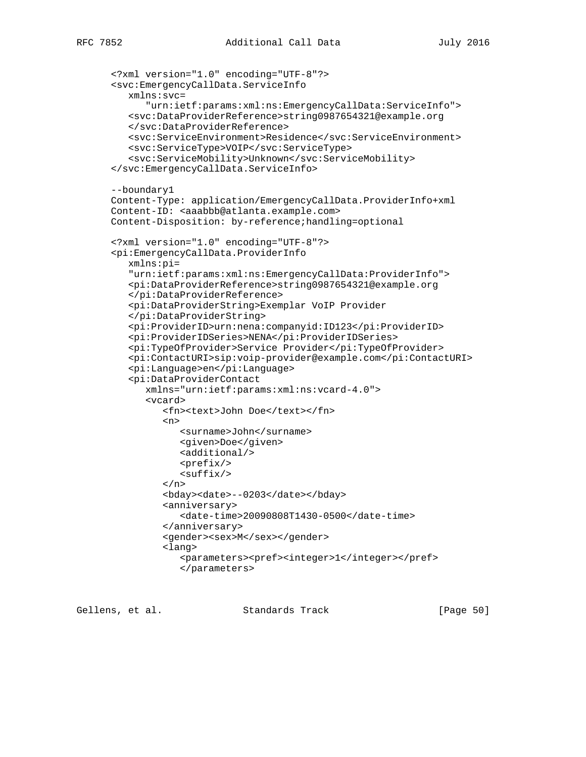```
   <?xml version="1.0" encoding="UTF-8"?>
   <svc:EmergencyCallData.ServiceInfo
      xmlns:svc=
         "urn:ietf:params:xml:ns:EmergencyCallData:ServiceInfo">
      <svc:DataProviderReference>string0987654321@example.org
      </svc:DataProviderReference>
      <svc:ServiceEnvironment>Residence</svc:ServiceEnvironment>
      <svc:ServiceType>VOIP</svc:ServiceType>
      <svc:ServiceMobility>Unknown</svc:ServiceMobility>
   </svc:EmergencyCallData.ServiceInfo>

   --boundary1
   Content-Type: application/EmergencyCallData.ProviderInfo+xml
   Content-ID: <aaabbb@atlanta.example.com>
   Content-Disposition: by-reference;handling=optional

   <?xml version="1.0" encoding="UTF-8"?>
   <pi:EmergencyCallData.ProviderInfo
      xmlns:pi=
      "urn:ietf:params:xml:ns:EmergencyCallData:ProviderInfo">
      <pi:DataProviderReference>string0987654321@example.org
      </pi:DataProviderReference>
      <pi:DataProviderString>Exemplar VoIP Provider
      </pi:DataProviderString>
      <pi:ProviderID>urn:nena:companyid:ID123</pi:ProviderID>
      <pi:ProviderIDSeries>NENA</pi:ProviderIDSeries>
      <pi:TypeOfProvider>Service Provider</pi:TypeOfProvider>
      <pi:ContactURI>sip:voip-provider@example.com</pi:ContactURI>
      <pi:Language>en</pi:Language>
      <pi:DataProviderContact
         xmlns="urn:ietf:params:xml:ns:vcard-4.0">
         <vcard>
            <fn><text>John Doe</text></fn>
            <n>
               <surname>John</surname>
               <given>Doe</given>
               <additional/>
               <prefix/>
               <suffix/>
            </n>
            <bday><date>--0203</date></bday>
            <anniversary>
               <date-time>20090808T1430-0500</date-time>
            </anniversary>
            <gender><sex>M</sex></gender>
            <lang>
               <parameters><pref><integer>1</integer></pref>
               </parameters>
```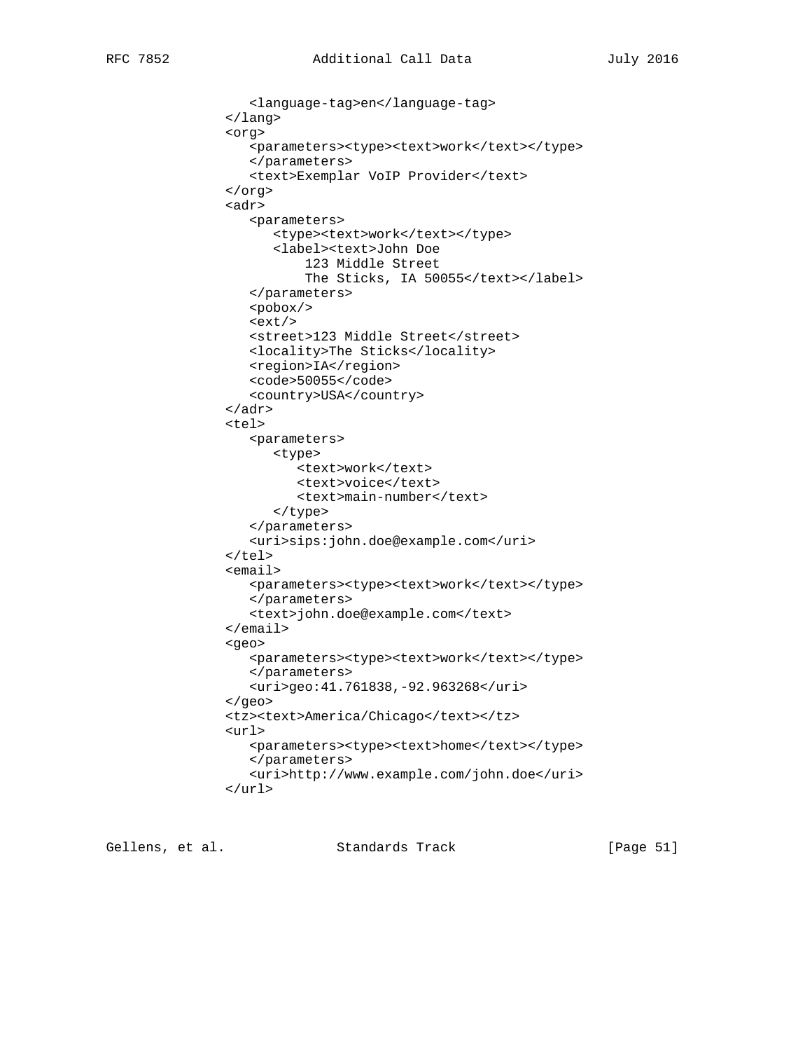```
         <language-tag>en</language-tag>
      </lang>
      <org>
         <parameters><type><text>work</text></type>
         </parameters>
         <text>Exemplar VoIP Provider</text>
      </org>
      <adr>
         <parameters>
            <type><text>work</text></type>
            <label><text>John Doe
                123 Middle Street
                The Sticks, IA 50055</text></label>
         </parameters>
         <pobox/>
         <ext/>
         <street>123 Middle Street</street>
         <locality>The Sticks</locality>
         <region>IA</region>
         <code>50055</code>
         <country>USA</country>
      </adr>
      <tel>
         <parameters>
            <type>
               <text>work</text>
               <text>voice</text>
               <text>main-number</text>
            </type>
         </parameters>
         <uri>sips:john.doe@example.com</uri>
      </tel>
      <email>
         <parameters><type><text>work</text></type>
         </parameters>
         <text>john.doe@example.com</text>
      </email>
      <geo>
         <parameters><type><text>work</text></type>
         </parameters>
         <uri>geo:41.761838,-92.963268</uri>
      </geo>
      <tz><text>America/Chicago</text></tz>
      <url>
         <parameters><type><text>home</text></type>
         </parameters>
         <uri>http://www.example.com/john.doe</uri>
      </url>
```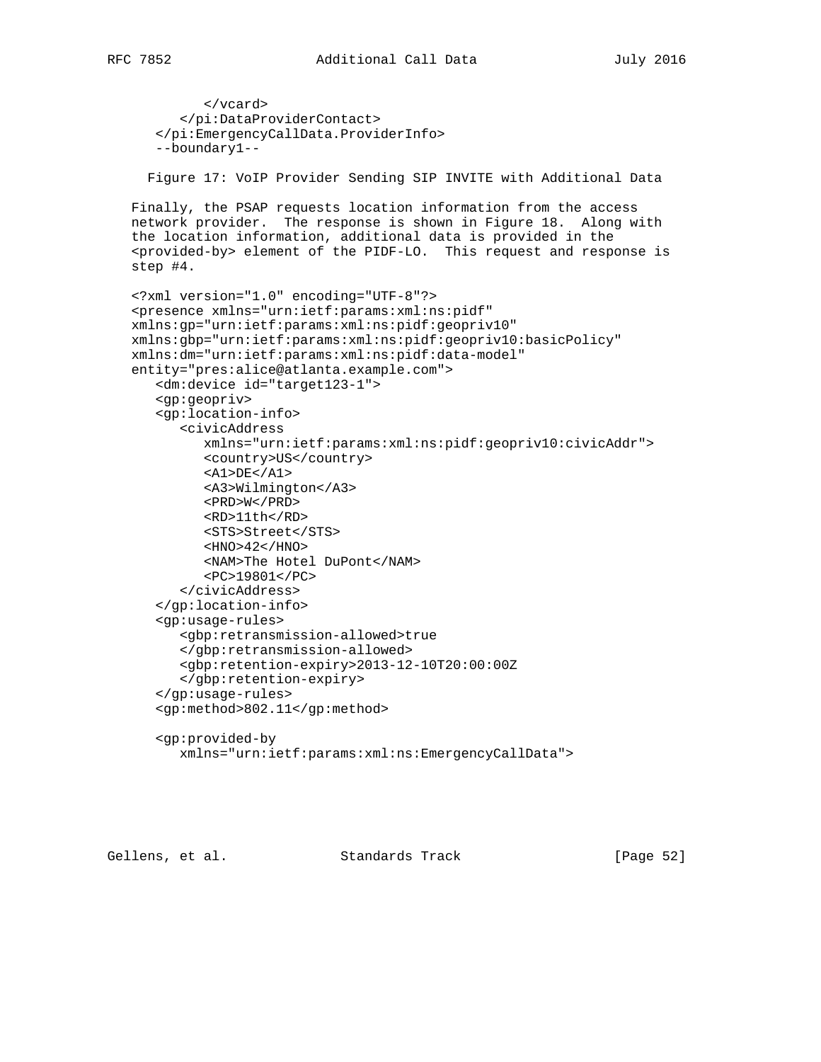```
         </vcard>
      </pi:DataProviderContact>
   </pi:EmergencyCallData.ProviderInfo>
   --boundary1--
```

Figure 17: VoIP Provider Sending SIP INVITE with Additional Data

Finally, the PSAP requests location information from the access network provider. The response is shown in Figure 18. Along with the location information, additional data is provided in the <provided-by> element of the PIDF-LO. This request and response is step #4.

```
<?xml version="1.0" encoding="UTF-8"?>
<presence xmlns="urn:ietf:params:xml:ns:pidf"
xmlns:gp="urn:ietf:params:xml:ns:pidf:geopriv10"
xmlns:gbp="urn:ietf:params:xml:ns:pidf:geopriv10:basicPolicy"
xmlns:dm="urn:ietf:params:xml:ns:pidf:data-model"
entity="pres:alice@atlanta.example.com">
   <dm:device id="target123-1">
   <gp:geopriv>
   <gp:location-info>
      <civicAddress
         xmlns="urn:ietf:params:xml:ns:pidf:geopriv10:civicAddr">
         <country>US</country>
         <A1>DE</A1>
         <A3>Wilmington</A3>
         <PRD>W</PRD>
         <RD>11th</RD>
         <STS>Street</STS>
         <HNO>42</HNO>
         <NAM>The Hotel DuPont</NAM>
         <PC>19801</PC>
      </civicAddress>
   </gp:location-info>
   <gp:usage-rules>
      <gbp:retransmission-allowed>true
      </gbp:retransmission-allowed>
      <gbp:retention-expiry>2013-12-10T20:00:00Z
      </gbp:retention-expiry>
   </gp:usage-rules>
   <gp:method>802.11</gp:method>

   <gp:provided-by
      xmlns="urn:ietf:params:xml:ns:EmergencyCallData">
```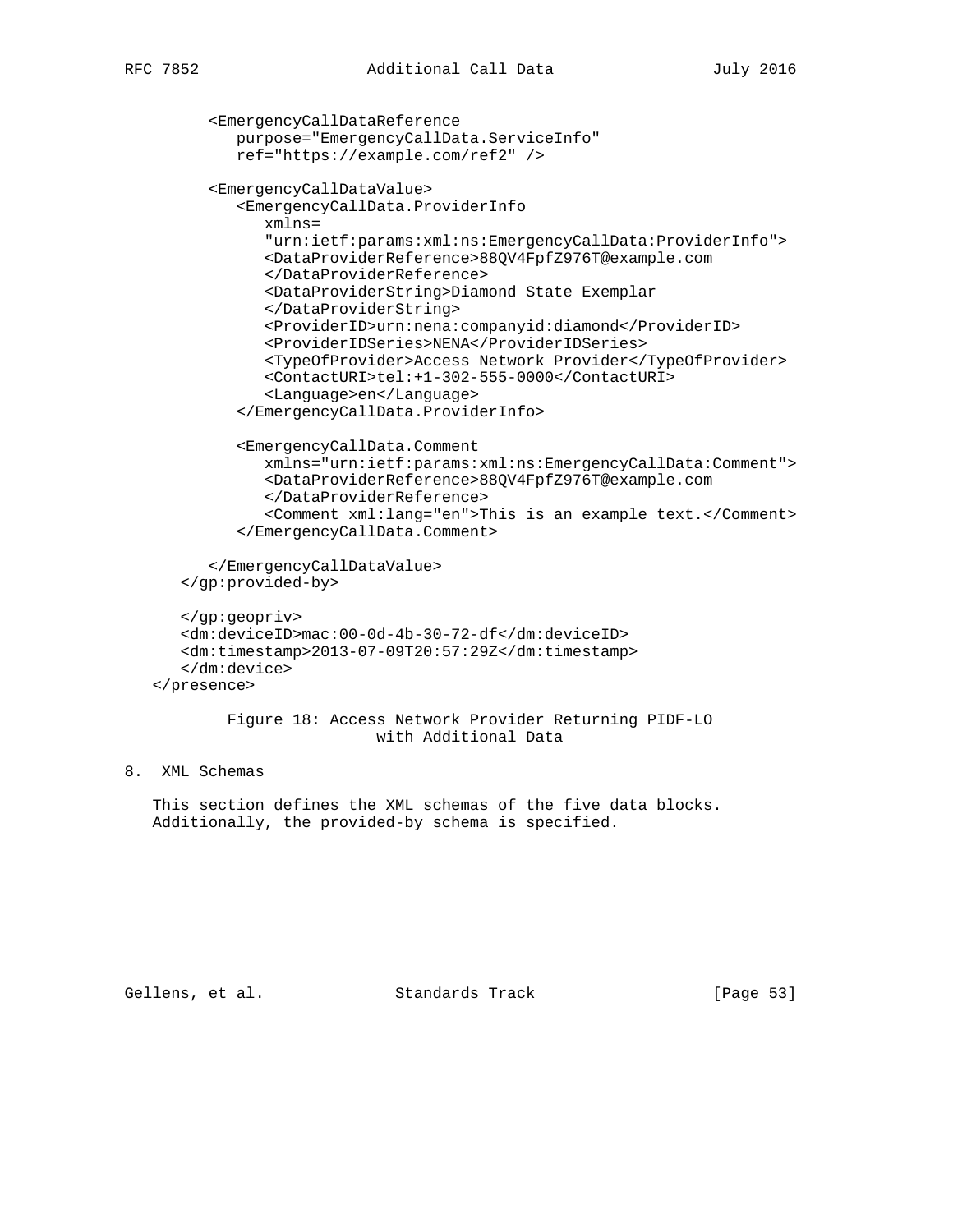```
         <EmergencyCallDataReference
            purpose="EmergencyCallData.ServiceInfo"
            ref="https://example.com/ref2" />

         <EmergencyCallDataValue>
            <EmergencyCallData.ProviderInfo
               xmlns=
               "urn:ietf:params:xml:ns:EmergencyCallData:ProviderInfo">
               <DataProviderReference>88QV4FpfZ976T@example.com
               </DataProviderReference>
               <DataProviderString>Diamond State Exemplar
               </DataProviderString>
               <ProviderID>urn:nena:companyid:diamond</ProviderID>
               <ProviderIDSeries>NENA</ProviderIDSeries>
               <TypeOfProvider>Access Network Provider</TypeOfProvider>
               <ContactURI>tel:+1-302-555-0000</ContactURI>
               <Language>en</Language>
            </EmergencyCallData.ProviderInfo>

            <EmergencyCallData.Comment
               xmlns="urn:ietf:params:xml:ns:EmergencyCallData:Comment">
               <DataProviderReference>88QV4FpfZ976T@example.com
               </DataProviderReference>
               <Comment xml:lang="en">This is an example text.</Comment>
            </EmergencyCallData.Comment>

         </EmergencyCallDataValue>
      </gp:provided-by>

      </gp:geopriv>
      <dm:deviceID>mac:00-0d-4b-30-72-df</dm:deviceID>
      <dm:timestamp>2013-07-09T20:57:29Z</dm:timestamp>
      </dm:device>
   </presence>
```

Figure 18: Access Network Provider Returning PIDF-LO with Additional Data

# 8. XML Schemas

This section defines the XML schemas of the five data blocks. Additionally, the provided-by schema is specified.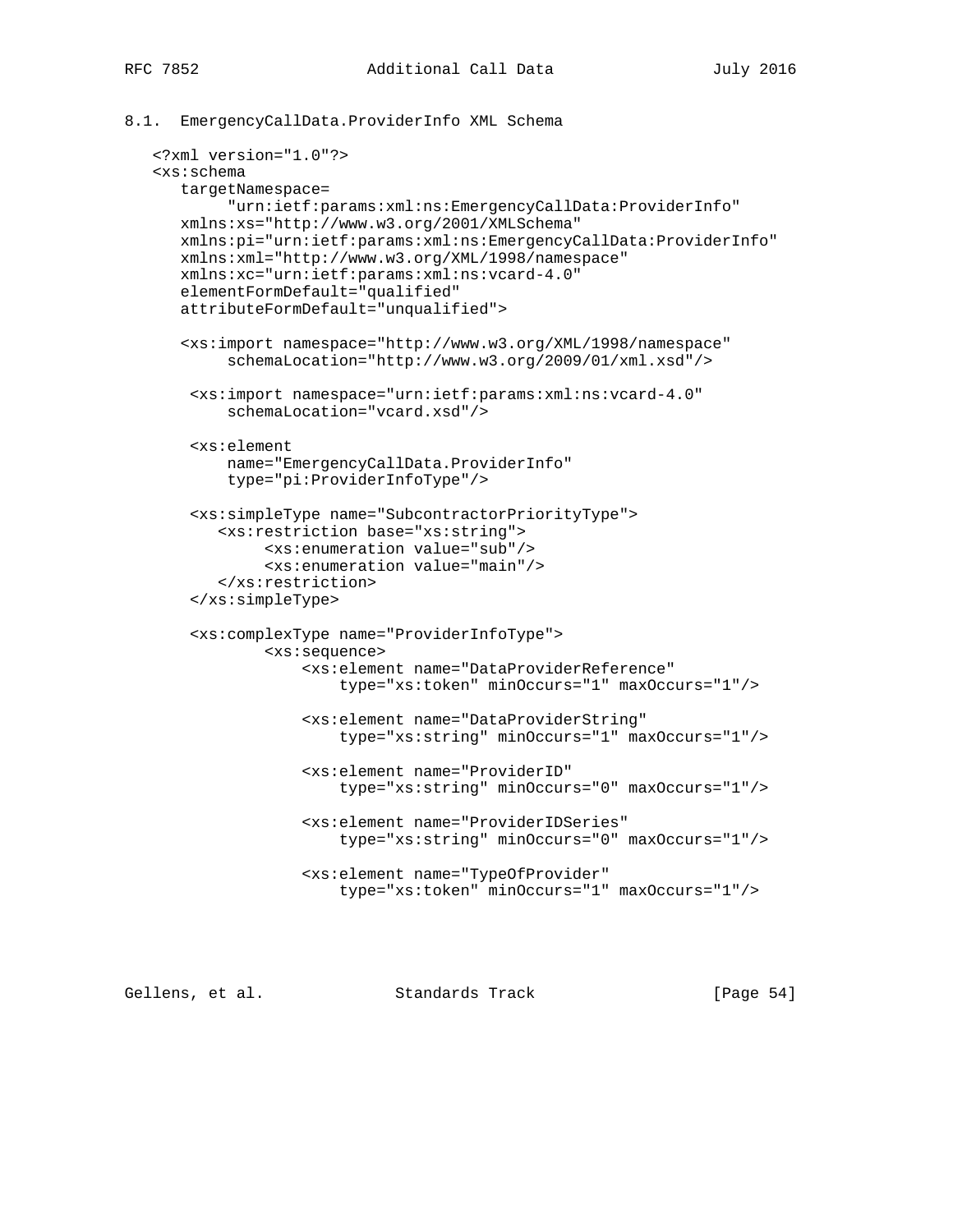## 8.1. EmergencyCallData.ProviderInfo XML Schema

```
<?xml version="1.0"?>
<xs:schema
   targetNamespace=
        "urn:ietf:params:xml:ns:EmergencyCallData:ProviderInfo"
   xmlns:xs="http://www.w3.org/2001/XMLSchema"
   xmlns:pi="urn:ietf:params:xml:ns:EmergencyCallData:ProviderInfo"
   xmlns:xml="http://www.w3.org/XML/1998/namespace"
   xmlns:xc="urn:ietf:params:xml:ns:vcard-4.0"
   elementFormDefault="qualified"
   attributeFormDefault="unqualified">

   <xs:import namespace="http://www.w3.org/XML/1998/namespace"
        schemaLocation="http://www.w3.org/2009/01/xml.xsd"/>

    <xs:import namespace="urn:ietf:params:xml:ns:vcard-4.0"
        schemaLocation="vcard.xsd"/>

    <xs:element
        name="EmergencyCallData.ProviderInfo"
        type="pi:ProviderInfoType"/>

    <xs:simpleType name="SubcontractorPriorityType">
       <xs:restriction base="xs:string">
            <xs:enumeration value="sub"/>
            <xs:enumeration value="main"/>
       </xs:restriction>
    </xs:simpleType>

    <xs:complexType name="ProviderInfoType">
            <xs:sequence>
                <xs:element name="DataProviderReference"
                    type="xs:token" minOccurs="1" maxOccurs="1"/>

                <xs:element name="DataProviderString"
                    type="xs:string" minOccurs="1" maxOccurs="1"/>

                <xs:element name="ProviderID"
                    type="xs:string" minOccurs="0" maxOccurs="1"/>

                <xs:element name="ProviderIDSeries"
                    type="xs:string" minOccurs="0" maxOccurs="1"/>

                <xs:element name="TypeOfProvider"
                    type="xs:token" minOccurs="1" maxOccurs="1"/>
```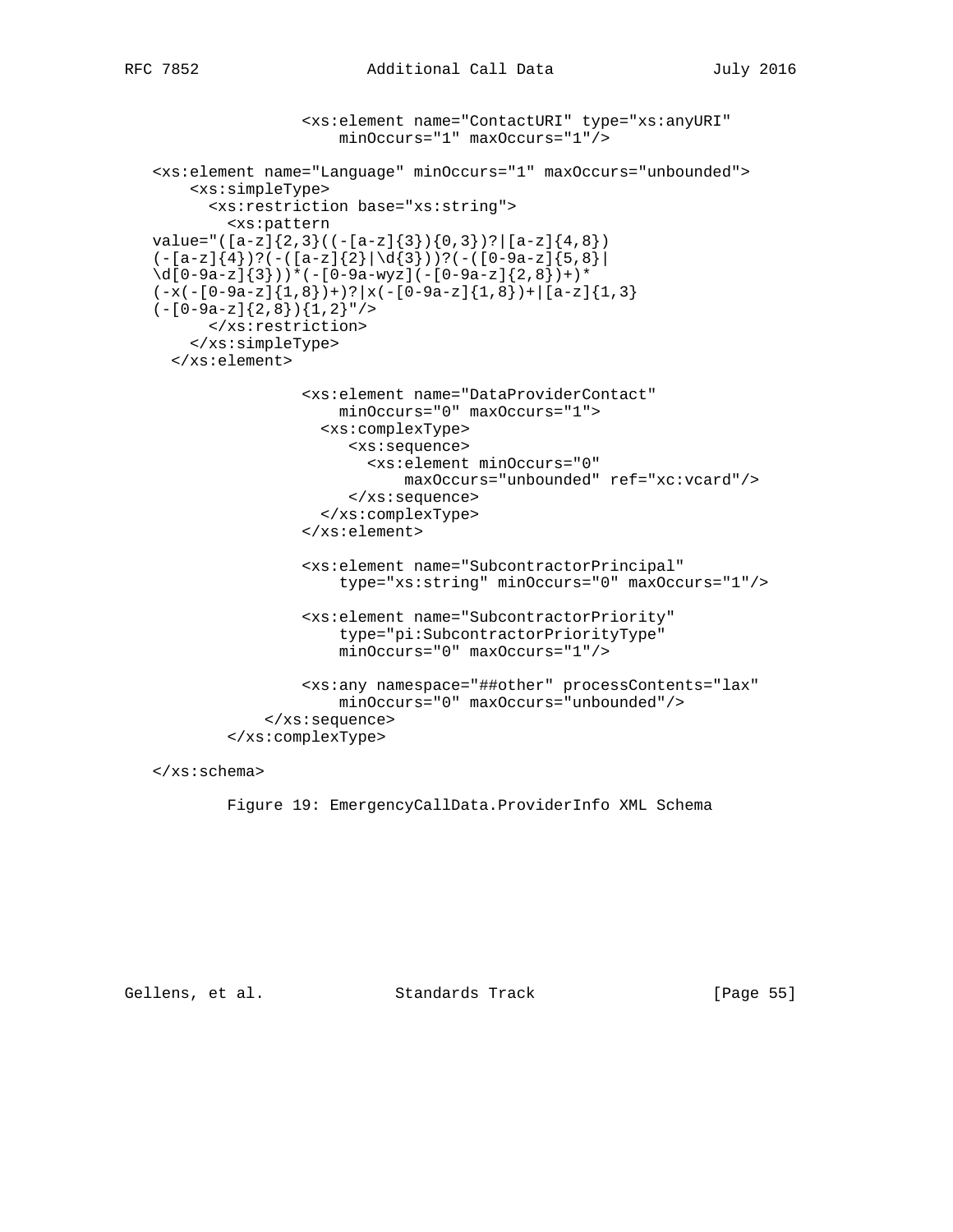```
                <xs:element name="ContactURI" type="xs:anyURI"
                    minOccurs="1" maxOccurs="1"/>

<xs:element name="Language" minOccurs="1" maxOccurs="unbounded">
    <xs:simpleType>
      <xs:restriction base="xs:string">
        <xs:pattern
value="([a-z]{2,3}((-[a-z]{3}){0,3})?|[a-z]{4,8})
(-[a-z]{4})?(-([a-z]{2}|\d{3}))?(-([0-9a-z]{5,8}|
\d[0-9a-z]{3}))*(-[0-9a-wyz](-[0-9a-z]{2,8})+)*
(-x(-[0-9a-z]{1,8})+)?|x(-[0-9a-z]{1,8})+|[a-z]{1,3}
(-[0-9a-z]{2,8}){1,2}"/>
      </xs:restriction>
    </xs:simpleType>
  </xs:element>

                <xs:element name="DataProviderContact"
                    minOccurs="0" maxOccurs="1">
                  <xs:complexType>
                     <xs:sequence>
                       <xs:element minOccurs="0"
                            maxOccurs="unbounded" ref="xc:vcard"/>
                     </xs:sequence>
                  </xs:complexType>
                </xs:element>

                <xs:element name="SubcontractorPrincipal"
                    type="xs:string" minOccurs="0" maxOccurs="1"/>

                <xs:element name="SubcontractorPriority"
                    type="pi:SubcontractorPriorityType"
                    minOccurs="0" maxOccurs="1"/>

                <xs:any namespace="##other" processContents="lax"
                    minOccurs="0" maxOccurs="unbounded"/>
            </xs:sequence>
        </xs:complexType>

</xs:schema>
```

Figure 19: EmergencyCallData.ProviderInfo XML Schema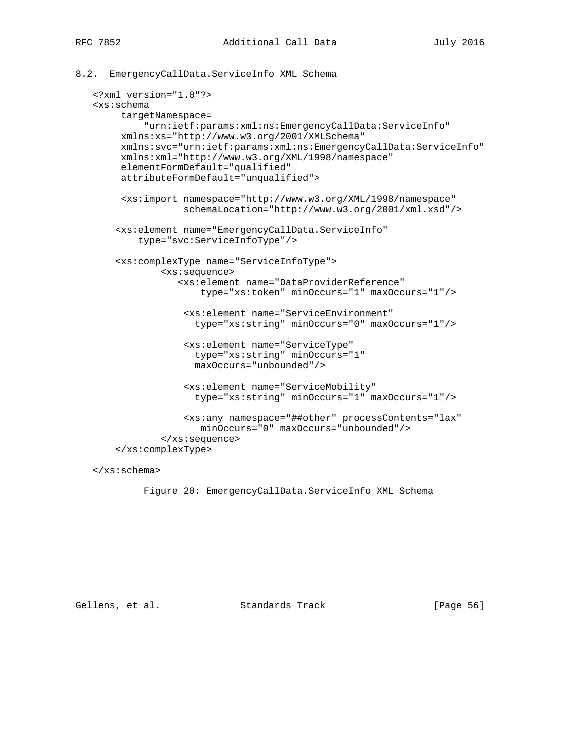## 8.2. EmergencyCallData.ServiceInfo XML Schema

```
<?xml version="1.0"?>
<xs:schema
     targetNamespace=
         "urn:ietf:params:xml:ns:EmergencyCallData:ServiceInfo"
     xmlns:xs="http://www.w3.org/2001/XMLSchema"
     xmlns:svc="urn:ietf:params:xml:ns:EmergencyCallData:ServiceInfo"
     xmlns:xml="http://www.w3.org/XML/1998/namespace"
     elementFormDefault="qualified"
     attributeFormDefault="unqualified">

     <xs:import namespace="http://www.w3.org/XML/1998/namespace"
                schemaLocation="http://www.w3.org/2001/xml.xsd"/>

    <xs:element name="EmergencyCallData.ServiceInfo"
        type="svc:ServiceInfoType"/>

    <xs:complexType name="ServiceInfoType">
            <xs:sequence>
               <xs:element name="DataProviderReference"
                   type="xs:token" minOccurs="1" maxOccurs="1"/>

                <xs:element name="ServiceEnvironment"
                  type="xs:string" minOccurs="0" maxOccurs="1"/>

                <xs:element name="ServiceType"
                  type="xs:string" minOccurs="1"
                  maxOccurs="unbounded"/>

                <xs:element name="ServiceMobility"
                  type="xs:string" minOccurs="1" maxOccurs="1"/>

                <xs:any namespace="##other" processContents="lax"
                   minOccurs="0" maxOccurs="unbounded"/>
            </xs:sequence>
    </xs:complexType>

</xs:schema>
```

Figure 20: EmergencyCallData.ServiceInfo XML Schema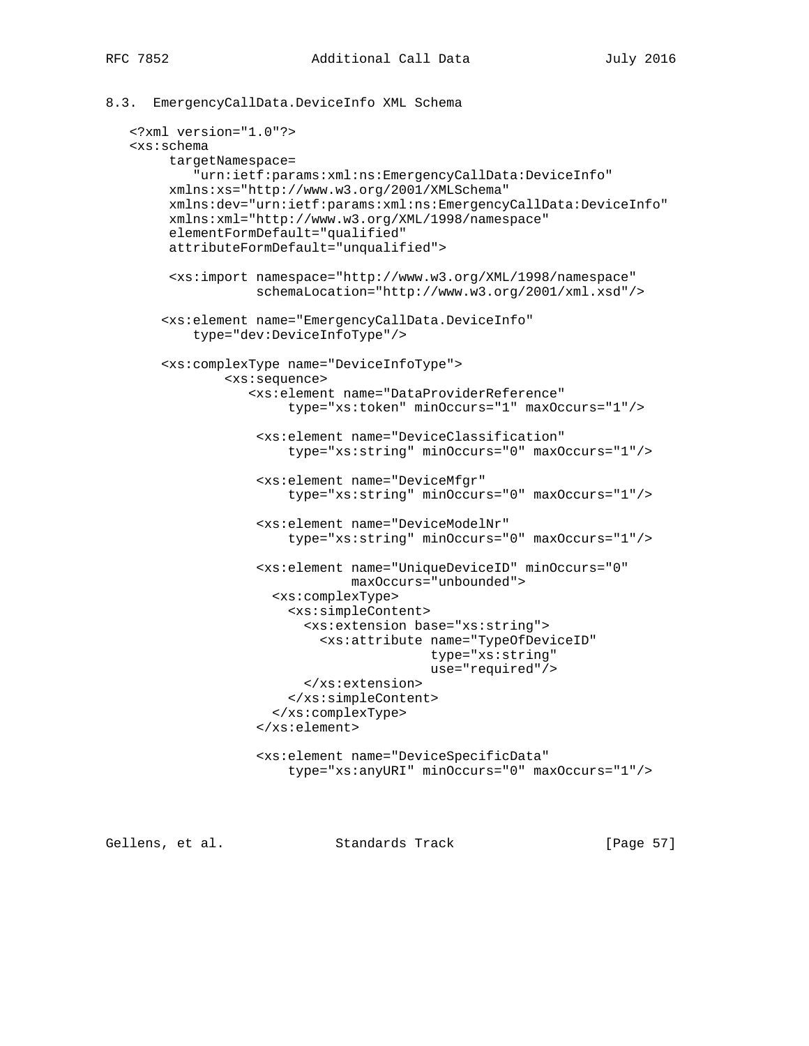### 8.3. EmergencyCallData.DeviceInfo XML Schema

```
<?xml version="1.0"?>
<xs:schema
     targetNamespace=
        "urn:ietf:params:xml:ns:EmergencyCallData:DeviceInfo"
     xmlns:xs="http://www.w3.org/2001/XMLSchema"
     xmlns:dev="urn:ietf:params:xml:ns:EmergencyCallData:DeviceInfo"
     xmlns:xml="http://www.w3.org/XML/1998/namespace"
     elementFormDefault="qualified"
     attributeFormDefault="unqualified">

     <xs:import namespace="http://www.w3.org/XML/1998/namespace"
                schemaLocation="http://www.w3.org/2001/xml.xsd"/>

    <xs:element name="EmergencyCallData.DeviceInfo"
        type="dev:DeviceInfoType"/>

    <xs:complexType name="DeviceInfoType">
            <xs:sequence>
               <xs:element name="DataProviderReference"
                    type="xs:token" minOccurs="1" maxOccurs="1"/>

                <xs:element name="DeviceClassification"
                    type="xs:string" minOccurs="0" maxOccurs="1"/>

                <xs:element name="DeviceMfgr"
                    type="xs:string" minOccurs="0" maxOccurs="1"/>

                <xs:element name="DeviceModelNr"
                    type="xs:string" minOccurs="0" maxOccurs="1"/>

                <xs:element name="UniqueDeviceID" minOccurs="0"
                            maxOccurs="unbounded">
                  <xs:complexType>
                    <xs:simpleContent>
                      <xs:extension base="xs:string">
                        <xs:attribute name="TypeOfDeviceID"
                                      type="xs:string"
                                      use="required"/>
                      </xs:extension>
                    </xs:simpleContent>
                  </xs:complexType>
                </xs:element>

                <xs:element name="DeviceSpecificData"
                    type="xs:anyURI" minOccurs="0" maxOccurs="1"/>
```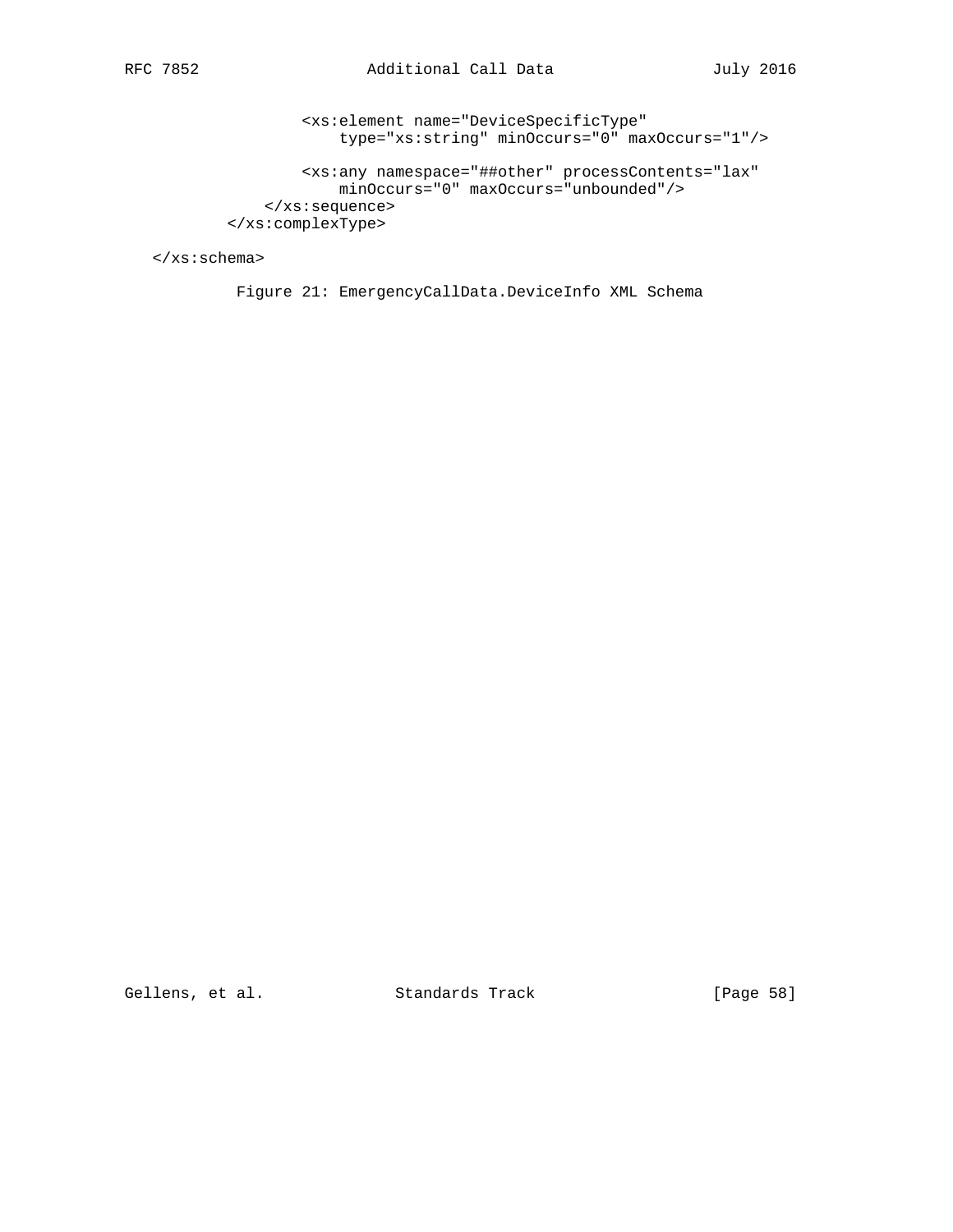```
                <xs:element name="DeviceSpecificType"
                    type="xs:string" minOccurs="0" maxOccurs="1"/>

                <xs:any namespace="##other" processContents="lax"
                    minOccurs="0" maxOccurs="unbounded"/>
            </xs:sequence>
        </xs:complexType>

   </xs:schema>
```

Figure 21: EmergencyCallData.DeviceInfo XML Schema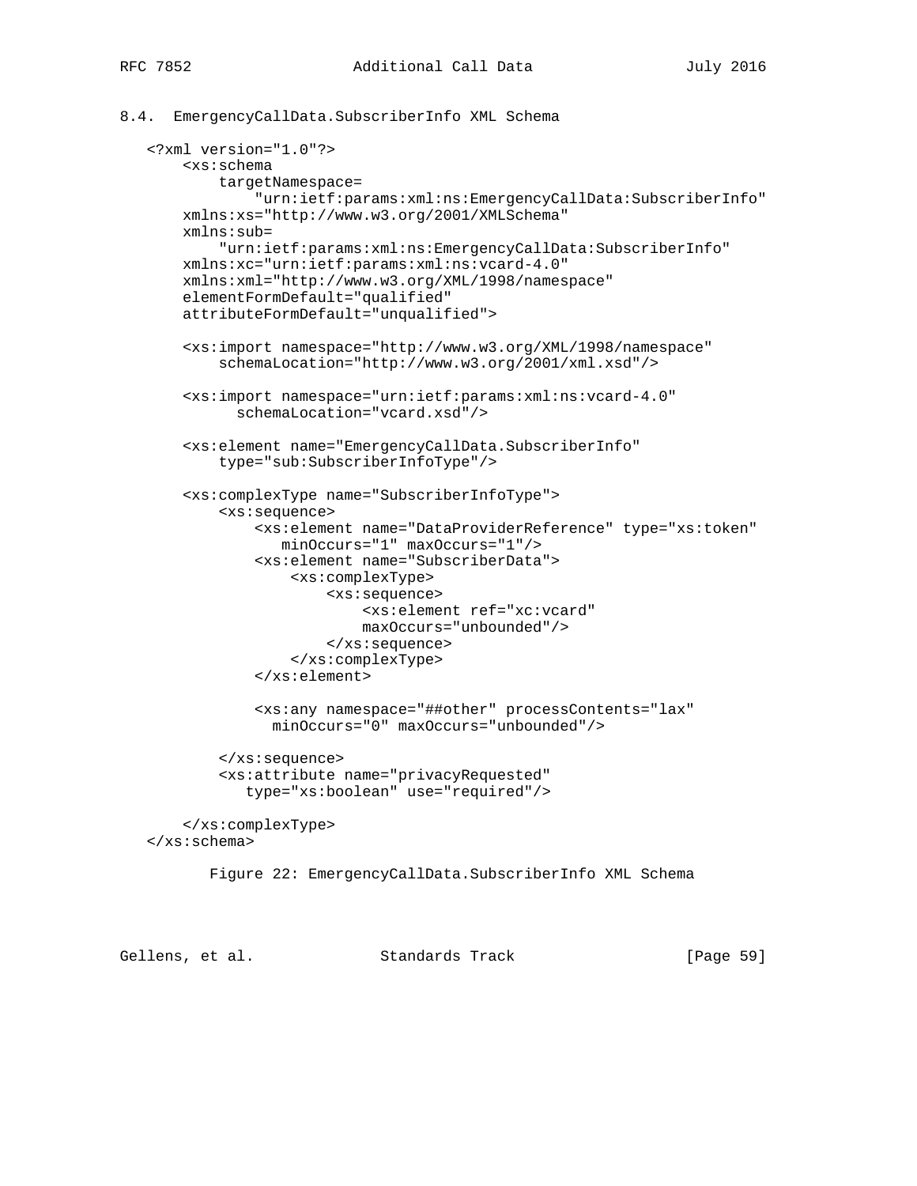## 8.4. EmergencyCallData.SubscriberInfo XML Schema

```
<?xml version="1.0"?>
    <xs:schema
        targetNamespace=
            "urn:ietf:params:xml:ns:EmergencyCallData:SubscriberInfo"
    xmlns:xs="http://www.w3.org/2001/XMLSchema"
    xmlns:sub=
        "urn:ietf:params:xml:ns:EmergencyCallData:SubscriberInfo"
    xmlns:xc="urn:ietf:params:xml:ns:vcard-4.0"
    xmlns:xml="http://www.w3.org/XML/1998/namespace"
    elementFormDefault="qualified"
    attributeFormDefault="unqualified">

    <xs:import namespace="http://www.w3.org/XML/1998/namespace"
        schemaLocation="http://www.w3.org/2001/xml.xsd"/>

    <xs:import namespace="urn:ietf:params:xml:ns:vcard-4.0"
          schemaLocation="vcard.xsd"/>

    <xs:element name="EmergencyCallData.SubscriberInfo"
        type="sub:SubscriberInfoType"/>

    <xs:complexType name="SubscriberInfoType">
        <xs:sequence>
            <xs:element name="DataProviderReference" type="xs:token"
               minOccurs="1" maxOccurs="1"/>
            <xs:element name="SubscriberData">
                <xs:complexType>
                    <xs:sequence>
                        <xs:element ref="xc:vcard"
                        maxOccurs="unbounded"/>
                    </xs:sequence>
                </xs:complexType>
            </xs:element>

            <xs:any namespace="##other" processContents="lax"
              minOccurs="0" maxOccurs="unbounded"/>

        </xs:sequence>
        <xs:attribute name="privacyRequested"
           type="xs:boolean" use="required"/>

    </xs:complexType>
</xs:schema>
```

Figure 22: EmergencyCallData.SubscriberInfo XML Schema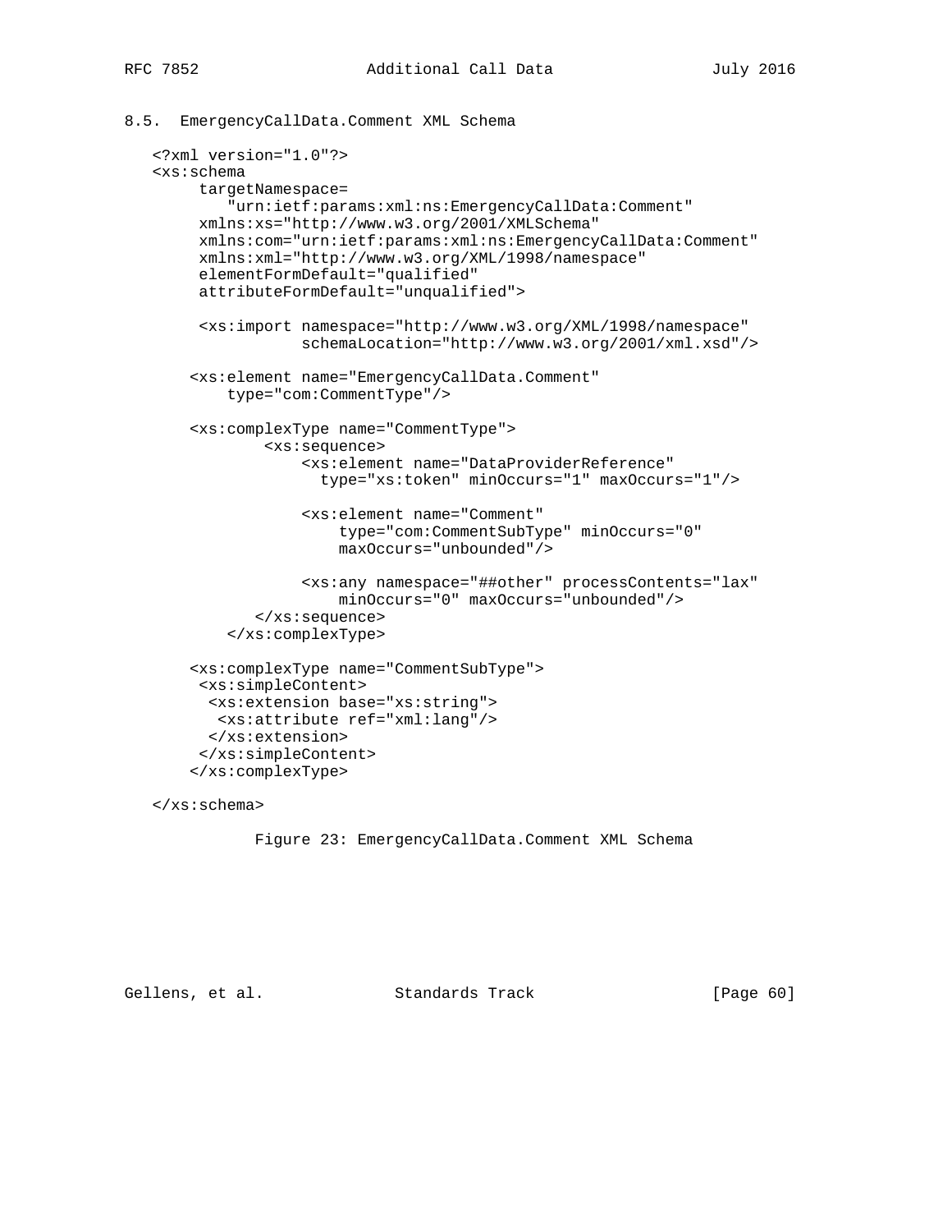## 8.5. EmergencyCallData.Comment XML Schema

```
<?xml version="1.0"?>
<xs:schema
     targetNamespace=
        "urn:ietf:params:xml:ns:EmergencyCallData:Comment"
     xmlns:xs="http://www.w3.org/2001/XMLSchema"
     xmlns:com="urn:ietf:params:xml:ns:EmergencyCallData:Comment"
     xmlns:xml="http://www.w3.org/XML/1998/namespace"
     elementFormDefault="qualified"
     attributeFormDefault="unqualified">

     <xs:import namespace="http://www.w3.org/XML/1998/namespace"
                schemaLocation="http://www.w3.org/2001/xml.xsd"/>

    <xs:element name="EmergencyCallData.Comment"
        type="com:CommentType"/>

    <xs:complexType name="CommentType">
            <xs:sequence>
                <xs:element name="DataProviderReference"
                  type="xs:token" minOccurs="1" maxOccurs="1"/>

                <xs:element name="Comment"
                    type="com:CommentSubType" minOccurs="0"
                    maxOccurs="unbounded"/>

                <xs:any namespace="##other" processContents="lax"
                    minOccurs="0" maxOccurs="unbounded"/>
           </xs:sequence>
        </xs:complexType>

    <xs:complexType name="CommentSubType">
     <xs:simpleContent>
      <xs:extension base="xs:string">
       <xs:attribute ref="xml:lang"/>
      </xs:extension>
     </xs:simpleContent>
    </xs:complexType>

</xs:schema>
```

Figure 23: EmergencyCallData.Comment XML Schema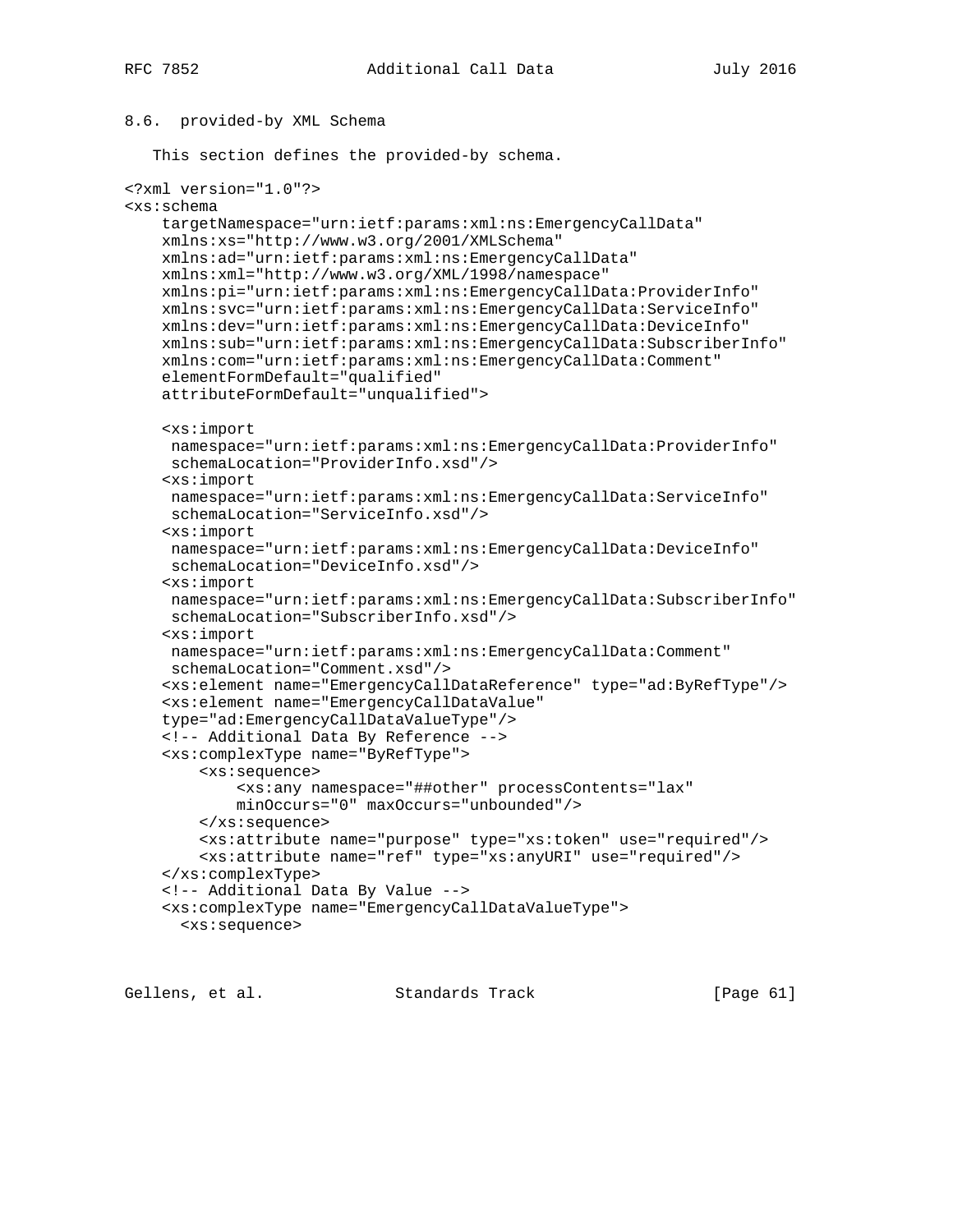## 8.6. provided-by XML Schema

This section defines the provided-by schema.

```
<?xml version="1.0"?>
<xs:schema
    targetNamespace="urn:ietf:params:xml:ns:EmergencyCallData"
    xmlns:xs="http://www.w3.org/2001/XMLSchema"
    xmlns:ad="urn:ietf:params:xml:ns:EmergencyCallData"
    xmlns:xml="http://www.w3.org/XML/1998/namespace"
    xmlns:pi="urn:ietf:params:xml:ns:EmergencyCallData:ProviderInfo"
    xmlns:svc="urn:ietf:params:xml:ns:EmergencyCallData:ServiceInfo"
    xmlns:dev="urn:ietf:params:xml:ns:EmergencyCallData:DeviceInfo"
    xmlns:sub="urn:ietf:params:xml:ns:EmergencyCallData:SubscriberInfo"
    xmlns:com="urn:ietf:params:xml:ns:EmergencyCallData:Comment"
    elementFormDefault="qualified"
    attributeFormDefault="unqualified">

    <xs:import
     namespace="urn:ietf:params:xml:ns:EmergencyCallData:ProviderInfo"
     schemaLocation="ProviderInfo.xsd"/>
    <xs:import
     namespace="urn:ietf:params:xml:ns:EmergencyCallData:ServiceInfo"
     schemaLocation="ServiceInfo.xsd"/>
    <xs:import
     namespace="urn:ietf:params:xml:ns:EmergencyCallData:DeviceInfo"
     schemaLocation="DeviceInfo.xsd"/>
    <xs:import
     namespace="urn:ietf:params:xml:ns:EmergencyCallData:SubscriberInfo"
     schemaLocation="SubscriberInfo.xsd"/>
    <xs:import
     namespace="urn:ietf:params:xml:ns:EmergencyCallData:Comment"
     schemaLocation="Comment.xsd"/>
    <xs:element name="EmergencyCallDataReference" type="ad:ByRefType"/>
    <xs:element name="EmergencyCallDataValue"
    type="ad:EmergencyCallDataValueType"/>
    <!-- Additional Data By Reference -->
    <xs:complexType name="ByRefType">
        <xs:sequence>
            <xs:any namespace="##other" processContents="lax"
            minOccurs="0" maxOccurs="unbounded"/>
        </xs:sequence>
        <xs:attribute name="purpose" type="xs:token" use="required"/>
        <xs:attribute name="ref" type="xs:anyURI" use="required"/>
    </xs:complexType>
    <!-- Additional Data By Value -->
    <xs:complexType name="EmergencyCallDataValueType">
      <xs:sequence>
```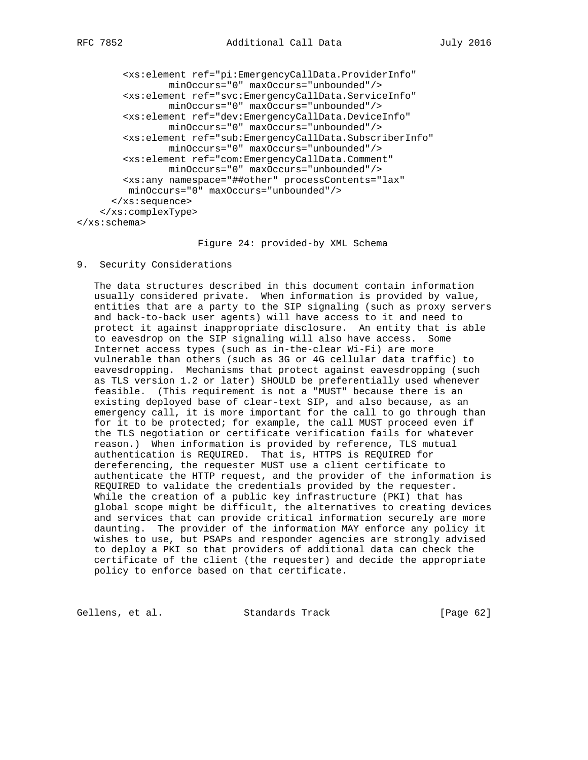```
        <xs:element ref="pi:EmergencyCallData.ProviderInfo"
                minOccurs="0" maxOccurs="unbounded"/>
        <xs:element ref="svc:EmergencyCallData.ServiceInfo"
                minOccurs="0" maxOccurs="unbounded"/>
        <xs:element ref="dev:EmergencyCallData.DeviceInfo"
                minOccurs="0" maxOccurs="unbounded"/>
        <xs:element ref="sub:EmergencyCallData.SubscriberInfo"
                minOccurs="0" maxOccurs="unbounded"/>
        <xs:element ref="com:EmergencyCallData.Comment"
                minOccurs="0" maxOccurs="unbounded"/>
        <xs:any namespace="##other" processContents="lax"
         minOccurs="0" maxOccurs="unbounded"/>
      </xs:sequence>
    </xs:complexType>
</xs:schema>
```

Figure 24: provided-by XML Schema

# 9. Security Considerations

The data structures described in this document contain information usually considered private. When information is provided by value, entities that are a party to the SIP signaling (such as proxy servers and back-to-back user agents) will have access to it and need to protect it against inappropriate disclosure. An entity that is able to eavesdrop on the SIP signaling will also have access. Some Internet access types (such as in-the-clear Wi-Fi) are more vulnerable than others (such as 3G or 4G cellular data traffic) to eavesdropping. Mechanisms that protect against eavesdropping (such as TLS version 1.2 or later) SHOULD be preferentially used whenever feasible. (This requirement is not a "MUST" because there is an existing deployed base of clear-text SIP, and also because, as an emergency call, it is more important for the call to go through than for it to be protected; for example, the call MUST proceed even if the TLS negotiation or certificate verification fails for whatever reason.) When information is provided by reference, TLS mutual authentication is REQUIRED. That is, HTTPS is REQUIRED for dereferencing, the requester MUST use a client certificate to authenticate the HTTP request, and the provider of the information is REQUIRED to validate the credentials provided by the requester. While the creation of a public key infrastructure (PKI) that has global scope might be difficult, the alternatives to creating devices and services that can provide critical information securely are more daunting. The provider of the information MAY enforce any policy it wishes to use, but PSAPs and responder agencies are strongly advised to deploy a PKI so that providers of additional data can check the certificate of the client (the requester) and decide the appropriate policy to enforce based on that certificate.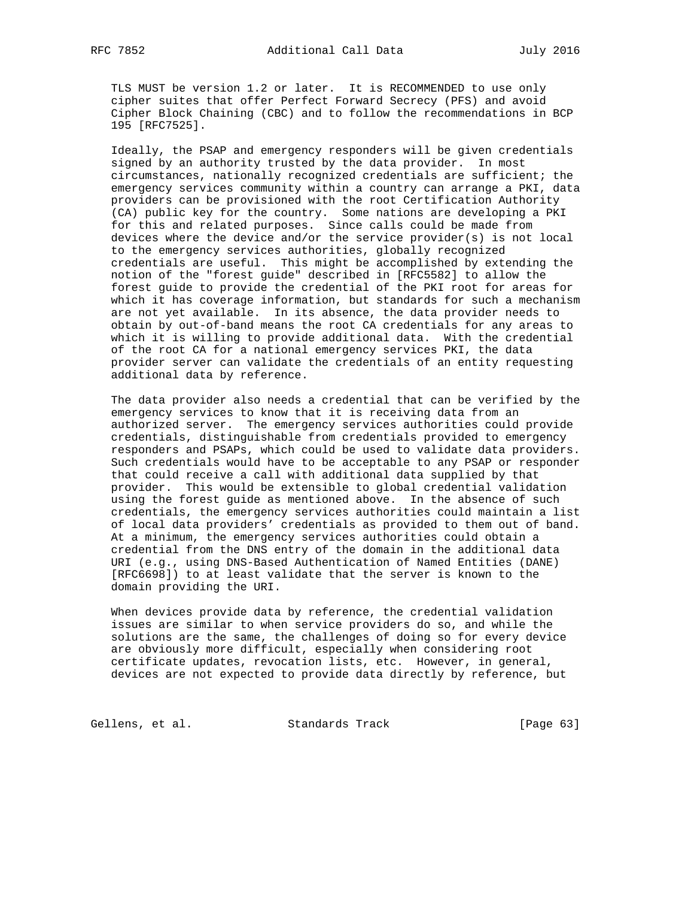TLS MUST be version 1.2 or later. It is RECOMMENDED to use only cipher suites that offer Perfect Forward Secrecy (PFS) and avoid Cipher Block Chaining (CBC) and to follow the recommendations in BCP 195 [RFC7525].

Ideally, the PSAP and emergency responders will be given credentials signed by an authority trusted by the data provider. In most circumstances, nationally recognized credentials are sufficient; the emergency services community within a country can arrange a PKI, data providers can be provisioned with the root Certification Authority (CA) public key for the country. Some nations are developing a PKI for this and related purposes. Since calls could be made from devices where the device and/or the service provider(s) is not local to the emergency services authorities, globally recognized credentials are useful. This might be accomplished by extending the notion of the "forest guide" described in [RFC5582] to allow the forest guide to provide the credential of the PKI root for areas for which it has coverage information, but standards for such a mechanism are not yet available. In its absence, the data provider needs to obtain by out-of-band means the root CA credentials for any areas to which it is willing to provide additional data. With the credential of the root CA for a national emergency services PKI, the data provider server can validate the credentials of an entity requesting additional data by reference.

The data provider also needs a credential that can be verified by the emergency services to know that it is receiving data from an authorized server. The emergency services authorities could provide credentials, distinguishable from credentials provided to emergency responders and PSAPs, which could be used to validate data providers. Such credentials would have to be acceptable to any PSAP or responder that could receive a call with additional data supplied by that provider. This would be extensible to global credential validation using the forest guide as mentioned above. In the absence of such credentials, the emergency services authorities could maintain a list of local data providers' credentials as provided to them out of band. At a minimum, the emergency services authorities could obtain a credential from the DNS entry of the domain in the additional data URI (e.g., using DNS-Based Authentication of Named Entities (DANE) [RFC6698]) to at least validate that the server is known to the domain providing the URI.

When devices provide data by reference, the credential validation issues are similar to when service providers do so, and while the solutions are the same, the challenges of doing so for every device are obviously more difficult, especially when considering root certificate updates, revocation lists, etc. However, in general, devices are not expected to provide data directly by reference, but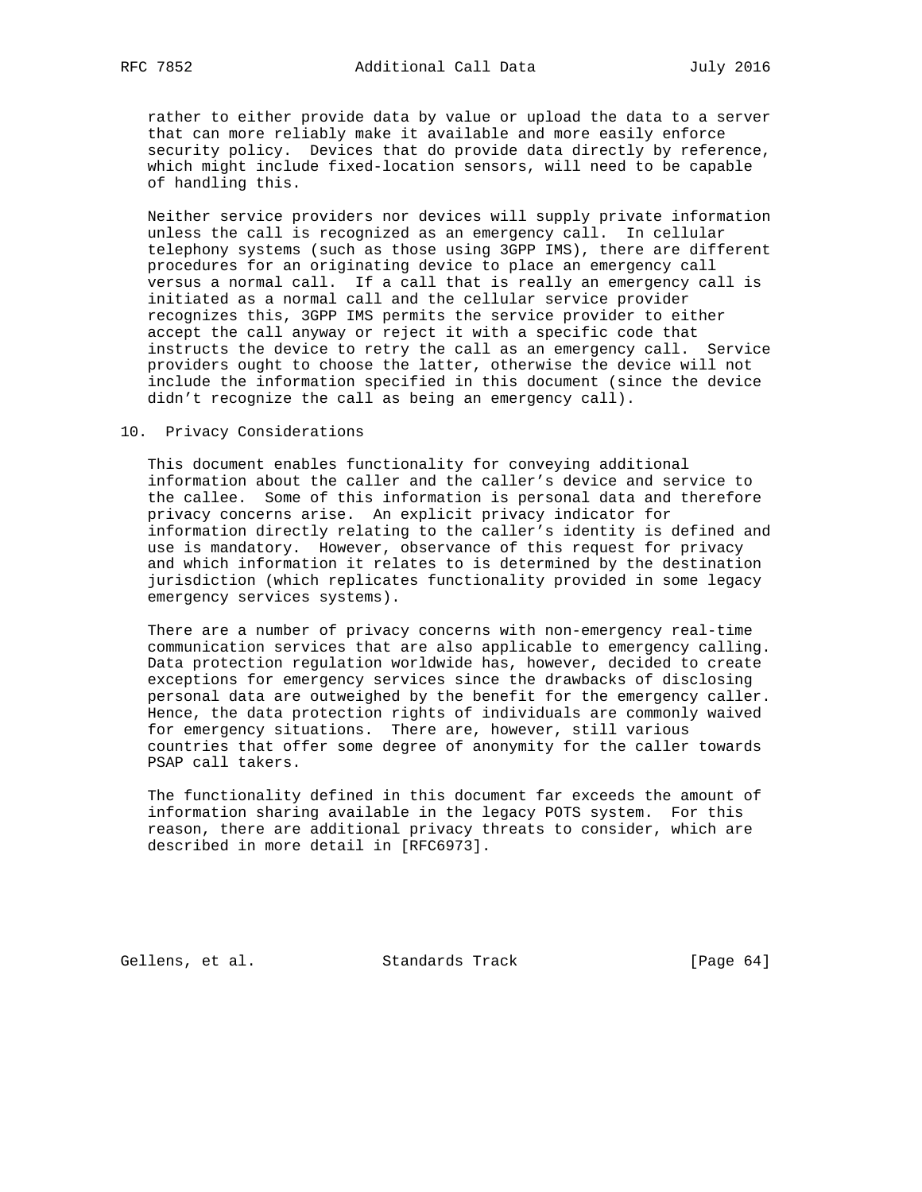rather to either provide data by value or upload the data to a server that can more reliably make it available and more easily enforce security policy. Devices that do provide data directly by reference, which might include fixed-location sensors, will need to be capable of handling this.

Neither service providers nor devices will supply private information unless the call is recognized as an emergency call. In cellular telephony systems (such as those using 3GPP IMS), there are different procedures for an originating device to place an emergency call versus a normal call. If a call that is really an emergency call is initiated as a normal call and the cellular service provider recognizes this, 3GPP IMS permits the service provider to either accept the call anyway or reject it with a specific code that instructs the device to retry the call as an emergency call. Service providers ought to choose the latter, otherwise the device will not include the information specified in this document (since the device didn't recognize the call as being an emergency call).

## 10. Privacy Considerations

This document enables functionality for conveying additional information about the caller and the caller's device and service to the callee. Some of this information is personal data and therefore privacy concerns arise. An explicit privacy indicator for information directly relating to the caller's identity is defined and use is mandatory. However, observance of this request for privacy and which information it relates to is determined by the destination jurisdiction (which replicates functionality provided in some legacy emergency services systems).

There are a number of privacy concerns with non-emergency real-time communication services that are also applicable to emergency calling. Data protection regulation worldwide has, however, decided to create exceptions for emergency services since the drawbacks of disclosing personal data are outweighed by the benefit for the emergency caller. Hence, the data protection rights of individuals are commonly waived for emergency situations. There are, however, still various countries that offer some degree of anonymity for the caller towards PSAP call takers.

The functionality defined in this document far exceeds the amount of information sharing available in the legacy POTS system. For this reason, there are additional privacy threats to consider, which are described in more detail in [RFC6973].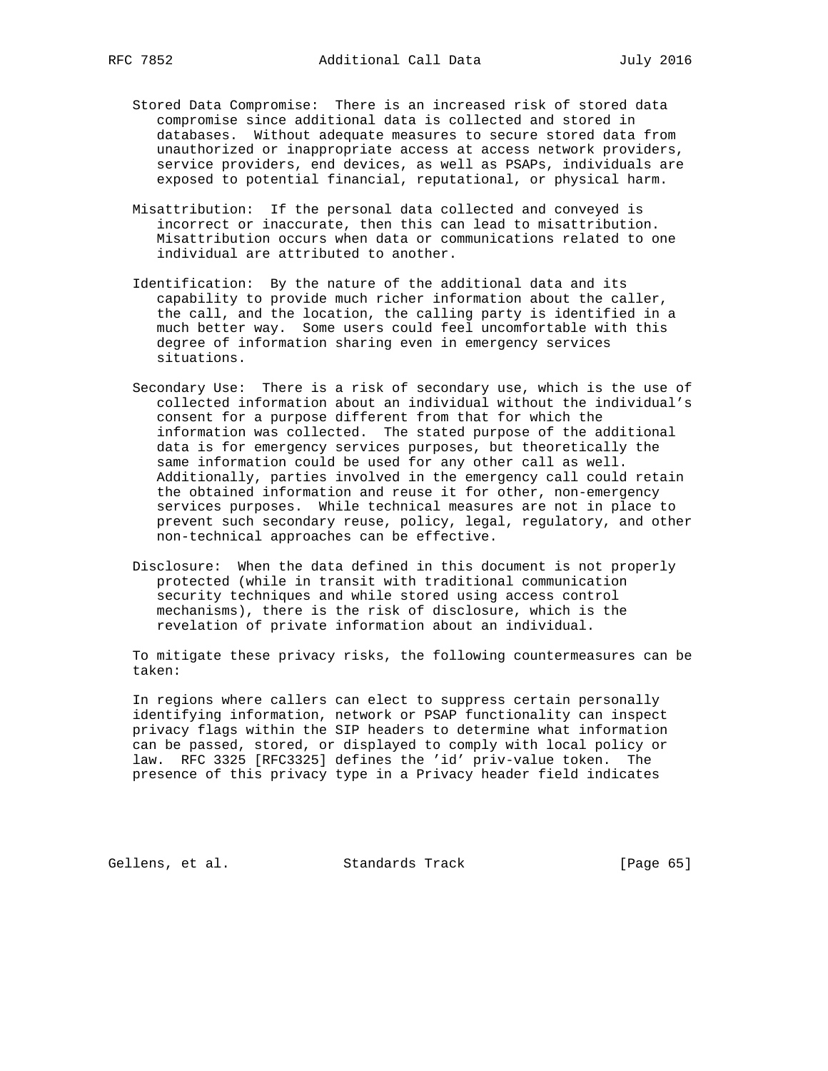Stored Data Compromise: There is an increased risk of stored data compromise since additional data is collected and stored in databases. Without adequate measures to secure stored data from unauthorized or inappropriate access at access network providers, service providers, end devices, as well as PSAPs, individuals are exposed to potential financial, reputational, or physical harm.

Misattribution: If the personal data collected and conveyed is incorrect or inaccurate, then this can lead to misattribution. Misattribution occurs when data or communications related to one individual are attributed to another.

Identification: By the nature of the additional data and its capability to provide much richer information about the caller, the call, and the location, the calling party is identified in a much better way. Some users could feel uncomfortable with this degree of information sharing even in emergency services situations.

Secondary Use: There is a risk of secondary use, which is the use of collected information about an individual without the individual's consent for a purpose different from that for which the information was collected. The stated purpose of the additional data is for emergency services purposes, but theoretically the same information could be used for any other call as well. Additionally, parties involved in the emergency call could retain the obtained information and reuse it for other, non-emergency services purposes. While technical measures are not in place to prevent such secondary reuse, policy, legal, regulatory, and other non-technical approaches can be effective.

Disclosure: When the data defined in this document is not properly protected (while in transit with traditional communication security techniques and while stored using access control mechanisms), there is the risk of disclosure, which is the revelation of private information about an individual.

To mitigate these privacy risks, the following countermeasures can be taken:

In regions where callers can elect to suppress certain personally identifying information, network or PSAP functionality can inspect privacy flags within the SIP headers to determine what information can be passed, stored, or displayed to comply with local policy or law. RFC 3325 [RFC3325] defines the 'id' priv-value token. The presence of this privacy type in a Privacy header field indicates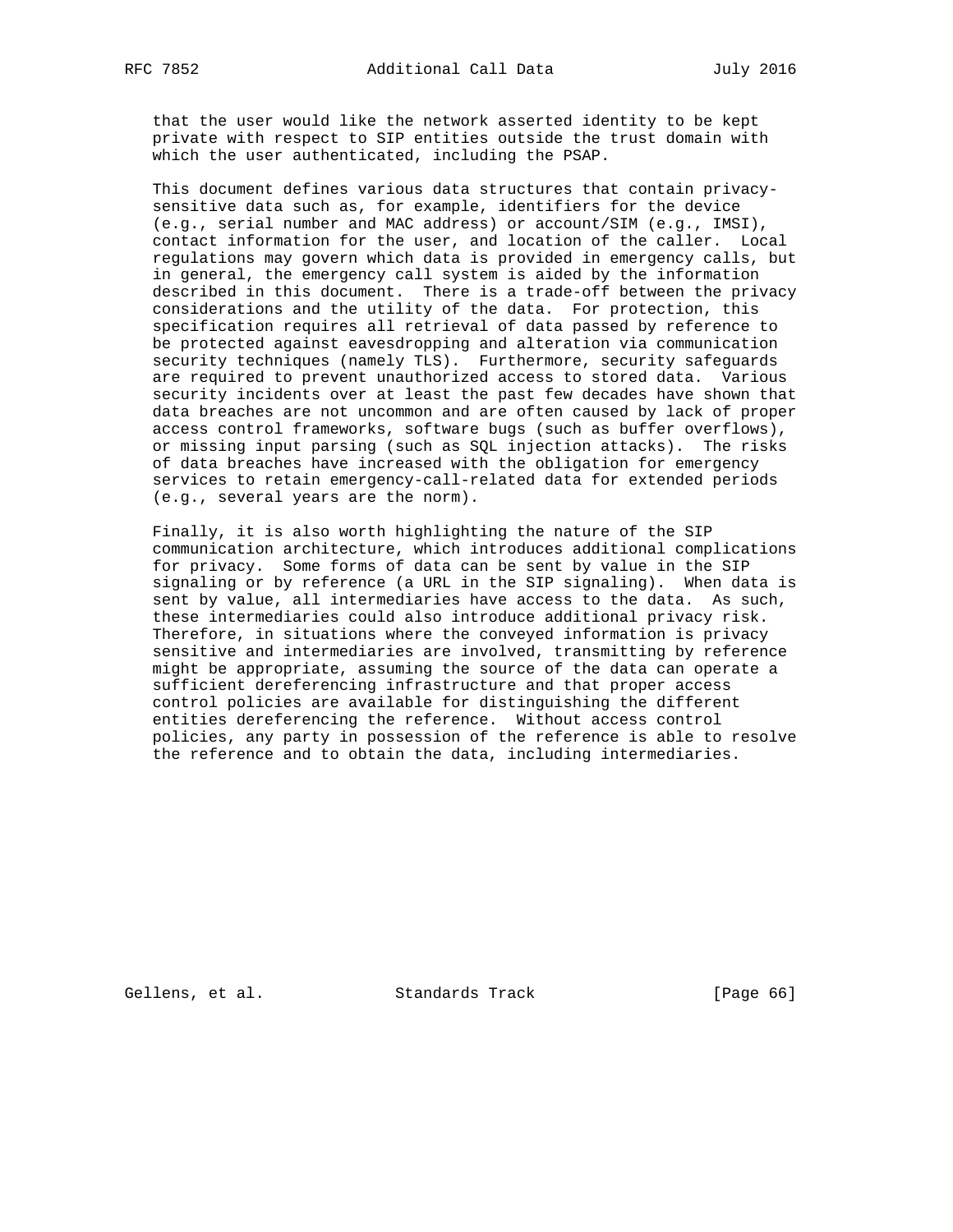that the user would like the network asserted identity to be kept private with respect to SIP entities outside the trust domain with which the user authenticated, including the PSAP.

This document defines various data structures that contain privacy-sensitive data such as, for example, identifiers for the device (e.g., serial number and MAC address) or account/SIM (e.g., IMSI), contact information for the user, and location of the caller. Local regulations may govern which data is provided in emergency calls, but in general, the emergency call system is aided by the information described in this document. There is a trade-off between the privacy considerations and the utility of the data. For protection, this specification requires all retrieval of data passed by reference to be protected against eavesdropping and alteration via communication security techniques (namely TLS). Furthermore, security safeguards are required to prevent unauthorized access to stored data. Various security incidents over at least the past few decades have shown that data breaches are not uncommon and are often caused by lack of proper access control frameworks, software bugs (such as buffer overflows), or missing input parsing (such as SQL injection attacks). The risks of data breaches have increased with the obligation for emergency services to retain emergency-call-related data for extended periods (e.g., several years are the norm).

Finally, it is also worth highlighting the nature of the SIP communication architecture, which introduces additional complications for privacy. Some forms of data can be sent by value in the SIP signaling or by reference (a URL in the SIP signaling). When data is sent by value, all intermediaries have access to the data. As such, these intermediaries could also introduce additional privacy risk. Therefore, in situations where the conveyed information is privacy sensitive and intermediaries are involved, transmitting by reference might be appropriate, assuming the source of the data can operate a sufficient dereferencing infrastructure and that proper access control policies are available for distinguishing the different entities dereferencing the reference. Without access control policies, any party in possession of the reference is able to resolve the reference and to obtain the data, including intermediaries.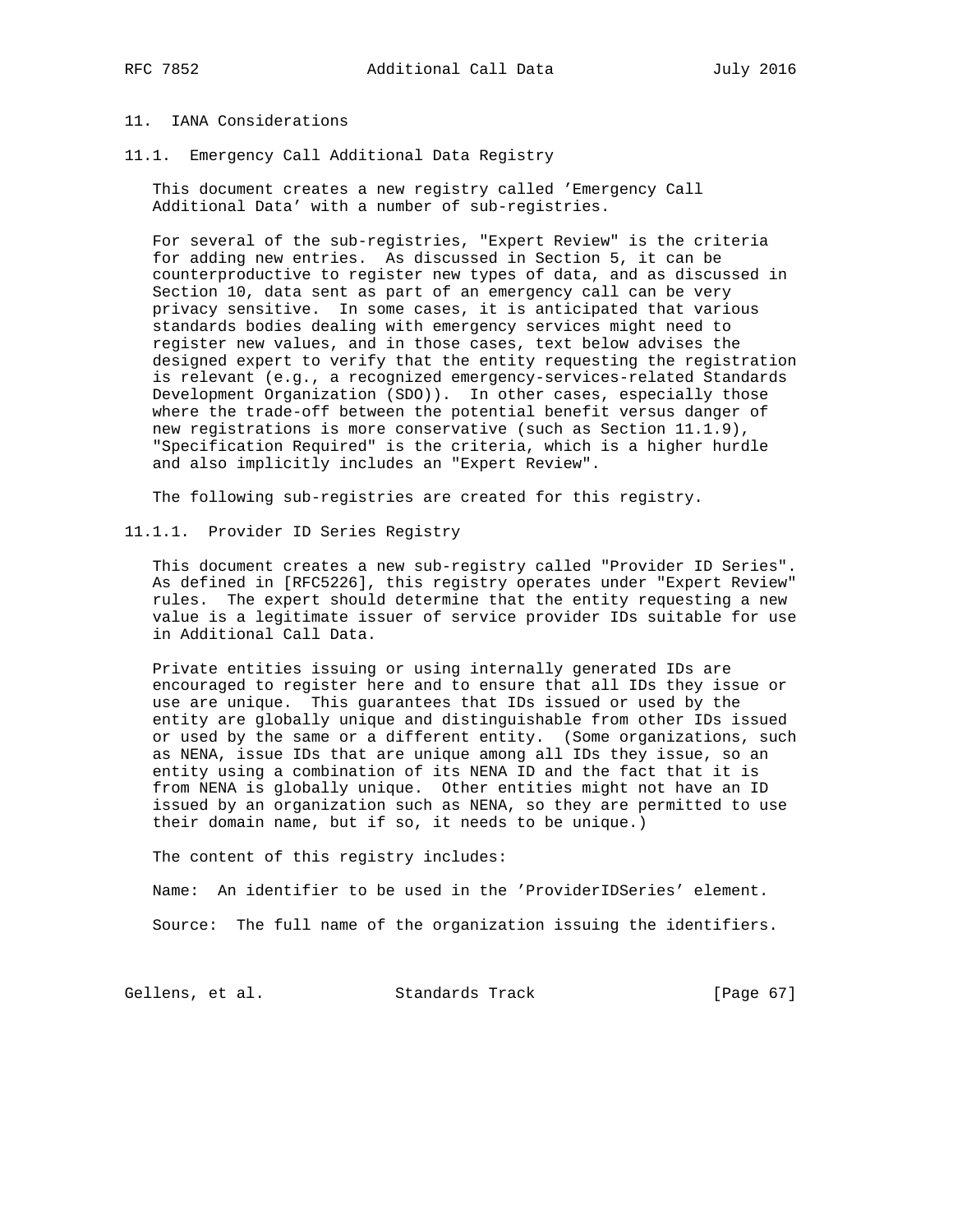# 11. IANA Considerations

## 11.1. Emergency Call Additional Data Registry

This document creates a new registry called 'Emergency Call Additional Data' with a number of sub-registries.

For several of the sub-registries, "Expert Review" is the criteria for adding new entries. As discussed in Section 5, it can be counterproductive to register new types of data, and as discussed in Section 10, data sent as part of an emergency call can be very privacy sensitive. In some cases, it is anticipated that various standards bodies dealing with emergency services might need to register new values, and in those cases, text below advises the designed expert to verify that the entity requesting the registration is relevant (e.g., a recognized emergency-services-related Standards Development Organization (SDO)). In other cases, especially those where the trade-off between the potential benefit versus danger of new registrations is more conservative (such as Section 11.1.9), "Specification Required" is the criteria, which is a higher hurdle and also implicitly includes an "Expert Review".

The following sub-registries are created for this registry.

### 11.1.1. Provider ID Series Registry

This document creates a new sub-registry called "Provider ID Series". As defined in [RFC5226], this registry operates under "Expert Review" rules. The expert should determine that the entity requesting a new value is a legitimate issuer of service provider IDs suitable for use in Additional Call Data.

Private entities issuing or using internally generated IDs are encouraged to register here and to ensure that all IDs they issue or use are unique. This guarantees that IDs issued or used by the entity are globally unique and distinguishable from other IDs issued or used by the same or a different entity. (Some organizations, such as NENA, issue IDs that are unique among all IDs they issue, so an entity using a combination of its NENA ID and the fact that it is from NENA is globally unique. Other entities might not have an ID issued by an organization such as NENA, so they are permitted to use their domain name, but if so, it needs to be unique.)

The content of this registry includes:

Name: An identifier to be used in the 'ProviderIDSeries' element.

Source: The full name of the organization issuing the identifiers.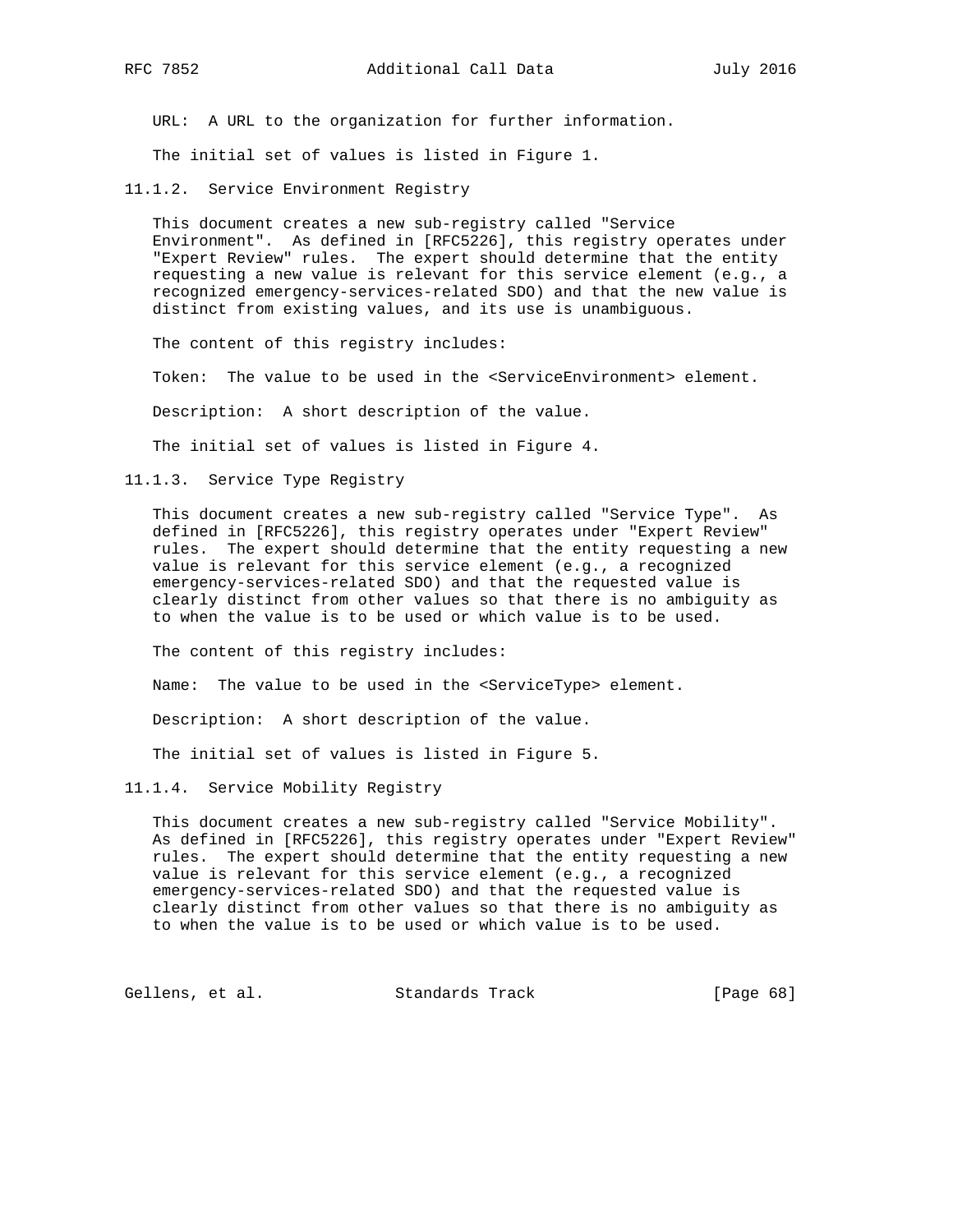URL: A URL to the organization for further information.

The initial set of values is listed in Figure 1.

#### 11.1.2. Service Environment Registry

This document creates a new sub-registry called "Service Environment". As defined in [RFC5226], this registry operates under "Expert Review" rules. The expert should determine that the entity requesting a new value is relevant for this service element (e.g., a recognized emergency-services-related SDO) and that the new value is distinct from existing values, and its use is unambiguous.

The content of this registry includes:

Token: The value to be used in the <ServiceEnvironment> element.

Description: A short description of the value.

The initial set of values is listed in Figure 4.

#### 11.1.3. Service Type Registry

This document creates a new sub-registry called "Service Type". As defined in [RFC5226], this registry operates under "Expert Review" rules. The expert should determine that the entity requesting a new value is relevant for this service element (e.g., a recognized emergency-services-related SDO) and that the requested value is clearly distinct from other values so that there is no ambiguity as to when the value is to be used or which value is to be used.

The content of this registry includes:

Name: The value to be used in the <ServiceType> element.

Description: A short description of the value.

The initial set of values is listed in Figure 5.

#### 11.1.4. Service Mobility Registry

This document creates a new sub-registry called "Service Mobility". As defined in [RFC5226], this registry operates under "Expert Review" rules. The expert should determine that the entity requesting a new value is relevant for this service element (e.g., a recognized emergency-services-related SDO) and that the requested value is clearly distinct from other values so that there is no ambiguity as to when the value is to be used or which value is to be used.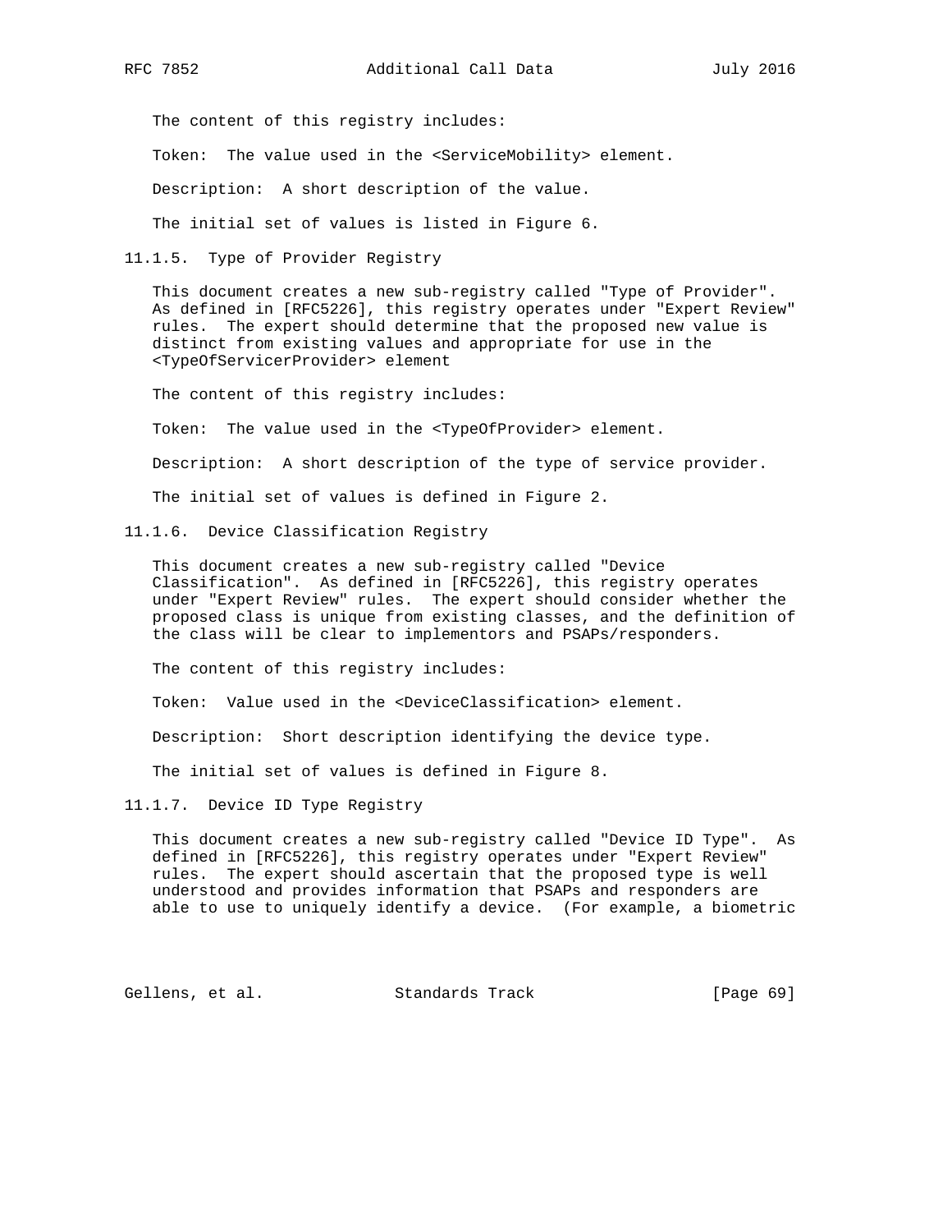The content of this registry includes:

Token: The value used in the <ServiceMobility> element.

Description: A short description of the value.

The initial set of values is listed in Figure 6.

#### 11.1.5. Type of Provider Registry

This document creates a new sub-registry called "Type of Provider". As defined in [RFC5226], this registry operates under "Expert Review" rules. The expert should determine that the proposed new value is distinct from existing values and appropriate for use in the <TypeOfServicerProvider> element

The content of this registry includes:

Token: The value used in the <TypeOfProvider> element.

Description: A short description of the type of service provider.

The initial set of values is defined in Figure 2.

#### 11.1.6. Device Classification Registry

This document creates a new sub-registry called "Device Classification". As defined in [RFC5226], this registry operates under "Expert Review" rules. The expert should consider whether the proposed class is unique from existing classes, and the definition of the class will be clear to implementors and PSAPs/responders.

The content of this registry includes:

Token: Value used in the <DeviceClassification> element.

Description: Short description identifying the device type.

The initial set of values is defined in Figure 8.

#### 11.1.7. Device ID Type Registry

This document creates a new sub-registry called "Device ID Type". As defined in [RFC5226], this registry operates under "Expert Review" rules. The expert should ascertain that the proposed type is well understood and provides information that PSAPs and responders are able to use to uniquely identify a device. (For example, a biometric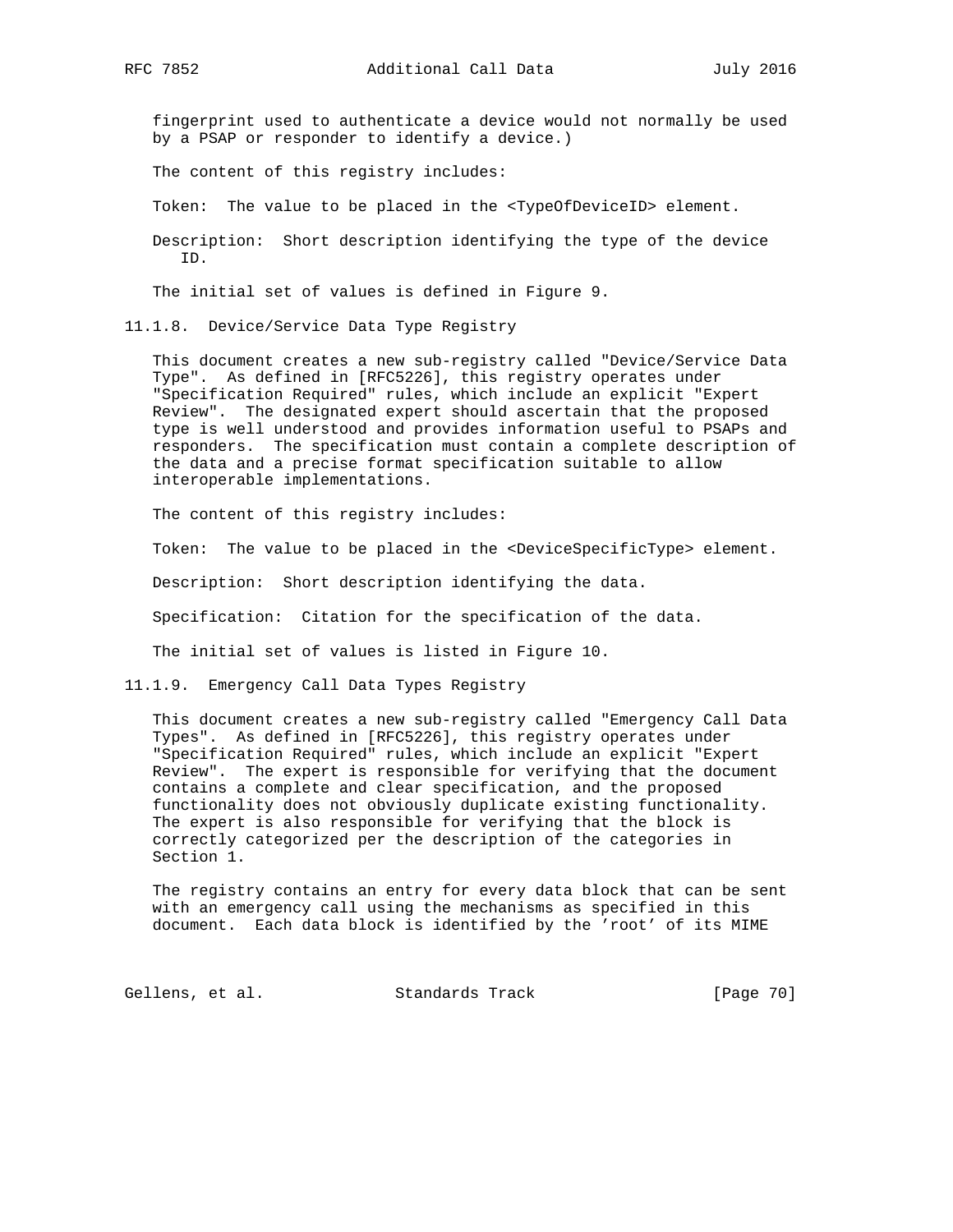fingerprint used to authenticate a device would not normally be used by a PSAP or responder to identify a device.)

The content of this registry includes:

Token: The value to be placed in the <TypeOfDeviceID> element.

Description: Short description identifying the type of the device ID.

The initial set of values is defined in Figure 9.

#### 11.1.8. Device/Service Data Type Registry

This document creates a new sub-registry called "Device/Service Data Type". As defined in [RFC5226], this registry operates under "Specification Required" rules, which include an explicit "Expert Review". The designated expert should ascertain that the proposed type is well understood and provides information useful to PSAPs and responders. The specification must contain a complete description of the data and a precise format specification suitable to allow interoperable implementations.

The content of this registry includes:

Token: The value to be placed in the <DeviceSpecificType> element.

Description: Short description identifying the data.

Specification: Citation for the specification of the data.

The initial set of values is listed in Figure 10.

#### 11.1.9. Emergency Call Data Types Registry

This document creates a new sub-registry called "Emergency Call Data Types". As defined in [RFC5226], this registry operates under "Specification Required" rules, which include an explicit "Expert Review". The expert is responsible for verifying that the document contains a complete and clear specification, and the proposed functionality does not obviously duplicate existing functionality. The expert is also responsible for verifying that the block is correctly categorized per the description of the categories in Section 1.

The registry contains an entry for every data block that can be sent with an emergency call using the mechanisms as specified in this document. Each data block is identified by the 'root' of its MIME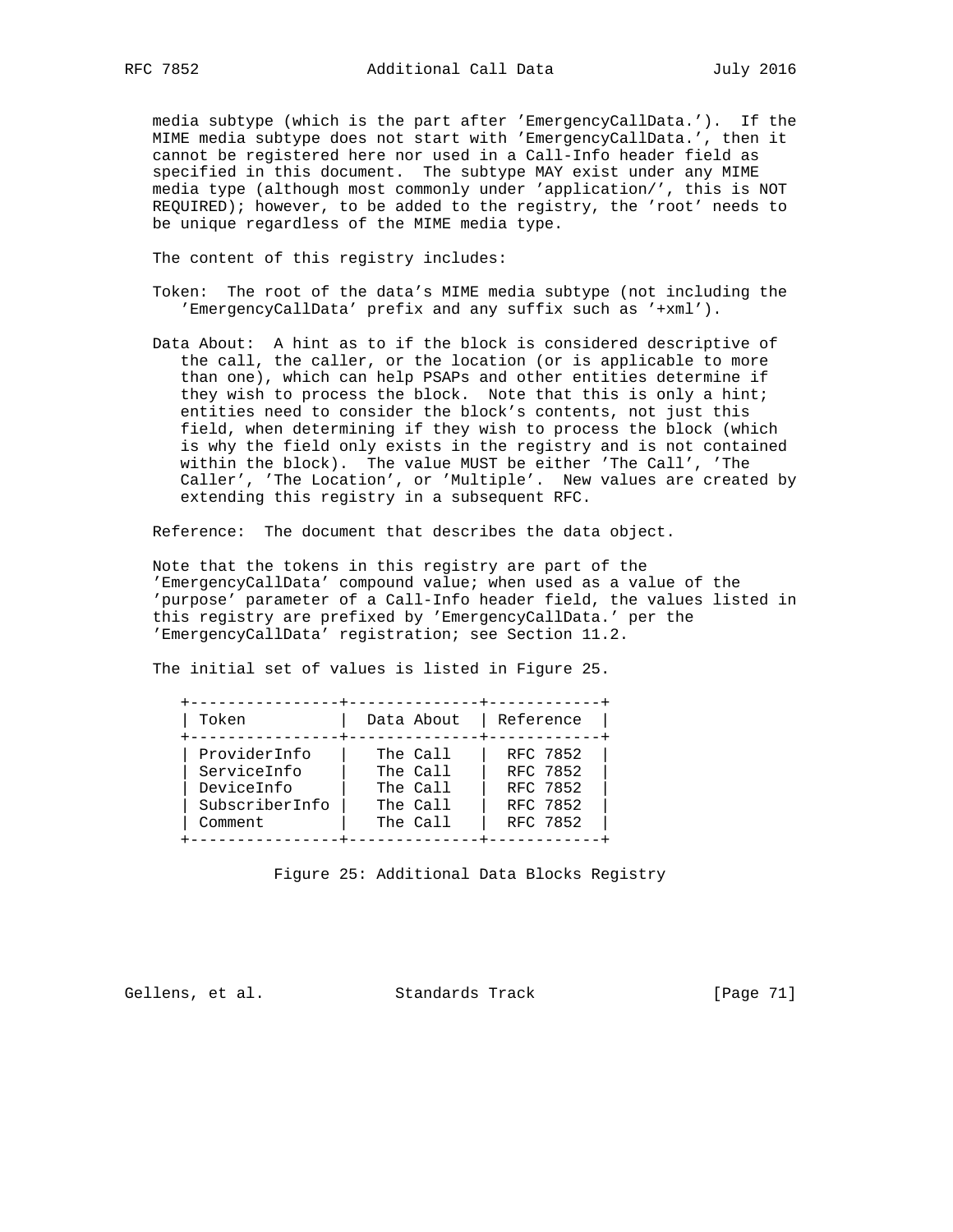media subtype (which is the part after 'EmergencyCallData.'). If the MIME media subtype does not start with 'EmergencyCallData.', then it cannot be registered here nor used in a Call-Info header field as specified in this document. The subtype MAY exist under any MIME media type (although most commonly under 'application/', this is NOT REQUIRED); however, to be added to the registry, the 'root' needs to be unique regardless of the MIME media type.

The content of this registry includes:

Token: The root of the data's MIME media subtype (not including the 'EmergencyCallData' prefix and any suffix such as '+xml').

Data About: A hint as to if the block is considered descriptive of the call, the caller, or the location (or is applicable to more than one), which can help PSAPs and other entities determine if they wish to process the block. Note that this is only a hint; entities need to consider the block's contents, not just this field, when determining if they wish to process the block (which is why the field only exists in the registry and is not contained within the block). The value MUST be either 'The Call', 'The Caller', 'The Location', or 'Multiple'. New values are created by extending this registry in a subsequent RFC.

Reference: The document that describes the data object.

Note that the tokens in this registry are part of the 'EmergencyCallData' compound value; when used as a value of the 'purpose' parameter of a Call-Info header field, the values listed in this registry are prefixed by 'EmergencyCallData.' per the 'EmergencyCallData' registration; see Section 11.2.

The initial set of values is listed in Figure 25.

| Token | Data About | Reference |
|---|---|---|
| ProviderInfo | The Call | RFC 7852 |
| ServiceInfo | The Call | RFC 7852 |
| DeviceInfo | The Call | RFC 7852 |
| SubscriberInfo | The Call | RFC 7852 |
| Comment | The Call | RFC 7852 |

Figure 25: Additional Data Blocks Registry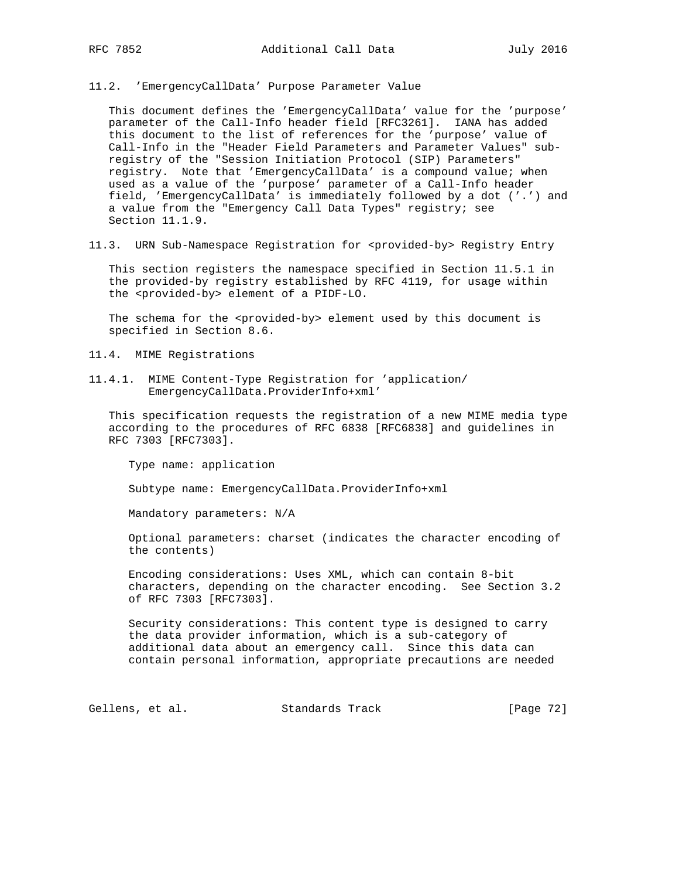### 11.2. 'EmergencyCallData' Purpose Parameter Value

This document defines the 'EmergencyCallData' value for the 'purpose' parameter of the Call-Info header field [RFC3261]. IANA has added this document to the list of references for the 'purpose' value of Call-Info in the "Header Field Parameters and Parameter Values" sub-registry of the "Session Initiation Protocol (SIP) Parameters" registry. Note that 'EmergencyCallData' is a compound value; when used as a value of the 'purpose' parameter of a Call-Info header field, 'EmergencyCallData' is immediately followed by a dot ('.') and a value from the "Emergency Call Data Types" registry; see Section 11.1.9.

### 11.3. URN Sub-Namespace Registration for <provided-by> Registry Entry

This section registers the namespace specified in Section 11.5.1 in the provided-by registry established by RFC 4119, for usage within the <provided-by> element of a PIDF-LO.

The schema for the <provided-by> element used by this document is specified in Section 8.6.

### 11.4. MIME Registrations

#### 11.4.1. MIME Content-Type Registration for 'application/EmergencyCallData.ProviderInfo+xml'

This specification requests the registration of a new MIME media type according to the procedures of RFC 6838 [RFC6838] and guidelines in RFC 7303 [RFC7303].

Type name: application

Subtype name: EmergencyCallData.ProviderInfo+xml

Mandatory parameters: N/A

Optional parameters: charset (indicates the character encoding of the contents)

Encoding considerations: Uses XML, which can contain 8-bit characters, depending on the character encoding. See Section 3.2 of RFC 7303 [RFC7303].

Security considerations: This content type is designed to carry the data provider information, which is a sub-category of additional data about an emergency call. Since this data can contain personal information, appropriate precautions are needed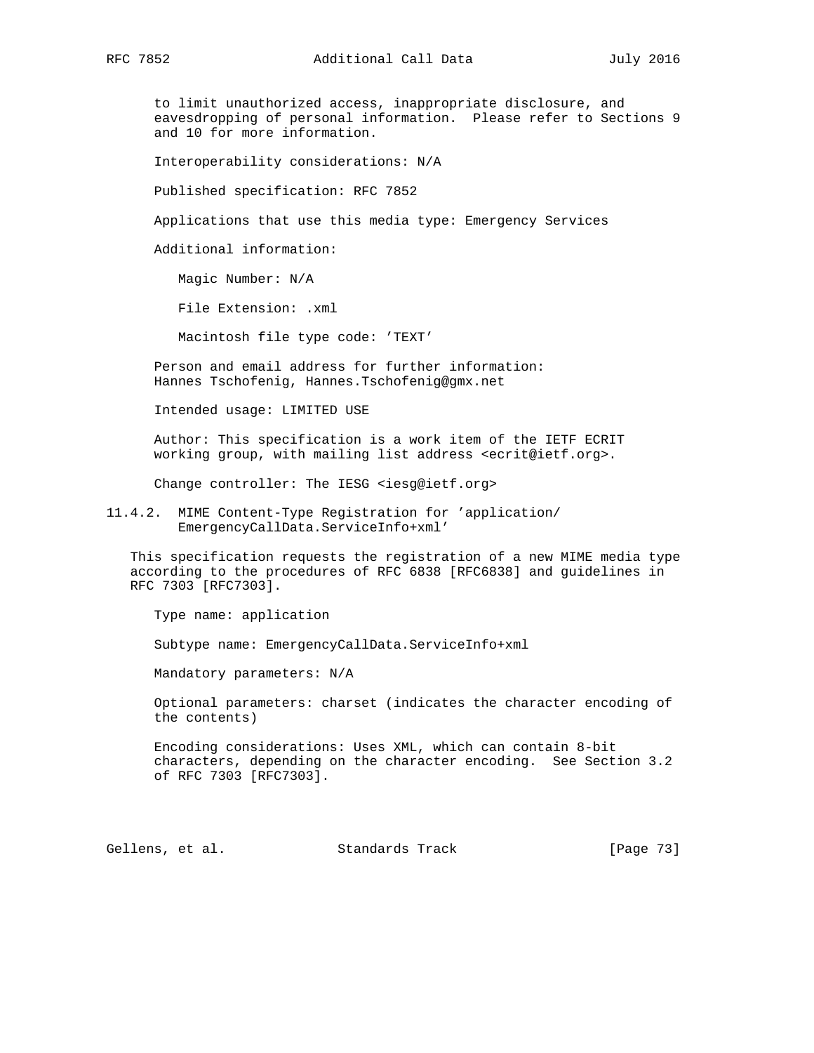to limit unauthorized access, inappropriate disclosure, and eavesdropping of personal information. Please refer to Sections 9 and 10 for more information.

Interoperability considerations: N/A

Published specification: RFC 7852

Applications that use this media type: Emergency Services

Additional information:

Magic Number: N/A

File Extension: .xml

Macintosh file type code: 'TEXT'

Person and email address for further information: Hannes Tschofenig, Hannes.Tschofenig@gmx.net

Intended usage: LIMITED USE

Author: This specification is a work item of the IETF ECRIT working group, with mailing list address <ecrit@ietf.org>.

Change controller: The IESG <iesg@ietf.org>

### 11.4.2. MIME Content-Type Registration for 'application/EmergencyCallData.ServiceInfo+xml'

This specification requests the registration of a new MIME media type according to the procedures of RFC 6838 [RFC6838] and guidelines in RFC 7303 [RFC7303].

Type name: application

Subtype name: EmergencyCallData.ServiceInfo+xml

Mandatory parameters: N/A

Optional parameters: charset (indicates the character encoding of the contents)

Encoding considerations: Uses XML, which can contain 8-bit characters, depending on the character encoding. See Section 3.2 of RFC 7303 [RFC7303].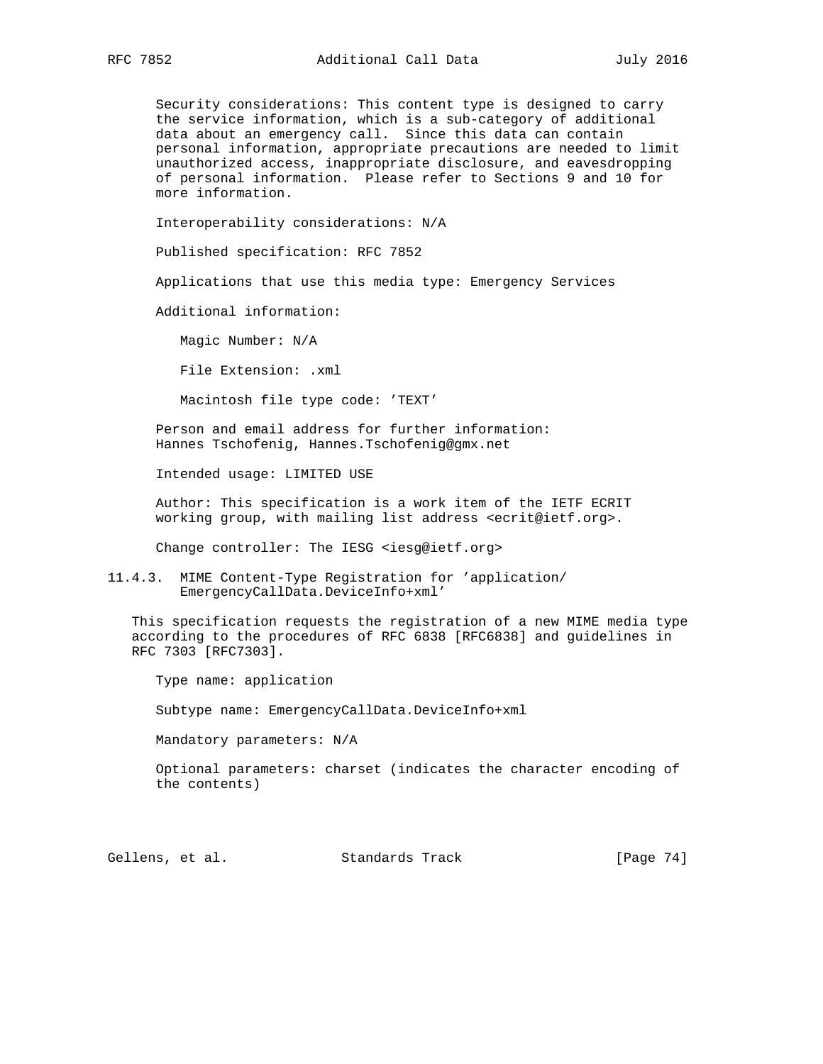Security considerations: This content type is designed to carry the service information, which is a sub-category of additional data about an emergency call. Since this data can contain personal information, appropriate precautions are needed to limit unauthorized access, inappropriate disclosure, and eavesdropping of personal information. Please refer to Sections 9 and 10 for more information.

Interoperability considerations: N/A

Published specification: RFC 7852

Applications that use this media type: Emergency Services

Additional information:

Magic Number: N/A

File Extension: .xml

Macintosh file type code: 'TEXT'

Person and email address for further information: Hannes Tschofenig, Hannes.Tschofenig@gmx.net

Intended usage: LIMITED USE

Author: This specification is a work item of the IETF ECRIT working group, with mailing list address <ecrit@ietf.org>.

Change controller: The IESG <iesg@ietf.org>

### 11.4.3. MIME Content-Type Registration for 'application/EmergencyCallData.DeviceInfo+xml'

This specification requests the registration of a new MIME media type according to the procedures of RFC 6838 [RFC6838] and guidelines in RFC 7303 [RFC7303].

Type name: application

Subtype name: EmergencyCallData.DeviceInfo+xml

Mandatory parameters: N/A

Optional parameters: charset (indicates the character encoding of the contents)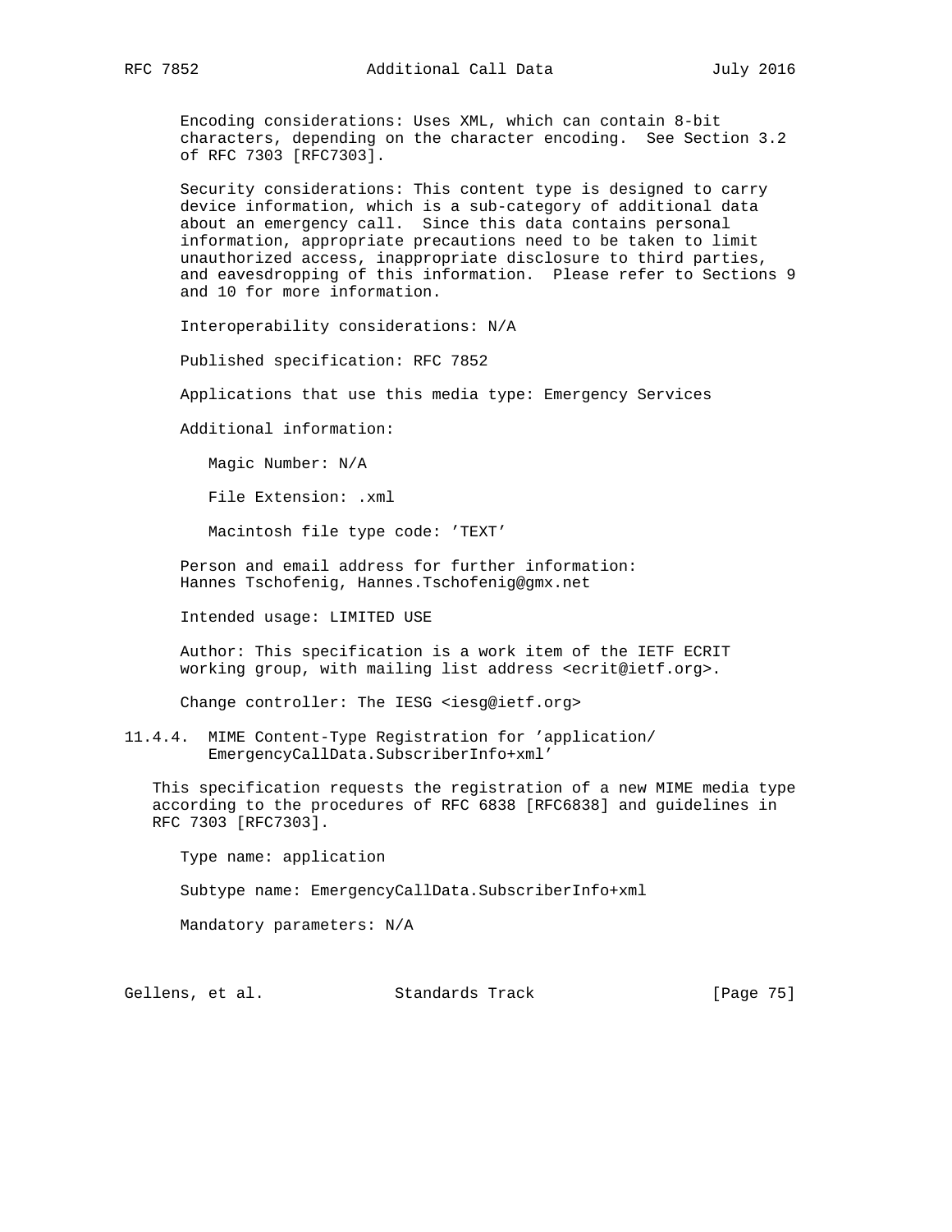Encoding considerations: Uses XML, which can contain 8-bit characters, depending on the character encoding. See Section 3.2 of RFC 7303 [RFC7303].

Security considerations: This content type is designed to carry device information, which is a sub-category of additional data about an emergency call. Since this data contains personal information, appropriate precautions need to be taken to limit unauthorized access, inappropriate disclosure to third parties, and eavesdropping of this information. Please refer to Sections 9 and 10 for more information.

Interoperability considerations: N/A

Published specification: RFC 7852

Applications that use this media type: Emergency Services

Additional information:

Magic Number: N/A

File Extension: .xml

Macintosh file type code: 'TEXT'

Person and email address for further information: Hannes Tschofenig, Hannes.Tschofenig@gmx.net

Intended usage: LIMITED USE

Author: This specification is a work item of the IETF ECRIT working group, with mailing list address <ecrit@ietf.org>.

Change controller: The IESG <iesg@ietf.org>

### 11.4.4. MIME Content-Type Registration for 'application/EmergencyCallData.SubscriberInfo+xml'

This specification requests the registration of a new MIME media type according to the procedures of RFC 6838 [RFC6838] and guidelines in RFC 7303 [RFC7303].

Type name: application

Subtype name: EmergencyCallData.SubscriberInfo+xml

Mandatory parameters: N/A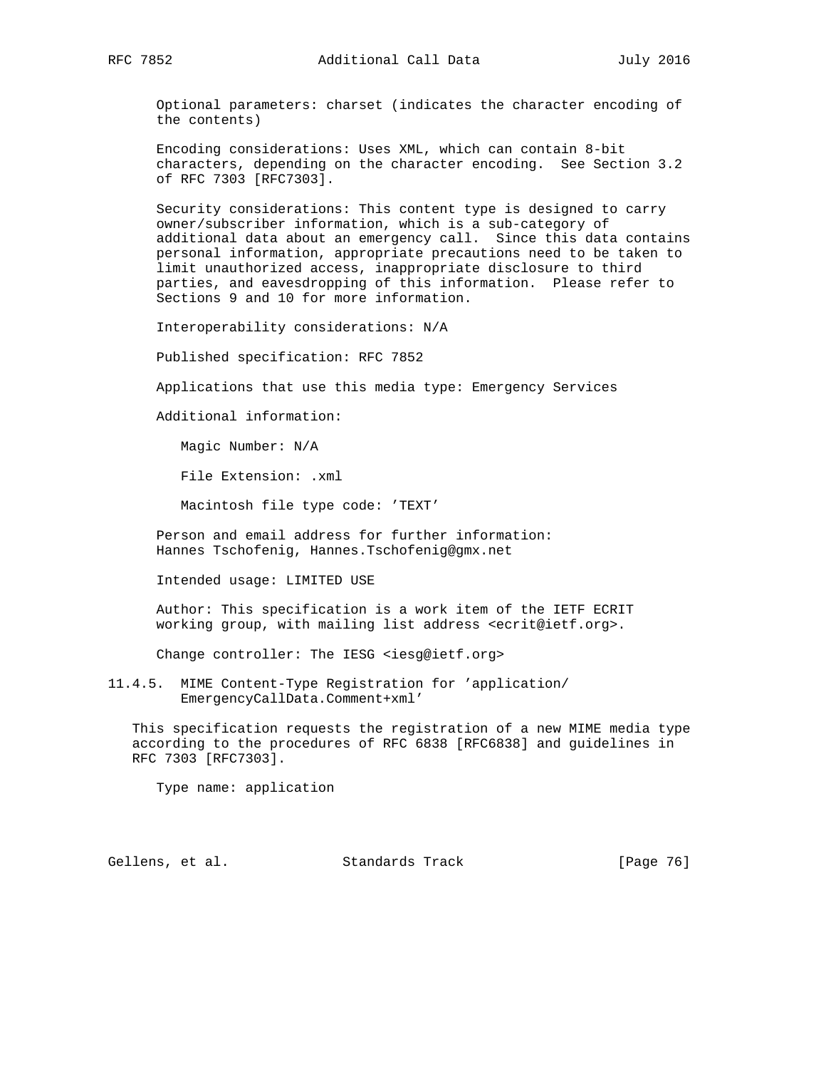Optional parameters: charset (indicates the character encoding of the contents)

Encoding considerations: Uses XML, which can contain 8-bit characters, depending on the character encoding. See Section 3.2 of RFC 7303 [RFC7303].

Security considerations: This content type is designed to carry owner/subscriber information, which is a sub-category of additional data about an emergency call. Since this data contains personal information, appropriate precautions need to be taken to limit unauthorized access, inappropriate disclosure to third parties, and eavesdropping of this information. Please refer to Sections 9 and 10 for more information.

Interoperability considerations: N/A

Published specification: RFC 7852

Applications that use this media type: Emergency Services

Additional information:

Magic Number: N/A

File Extension: .xml

Macintosh file type code: 'TEXT'

Person and email address for further information: Hannes Tschofenig, Hannes.Tschofenig@gmx.net

Intended usage: LIMITED USE

Author: This specification is a work item of the IETF ECRIT working group, with mailing list address <ecrit@ietf.org>.

Change controller: The IESG <iesg@ietf.org>

#### 11.4.5. MIME Content-Type Registration for 'application/EmergencyCallData.Comment+xml'

This specification requests the registration of a new MIME media type according to the procedures of RFC 6838 [RFC6838] and guidelines in RFC 7303 [RFC7303].

Type name: application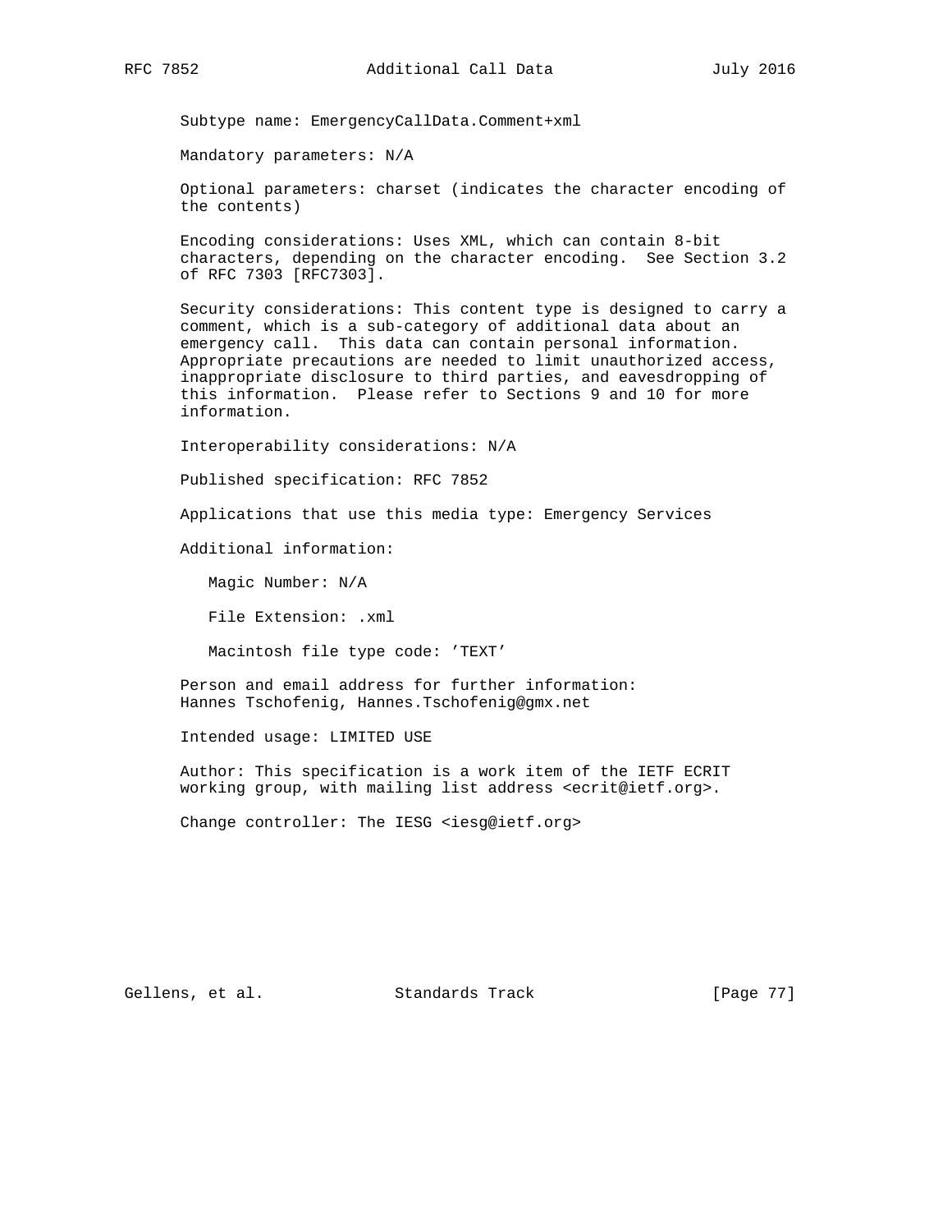Subtype name: EmergencyCallData.Comment+xml

Mandatory parameters: N/A

Optional parameters: charset (indicates the character encoding of the contents)

Encoding considerations: Uses XML, which can contain 8-bit characters, depending on the character encoding. See Section 3.2 of RFC 7303 [RFC7303].

Security considerations: This content type is designed to carry a comment, which is a sub-category of additional data about an emergency call. This data can contain personal information. Appropriate precautions are needed to limit unauthorized access, inappropriate disclosure to third parties, and eavesdropping of this information. Please refer to Sections 9 and 10 for more information.

Interoperability considerations: N/A

Published specification: RFC 7852

Applications that use this media type: Emergency Services

Additional information:

Magic Number: N/A

File Extension: .xml

Macintosh file type code: 'TEXT'

Person and email address for further information:
Hannes Tschofenig, Hannes.Tschofenig@gmx.net

Intended usage: LIMITED USE

Author: This specification is a work item of the IETF ECRIT working group, with mailing list address <ecrit@ietf.org>.

Change controller: The IESG <iesg@ietf.org>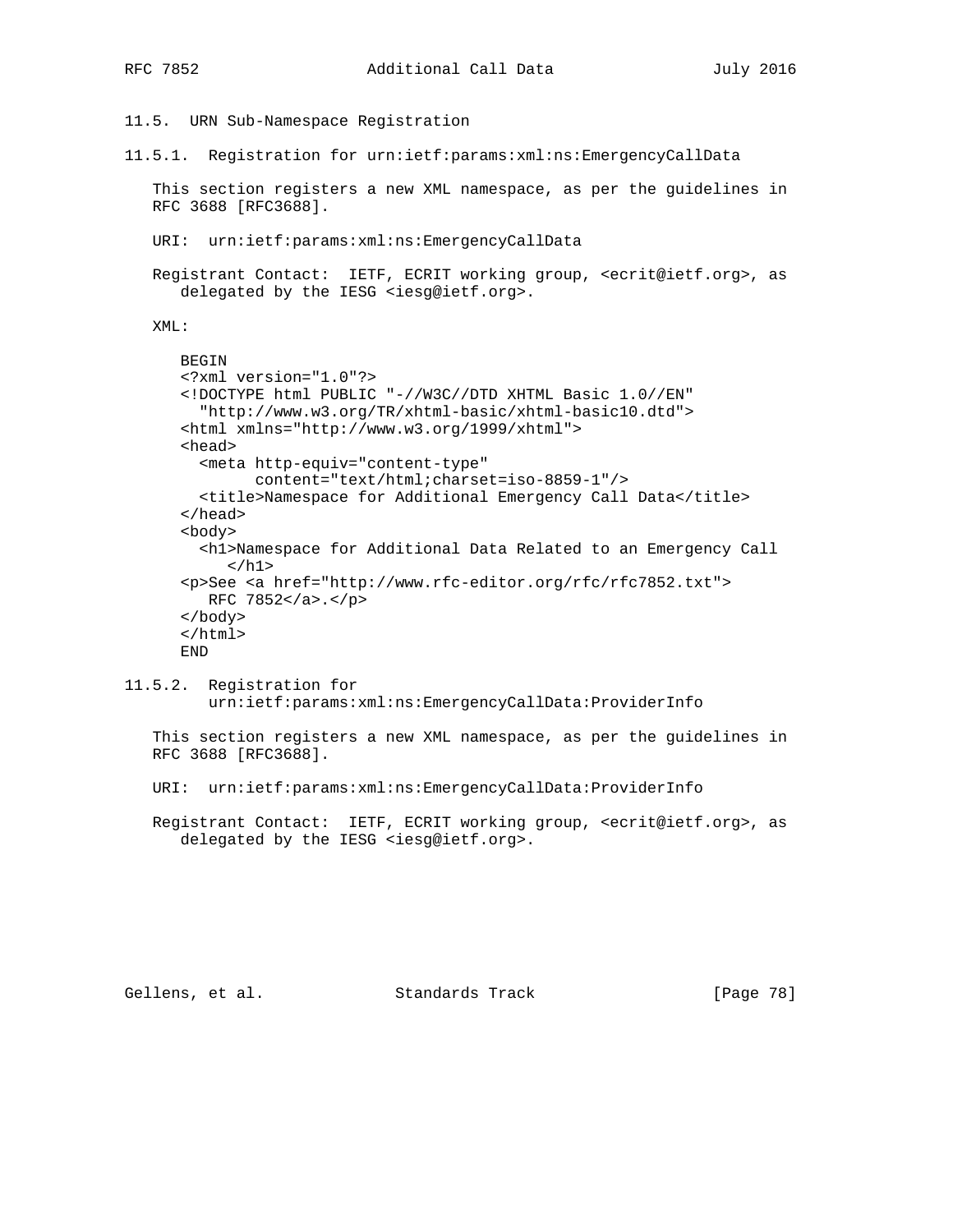### 11.5. URN Sub-Namespace Registration

#### 11.5.1. Registration for urn:ietf:params:xml:ns:EmergencyCallData

This section registers a new XML namespace, as per the guidelines in RFC 3688 [RFC3688].

URI: urn:ietf:params:xml:ns:EmergencyCallData

Registrant Contact: IETF, ECRIT working group, <ecrit@ietf.org>, as delegated by the IESG <iesg@ietf.org>.

XML:

```
BEGIN
<?xml version="1.0"?>
<!DOCTYPE html PUBLIC "-//W3C//DTD XHTML Basic 1.0//EN"
  "http://www.w3.org/TR/xhtml-basic/xhtml-basic10.dtd">
<html xmlns="http://www.w3.org/1999/xhtml">
<head>
  <meta http-equiv="content-type"
        content="text/html;charset=iso-8859-1"/>
  <title>Namespace for Additional Emergency Call Data</title>
</head>
<body>
  <h1>Namespace for Additional Data Related to an Emergency Call
     </h1>
<p>See <a href="http://www.rfc-editor.org/rfc/rfc7852.txt">
   RFC 7852</a>.</p>
</body>
</html>
END
```

#### 11.5.2. Registration for urn:ietf:params:xml:ns:EmergencyCallData:ProviderInfo

This section registers a new XML namespace, as per the guidelines in RFC 3688 [RFC3688].

URI: urn:ietf:params:xml:ns:EmergencyCallData:ProviderInfo

Registrant Contact: IETF, ECRIT working group, <ecrit@ietf.org>, as delegated by the IESG <iesg@ietf.org>.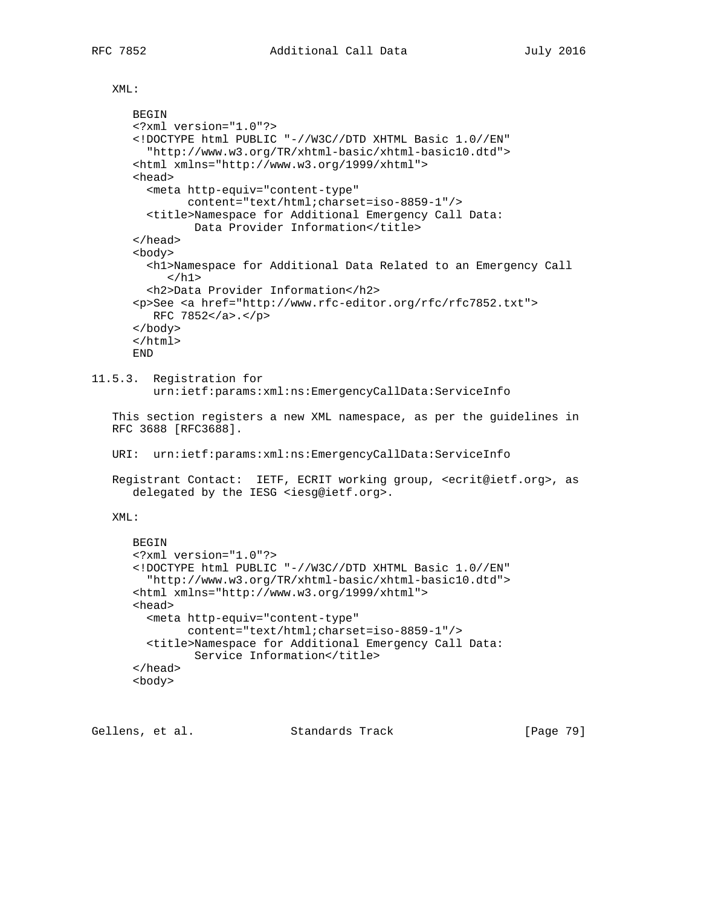XML:

```
BEGIN
<?xml version="1.0"?>
<!DOCTYPE html PUBLIC "-//W3C//DTD XHTML Basic 1.0//EN"
  "http://www.w3.org/TR/xhtml-basic/xhtml-basic10.dtd">
<html xmlns="http://www.w3.org/1999/xhtml">
<head>
  <meta http-equiv="content-type"
        content="text/html;charset=iso-8859-1"/>
  <title>Namespace for Additional Emergency Call Data:
         Data Provider Information</title>
</head>
<body>
  <h1>Namespace for Additional Data Related to an Emergency Call
     </h1>
  <h2>Data Provider Information</h2>
<p>See <a href="http://www.rfc-editor.org/rfc/rfc7852.txt">
   RFC 7852</a>.</p>
</body>
</html>
END
```

### 11.5.3. Registration for urn:ietf:params:xml:ns:EmergencyCallData:ServiceInfo

This section registers a new XML namespace, as per the guidelines in RFC 3688 [RFC3688].

URI: urn:ietf:params:xml:ns:EmergencyCallData:ServiceInfo

Registrant Contact: IETF, ECRIT working group, <ecrit@ietf.org>, as delegated by the IESG <iesg@ietf.org>.

XML:

```
BEGIN
<?xml version="1.0"?>
<!DOCTYPE html PUBLIC "-//W3C//DTD XHTML Basic 1.0//EN"
  "http://www.w3.org/TR/xhtml-basic/xhtml-basic10.dtd">
<html xmlns="http://www.w3.org/1999/xhtml">
<head>
  <meta http-equiv="content-type"
        content="text/html;charset=iso-8859-1"/>
  <title>Namespace for Additional Emergency Call Data:
         Service Information</title>
</head>
<body>
```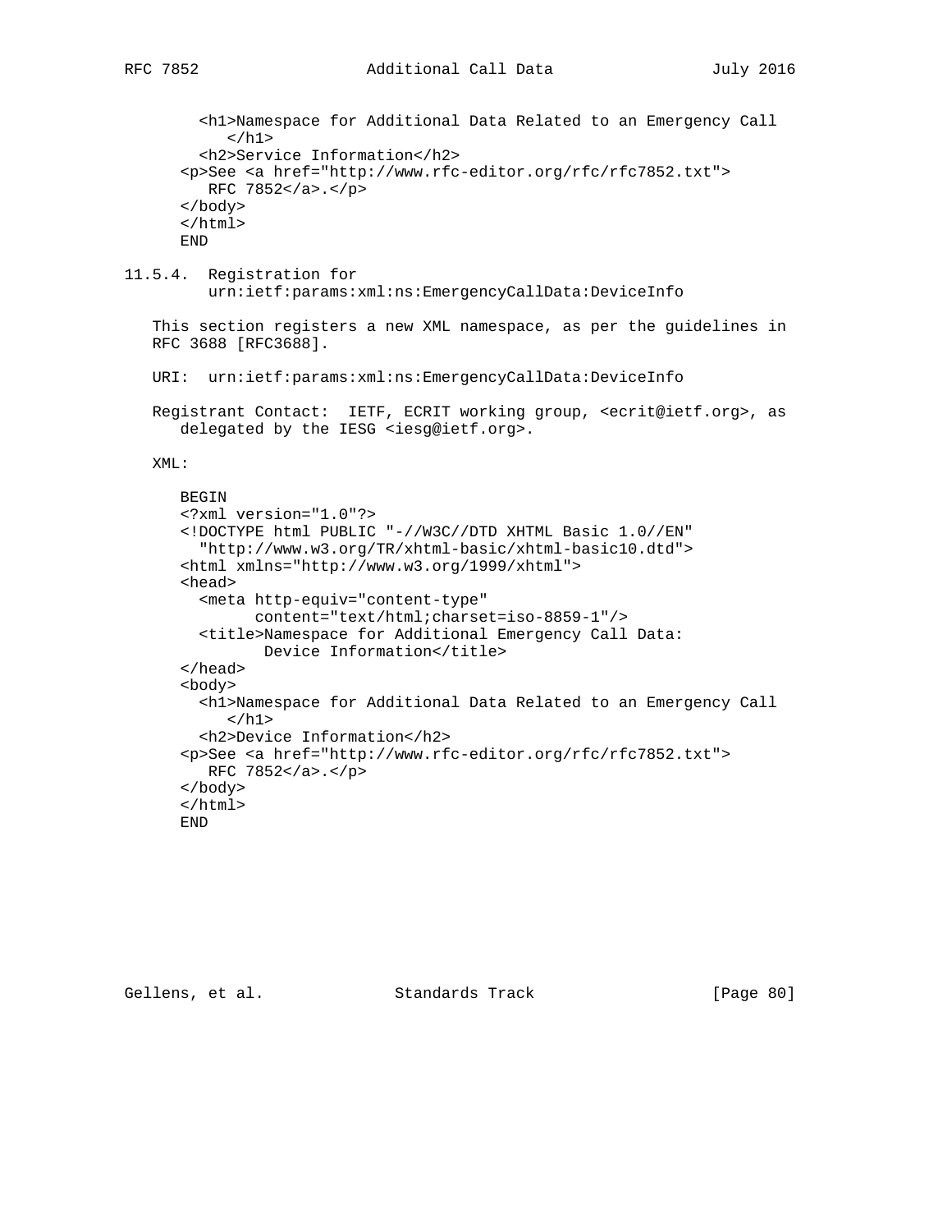```
        <h1>Namespace for Additional Data Related to an Emergency Call
           </h1>
        <h2>Service Information</h2>
      <p>See <a href="http://www.rfc-editor.org/rfc/rfc7852.txt">
         RFC 7852</a>.</p>
      </body>
      </html>
      END
```

### 11.5.4. Registration for urn:ietf:params:xml:ns:EmergencyCallData:DeviceInfo

This section registers a new XML namespace, as per the guidelines in RFC 3688 [RFC3688].

URI: urn:ietf:params:xml:ns:EmergencyCallData:DeviceInfo

Registrant Contact: IETF, ECRIT working group, <ecrit@ietf.org>, as delegated by the IESG <iesg@ietf.org>.

XML:

```
      BEGIN
      <?xml version="1.0"?>
      <!DOCTYPE html PUBLIC "-//W3C//DTD XHTML Basic 1.0//EN"
        "http://www.w3.org/TR/xhtml-basic/xhtml-basic10.dtd">
      <html xmlns="http://www.w3.org/1999/xhtml">
      <head>
        <meta http-equiv="content-type"
              content="text/html;charset=iso-8859-1"/>
        <title>Namespace for Additional Emergency Call Data:
               Device Information</title>
      </head>
      <body>
        <h1>Namespace for Additional Data Related to an Emergency Call
           </h1>
        <h2>Device Information</h2>
      <p>See <a href="http://www.rfc-editor.org/rfc/rfc7852.txt">
         RFC 7852</a>.</p>
      </body>
      </html>
      END
```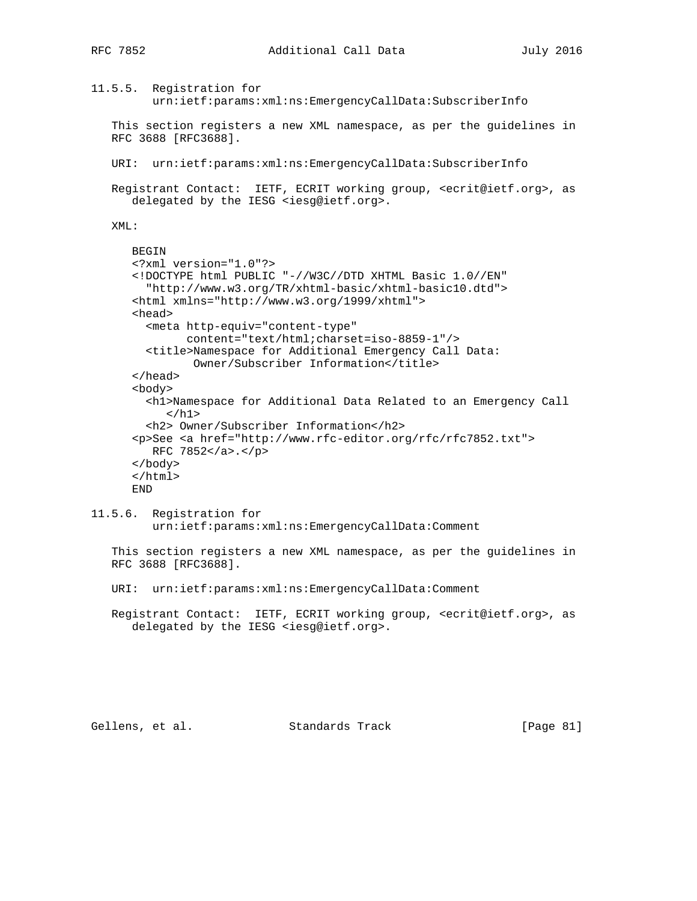#### 11.5.5. Registration for urn:ietf:params:xml:ns:EmergencyCallData:SubscriberInfo

This section registers a new XML namespace, as per the guidelines in RFC 3688 [RFC3688].

URI: urn:ietf:params:xml:ns:EmergencyCallData:SubscriberInfo

Registrant Contact: IETF, ECRIT working group, <ecrit@ietf.org>, as delegated by the IESG <iesg@ietf.org>.

XML:

```
BEGIN
<?xml version="1.0"?>
<!DOCTYPE html PUBLIC "-//W3C//DTD XHTML Basic 1.0//EN"
  "http://www.w3.org/TR/xhtml-basic/xhtml-basic10.dtd">
<html xmlns="http://www.w3.org/1999/xhtml">
<head>
  <meta http-equiv="content-type"
        content="text/html;charset=iso-8859-1"/>
  <title>Namespace for Additional Emergency Call Data:
         Owner/Subscriber Information</title>
</head>
<body>
  <h1>Namespace for Additional Data Related to an Emergency Call
     </h1>
  <h2> Owner/Subscriber Information</h2>
<p>See <a href="http://www.rfc-editor.org/rfc/rfc7852.txt">
   RFC 7852</a>.</p>
</body>
</html>
END
```

#### 11.5.6. Registration for urn:ietf:params:xml:ns:EmergencyCallData:Comment

This section registers a new XML namespace, as per the guidelines in RFC 3688 [RFC3688].

URI: urn:ietf:params:xml:ns:EmergencyCallData:Comment

Registrant Contact: IETF, ECRIT working group, <ecrit@ietf.org>, as delegated by the IESG <iesg@ietf.org>.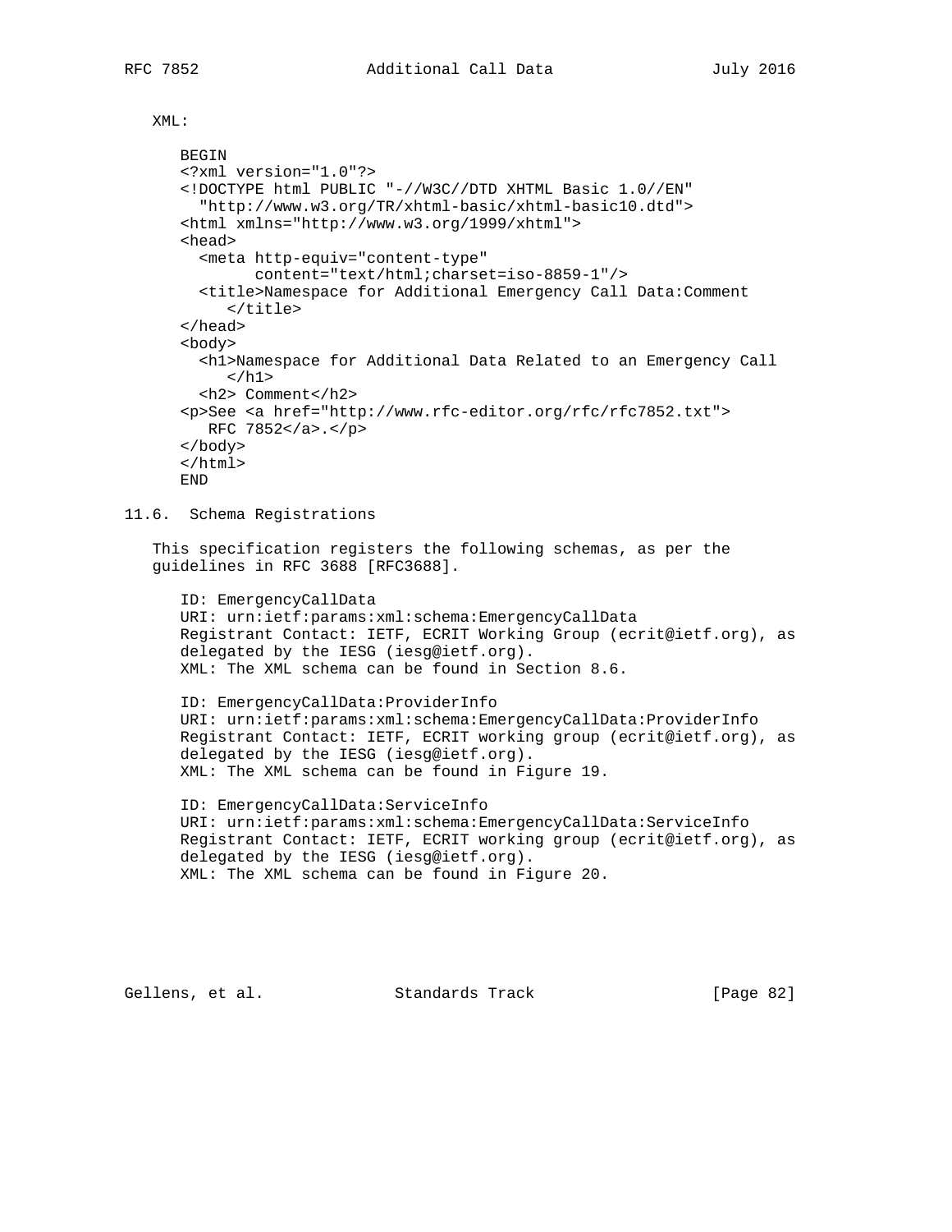XML:

```
BEGIN
<?xml version="1.0"?>
<!DOCTYPE html PUBLIC "-//W3C//DTD XHTML Basic 1.0//EN"
  "http://www.w3.org/TR/xhtml-basic/xhtml-basic10.dtd">
<html xmlns="http://www.w3.org/1999/xhtml">
<head>
  <meta http-equiv="content-type"
        content="text/html;charset=iso-8859-1"/>
  <title>Namespace for Additional Emergency Call Data:Comment
     </title>
</head>
<body>
  <h1>Namespace for Additional Data Related to an Emergency Call
     </h1>
  <h2> Comment</h2>
<p>See <a href="http://www.rfc-editor.org/rfc/rfc7852.txt">
   RFC 7852</a>.</p>
</body>
</html>
END
```

## 11.6. Schema Registrations

This specification registers the following schemas, as per the guidelines in RFC 3688 [RFC3688].

```
ID: EmergencyCallData
URI: urn:ietf:params:xml:schema:EmergencyCallData
Registrant Contact: IETF, ECRIT Working Group (ecrit@ietf.org), as
delegated by the IESG (iesg@ietf.org).
XML: The XML schema can be found in Section 8.6.

ID: EmergencyCallData:ProviderInfo
URI: urn:ietf:params:xml:schema:EmergencyCallData:ProviderInfo
Registrant Contact: IETF, ECRIT working group (ecrit@ietf.org), as
delegated by the IESG (iesg@ietf.org).
XML: The XML schema can be found in Figure 19.

ID: EmergencyCallData:ServiceInfo
URI: urn:ietf:params:xml:schema:EmergencyCallData:ServiceInfo
Registrant Contact: IETF, ECRIT working group (ecrit@ietf.org), as
delegated by the IESG (iesg@ietf.org).
XML: The XML schema can be found in Figure 20.
```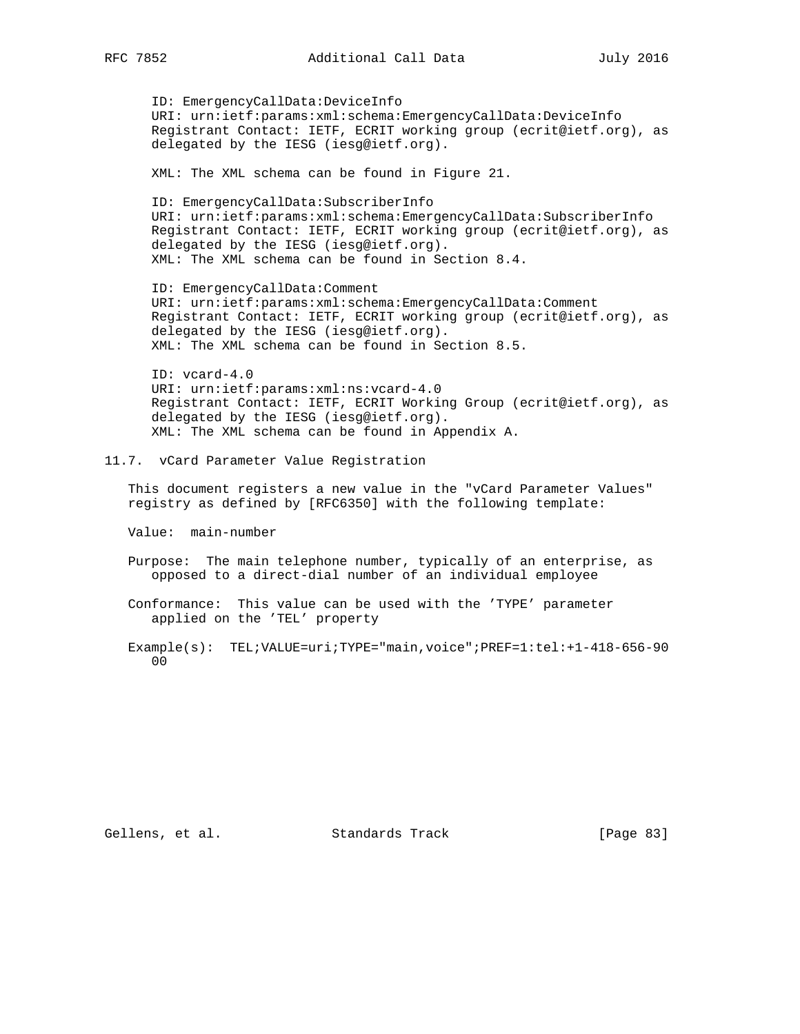ID: EmergencyCallData:DeviceInfo
URI: urn:ietf:params:xml:schema:EmergencyCallData:DeviceInfo
Registrant Contact: IETF, ECRIT working group (ecrit@ietf.org), as delegated by the IESG (iesg@ietf.org).

XML: The XML schema can be found in Figure 21.

ID: EmergencyCallData:SubscriberInfo
URI: urn:ietf:params:xml:schema:EmergencyCallData:SubscriberInfo
Registrant Contact: IETF, ECRIT working group (ecrit@ietf.org), as delegated by the IESG (iesg@ietf.org).
XML: The XML schema can be found in Section 8.4.

ID: EmergencyCallData:Comment
URI: urn:ietf:params:xml:schema:EmergencyCallData:Comment
Registrant Contact: IETF, ECRIT working group (ecrit@ietf.org), as delegated by the IESG (iesg@ietf.org).
XML: The XML schema can be found in Section 8.5.

ID: vcard-4.0
URI: urn:ietf:params:xml:ns:vcard-4.0
Registrant Contact: IETF, ECRIT Working Group (ecrit@ietf.org), as delegated by the IESG (iesg@ietf.org).
XML: The XML schema can be found in Appendix A.

## 11.7. vCard Parameter Value Registration

This document registers a new value in the "vCard Parameter Values" registry as defined by [RFC6350] with the following template:

Value: main-number

Purpose: The main telephone number, typically of an enterprise, as opposed to a direct-dial number of an individual employee

Conformance: This value can be used with the 'TYPE' parameter applied on the 'TEL' property

Example(s): TEL;VALUE=uri;TYPE="main,voice";PREF=1:tel:+1-418-656-9000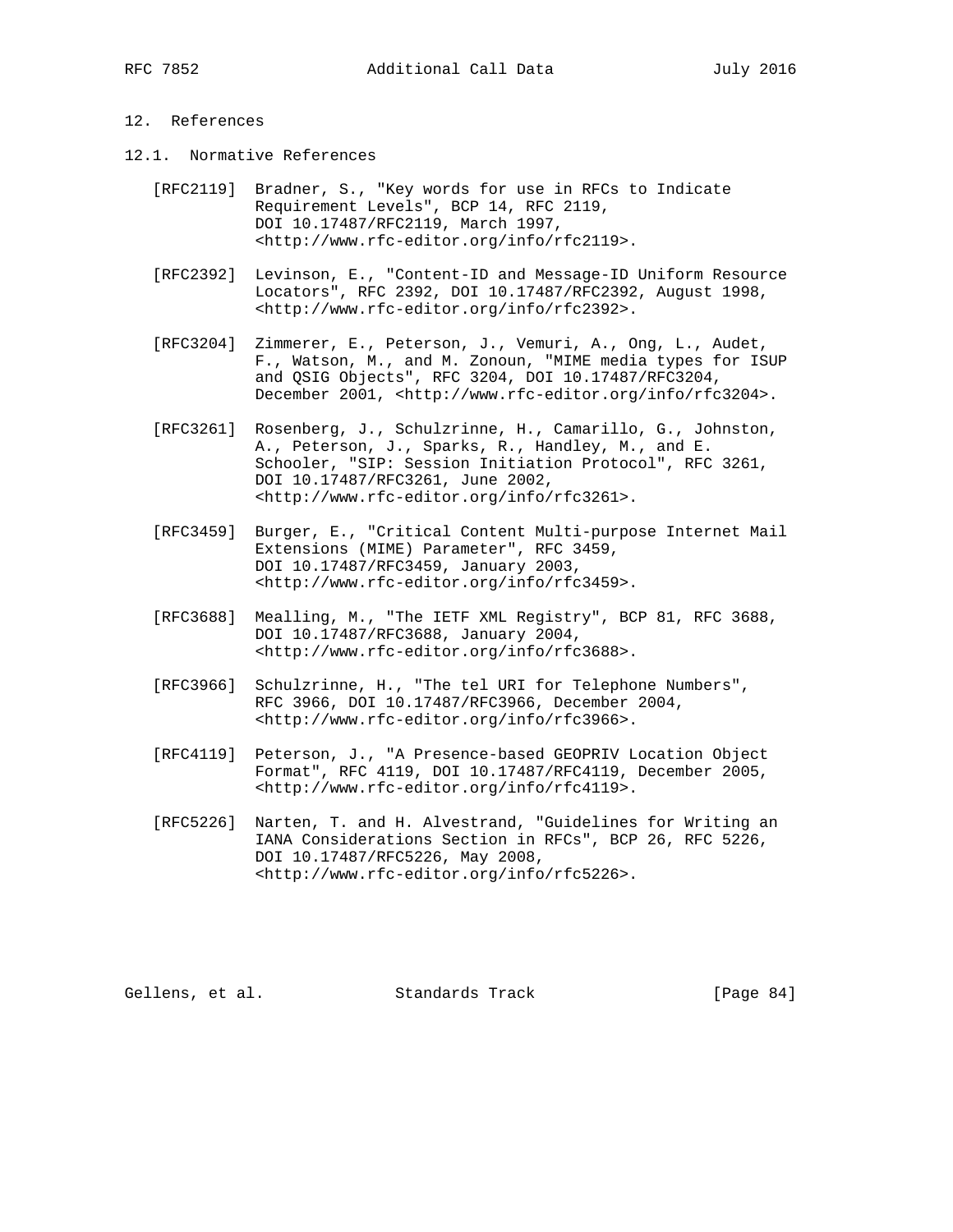## 12. References

### 12.1. Normative References

[RFC2119] Bradner, S., "Key words for use in RFCs to Indicate Requirement Levels", BCP 14, RFC 2119, DOI 10.17487/RFC2119, March 1997, <http://www.rfc-editor.org/info/rfc2119>.

[RFC2392] Levinson, E., "Content-ID and Message-ID Uniform Resource Locators", RFC 2392, DOI 10.17487/RFC2392, August 1998, <http://www.rfc-editor.org/info/rfc2392>.

[RFC3204] Zimmerer, E., Peterson, J., Vemuri, A., Ong, L., Audet, F., Watson, M., and M. Zonoun, "MIME media types for ISUP and QSIG Objects", RFC 3204, DOI 10.17487/RFC3204, December 2001, <http://www.rfc-editor.org/info/rfc3204>.

[RFC3261] Rosenberg, J., Schulzrinne, H., Camarillo, G., Johnston, A., Peterson, J., Sparks, R., Handley, M., and E. Schooler, "SIP: Session Initiation Protocol", RFC 3261, DOI 10.17487/RFC3261, June 2002, <http://www.rfc-editor.org/info/rfc3261>.

[RFC3459] Burger, E., "Critical Content Multi-purpose Internet Mail Extensions (MIME) Parameter", RFC 3459, DOI 10.17487/RFC3459, January 2003, <http://www.rfc-editor.org/info/rfc3459>.

[RFC3688] Mealling, M., "The IETF XML Registry", BCP 81, RFC 3688, DOI 10.17487/RFC3688, January 2004, <http://www.rfc-editor.org/info/rfc3688>.

[RFC3966] Schulzrinne, H., "The tel URI for Telephone Numbers", RFC 3966, DOI 10.17487/RFC3966, December 2004, <http://www.rfc-editor.org/info/rfc3966>.

[RFC4119] Peterson, J., "A Presence-based GEOPRIV Location Object Format", RFC 4119, DOI 10.17487/RFC4119, December 2005, <http://www.rfc-editor.org/info/rfc4119>.

[RFC5226] Narten, T. and H. Alvestrand, "Guidelines for Writing an IANA Considerations Section in RFCs", BCP 26, RFC 5226, DOI 10.17487/RFC5226, May 2008, <http://www.rfc-editor.org/info/rfc5226>.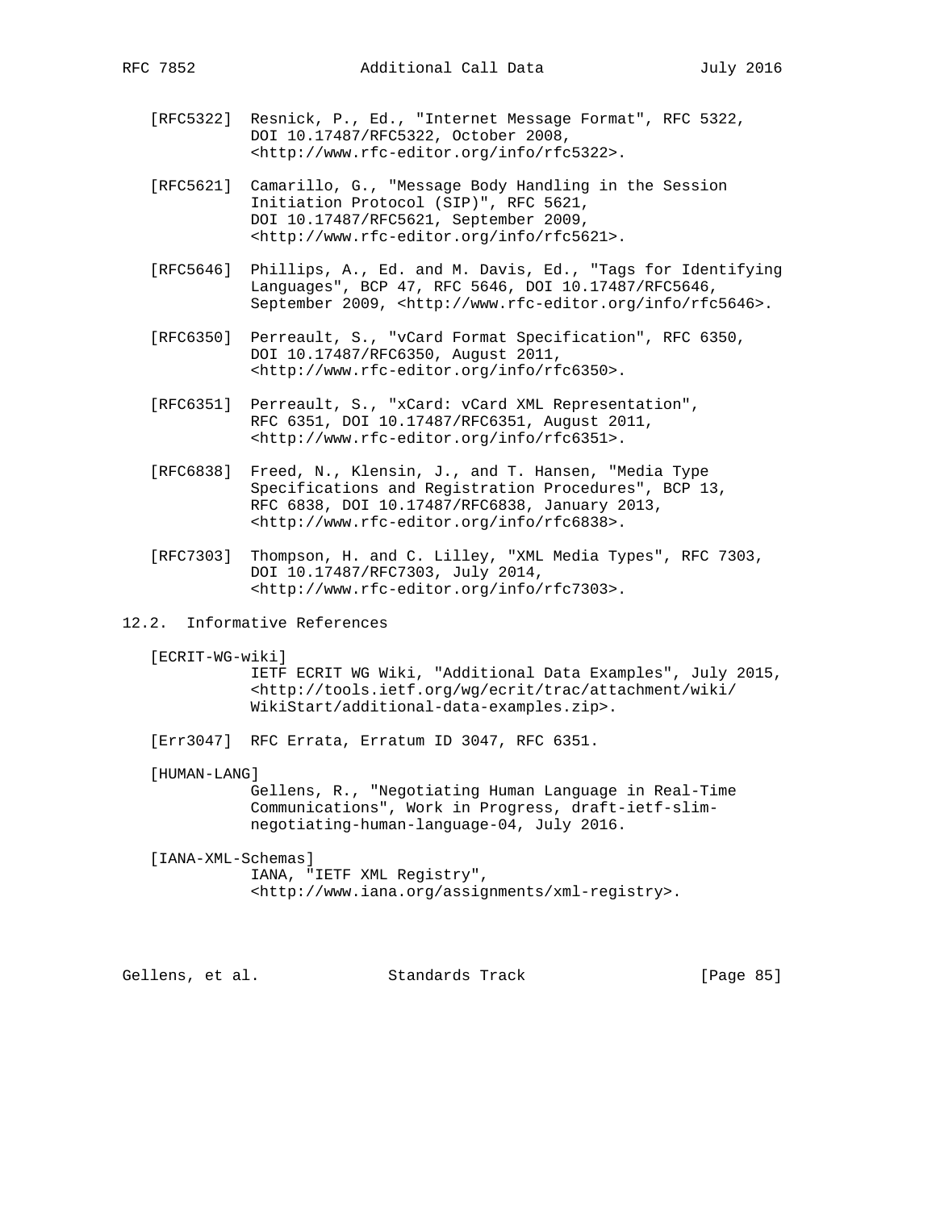[RFC5322] Resnick, P., Ed., "Internet Message Format", RFC 5322, DOI 10.17487/RFC5322, October 2008, <http://www.rfc-editor.org/info/rfc5322>.

[RFC5621] Camarillo, G., "Message Body Handling in the Session Initiation Protocol (SIP)", RFC 5621, DOI 10.17487/RFC5621, September 2009, <http://www.rfc-editor.org/info/rfc5621>.

[RFC5646] Phillips, A., Ed. and M. Davis, Ed., "Tags for Identifying Languages", BCP 47, RFC 5646, DOI 10.17487/RFC5646, September 2009, <http://www.rfc-editor.org/info/rfc5646>.

[RFC6350] Perreault, S., "vCard Format Specification", RFC 6350, DOI 10.17487/RFC6350, August 2011, <http://www.rfc-editor.org/info/rfc6350>.

[RFC6351] Perreault, S., "xCard: vCard XML Representation", RFC 6351, DOI 10.17487/RFC6351, August 2011, <http://www.rfc-editor.org/info/rfc6351>.

[RFC6838] Freed, N., Klensin, J., and T. Hansen, "Media Type Specifications and Registration Procedures", BCP 13, RFC 6838, DOI 10.17487/RFC6838, January 2013, <http://www.rfc-editor.org/info/rfc6838>.

[RFC7303] Thompson, H. and C. Lilley, "XML Media Types", RFC 7303, DOI 10.17487/RFC7303, July 2014, <http://www.rfc-editor.org/info/rfc7303>.

## 12.2. Informative References

[ECRIT-WG-wiki] IETF ECRIT WG Wiki, "Additional Data Examples", July 2015, <http://tools.ietf.org/wg/ecrit/trac/attachment/wiki/WikiStart/additional-data-examples.zip>.

[Err3047] RFC Errata, Erratum ID 3047, RFC 6351.

[HUMAN-LANG] Gellens, R., "Negotiating Human Language in Real-Time Communications", Work in Progress, draft-ietf-slim-negotiating-human-language-04, July 2016.

[IANA-XML-Schemas] IANA, "IETF XML Registry", <http://www.iana.org/assignments/xml-registry>.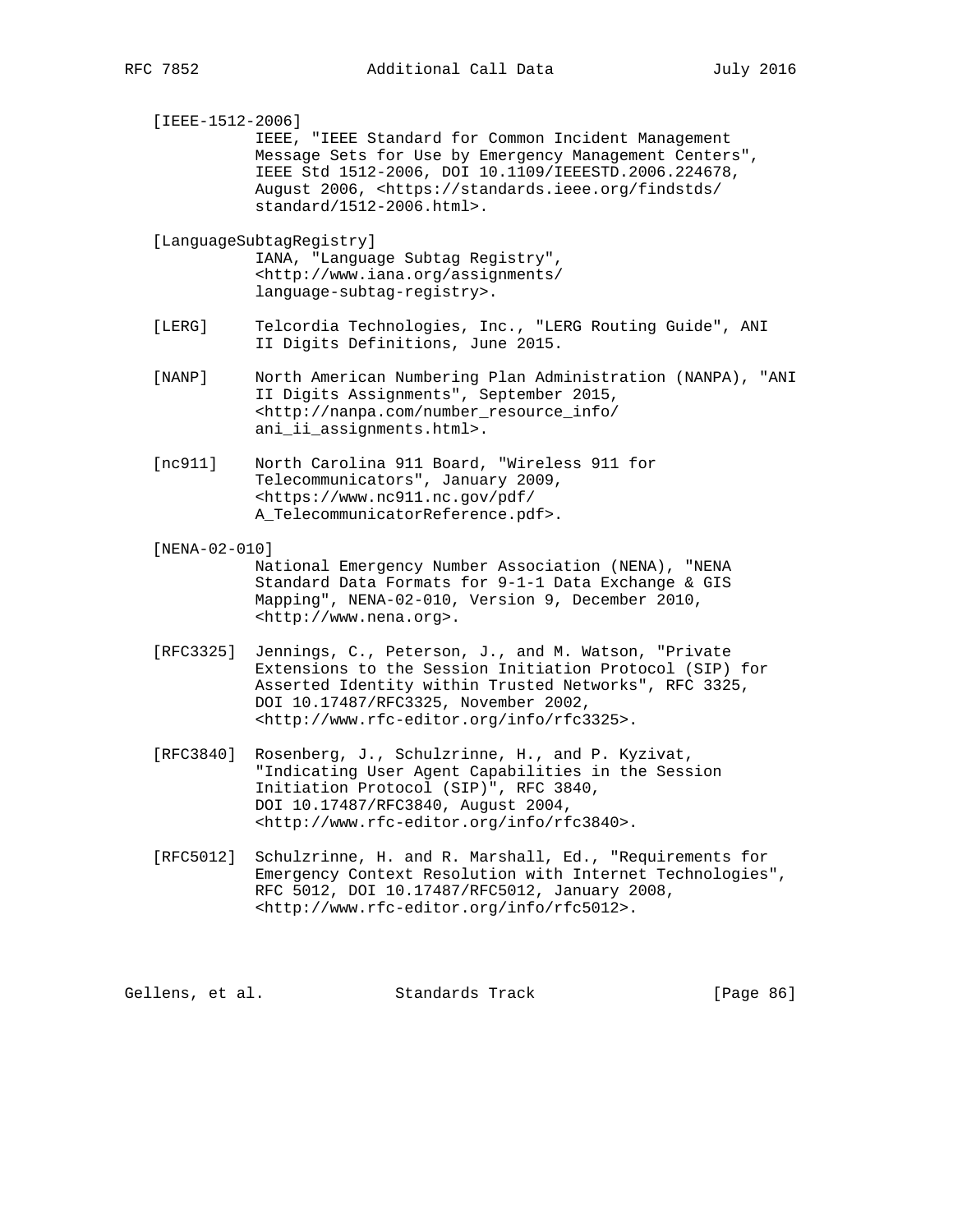[IEEE-1512-2006]
IEEE, "IEEE Standard for Common Incident Management Message Sets for Use by Emergency Management Centers", IEEE Std 1512-2006, DOI 10.1109/IEEESTD.2006.224678, August 2006, <https://standards.ieee.org/findstds/standard/1512-2006.html>.

[LanguageSubtagRegistry]
IANA, "Language Subtag Registry", <http://www.iana.org/assignments/language-subtag-registry>.

[LERG] Telcordia Technologies, Inc., "LERG Routing Guide", ANI II Digits Definitions, June 2015.

[NANP] North American Numbering Plan Administration (NANPA), "ANI II Digits Assignments", September 2015, <http://nanpa.com/number_resource_info/ani_ii_assignments.html>.

[nc911] North Carolina 911 Board, "Wireless 911 for Telecommunicators", January 2009, <https://www.nc911.nc.gov/pdf/A_TelecommunicatorReference.pdf>.

[NENA-02-010]
National Emergency Number Association (NENA), "NENA Standard Data Formats for 9-1-1 Data Exchange & GIS Mapping", NENA-02-010, Version 9, December 2010, <http://www.nena.org>.

[RFC3325] Jennings, C., Peterson, J., and M. Watson, "Private Extensions to the Session Initiation Protocol (SIP) for Asserted Identity within Trusted Networks", RFC 3325, DOI 10.17487/RFC3325, November 2002, <http://www.rfc-editor.org/info/rfc3325>.

[RFC3840] Rosenberg, J., Schulzrinne, H., and P. Kyzivat, "Indicating User Agent Capabilities in the Session Initiation Protocol (SIP)", RFC 3840, DOI 10.17487/RFC3840, August 2004, <http://www.rfc-editor.org/info/rfc3840>.

[RFC5012] Schulzrinne, H. and R. Marshall, Ed., "Requirements for Emergency Context Resolution with Internet Technologies", RFC 5012, DOI 10.17487/RFC5012, January 2008, <http://www.rfc-editor.org/info/rfc5012>.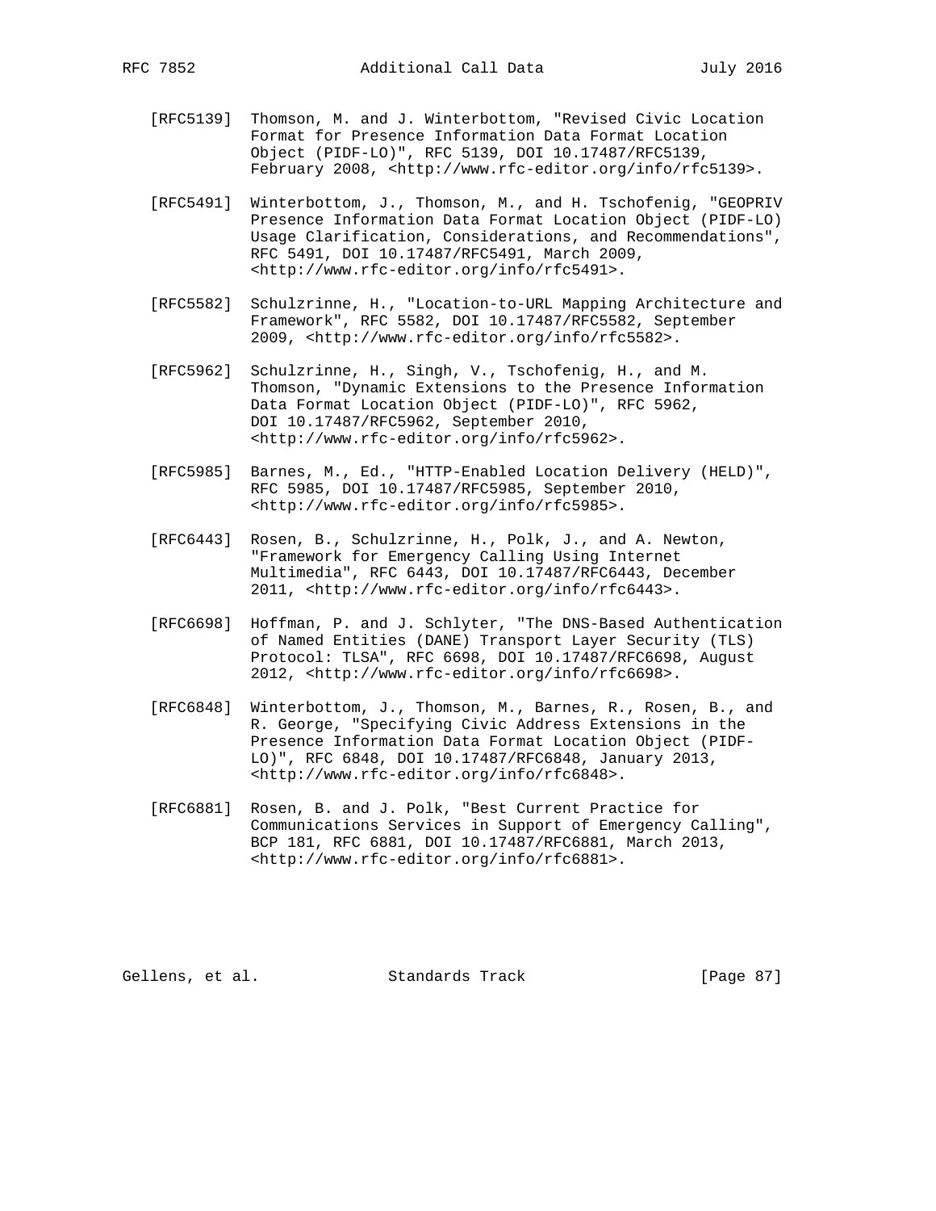[RFC5139] Thomson, M. and J. Winterbottom, "Revised Civic Location Format for Presence Information Data Format Location Object (PIDF-LO)", RFC 5139, DOI 10.17487/RFC5139, February 2008, <http://www.rfc-editor.org/info/rfc5139>.

[RFC5491] Winterbottom, J., Thomson, M., and H. Tschofenig, "GEOPRIV Presence Information Data Format Location Object (PIDF-LO) Usage Clarification, Considerations, and Recommendations", RFC 5491, DOI 10.17487/RFC5491, March 2009, <http://www.rfc-editor.org/info/rfc5491>.

[RFC5582] Schulzrinne, H., "Location-to-URL Mapping Architecture and Framework", RFC 5582, DOI 10.17487/RFC5582, September 2009, <http://www.rfc-editor.org/info/rfc5582>.

[RFC5962] Schulzrinne, H., Singh, V., Tschofenig, H., and M. Thomson, "Dynamic Extensions to the Presence Information Data Format Location Object (PIDF-LO)", RFC 5962, DOI 10.17487/RFC5962, September 2010, <http://www.rfc-editor.org/info/rfc5962>.

[RFC5985] Barnes, M., Ed., "HTTP-Enabled Location Delivery (HELD)", RFC 5985, DOI 10.17487/RFC5985, September 2010, <http://www.rfc-editor.org/info/rfc5985>.

[RFC6443] Rosen, B., Schulzrinne, H., Polk, J., and A. Newton, "Framework for Emergency Calling Using Internet Multimedia", RFC 6443, DOI 10.17487/RFC6443, December 2011, <http://www.rfc-editor.org/info/rfc6443>.

[RFC6698] Hoffman, P. and J. Schlyter, "The DNS-Based Authentication of Named Entities (DANE) Transport Layer Security (TLS) Protocol: TLSA", RFC 6698, DOI 10.17487/RFC6698, August 2012, <http://www.rfc-editor.org/info/rfc6698>.

[RFC6848] Winterbottom, J., Thomson, M., Barnes, R., Rosen, B., and R. George, "Specifying Civic Address Extensions in the Presence Information Data Format Location Object (PIDF-LO)", RFC 6848, DOI 10.17487/RFC6848, January 2013, <http://www.rfc-editor.org/info/rfc6848>.

[RFC6881] Rosen, B. and J. Polk, "Best Current Practice for Communications Services in Support of Emergency Calling", BCP 181, RFC 6881, DOI 10.17487/RFC6881, March 2013, <http://www.rfc-editor.org/info/rfc6881>.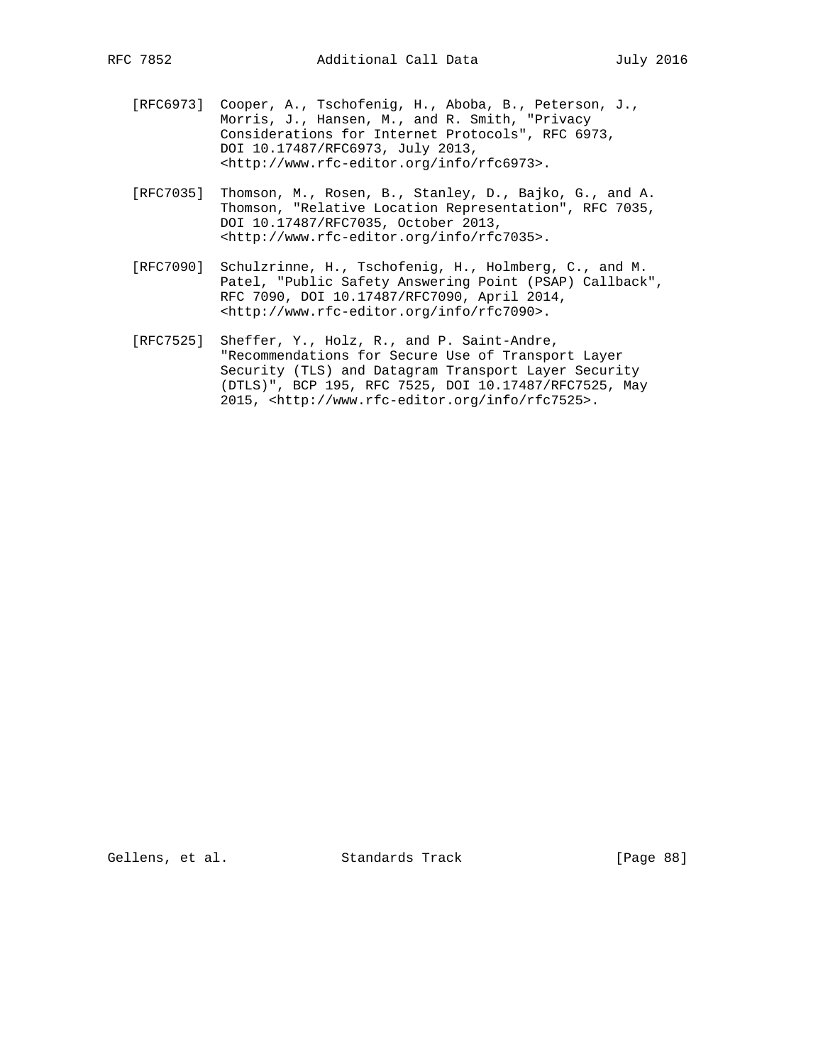[RFC6973] Cooper, A., Tschofenig, H., Aboba, B., Peterson, J., Morris, J., Hansen, M., and R. Smith, "Privacy Considerations for Internet Protocols", RFC 6973, DOI 10.17487/RFC6973, July 2013, <http://www.rfc-editor.org/info/rfc6973>.

[RFC7035] Thomson, M., Rosen, B., Stanley, D., Bajko, G., and A. Thomson, "Relative Location Representation", RFC 7035, DOI 10.17487/RFC7035, October 2013, <http://www.rfc-editor.org/info/rfc7035>.

[RFC7090] Schulzrinne, H., Tschofenig, H., Holmberg, C., and M. Patel, "Public Safety Answering Point (PSAP) Callback", RFC 7090, DOI 10.17487/RFC7090, April 2014, <http://www.rfc-editor.org/info/rfc7090>.

[RFC7525] Sheffer, Y., Holz, R., and P. Saint-Andre, "Recommendations for Secure Use of Transport Layer Security (TLS) and Datagram Transport Layer Security (DTLS)", BCP 195, RFC 7525, DOI 10.17487/RFC7525, May 2015, <http://www.rfc-editor.org/info/rfc7525>.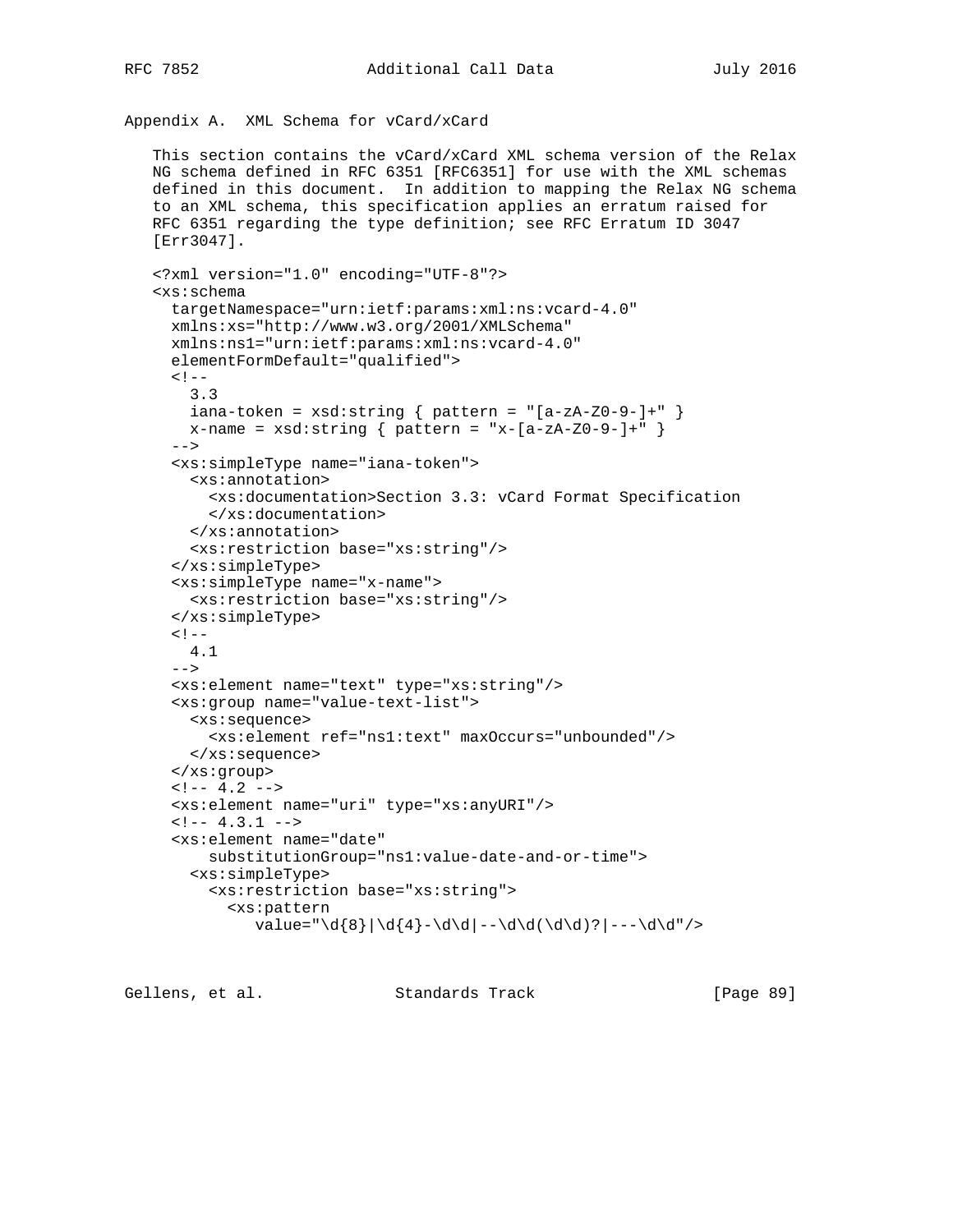## Appendix A.  XML Schema for vCard/xCard

This section contains the vCard/xCard XML schema version of the Relax NG schema defined in RFC 6351 [RFC6351] for use with the XML schemas defined in this document.  In addition to mapping the Relax NG schema to an XML schema, this specification applies an erratum raised for RFC 6351 regarding the type definition; see RFC Erratum ID 3047 [Err3047].

```
<?xml version="1.0" encoding="UTF-8"?>
<xs:schema
  targetNamespace="urn:ietf:params:xml:ns:vcard-4.0"
  xmlns:xs="http://www.w3.org/2001/XMLSchema"
  xmlns:ns1="urn:ietf:params:xml:ns:vcard-4.0"
  elementFormDefault="qualified">
  <!--
    3.3
    iana-token = xsd:string { pattern = "[a-zA-Z0-9-]+" }
    x-name = xsd:string { pattern = "x-[a-zA-Z0-9-]+" }
  -->
  <xs:simpleType name="iana-token">
    <xs:annotation>
      <xs:documentation>Section 3.3: vCard Format Specification
      </xs:documentation>
    </xs:annotation>
    <xs:restriction base="xs:string"/>
  </xs:simpleType>
  <xs:simpleType name="x-name">
    <xs:restriction base="xs:string"/>
  </xs:simpleType>
  <!--
    4.1
  -->
  <xs:element name="text" type="xs:string"/>
  <xs:group name="value-text-list">
    <xs:sequence>
      <xs:element ref="ns1:text" maxOccurs="unbounded"/>
    </xs:sequence>
  </xs:group>
  <!-- 4.2 -->
  <xs:element name="uri" type="xs:anyURI"/>
  <!-- 4.3.1 -->
  <xs:element name="date"
      substitutionGroup="ns1:value-date-and-or-time">
    <xs:simpleType>
      <xs:restriction base="xs:string">
        <xs:pattern
           value="\d{8}|\d{4}-\d\d|--\d\d(\d\d)?|---\d\d"/>
```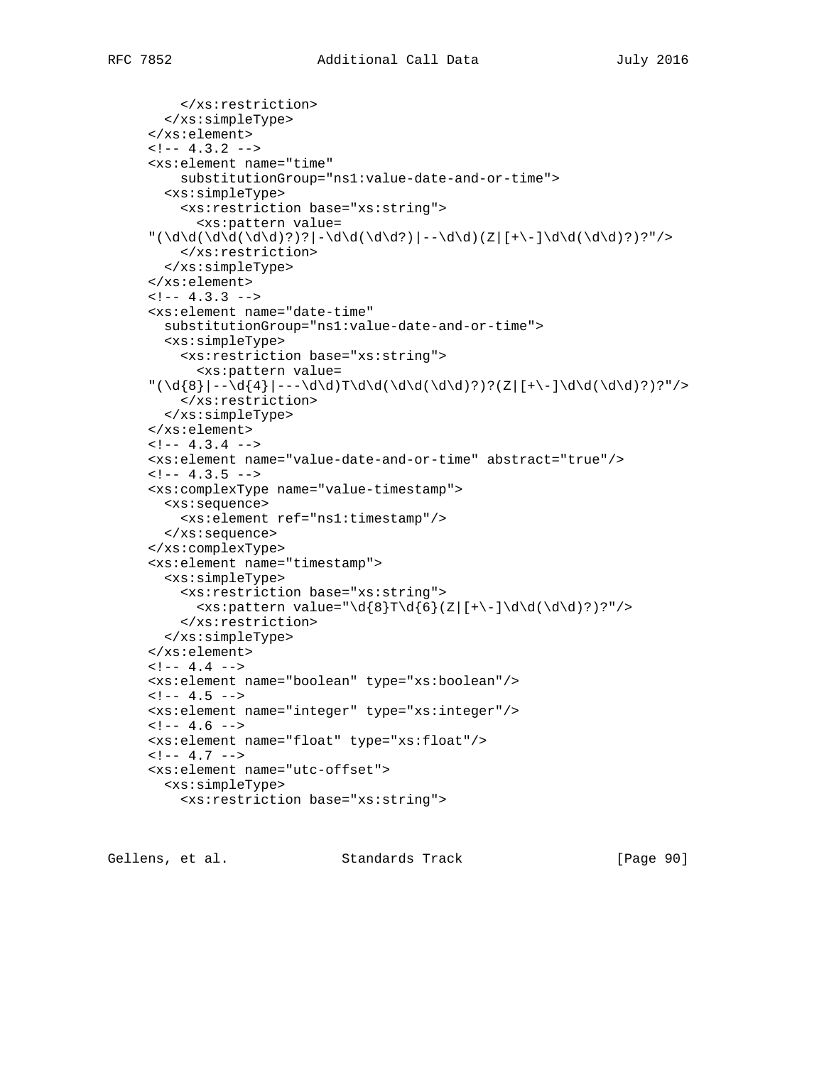```
        </xs:restriction>
      </xs:simpleType>
    </xs:element>
    <!-- 4.3.2 -->
    <xs:element name="time"
        substitutionGroup="ns1:value-date-and-or-time">
      <xs:simpleType>
        <xs:restriction base="xs:string">
          <xs:pattern value=
    "(\d\d(\d\d(\d\d)?)?|-\d\d(\d\d?)|--\d\d)(Z|[+\-]\d\d(\d\d)?)?"/>
        </xs:restriction>
      </xs:simpleType>
    </xs:element>
    <!-- 4.3.3 -->
    <xs:element name="date-time"
      substitutionGroup="ns1:value-date-and-or-time">
      <xs:simpleType>
        <xs:restriction base="xs:string">
          <xs:pattern value=
    "(\d{8}|--\d{4}|---\d\d)T\d\d(\d\d(\d\d)?)?(Z|[+\-]\d\d(\d\d)?)?"/>
        </xs:restriction>
      </xs:simpleType>
    </xs:element>
    <!-- 4.3.4 -->
    <xs:element name="value-date-and-or-time" abstract="true"/>
    <!-- 4.3.5 -->
    <xs:complexType name="value-timestamp">
      <xs:sequence>
        <xs:element ref="ns1:timestamp"/>
      </xs:sequence>
    </xs:complexType>
    <xs:element name="timestamp">
      <xs:simpleType>
        <xs:restriction base="xs:string">
          <xs:pattern value="\d{8}T\d{6}(Z|[+\-]\d\d(\d\d)?)?"/>
        </xs:restriction>
      </xs:simpleType>
    </xs:element>
    <!-- 4.4 -->
    <xs:element name="boolean" type="xs:boolean"/>
    <!-- 4.5 -->
    <xs:element name="integer" type="xs:integer"/>
    <!-- 4.6 -->
    <xs:element name="float" type="xs:float"/>
    <!-- 4.7 -->
    <xs:element name="utc-offset">
      <xs:simpleType>
        <xs:restriction base="xs:string">
```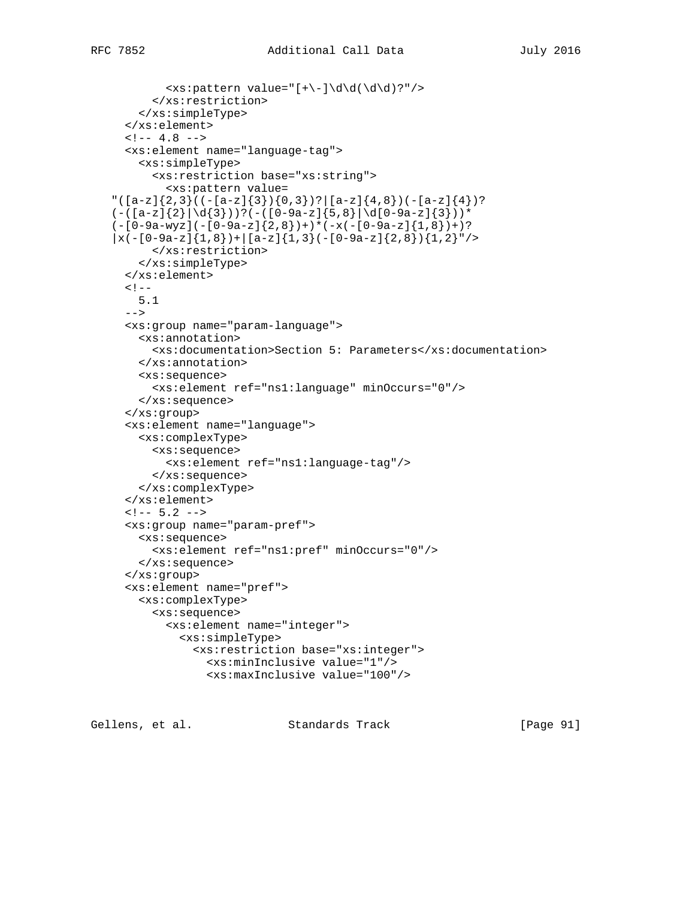```
          <xs:pattern value="[+\-]\d\d(\d\d)?"/>
        </xs:restriction>
      </xs:simpleType>
    </xs:element>
    <!-- 4.8 -->
    <xs:element name="language-tag">
      <xs:simpleType>
        <xs:restriction base="xs:string">
          <xs:pattern value=
  "([a-z]{2,3}((-[a-z]{3}){0,3})?|[a-z]{4,8})(-[a-z]{4})?
  (-([a-z]{2}|\d{3}))?(-([0-9a-z]{5,8}|\d[0-9a-z]{3}))*
  (-[0-9a-wyz](-[0-9a-z]{2,8})+)*(-x(-[0-9a-z]{1,8})+)?
  |x(-[0-9a-z]{1,8})+|[a-z]{1,3}(-[0-9a-z]{2,8}){1,2}"/>
        </xs:restriction>
      </xs:simpleType>
    </xs:element>
    <!--
      5.1
    -->
    <xs:group name="param-language">
      <xs:annotation>
        <xs:documentation>Section 5: Parameters</xs:documentation>
      </xs:annotation>
      <xs:sequence>
        <xs:element ref="ns1:language" minOccurs="0"/>
      </xs:sequence>
    </xs:group>
    <xs:element name="language">
      <xs:complexType>
        <xs:sequence>
          <xs:element ref="ns1:language-tag"/>
        </xs:sequence>
      </xs:complexType>
    </xs:element>
    <!-- 5.2 -->
    <xs:group name="param-pref">
      <xs:sequence>
        <xs:element ref="ns1:pref" minOccurs="0"/>
      </xs:sequence>
    </xs:group>
    <xs:element name="pref">
      <xs:complexType>
        <xs:sequence>
          <xs:element name="integer">
            <xs:simpleType>
              <xs:restriction base="xs:integer">
                <xs:minInclusive value="1"/>
                <xs:maxInclusive value="100"/>
```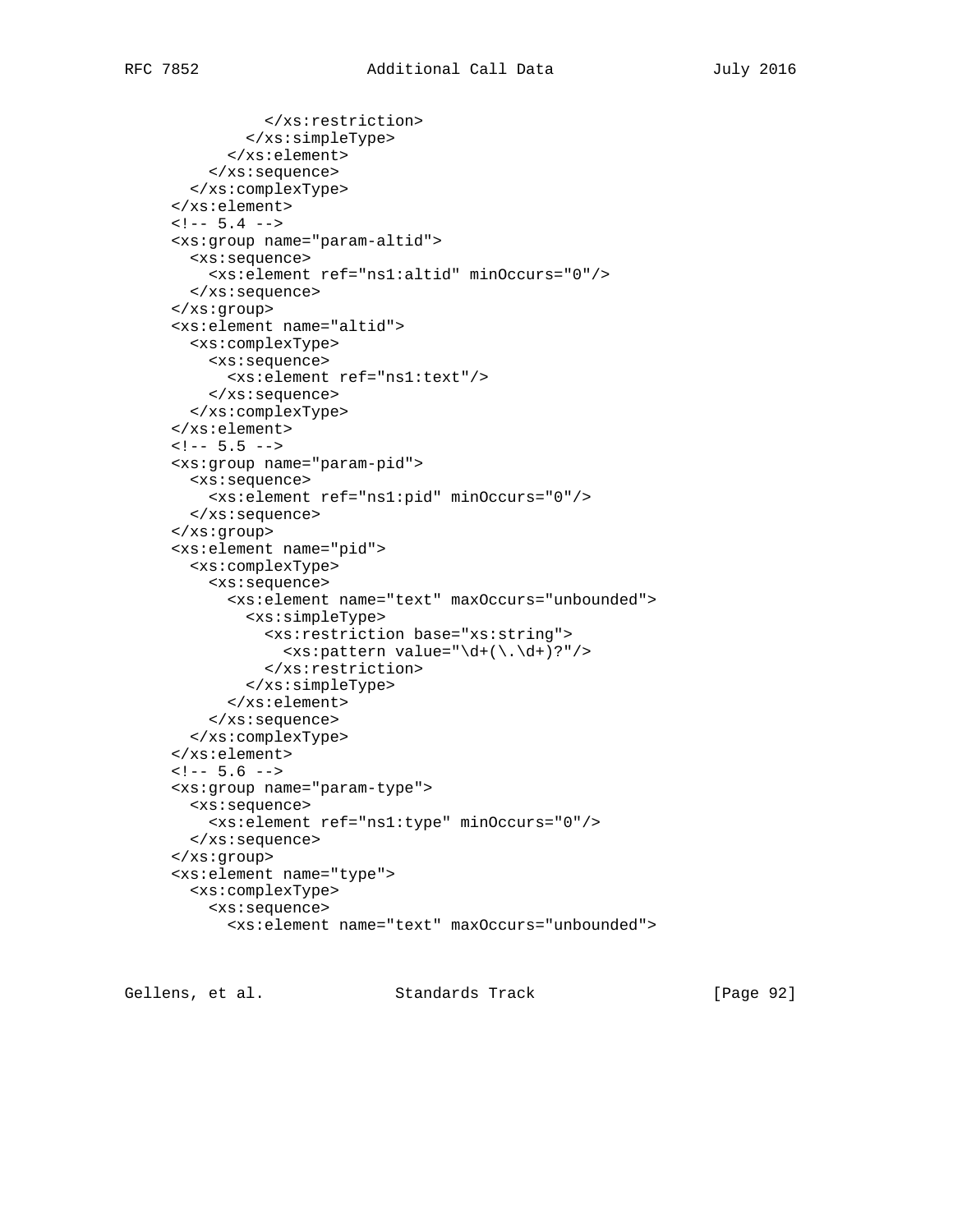```
              </xs:restriction>
            </xs:simpleType>
          </xs:element>
        </xs:sequence>
      </xs:complexType>
    </xs:element>
    <!-- 5.4 -->
    <xs:group name="param-altid">
      <xs:sequence>
        <xs:element ref="ns1:altid" minOccurs="0"/>
      </xs:sequence>
    </xs:group>
    <xs:element name="altid">
      <xs:complexType>
        <xs:sequence>
          <xs:element ref="ns1:text"/>
        </xs:sequence>
      </xs:complexType>
    </xs:element>
    <!-- 5.5 -->
    <xs:group name="param-pid">
      <xs:sequence>
        <xs:element ref="ns1:pid" minOccurs="0"/>
      </xs:sequence>
    </xs:group>
    <xs:element name="pid">
      <xs:complexType>
        <xs:sequence>
          <xs:element name="text" maxOccurs="unbounded">
            <xs:simpleType>
              <xs:restriction base="xs:string">
                <xs:pattern value="\d+(\.\d+)?"/>
              </xs:restriction>
            </xs:simpleType>
          </xs:element>
        </xs:sequence>
      </xs:complexType>
    </xs:element>
    <!-- 5.6 -->
    <xs:group name="param-type">
      <xs:sequence>
        <xs:element ref="ns1:type" minOccurs="0"/>
      </xs:sequence>
    </xs:group>
    <xs:element name="type">
      <xs:complexType>
        <xs:sequence>
          <xs:element name="text" maxOccurs="unbounded">
```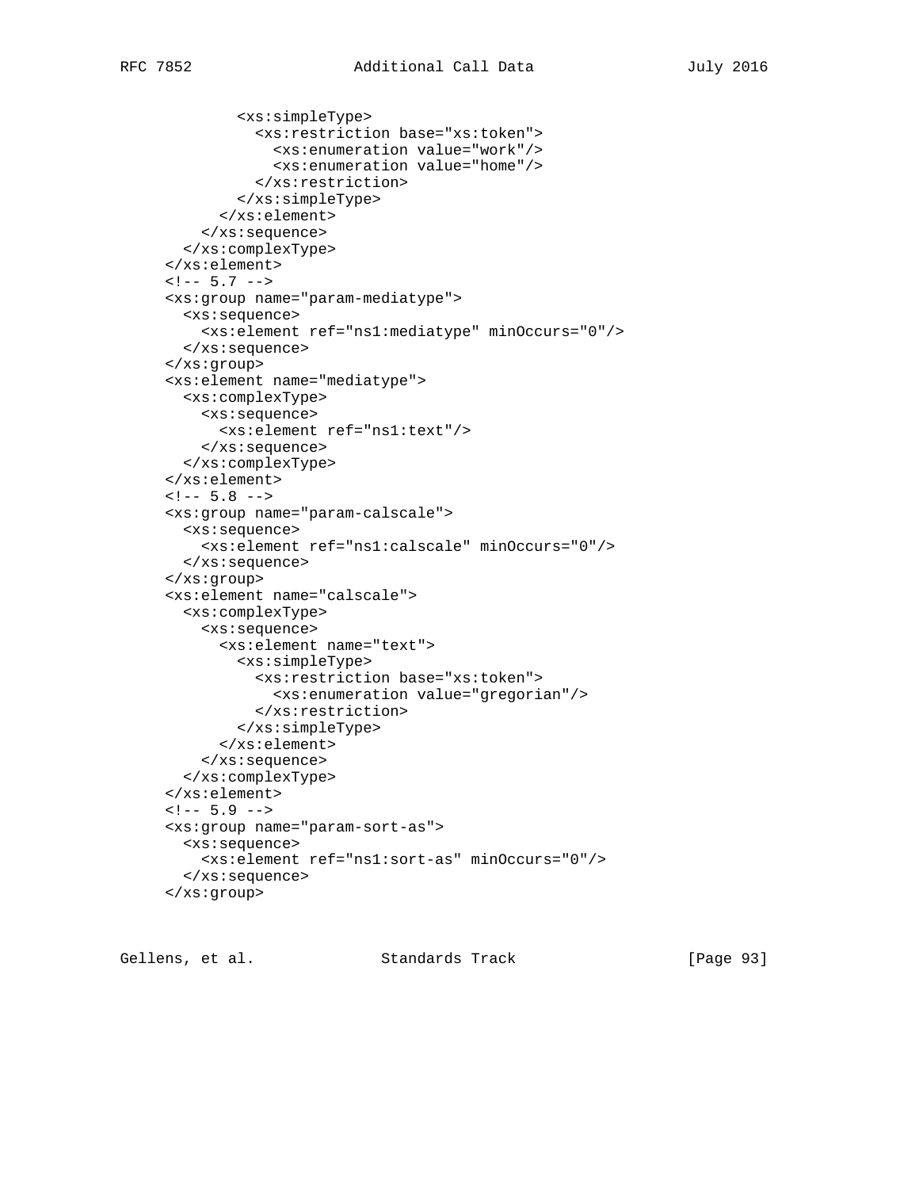```
            <xs:simpleType>
              <xs:restriction base="xs:token">
                <xs:enumeration value="work"/>
                <xs:enumeration value="home"/>
              </xs:restriction>
            </xs:simpleType>
          </xs:element>
        </xs:sequence>
      </xs:complexType>
    </xs:element>
    <!-- 5.7 -->
    <xs:group name="param-mediatype">
      <xs:sequence>
        <xs:element ref="ns1:mediatype" minOccurs="0"/>
      </xs:sequence>
    </xs:group>
    <xs:element name="mediatype">
      <xs:complexType>
        <xs:sequence>
          <xs:element ref="ns1:text"/>
        </xs:sequence>
      </xs:complexType>
    </xs:element>
    <!-- 5.8 -->
    <xs:group name="param-calscale">
      <xs:sequence>
        <xs:element ref="ns1:calscale" minOccurs="0"/>
      </xs:sequence>
    </xs:group>
    <xs:element name="calscale">
      <xs:complexType>
        <xs:sequence>
          <xs:element name="text">
            <xs:simpleType>
              <xs:restriction base="xs:token">
                <xs:enumeration value="gregorian"/>
              </xs:restriction>
            </xs:simpleType>
          </xs:element>
        </xs:sequence>
      </xs:complexType>
    </xs:element>
    <!-- 5.9 -->
    <xs:group name="param-sort-as">
      <xs:sequence>
        <xs:element ref="ns1:sort-as" minOccurs="0"/>
      </xs:sequence>
    </xs:group>
```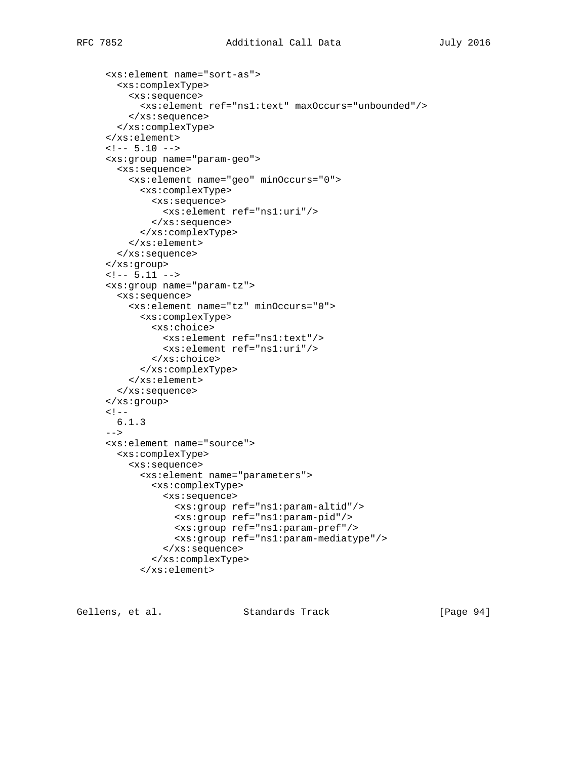```
<xs:element name="sort-as">
  <xs:complexType>
    <xs:sequence>
      <xs:element ref="ns1:text" maxOccurs="unbounded"/>
    </xs:sequence>
  </xs:complexType>
</xs:element>
<!-- 5.10 -->
<xs:group name="param-geo">
  <xs:sequence>
    <xs:element name="geo" minOccurs="0">
      <xs:complexType>
        <xs:sequence>
          <xs:element ref="ns1:uri"/>
        </xs:sequence>
      </xs:complexType>
    </xs:element>
  </xs:sequence>
</xs:group>
<!-- 5.11 -->
<xs:group name="param-tz">
  <xs:sequence>
    <xs:element name="tz" minOccurs="0">
      <xs:complexType>
        <xs:choice>
          <xs:element ref="ns1:text"/>
          <xs:element ref="ns1:uri"/>
        </xs:choice>
      </xs:complexType>
    </xs:element>
  </xs:sequence>
</xs:group>
<!--
  6.1.3
-->
<xs:element name="source">
  <xs:complexType>
    <xs:sequence>
      <xs:element name="parameters">
        <xs:complexType>
          <xs:sequence>
            <xs:group ref="ns1:param-altid"/>
            <xs:group ref="ns1:param-pid"/>
            <xs:group ref="ns1:param-pref"/>
            <xs:group ref="ns1:param-mediatype"/>
          </xs:sequence>
        </xs:complexType>
      </xs:element>
```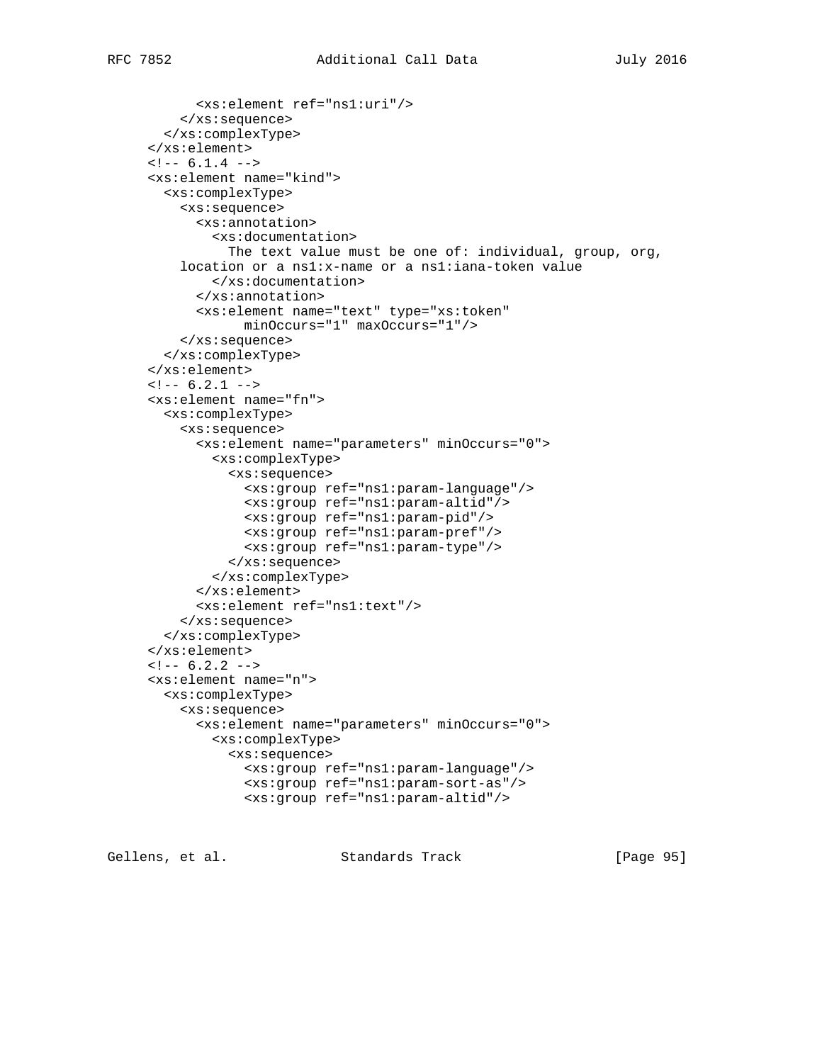```
          <xs:element ref="ns1:uri"/>
        </xs:sequence>
      </xs:complexType>
    </xs:element>
    <!-- 6.1.4 -->
    <xs:element name="kind">
      <xs:complexType>
        <xs:sequence>
          <xs:annotation>
            <xs:documentation>
              The text value must be one of: individual, group, org,
        location or a ns1:x-name or a ns1:iana-token value
            </xs:documentation>
          </xs:annotation>
          <xs:element name="text" type="xs:token"
                minOccurs="1" maxOccurs="1"/>
        </xs:sequence>
      </xs:complexType>
    </xs:element>
    <!-- 6.2.1 -->
    <xs:element name="fn">
      <xs:complexType>
        <xs:sequence>
          <xs:element name="parameters" minOccurs="0">
            <xs:complexType>
              <xs:sequence>
                <xs:group ref="ns1:param-language"/>
                <xs:group ref="ns1:param-altid"/>
                <xs:group ref="ns1:param-pid"/>
                <xs:group ref="ns1:param-pref"/>
                <xs:group ref="ns1:param-type"/>
              </xs:sequence>
            </xs:complexType>
          </xs:element>
          <xs:element ref="ns1:text"/>
        </xs:sequence>
      </xs:complexType>
    </xs:element>
    <!-- 6.2.2 -->
    <xs:element name="n">
      <xs:complexType>
        <xs:sequence>
          <xs:element name="parameters" minOccurs="0">
            <xs:complexType>
              <xs:sequence>
                <xs:group ref="ns1:param-language"/>
                <xs:group ref="ns1:param-sort-as"/>
                <xs:group ref="ns1:param-altid"/>
```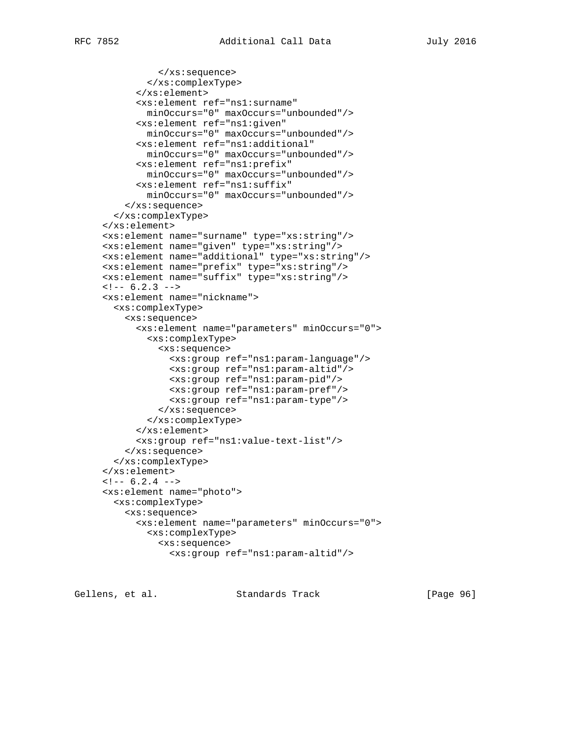```
            </xs:sequence>
          </xs:complexType>
        </xs:element>
        <xs:element ref="ns1:surname"
          minOccurs="0" maxOccurs="unbounded"/>
        <xs:element ref="ns1:given"
          minOccurs="0" maxOccurs="unbounded"/>
        <xs:element ref="ns1:additional"
          minOccurs="0" maxOccurs="unbounded"/>
        <xs:element ref="ns1:prefix"
          minOccurs="0" maxOccurs="unbounded"/>
        <xs:element ref="ns1:suffix"
          minOccurs="0" maxOccurs="unbounded"/>
      </xs:sequence>
    </xs:complexType>
  </xs:element>
  <xs:element name="surname" type="xs:string"/>
  <xs:element name="given" type="xs:string"/>
  <xs:element name="additional" type="xs:string"/>
  <xs:element name="prefix" type="xs:string"/>
  <xs:element name="suffix" type="xs:string"/>
  <!-- 6.2.3 -->
  <xs:element name="nickname">
    <xs:complexType>
      <xs:sequence>
        <xs:element name="parameters" minOccurs="0">
          <xs:complexType>
            <xs:sequence>
              <xs:group ref="ns1:param-language"/>
              <xs:group ref="ns1:param-altid"/>
              <xs:group ref="ns1:param-pid"/>
              <xs:group ref="ns1:param-pref"/>
              <xs:group ref="ns1:param-type"/>
            </xs:sequence>
          </xs:complexType>
        </xs:element>
        <xs:group ref="ns1:value-text-list"/>
      </xs:sequence>
    </xs:complexType>
  </xs:element>
  <!-- 6.2.4 -->
  <xs:element name="photo">
    <xs:complexType>
      <xs:sequence>
        <xs:element name="parameters" minOccurs="0">
          <xs:complexType>
            <xs:sequence>
              <xs:group ref="ns1:param-altid"/>
```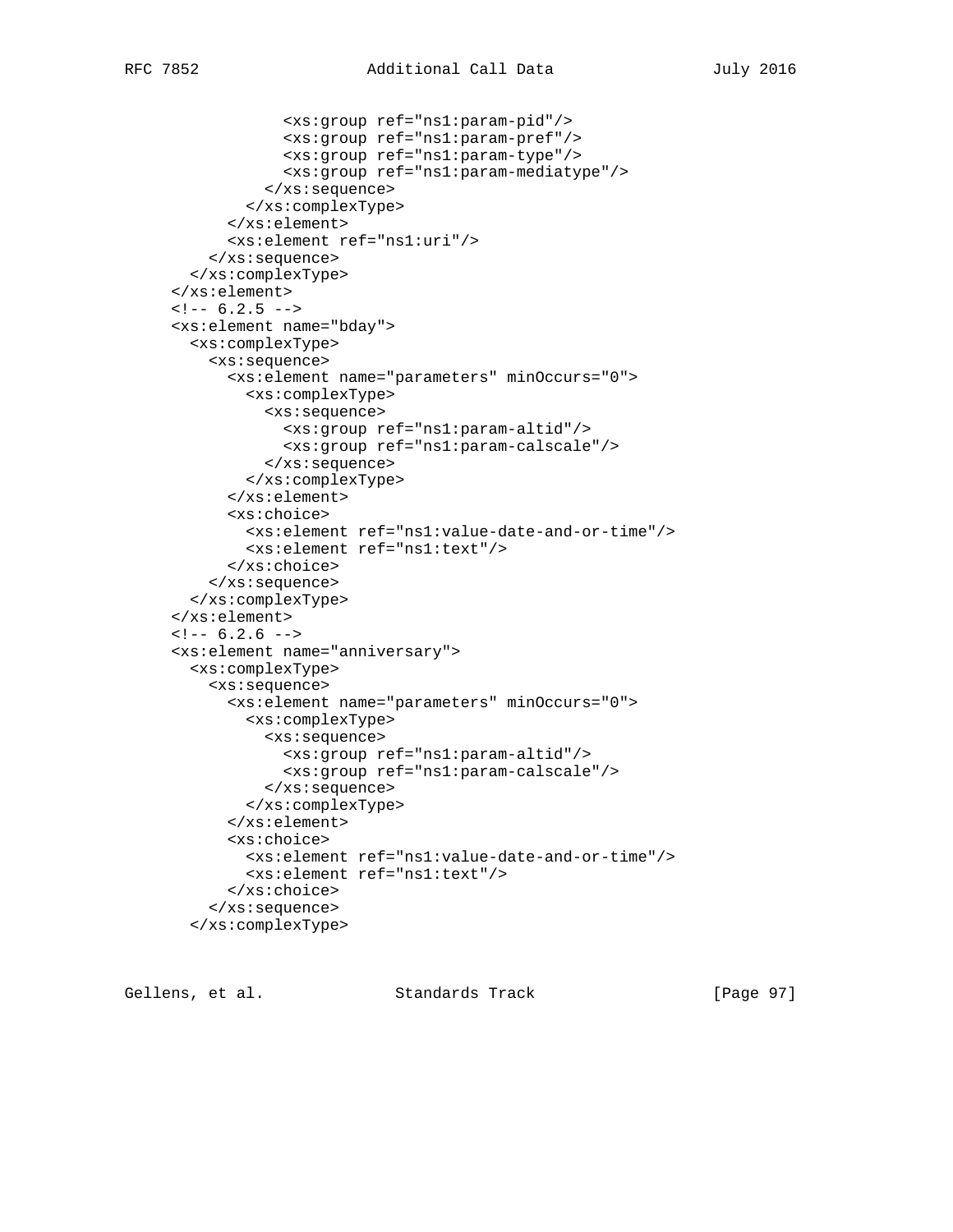```
                <xs:group ref="ns1:param-pid"/>
                <xs:group ref="ns1:param-pref"/>
                <xs:group ref="ns1:param-type"/>
                <xs:group ref="ns1:param-mediatype"/>
              </xs:sequence>
            </xs:complexType>
          </xs:element>
          <xs:element ref="ns1:uri"/>
        </xs:sequence>
      </xs:complexType>
    </xs:element>
    <!-- 6.2.5 -->
    <xs:element name="bday">
      <xs:complexType>
        <xs:sequence>
          <xs:element name="parameters" minOccurs="0">
            <xs:complexType>
              <xs:sequence>
                <xs:group ref="ns1:param-altid"/>
                <xs:group ref="ns1:param-calscale"/>
              </xs:sequence>
            </xs:complexType>
          </xs:element>
          <xs:choice>
            <xs:element ref="ns1:value-date-and-or-time"/>
            <xs:element ref="ns1:text"/>
          </xs:choice>
        </xs:sequence>
      </xs:complexType>
    </xs:element>
    <!-- 6.2.6 -->
    <xs:element name="anniversary">
      <xs:complexType>
        <xs:sequence>
          <xs:element name="parameters" minOccurs="0">
            <xs:complexType>
              <xs:sequence>
                <xs:group ref="ns1:param-altid"/>
                <xs:group ref="ns1:param-calscale"/>
              </xs:sequence>
            </xs:complexType>
          </xs:element>
          <xs:choice>
            <xs:element ref="ns1:value-date-and-or-time"/>
            <xs:element ref="ns1:text"/>
          </xs:choice>
        </xs:sequence>
      </xs:complexType>
```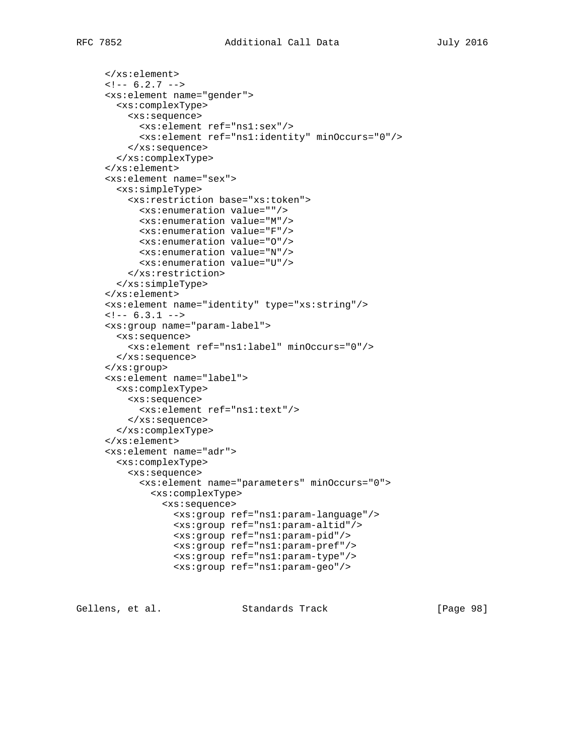```
    </xs:element>
    <!-- 6.2.7 -->
    <xs:element name="gender">
      <xs:complexType>
        <xs:sequence>
          <xs:element ref="ns1:sex"/>
          <xs:element ref="ns1:identity" minOccurs="0"/>
        </xs:sequence>
      </xs:complexType>
    </xs:element>
    <xs:element name="sex">
      <xs:simpleType>
        <xs:restriction base="xs:token">
          <xs:enumeration value=""/>
          <xs:enumeration value="M"/>
          <xs:enumeration value="F"/>
          <xs:enumeration value="O"/>
          <xs:enumeration value="N"/>
          <xs:enumeration value="U"/>
        </xs:restriction>
      </xs:simpleType>
    </xs:element>
    <xs:element name="identity" type="xs:string"/>
    <!-- 6.3.1 -->
    <xs:group name="param-label">
      <xs:sequence>
        <xs:element ref="ns1:label" minOccurs="0"/>
      </xs:sequence>
    </xs:group>
    <xs:element name="label">
      <xs:complexType>
        <xs:sequence>
          <xs:element ref="ns1:text"/>
        </xs:sequence>
      </xs:complexType>
    </xs:element>
    <xs:element name="adr">
      <xs:complexType>
        <xs:sequence>
          <xs:element name="parameters" minOccurs="0">
            <xs:complexType>
              <xs:sequence>
                <xs:group ref="ns1:param-language"/>
                <xs:group ref="ns1:param-altid"/>
                <xs:group ref="ns1:param-pid"/>
                <xs:group ref="ns1:param-pref"/>
                <xs:group ref="ns1:param-type"/>
                <xs:group ref="ns1:param-geo"/>
```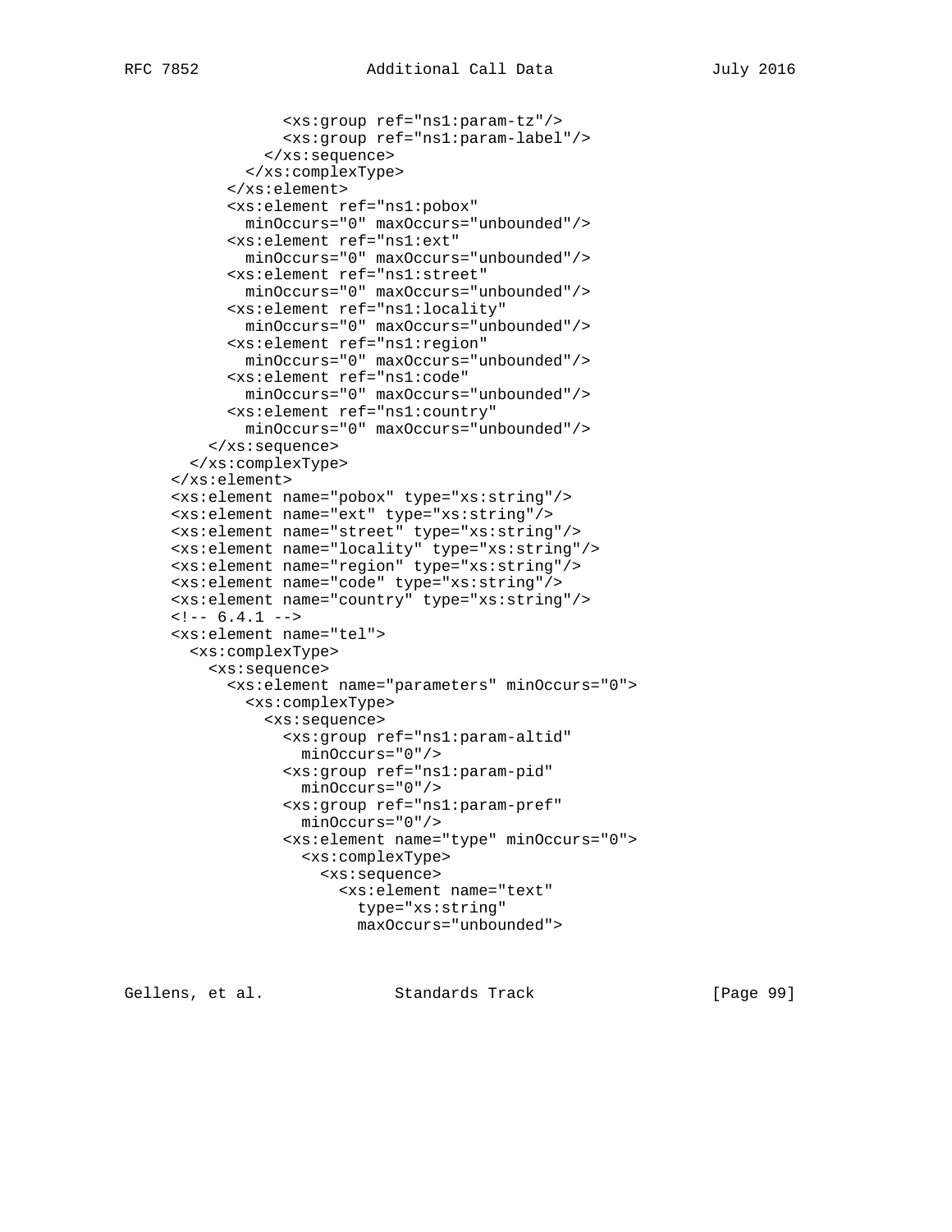```
              <xs:group ref="ns1:param-tz"/>
              <xs:group ref="ns1:param-label"/>
            </xs:sequence>
          </xs:complexType>
        </xs:element>
        <xs:element ref="ns1:pobox"
          minOccurs="0" maxOccurs="unbounded"/>
        <xs:element ref="ns1:ext"
          minOccurs="0" maxOccurs="unbounded"/>
        <xs:element ref="ns1:street"
          minOccurs="0" maxOccurs="unbounded"/>
        <xs:element ref="ns1:locality"
          minOccurs="0" maxOccurs="unbounded"/>
        <xs:element ref="ns1:region"
          minOccurs="0" maxOccurs="unbounded"/>
        <xs:element ref="ns1:code"
          minOccurs="0" maxOccurs="unbounded"/>
        <xs:element ref="ns1:country"
          minOccurs="0" maxOccurs="unbounded"/>
      </xs:sequence>
    </xs:complexType>
  </xs:element>
  <xs:element name="pobox" type="xs:string"/>
  <xs:element name="ext" type="xs:string"/>
  <xs:element name="street" type="xs:string"/>
  <xs:element name="locality" type="xs:string"/>
  <xs:element name="region" type="xs:string"/>
  <xs:element name="code" type="xs:string"/>
  <xs:element name="country" type="xs:string"/>
  <!-- 6.4.1 -->
  <xs:element name="tel">
    <xs:complexType>
      <xs:sequence>
        <xs:element name="parameters" minOccurs="0">
          <xs:complexType>
            <xs:sequence>
              <xs:group ref="ns1:param-altid"
                minOccurs="0"/>
              <xs:group ref="ns1:param-pid"
                minOccurs="0"/>
              <xs:group ref="ns1:param-pref"
                minOccurs="0"/>
              <xs:element name="type" minOccurs="0">
                <xs:complexType>
                  <xs:sequence>
                    <xs:element name="text"
                      type="xs:string"
                      maxOccurs="unbounded">
```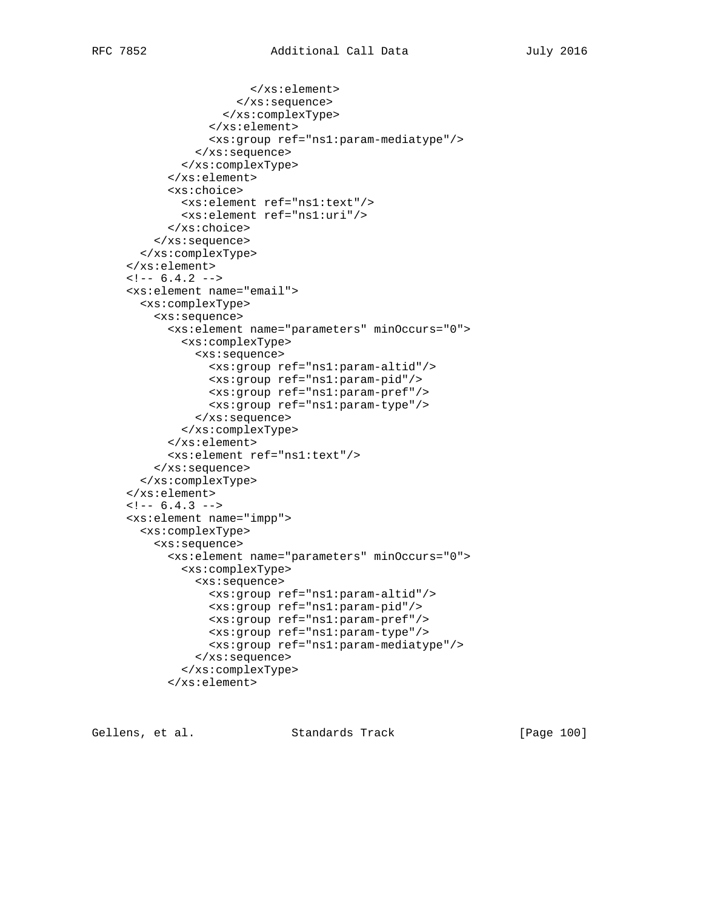```
                     </xs:element>
                   </xs:sequence>
                 </xs:complexType>
               </xs:element>
               <xs:group ref="ns1:param-mediatype"/>
             </xs:sequence>
           </xs:complexType>
         </xs:element>
         <xs:choice>
           <xs:element ref="ns1:text"/>
           <xs:element ref="ns1:uri"/>
         </xs:choice>
       </xs:sequence>
     </xs:complexType>
   </xs:element>
   <!-- 6.4.2 -->
   <xs:element name="email">
     <xs:complexType>
       <xs:sequence>
         <xs:element name="parameters" minOccurs="0">
           <xs:complexType>
             <xs:sequence>
               <xs:group ref="ns1:param-altid"/>
               <xs:group ref="ns1:param-pid"/>
               <xs:group ref="ns1:param-pref"/>
               <xs:group ref="ns1:param-type"/>
             </xs:sequence>
           </xs:complexType>
         </xs:element>
         <xs:element ref="ns1:text"/>
       </xs:sequence>
     </xs:complexType>
   </xs:element>
   <!-- 6.4.3 -->
   <xs:element name="impp">
     <xs:complexType>
       <xs:sequence>
         <xs:element name="parameters" minOccurs="0">
           <xs:complexType>
             <xs:sequence>
               <xs:group ref="ns1:param-altid"/>
               <xs:group ref="ns1:param-pid"/>
               <xs:group ref="ns1:param-pref"/>
               <xs:group ref="ns1:param-type"/>
               <xs:group ref="ns1:param-mediatype"/>
             </xs:sequence>
           </xs:complexType>
         </xs:element>
```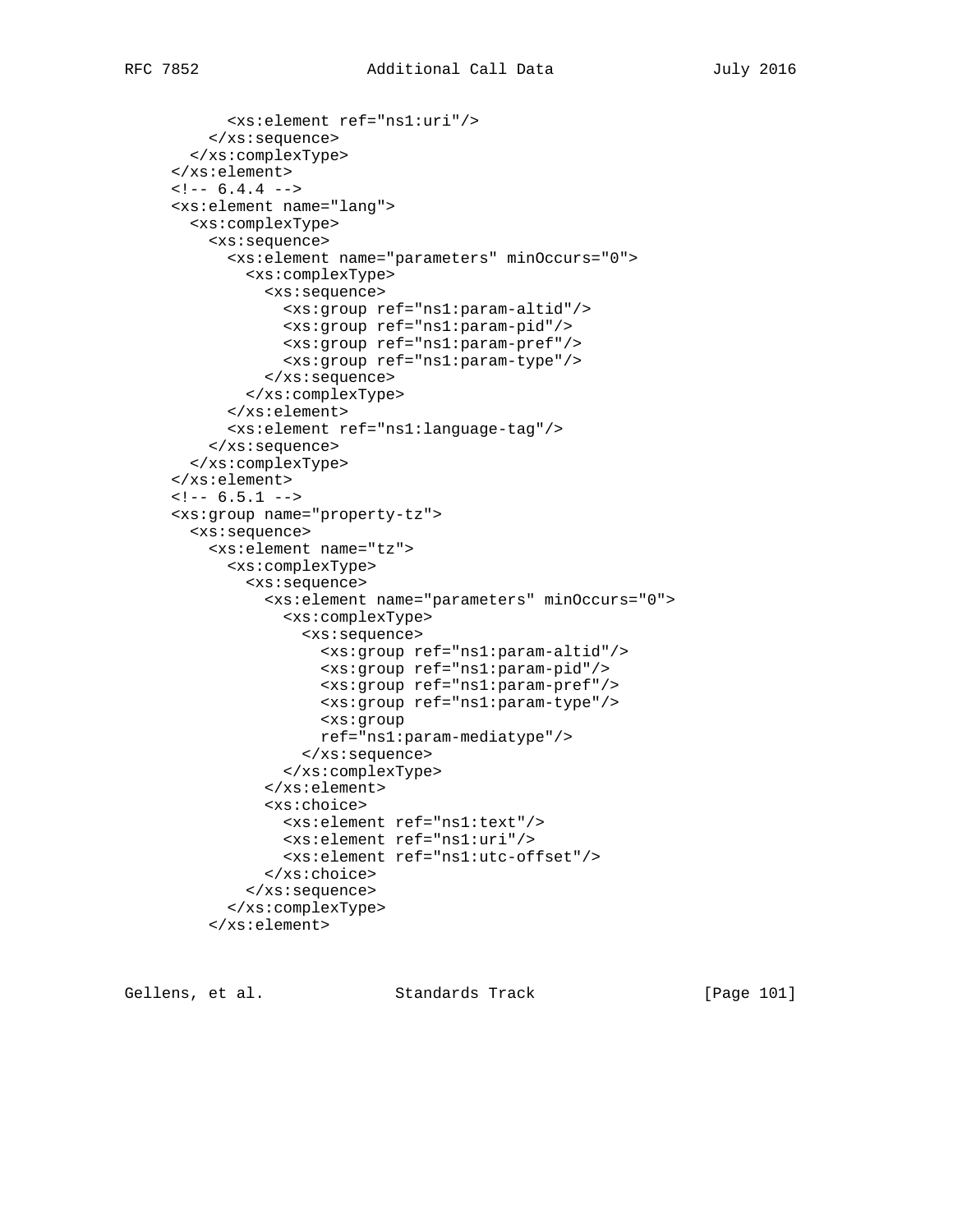```
          <xs:element ref="ns1:uri"/>
        </xs:sequence>
      </xs:complexType>
    </xs:element>
    <!-- 6.4.4 -->
    <xs:element name="lang">
      <xs:complexType>
        <xs:sequence>
          <xs:element name="parameters" minOccurs="0">
            <xs:complexType>
              <xs:sequence>
                <xs:group ref="ns1:param-altid"/>
                <xs:group ref="ns1:param-pid"/>
                <xs:group ref="ns1:param-pref"/>
                <xs:group ref="ns1:param-type"/>
              </xs:sequence>
            </xs:complexType>
          </xs:element>
          <xs:element ref="ns1:language-tag"/>
        </xs:sequence>
      </xs:complexType>
    </xs:element>
    <!-- 6.5.1 -->
    <xs:group name="property-tz">
      <xs:sequence>
        <xs:element name="tz">
          <xs:complexType>
            <xs:sequence>
              <xs:element name="parameters" minOccurs="0">
                <xs:complexType>
                  <xs:sequence>
                    <xs:group ref="ns1:param-altid"/>
                    <xs:group ref="ns1:param-pid"/>
                    <xs:group ref="ns1:param-pref"/>
                    <xs:group ref="ns1:param-type"/>
                    <xs:group
                    ref="ns1:param-mediatype"/>
                  </xs:sequence>
                </xs:complexType>
              </xs:element>
              <xs:choice>
                <xs:element ref="ns1:text"/>
                <xs:element ref="ns1:uri"/>
                <xs:element ref="ns1:utc-offset"/>
              </xs:choice>
            </xs:sequence>
          </xs:complexType>
        </xs:element>
```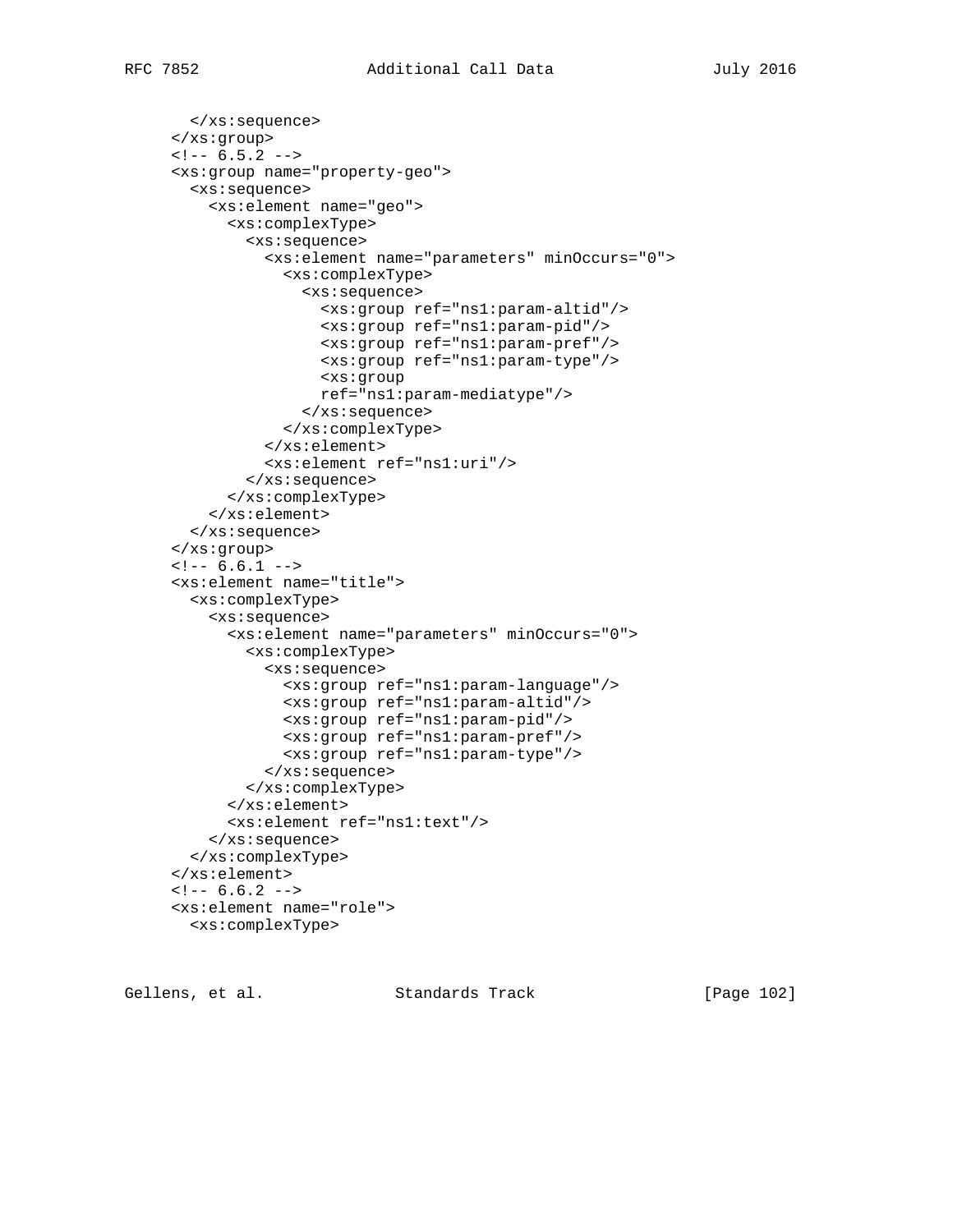```
      </xs:sequence>
    </xs:group>
    <!-- 6.5.2 -->
    <xs:group name="property-geo">
      <xs:sequence>
        <xs:element name="geo">
          <xs:complexType>
            <xs:sequence>
              <xs:element name="parameters" minOccurs="0">
                <xs:complexType>
                  <xs:sequence>
                    <xs:group ref="ns1:param-altid"/>
                    <xs:group ref="ns1:param-pid"/>
                    <xs:group ref="ns1:param-pref"/>
                    <xs:group ref="ns1:param-type"/>
                    <xs:group
                    ref="ns1:param-mediatype"/>
                  </xs:sequence>
                </xs:complexType>
              </xs:element>
              <xs:element ref="ns1:uri"/>
            </xs:sequence>
          </xs:complexType>
        </xs:element>
      </xs:sequence>
    </xs:group>
    <!-- 6.6.1 -->
    <xs:element name="title">
      <xs:complexType>
        <xs:sequence>
          <xs:element name="parameters" minOccurs="0">
            <xs:complexType>
              <xs:sequence>
                <xs:group ref="ns1:param-language"/>
                <xs:group ref="ns1:param-altid"/>
                <xs:group ref="ns1:param-pid"/>
                <xs:group ref="ns1:param-pref"/>
                <xs:group ref="ns1:param-type"/>
              </xs:sequence>
            </xs:complexType>
          </xs:element>
          <xs:element ref="ns1:text"/>
        </xs:sequence>
      </xs:complexType>
    </xs:element>
    <!-- 6.6.2 -->
    <xs:element name="role">
      <xs:complexType>
```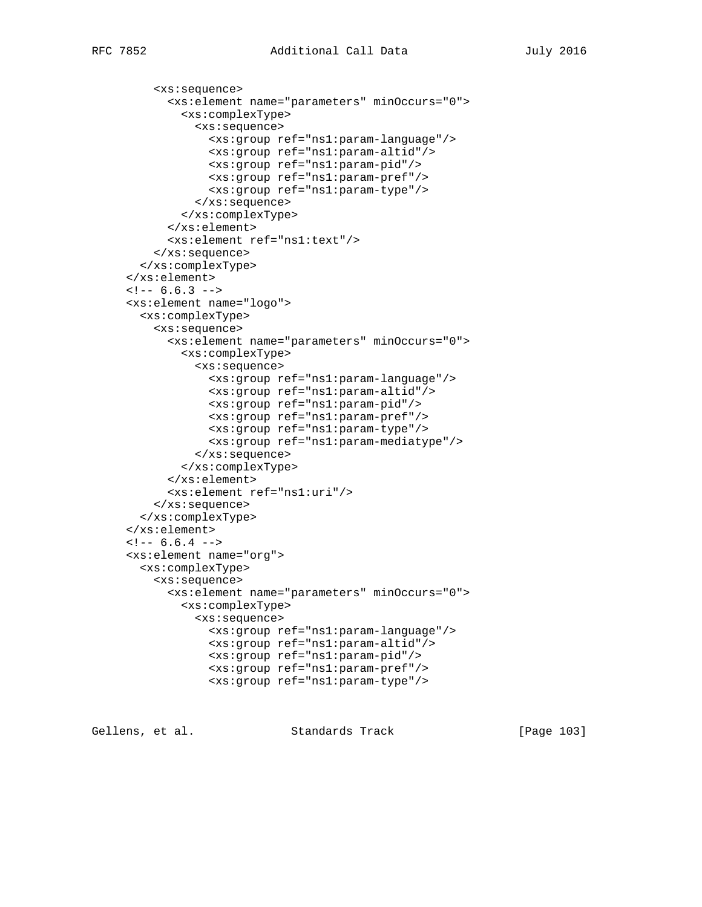```
        <xs:sequence>
          <xs:element name="parameters" minOccurs="0">
            <xs:complexType>
              <xs:sequence>
                <xs:group ref="ns1:param-language"/>
                <xs:group ref="ns1:param-altid"/>
                <xs:group ref="ns1:param-pid"/>
                <xs:group ref="ns1:param-pref"/>
                <xs:group ref="ns1:param-type"/>
              </xs:sequence>
            </xs:complexType>
          </xs:element>
          <xs:element ref="ns1:text"/>
        </xs:sequence>
      </xs:complexType>
    </xs:element>
    <!-- 6.6.3 -->
    <xs:element name="logo">
      <xs:complexType>
        <xs:sequence>
          <xs:element name="parameters" minOccurs="0">
            <xs:complexType>
              <xs:sequence>
                <xs:group ref="ns1:param-language"/>
                <xs:group ref="ns1:param-altid"/>
                <xs:group ref="ns1:param-pid"/>
                <xs:group ref="ns1:param-pref"/>
                <xs:group ref="ns1:param-type"/>
                <xs:group ref="ns1:param-mediatype"/>
              </xs:sequence>
            </xs:complexType>
          </xs:element>
          <xs:element ref="ns1:uri"/>
        </xs:sequence>
      </xs:complexType>
    </xs:element>
    <!-- 6.6.4 -->
    <xs:element name="org">
      <xs:complexType>
        <xs:sequence>
          <xs:element name="parameters" minOccurs="0">
            <xs:complexType>
              <xs:sequence>
                <xs:group ref="ns1:param-language"/>
                <xs:group ref="ns1:param-altid"/>
                <xs:group ref="ns1:param-pid"/>
                <xs:group ref="ns1:param-pref"/>
                <xs:group ref="ns1:param-type"/>
```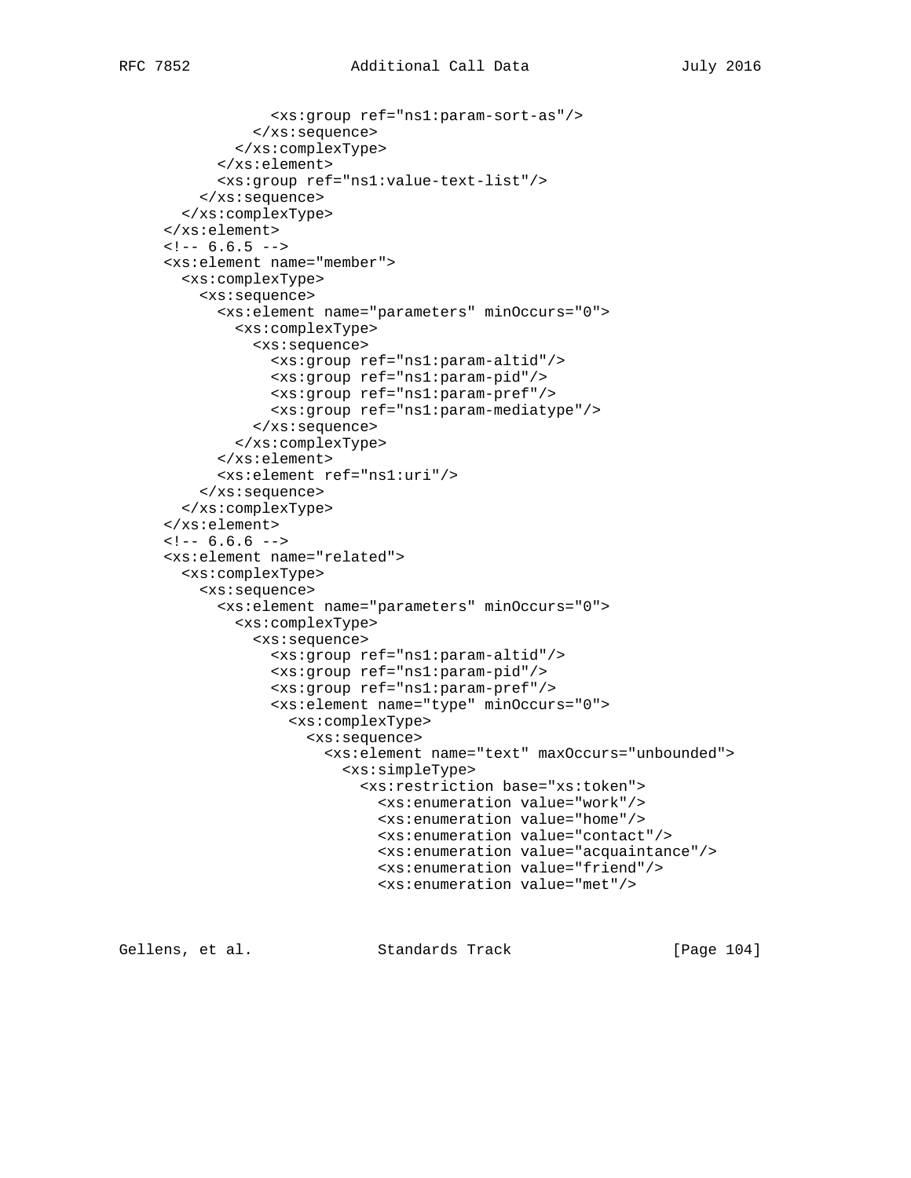```
                <xs:group ref="ns1:param-sort-as"/>
              </xs:sequence>
            </xs:complexType>
          </xs:element>
          <xs:group ref="ns1:value-text-list"/>
        </xs:sequence>
      </xs:complexType>
    </xs:element>
    <!-- 6.6.5 -->
    <xs:element name="member">
      <xs:complexType>
        <xs:sequence>
          <xs:element name="parameters" minOccurs="0">
            <xs:complexType>
              <xs:sequence>
                <xs:group ref="ns1:param-altid"/>
                <xs:group ref="ns1:param-pid"/>
                <xs:group ref="ns1:param-pref"/>
                <xs:group ref="ns1:param-mediatype"/>
              </xs:sequence>
            </xs:complexType>
          </xs:element>
          <xs:element ref="ns1:uri"/>
        </xs:sequence>
      </xs:complexType>
    </xs:element>
    <!-- 6.6.6 -->
    <xs:element name="related">
      <xs:complexType>
        <xs:sequence>
          <xs:element name="parameters" minOccurs="0">
            <xs:complexType>
              <xs:sequence>
                <xs:group ref="ns1:param-altid"/>
                <xs:group ref="ns1:param-pid"/>
                <xs:group ref="ns1:param-pref"/>
                <xs:element name="type" minOccurs="0">
                  <xs:complexType>
                    <xs:sequence>
                      <xs:element name="text" maxOccurs="unbounded">
                        <xs:simpleType>
                          <xs:restriction base="xs:token">
                            <xs:enumeration value="work"/>
                            <xs:enumeration value="home"/>
                            <xs:enumeration value="contact"/>
                            <xs:enumeration value="acquaintance"/>
                            <xs:enumeration value="friend"/>
                            <xs:enumeration value="met"/>
```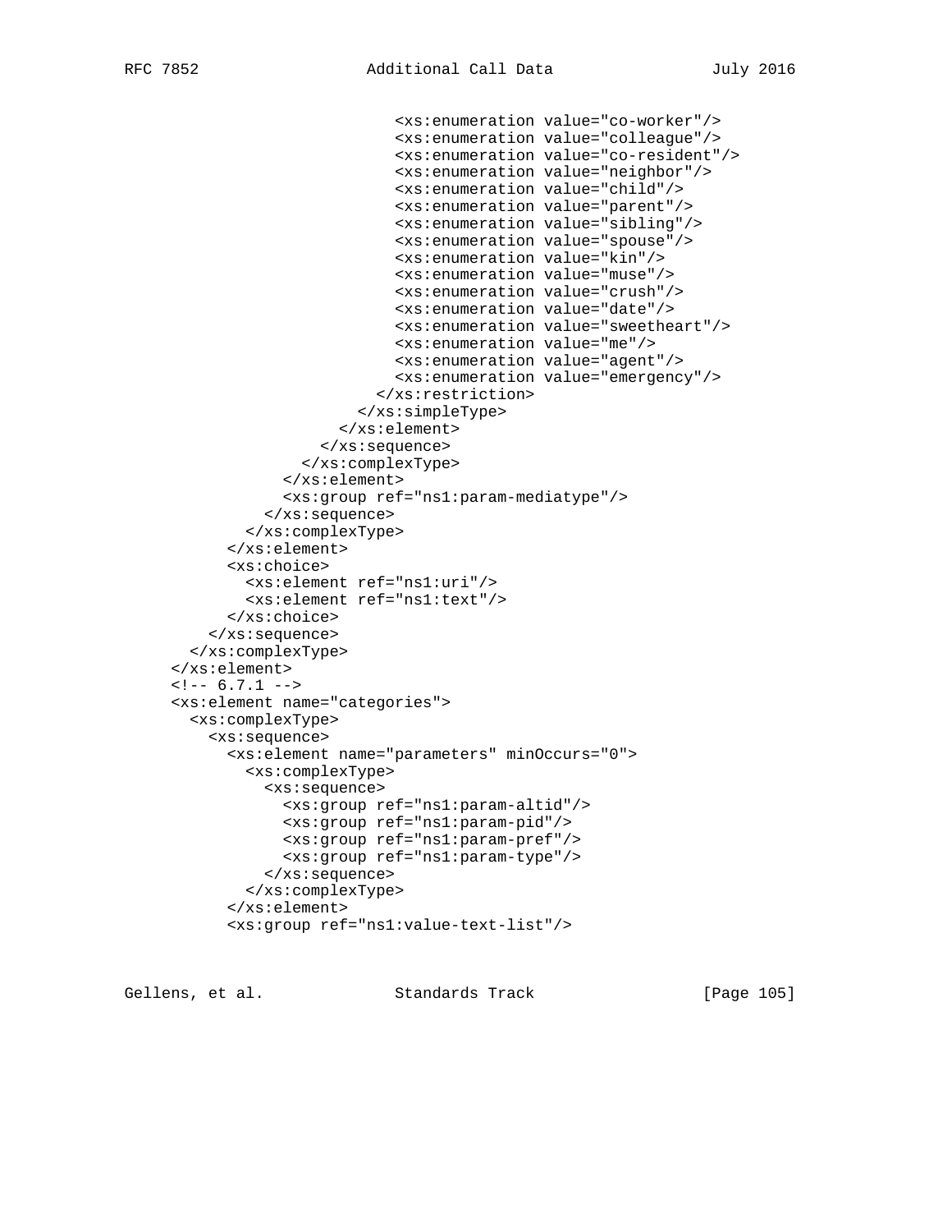```
                              <xs:enumeration value="co-worker"/>
                              <xs:enumeration value="colleague"/>
                              <xs:enumeration value="co-resident"/>
                              <xs:enumeration value="neighbor"/>
                              <xs:enumeration value="child"/>
                              <xs:enumeration value="parent"/>
                              <xs:enumeration value="sibling"/>
                              <xs:enumeration value="spouse"/>
                              <xs:enumeration value="kin"/>
                              <xs:enumeration value="muse"/>
                              <xs:enumeration value="crush"/>
                              <xs:enumeration value="date"/>
                              <xs:enumeration value="sweetheart"/>
                              <xs:enumeration value="me"/>
                              <xs:enumeration value="agent"/>
                              <xs:enumeration value="emergency"/>
                            </xs:restriction>
                          </xs:simpleType>
                        </xs:element>
                      </xs:sequence>
                    </xs:complexType>
                  </xs:element>
                  <xs:group ref="ns1:param-mediatype"/>
                </xs:sequence>
              </xs:complexType>
            </xs:element>
            <xs:choice>
              <xs:element ref="ns1:uri"/>
              <xs:element ref="ns1:text"/>
            </xs:choice>
          </xs:sequence>
        </xs:complexType>
      </xs:element>
      <!-- 6.7.1 -->
      <xs:element name="categories">
        <xs:complexType>
          <xs:sequence>
            <xs:element name="parameters" minOccurs="0">
              <xs:complexType>
                <xs:sequence>
                  <xs:group ref="ns1:param-altid"/>
                  <xs:group ref="ns1:param-pid"/>
                  <xs:group ref="ns1:param-pref"/>
                  <xs:group ref="ns1:param-type"/>
                </xs:sequence>
              </xs:complexType>
            </xs:element>
            <xs:group ref="ns1:value-text-list"/>
```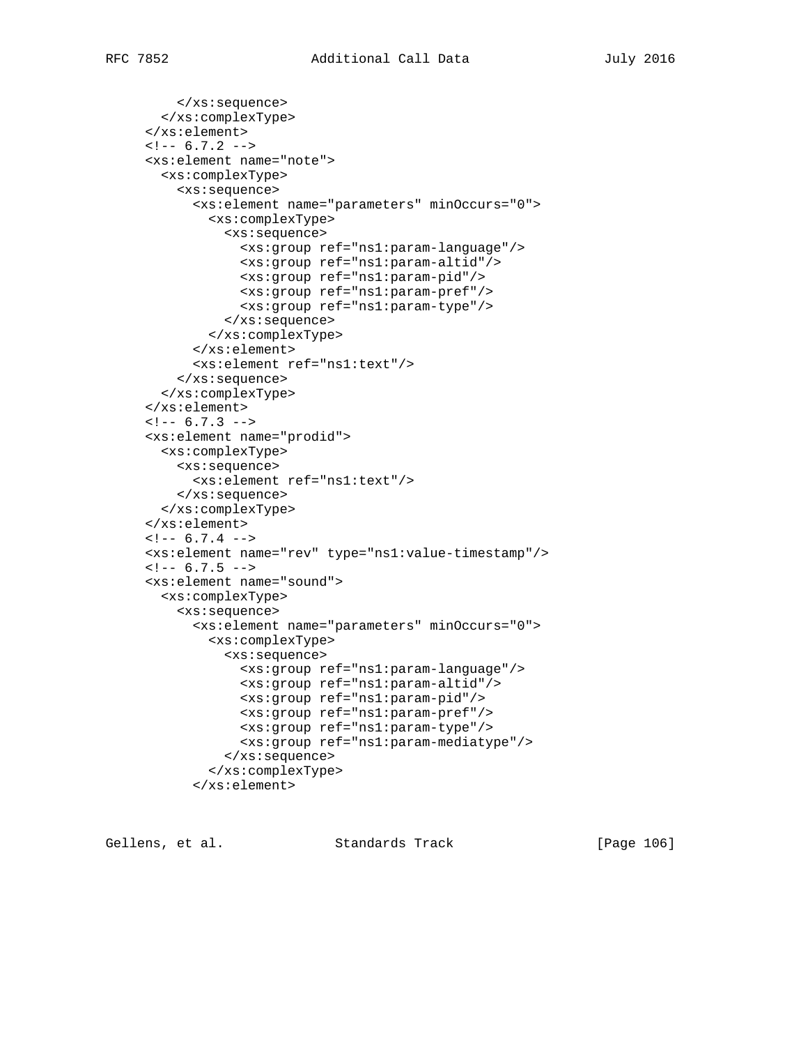```
        </xs:sequence>
      </xs:complexType>
    </xs:element>
    <!-- 6.7.2 -->
    <xs:element name="note">
      <xs:complexType>
        <xs:sequence>
          <xs:element name="parameters" minOccurs="0">
            <xs:complexType>
              <xs:sequence>
                <xs:group ref="ns1:param-language"/>
                <xs:group ref="ns1:param-altid"/>
                <xs:group ref="ns1:param-pid"/>
                <xs:group ref="ns1:param-pref"/>
                <xs:group ref="ns1:param-type"/>
              </xs:sequence>
            </xs:complexType>
          </xs:element>
          <xs:element ref="ns1:text"/>
        </xs:sequence>
      </xs:complexType>
    </xs:element>
    <!-- 6.7.3 -->
    <xs:element name="prodid">
      <xs:complexType>
        <xs:sequence>
          <xs:element ref="ns1:text"/>
        </xs:sequence>
      </xs:complexType>
    </xs:element>
    <!-- 6.7.4 -->
    <xs:element name="rev" type="ns1:value-timestamp"/>
    <!-- 6.7.5 -->
    <xs:element name="sound">
      <xs:complexType>
        <xs:sequence>
          <xs:element name="parameters" minOccurs="0">
            <xs:complexType>
              <xs:sequence>
                <xs:group ref="ns1:param-language"/>
                <xs:group ref="ns1:param-altid"/>
                <xs:group ref="ns1:param-pid"/>
                <xs:group ref="ns1:param-pref"/>
                <xs:group ref="ns1:param-type"/>
                <xs:group ref="ns1:param-mediatype"/>
              </xs:sequence>
            </xs:complexType>
          </xs:element>
```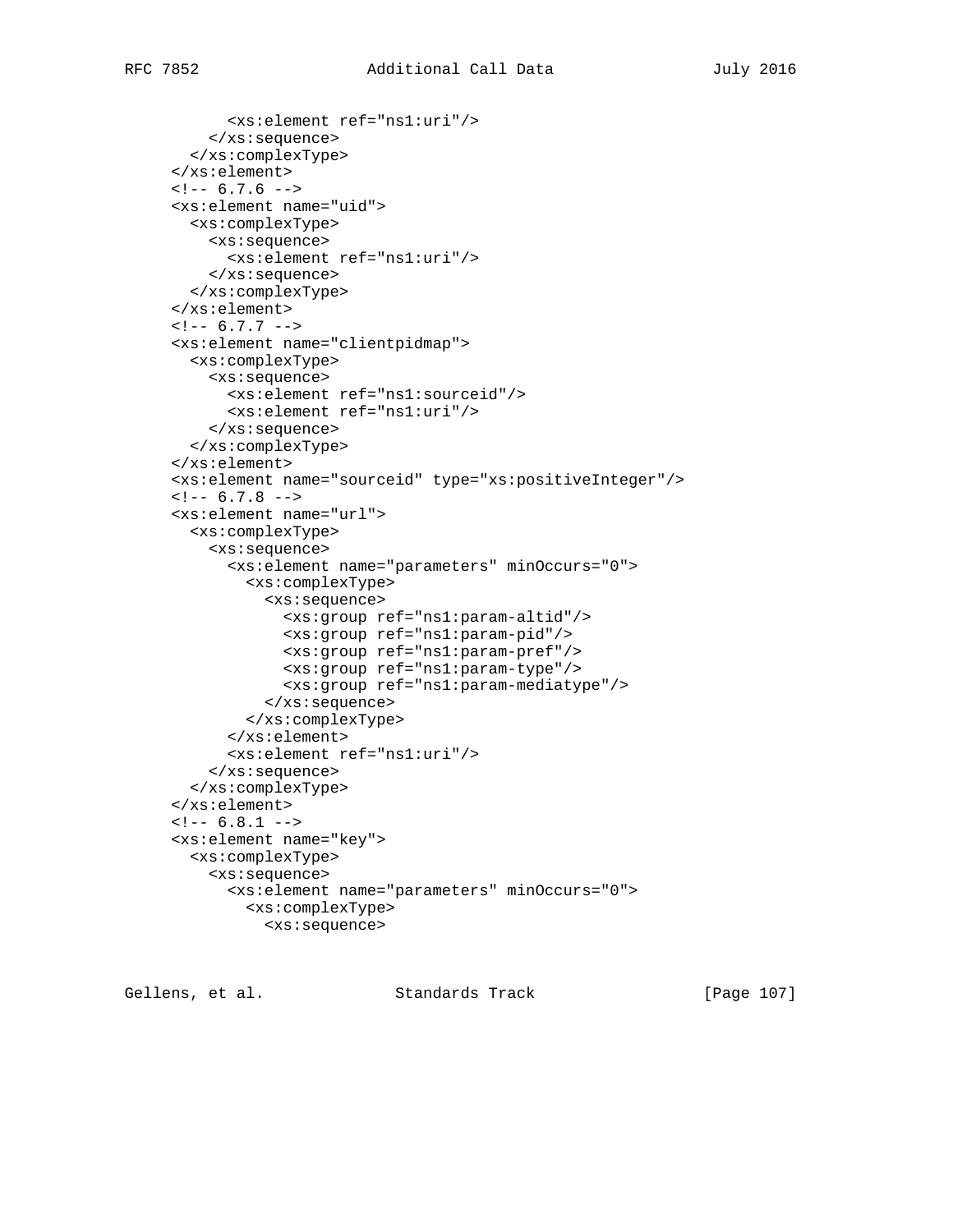```
          <xs:element ref="ns1:uri"/>
        </xs:sequence>
      </xs:complexType>
    </xs:element>
    <!-- 6.7.6 -->
    <xs:element name="uid">
      <xs:complexType>
        <xs:sequence>
          <xs:element ref="ns1:uri"/>
        </xs:sequence>
      </xs:complexType>
    </xs:element>
    <!-- 6.7.7 -->
    <xs:element name="clientpidmap">
      <xs:complexType>
        <xs:sequence>
          <xs:element ref="ns1:sourceid"/>
          <xs:element ref="ns1:uri"/>
        </xs:sequence>
      </xs:complexType>
    </xs:element>
    <xs:element name="sourceid" type="xs:positiveInteger"/>
    <!-- 6.7.8 -->
    <xs:element name="url">
      <xs:complexType>
        <xs:sequence>
          <xs:element name="parameters" minOccurs="0">
            <xs:complexType>
              <xs:sequence>
                <xs:group ref="ns1:param-altid"/>
                <xs:group ref="ns1:param-pid"/>
                <xs:group ref="ns1:param-pref"/>
                <xs:group ref="ns1:param-type"/>
                <xs:group ref="ns1:param-mediatype"/>
              </xs:sequence>
            </xs:complexType>
          </xs:element>
          <xs:element ref="ns1:uri"/>
        </xs:sequence>
      </xs:complexType>
    </xs:element>
    <!-- 6.8.1 -->
    <xs:element name="key">
      <xs:complexType>
        <xs:sequence>
          <xs:element name="parameters" minOccurs="0">
            <xs:complexType>
              <xs:sequence>
```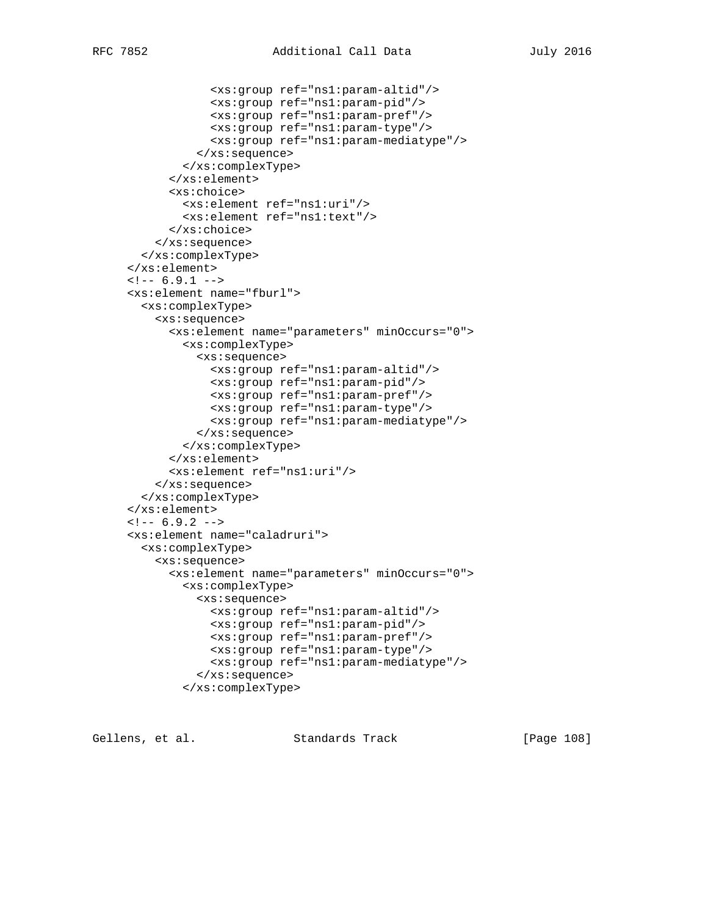```
                <xs:group ref="ns1:param-altid"/>
                <xs:group ref="ns1:param-pid"/>
                <xs:group ref="ns1:param-pref"/>
                <xs:group ref="ns1:param-type"/>
                <xs:group ref="ns1:param-mediatype"/>
              </xs:sequence>
            </xs:complexType>
          </xs:element>
          <xs:choice>
            <xs:element ref="ns1:uri"/>
            <xs:element ref="ns1:text"/>
          </xs:choice>
        </xs:sequence>
      </xs:complexType>
    </xs:element>
    <!-- 6.9.1 -->
    <xs:element name="fburl">
      <xs:complexType>
        <xs:sequence>
          <xs:element name="parameters" minOccurs="0">
            <xs:complexType>
              <xs:sequence>
                <xs:group ref="ns1:param-altid"/>
                <xs:group ref="ns1:param-pid"/>
                <xs:group ref="ns1:param-pref"/>
                <xs:group ref="ns1:param-type"/>
                <xs:group ref="ns1:param-mediatype"/>
              </xs:sequence>
            </xs:complexType>
          </xs:element>
          <xs:element ref="ns1:uri"/>
        </xs:sequence>
      </xs:complexType>
    </xs:element>
    <!-- 6.9.2 -->
    <xs:element name="caladruri">
      <xs:complexType>
        <xs:sequence>
          <xs:element name="parameters" minOccurs="0">
            <xs:complexType>
              <xs:sequence>
                <xs:group ref="ns1:param-altid"/>
                <xs:group ref="ns1:param-pid"/>
                <xs:group ref="ns1:param-pref"/>
                <xs:group ref="ns1:param-type"/>
                <xs:group ref="ns1:param-mediatype"/>
              </xs:sequence>
            </xs:complexType>
```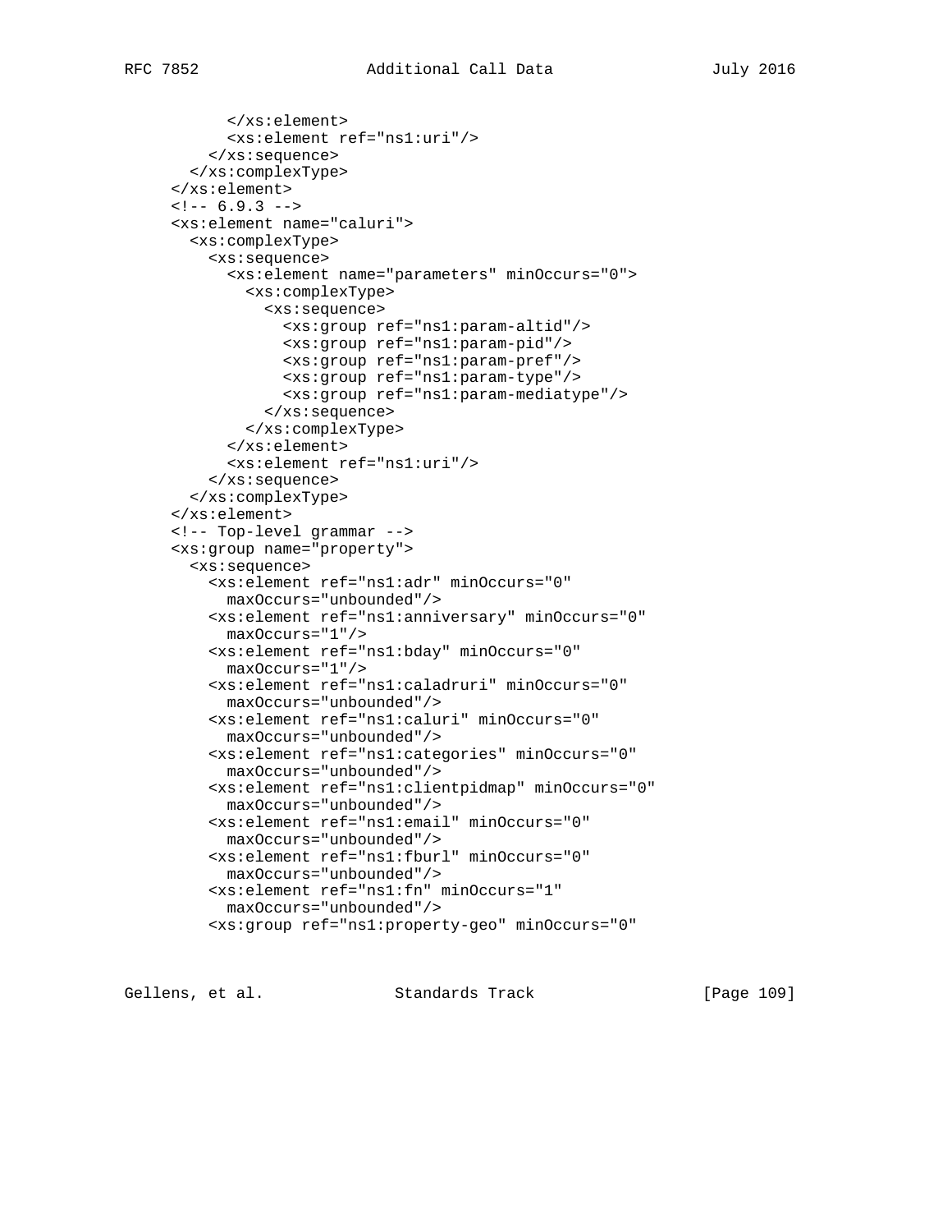```
          </xs:element>
          <xs:element ref="ns1:uri"/>
        </xs:sequence>
      </xs:complexType>
    </xs:element>
    <!-- 6.9.3 -->
    <xs:element name="caluri">
      <xs:complexType>
        <xs:sequence>
          <xs:element name="parameters" minOccurs="0">
            <xs:complexType>
              <xs:sequence>
                <xs:group ref="ns1:param-altid"/>
                <xs:group ref="ns1:param-pid"/>
                <xs:group ref="ns1:param-pref"/>
                <xs:group ref="ns1:param-type"/>
                <xs:group ref="ns1:param-mediatype"/>
              </xs:sequence>
            </xs:complexType>
          </xs:element>
          <xs:element ref="ns1:uri"/>
        </xs:sequence>
      </xs:complexType>
    </xs:element>
    <!-- Top-level grammar -->
    <xs:group name="property">
      <xs:sequence>
        <xs:element ref="ns1:adr" minOccurs="0"
          maxOccurs="unbounded"/>
        <xs:element ref="ns1:anniversary" minOccurs="0"
          maxOccurs="1"/>
        <xs:element ref="ns1:bday" minOccurs="0"
          maxOccurs="1"/>
        <xs:element ref="ns1:caladruri" minOccurs="0"
          maxOccurs="unbounded"/>
        <xs:element ref="ns1:caluri" minOccurs="0"
          maxOccurs="unbounded"/>
        <xs:element ref="ns1:categories" minOccurs="0"
          maxOccurs="unbounded"/>
        <xs:element ref="ns1:clientpidmap" minOccurs="0"
          maxOccurs="unbounded"/>
        <xs:element ref="ns1:email" minOccurs="0"
          maxOccurs="unbounded"/>
        <xs:element ref="ns1:fburl" minOccurs="0"
          maxOccurs="unbounded"/>
        <xs:element ref="ns1:fn" minOccurs="1"
          maxOccurs="unbounded"/>
        <xs:group ref="ns1:property-geo" minOccurs="0"
```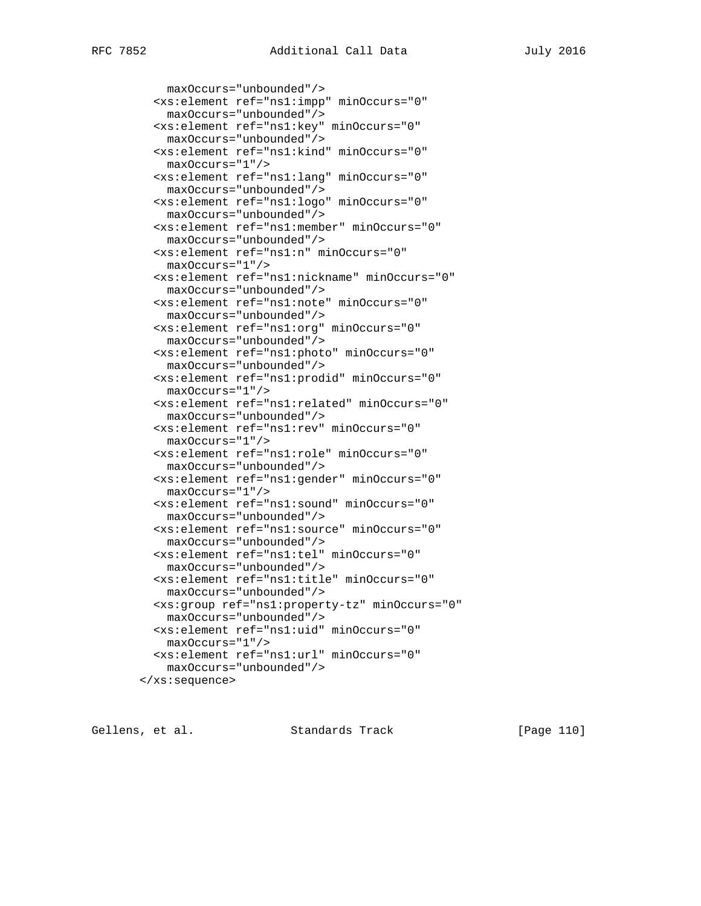```
          maxOccurs="unbounded"/>
        <xs:element ref="ns1:impp" minOccurs="0"
          maxOccurs="unbounded"/>
        <xs:element ref="ns1:key" minOccurs="0"
          maxOccurs="unbounded"/>
        <xs:element ref="ns1:kind" minOccurs="0"
          maxOccurs="1"/>
        <xs:element ref="ns1:lang" minOccurs="0"
          maxOccurs="unbounded"/>
        <xs:element ref="ns1:logo" minOccurs="0"
          maxOccurs="unbounded"/>
        <xs:element ref="ns1:member" minOccurs="0"
          maxOccurs="unbounded"/>
        <xs:element ref="ns1:n" minOccurs="0"
          maxOccurs="1"/>
        <xs:element ref="ns1:nickname" minOccurs="0"
          maxOccurs="unbounded"/>
        <xs:element ref="ns1:note" minOccurs="0"
          maxOccurs="unbounded"/>
        <xs:element ref="ns1:org" minOccurs="0"
          maxOccurs="unbounded"/>
        <xs:element ref="ns1:photo" minOccurs="0"
          maxOccurs="unbounded"/>
        <xs:element ref="ns1:prodid" minOccurs="0"
          maxOccurs="1"/>
        <xs:element ref="ns1:related" minOccurs="0"
          maxOccurs="unbounded"/>
        <xs:element ref="ns1:rev" minOccurs="0"
          maxOccurs="1"/>
        <xs:element ref="ns1:role" minOccurs="0"
          maxOccurs="unbounded"/>
        <xs:element ref="ns1:gender" minOccurs="0"
          maxOccurs="1"/>
        <xs:element ref="ns1:sound" minOccurs="0"
          maxOccurs="unbounded"/>
        <xs:element ref="ns1:source" minOccurs="0"
          maxOccurs="unbounded"/>
        <xs:element ref="ns1:tel" minOccurs="0"
          maxOccurs="unbounded"/>
        <xs:element ref="ns1:title" minOccurs="0"
          maxOccurs="unbounded"/>
        <xs:group ref="ns1:property-tz" minOccurs="0"
          maxOccurs="unbounded"/>
        <xs:element ref="ns1:uid" minOccurs="0"
          maxOccurs="1"/>
        <xs:element ref="ns1:url" minOccurs="0"
          maxOccurs="unbounded"/>
      </xs:sequence>
```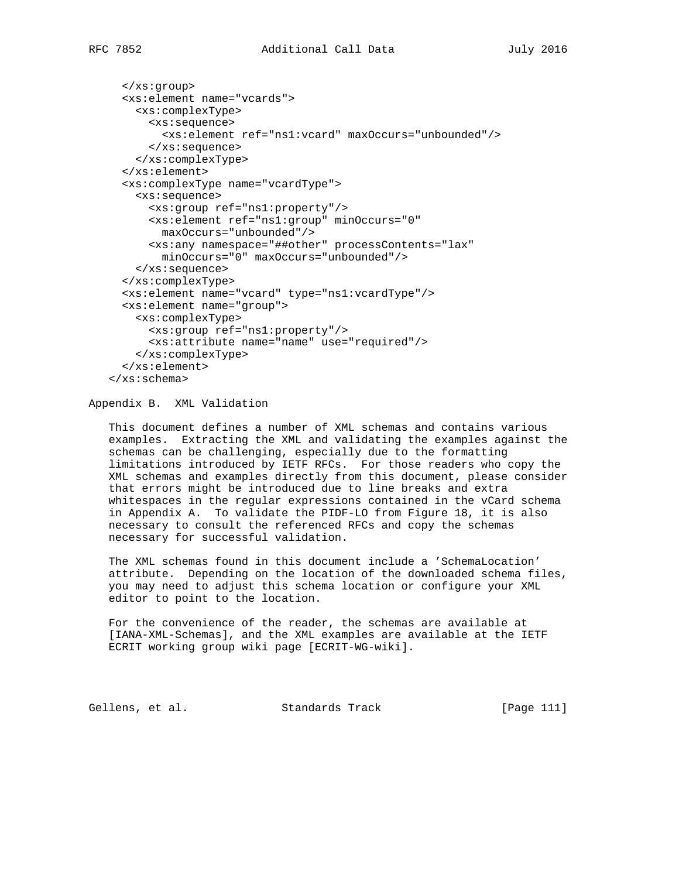```
  </xs:group>
  <xs:element name="vcards">
    <xs:complexType>
      <xs:sequence>
        <xs:element ref="ns1:vcard" maxOccurs="unbounded"/>
      </xs:sequence>
    </xs:complexType>
  </xs:element>
  <xs:complexType name="vcardType">
    <xs:sequence>
      <xs:group ref="ns1:property"/>
      <xs:element ref="ns1:group" minOccurs="0"
        maxOccurs="unbounded"/>
      <xs:any namespace="##other" processContents="lax"
        minOccurs="0" maxOccurs="unbounded"/>
    </xs:sequence>
  </xs:complexType>
  <xs:element name="vcard" type="ns1:vcardType"/>
  <xs:element name="group">
    <xs:complexType>
      <xs:group ref="ns1:property"/>
      <xs:attribute name="name" use="required"/>
    </xs:complexType>
  </xs:element>
</xs:schema>
```

## Appendix B. XML Validation

This document defines a number of XML schemas and contains various examples. Extracting the XML and validating the examples against the schemas can be challenging, especially due to the formatting limitations introduced by IETF RFCs. For those readers who copy the XML schemas and examples directly from this document, please consider that errors might be introduced due to line breaks and extra whitespaces in the regular expressions contained in the vCard schema in Appendix A. To validate the PIDF-LO from Figure 18, it is also necessary to consult the referenced RFCs and copy the schemas necessary for successful validation.

The XML schemas found in this document include a 'SchemaLocation' attribute. Depending on the location of the downloaded schema files, you may need to adjust this schema location or configure your XML editor to point to the location.

For the convenience of the reader, the schemas are available at [IANA-XML-Schemas], and the XML examples are available at the IETF ECRIT working group wiki page [ECRIT-WG-wiki].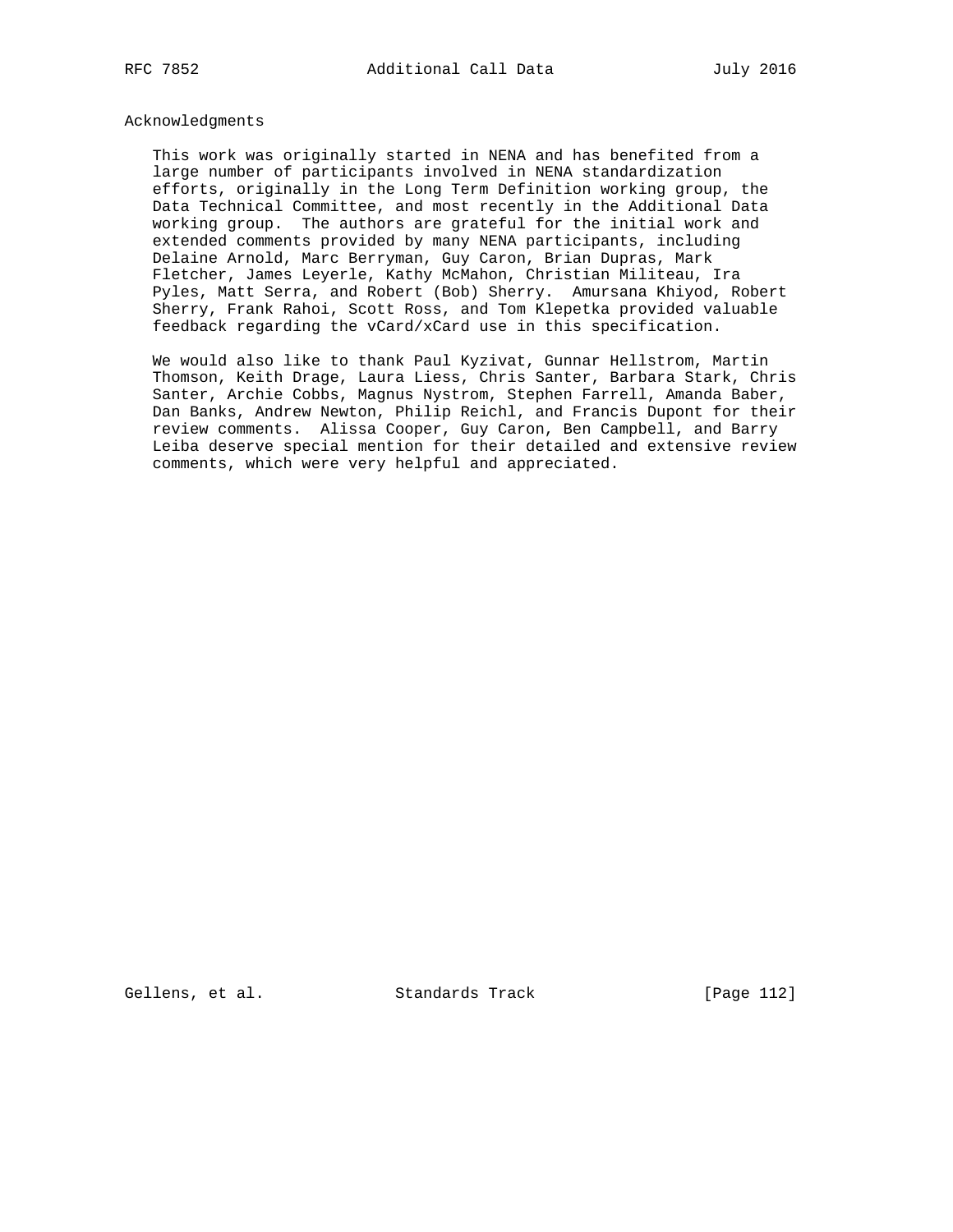## Acknowledgments

This work was originally started in NENA and has benefited from a large number of participants involved in NENA standardization efforts, originally in the Long Term Definition working group, the Data Technical Committee, and most recently in the Additional Data working group. The authors are grateful for the initial work and extended comments provided by many NENA participants, including Delaine Arnold, Marc Berryman, Guy Caron, Brian Dupras, Mark Fletcher, James Leyerle, Kathy McMahon, Christian Militeau, Ira Pyles, Matt Serra, and Robert (Bob) Sherry. Amursana Khiyod, Robert Sherry, Frank Rahoi, Scott Ross, and Tom Klepetka provided valuable feedback regarding the vCard/xCard use in this specification.

We would also like to thank Paul Kyzivat, Gunnar Hellstrom, Martin Thomson, Keith Drage, Laura Liess, Chris Santer, Barbara Stark, Chris Santer, Archie Cobbs, Magnus Nystrom, Stephen Farrell, Amanda Baber, Dan Banks, Andrew Newton, Philip Reichl, and Francis Dupont for their review comments. Alissa Cooper, Guy Caron, Ben Campbell, and Barry Leiba deserve special mention for their detailed and extensive review comments, which were very helpful and appreciated.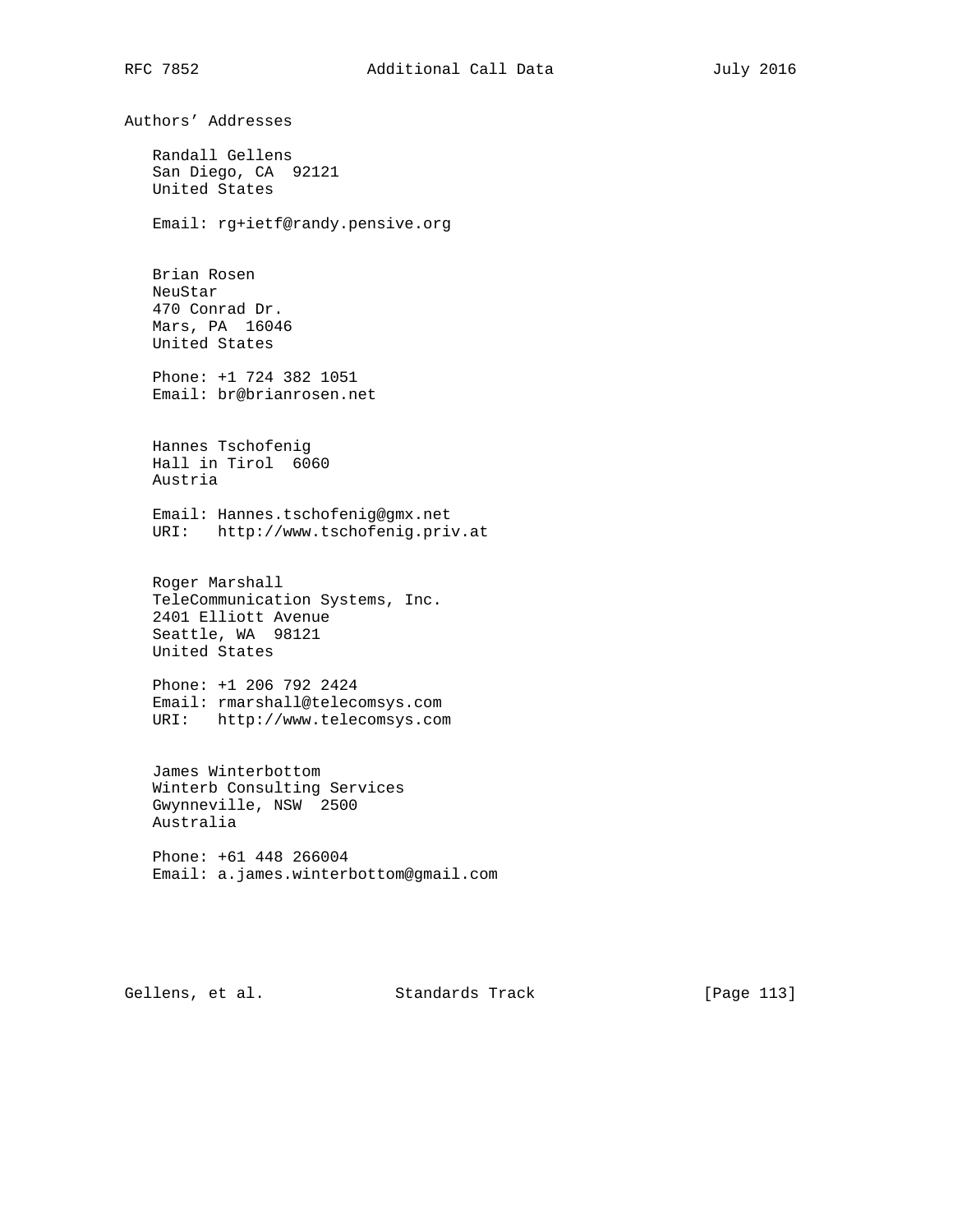## Authors' Addresses

Randall Gellens
San Diego, CA  92121
United States

Email: rg+ietf@randy.pensive.org

Brian Rosen
NeuStar
470 Conrad Dr.
Mars, PA  16046
United States

Phone: +1 724 382 1051
Email: br@brianrosen.net

Hannes Tschofenig
Hall in Tirol  6060
Austria

Email: Hannes.tschofenig@gmx.net
URI:   http://www.tschofenig.priv.at

Roger Marshall
TeleCommunication Systems, Inc.
2401 Elliott Avenue
Seattle, WA  98121
United States

Phone: +1 206 792 2424
Email: rmarshall@telecomsys.com
URI:   http://www.telecomsys.com

James Winterbottom
Winterb Consulting Services
Gwynneville, NSW  2500
Australia

Phone: +61 448 266004
Email: a.james.winterbottom@gmail.com